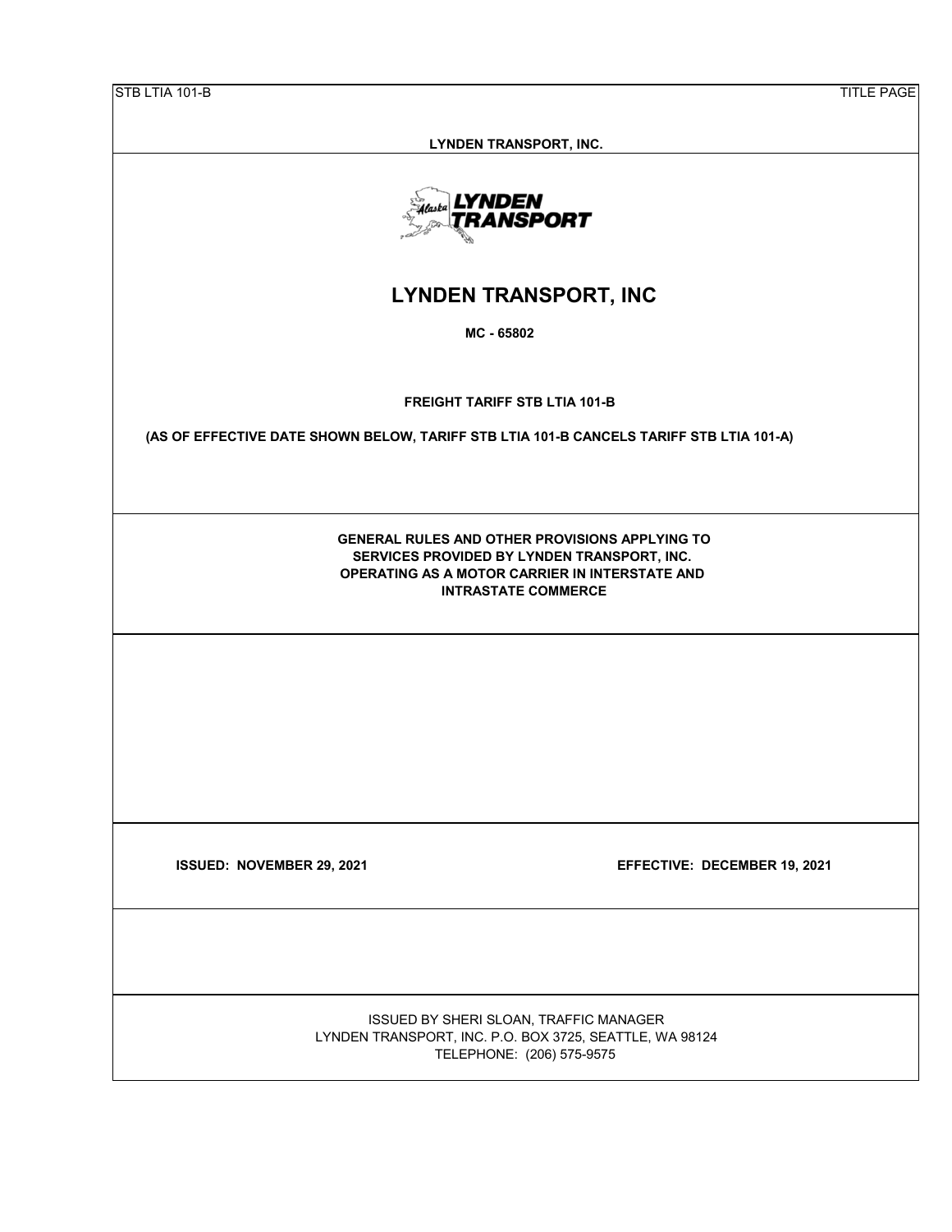**LYNDEN TRANSPORT, INC.**

# LYNDEN TRANSPORT, INC

**MC - 65802**

**FREIGHT TARIFF STB LTIA 101-B**

**(AS OF EFFECTIVE DATE SHOWN BELOW, TARIFF STB LTIA 101-B CANCELS TARIFF STB LTIA 101-A)**

**GENERAL RULES AND OTHER PROVISIONS APPLYING TO SERVICES PROVIDED BY LYNDEN TRANSPORT, INC. OPERATING AS A MOTOR CARRIER IN INTERSTATE AND INTRASTATE COMMERCE**

**ISSUED: NOVEMBER 29, 2021** | **EFFECTIVE: DECEMBER 19, 2021**

ISSUED BY SHERI SLOAN, TRAFFIC MANAGER
LYNDEN TRANSPORT, INC. P.O. BOX 3725, SEATTLE, WA 98124
TELEPHONE: (206) 575-9575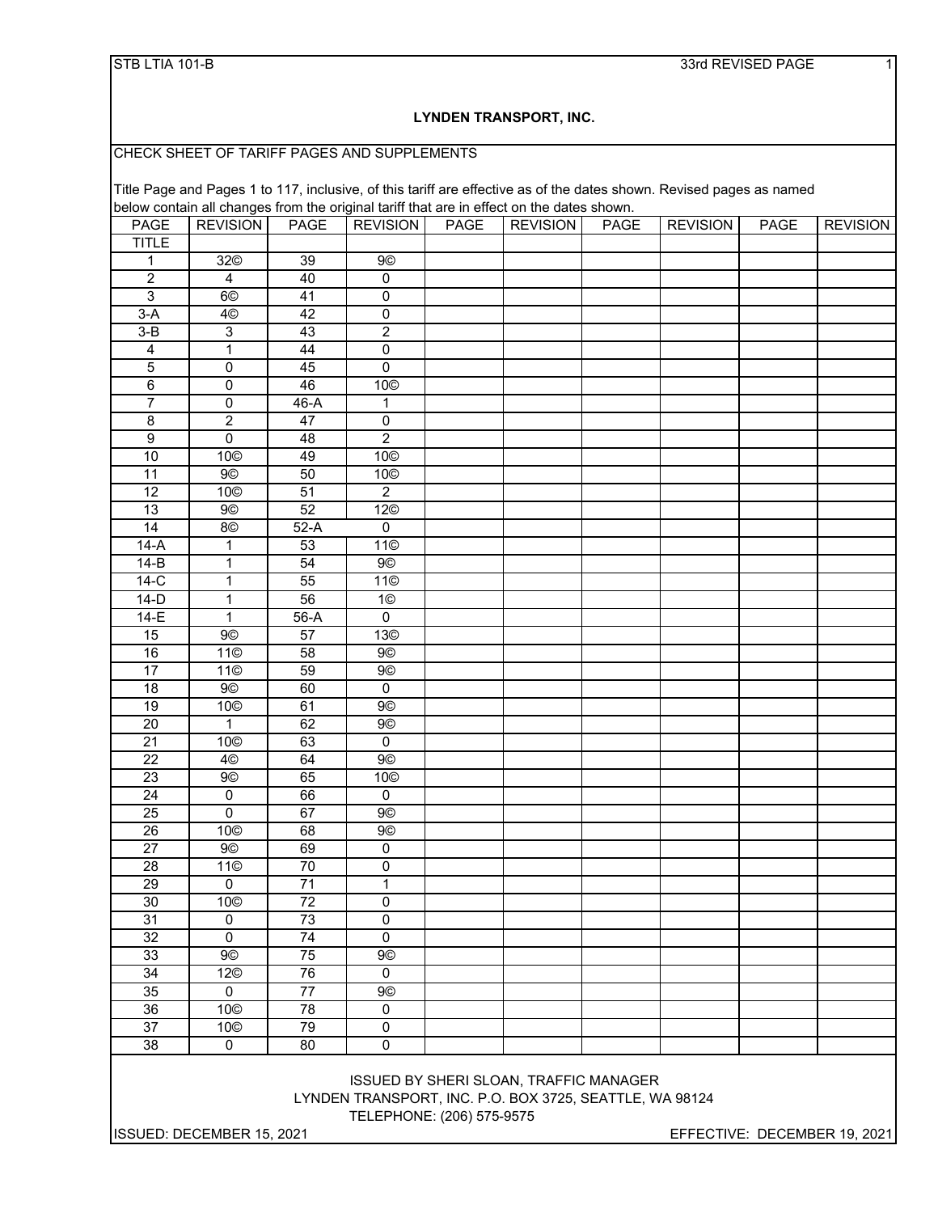STB LTIA 101-B 33rd REVISED PAGE 1

**LYNDEN TRANSPORT, INC.**

CHECK SHEET OF TARIFF PAGES AND SUPPLEMENTS

Title Page and Pages 1 to 117, inclusive, of this tariff are effective as of the dates shown. Revised pages as named below contain all changes from the original tariff that are in effect on the dates shown.

| PAGE | REVISION | PAGE | REVISION | PAGE | REVISION | PAGE | REVISION | PAGE | REVISION |
|---|---|---|---|---|---|---|---|---|---|
| TITLE | | | | | | | | | |
| 1 | 32© | 39 | 9© | | | | | | |
| 2 | 4 | 40 | 0 | | | | | | |
| 3 | 6© | 41 | 0 | | | | | | |
| 3-A | 4© | 42 | 0 | | | | | | |
| 3-B | 3 | 43 | 2 | | | | | | |
| 4 | 1 | 44 | 0 | | | | | | |
| 5 | 0 | 45 | 0 | | | | | | |
| 6 | 0 | 46 | 10© | | | | | | |
| 7 | 0 | 46-A | 1 | | | | | | |
| 8 | 2 | 47 | 0 | | | | | | |
| 9 | 0 | 48 | 2 | | | | | | |
| 10 | 10© | 49 | 10© | | | | | | |
| 11 | 9© | 50 | 10© | | | | | | |
| 12 | 10© | 51 | 2 | | | | | | |
| 13 | 9© | 52 | 12© | | | | | | |
| 14 | 8© | 52-A | 0 | | | | | | |
| 14-A | 1 | 53 | 11© | | | | | | |
| 14-B | 1 | 54 | 9© | | | | | | |
| 14-C | 1 | 55 | 11© | | | | | | |
| 14-D | 1 | 56 | 1© | | | | | | |
| 14-E | 1 | 56-A | 0 | | | | | | |
| 15 | 9© | 57 | 13© | | | | | | |
| 16 | 11© | 58 | 9© | | | | | | |
| 17 | 11© | 59 | 9© | | | | | | |
| 18 | 9© | 60 | 0 | | | | | | |
| 19 | 10© | 61 | 9© | | | | | | |
| 20 | 1 | 62 | 9© | | | | | | |
| 21 | 10© | 63 | 0 | | | | | | |
| 22 | 4© | 64 | 9© | | | | | | |
| 23 | 9© | 65 | 10© | | | | | | |
| 24 | 0 | 66 | 0 | | | | | | |
| 25 | 0 | 67 | 9© | | | | | | |
| 26 | 10© | 68 | 9© | | | | | | |
| 27 | 9© | 69 | 0 | | | | | | |
| 28 | 11© | 70 | 0 | | | | | | |
| 29 | 0 | 71 | 1 | | | | | | |
| 30 | 10© | 72 | 0 | | | | | | |
| 31 | 0 | 73 | 0 | | | | | | |
| 32 | 0 | 74 | 0 | | | | | | |
| 33 | 9© | 75 | 9© | | | | | | |
| 34 | 12© | 76 | 0 | | | | | | |
| 35 | 0 | 77 | 9© | | | | | | |
| 36 | 10© | 78 | 0 | | | | | | |
| 37 | 10© | 79 | 0 | | | | | | |
| 38 | 0 | 80 | 0 | | | | | | |

ISSUED BY SHERI SLOAN, TRAFFIC MANAGER
LYNDEN TRANSPORT, INC. P.O. BOX 3725, SEATTLE, WA 98124
TELEPHONE: (206) 575-9575

ISSUED: DECEMBER 15, 2021 EFFECTIVE: DECEMBER 19, 2021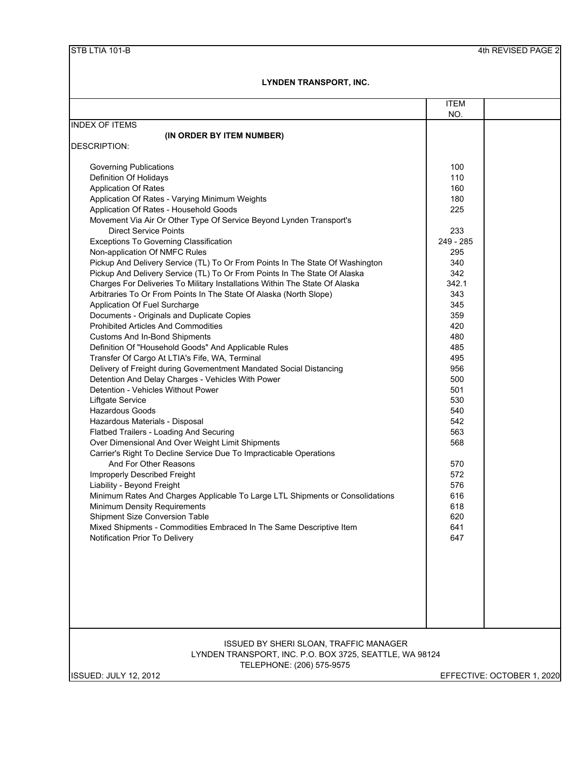# LYNDEN TRANSPORT, INC.

## INDEX OF ITEMS

**(IN ORDER BY ITEM NUMBER)**

| DESCRIPTION: | ITEM NO. |
|---|---|
| Governing Publications | 100 |
| Definition Of Holidays | 110 |
| Application Of Rates | 160 |
| Application Of Rates - Varying Minimum Weights | 180 |
| Application Of Rates - Household Goods | 225 |
| Movement Via Air Or Other Type Of Service Beyond Lynden Transport's Direct Service Points | 233 |
| Exceptions To Governing Classification | 249 - 285 |
| Non-application Of NMFC Rules | 295 |
| Pickup And Delivery Service (TL) To Or From Points In The State Of Washington | 340 |
| Pickup And Delivery Service (TL) To Or From Points In The State Of Alaska | 342 |
| Charges For Deliveries To Military Installations Within The State Of Alaska | 342.1 |
| Arbitraries To Or From Points In The State Of Alaska (North Slope) | 343 |
| Application Of Fuel Surcharge | 345 |
| Documents - Originals and Duplicate Copies | 359 |
| Prohibited Articles And Commodities | 420 |
| Customs And In-Bond Shipments | 480 |
| Definition Of "Household Goods" And Applicable Rules | 485 |
| Transfer Of Cargo At LTIA's Fife, WA, Terminal | 495 |
| Delivery of Freight during Govementment Mandated Social Distancing | 956 |
| Detention And Delay Charges - Vehicles With Power | 500 |
| Detention - Vehicles Without Power | 501 |
| Liftgate Service | 530 |
| Hazardous Goods | 540 |
| Hazardous Materials - Disposal | 542 |
| Flatbed Trailers - Loading And Securing | 563 |
| Over Dimensional And Over Weight Limit Shipments | 568 |
| Carrier's Right To Decline Service Due To Impracticable Operations And For Other Reasons | 570 |
| Improperly Described Freight | 572 |
| Liability - Beyond Freight | 576 |
| Minimum Rates And Charges Applicable To Large LTL Shipments or Consolidations | 616 |
| Minimum Density Requirements | 618 |
| Shipment Size Conversion Table | 620 |
| Mixed Shipments - Commodities Embraced In The Same Descriptive Item | 641 |
| Notification Prior To Delivery | 647 |

ISSUED BY SHERI SLOAN, TRAFFIC MANAGER
LYNDEN TRANSPORT, INC. P.O. BOX 3725, SEATTLE, WA 98124
TELEPHONE: (206) 575-9575

ISSUED: JULY 12, 2012 — EFFECTIVE: OCTOBER 1, 2020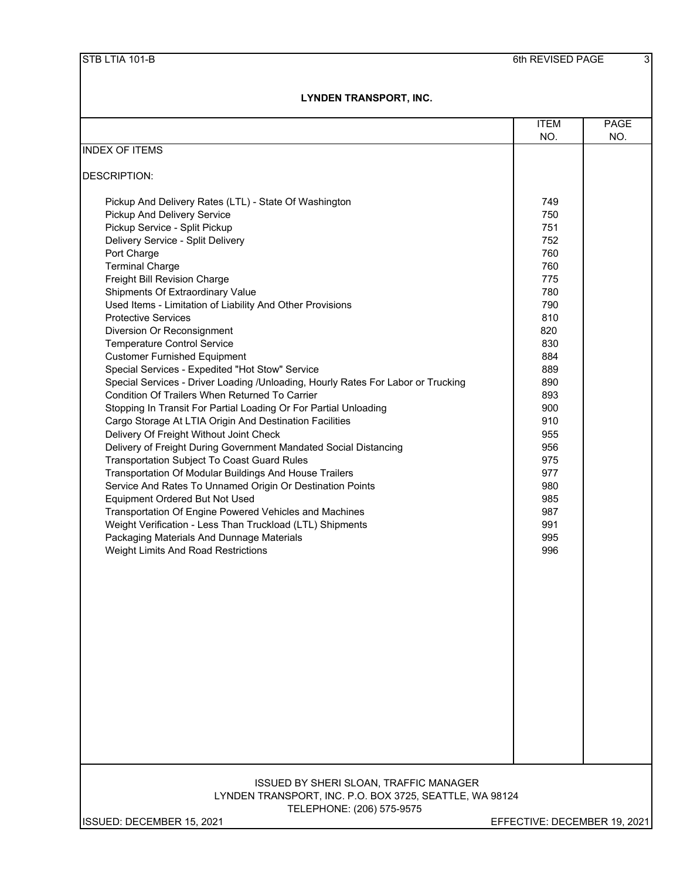**LYNDEN TRANSPORT, INC.**

| | ITEM NO. | PAGE NO. |
|---|---|---|
| INDEX OF ITEMS | | |
| DESCRIPTION: | | |
| Pickup And Delivery Rates (LTL) - State Of Washington | 749 | |
| Pickup And Delivery Service | 750 | |
| Pickup Service - Split Pickup | 751 | |
| Delivery Service - Split Delivery | 752 | |
| Port Charge | 760 | |
| Terminal Charge | 760 | |
| Freight Bill Revision Charge | 775 | |
| Shipments Of Extraordinary Value | 780 | |
| Used Items - Limitation of Liability And Other Provisions | 790 | |
| Protective Services | 810 | |
| Diversion Or Reconsignment | 820 | |
| Temperature Control Service | 830 | |
| Customer Furnished Equipment | 884 | |
| Special Services - Expedited "Hot Stow" Service | 889 | |
| Special Services - Driver Loading /Unloading, Hourly Rates For Labor or Trucking | 890 | |
| Condition Of Trailers When Returned To Carrier | 893 | |
| Stopping In Transit For Partial Loading Or For Partial Unloading | 900 | |
| Cargo Storage At LTIA Origin And Destination Facilities | 910 | |
| Delivery Of Freight Without Joint Check | 955 | |
| Delivery of Freight During Government Mandated Social Distancing | 956 | |
| Transportation Subject To Coast Guard Rules | 975 | |
| Transportation Of Modular Buildings And House Trailers | 977 | |
| Service And Rates To Unnamed Origin Or Destination Points | 980 | |
| Equipment Ordered But Not Used | 985 | |
| Transportation Of Engine Powered Vehicles and Machines | 987 | |
| Weight Verification - Less Than Truckload (LTL) Shipments | 991 | |
| Packaging Materials And Dunnage Materials | 995 | |
| Weight Limits And Road Restrictions | 996 | |

ISSUED BY SHERI SLOAN, TRAFFIC MANAGER
LYNDEN TRANSPORT, INC. P.O. BOX 3725, SEATTLE, WA 98124
TELEPHONE: (206) 575-9575

ISSUED: DECEMBER 15, 2021 EFFECTIVE: DECEMBER 19, 2021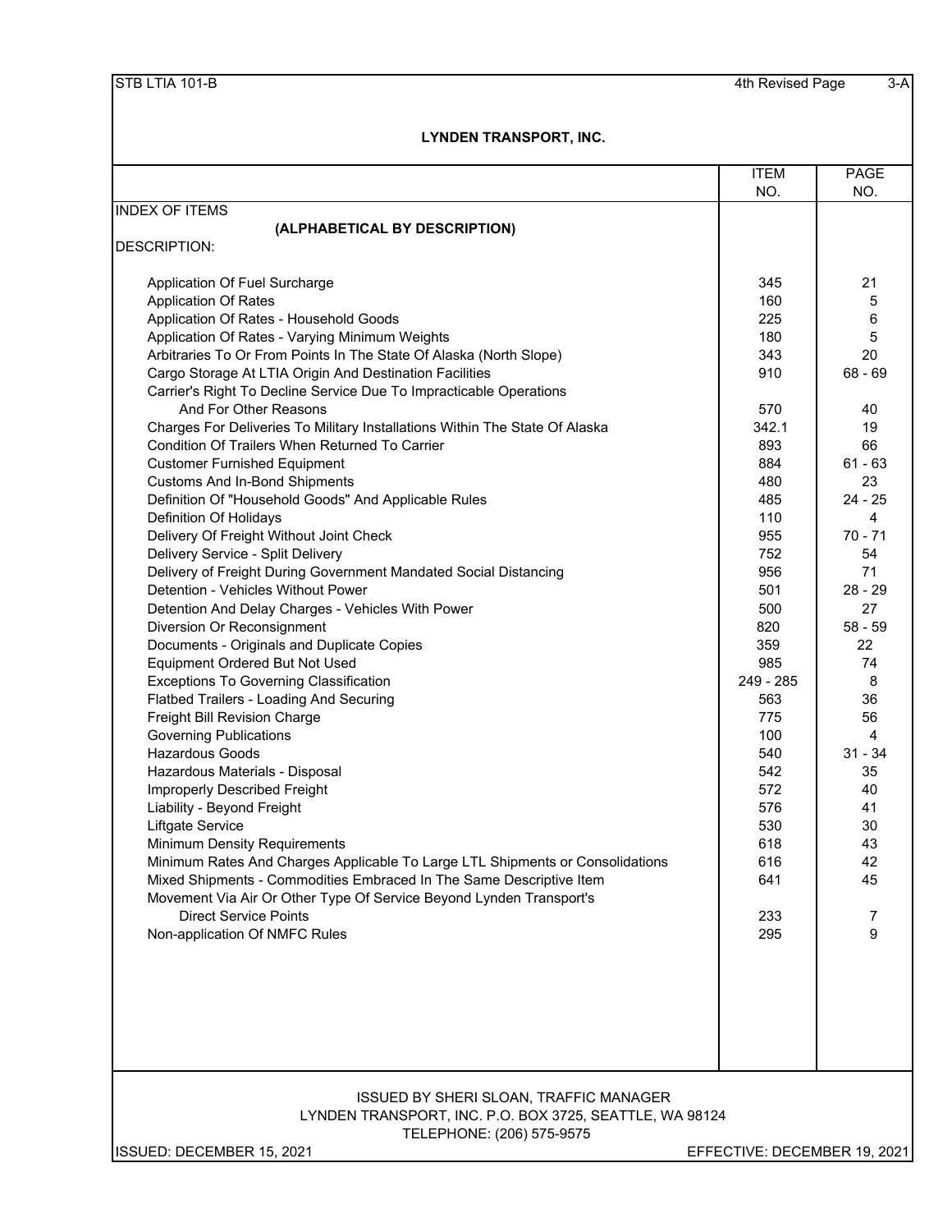STB LTIA 101-B — 4th Revised Page 3-A

## LYNDEN TRANSPORT, INC.

### INDEX OF ITEMS

**(ALPHABETICAL BY DESCRIPTION)**

| DESCRIPTION: | ITEM NO. | PAGE NO. |
|---|---|---|
| Application Of Fuel Surcharge | 345 | 21 |
| Application Of Rates | 160 | 5 |
| Application Of Rates - Household Goods | 225 | 6 |
| Application Of Rates - Varying Minimum Weights | 180 | 5 |
| Arbitraries To Or From Points In The State Of Alaska (North Slope) | 343 | 20 |
| Cargo Storage At LTIA Origin And Destination Facilities | 910 | 68 - 69 |
| Carrier's Right To Decline Service Due To Impracticable Operations And For Other Reasons | 570 | 40 |
| Charges For Deliveries To Military Installations Within The State Of Alaska | 342.1 | 19 |
| Condition Of Trailers When Returned To Carrier | 893 | 66 |
| Customer Furnished Equipment | 884 | 61 - 63 |
| Customs And In-Bond Shipments | 480 | 23 |
| Definition Of "Household Goods" And Applicable Rules | 485 | 24 - 25 |
| Definition Of Holidays | 110 | 4 |
| Delivery Of Freight Without Joint Check | 955 | 70 - 71 |
| Delivery Service - Split Delivery | 752 | 54 |
| Delivery of Freight During Government Mandated Social Distancing | 956 | 71 |
| Detention - Vehicles Without Power | 501 | 28 - 29 |
| Detention And Delay Charges - Vehicles With Power | 500 | 27 |
| Diversion Or Reconsignment | 820 | 58 - 59 |
| Documents - Originals and Duplicate Copies | 359 | 22 |
| Equipment Ordered But Not Used | 985 | 74 |
| Exceptions To Governing Classification | 249 - 285 | 8 |
| Flatbed Trailers - Loading And Securing | 563 | 36 |
| Freight Bill Revision Charge | 775 | 56 |
| Governing Publications | 100 | 4 |
| Hazardous Goods | 540 | 31 - 34 |
| Hazardous Materials - Disposal | 542 | 35 |
| Improperly Described Freight | 572 | 40 |
| Liability - Beyond Freight | 576 | 41 |
| Liftgate Service | 530 | 30 |
| Minimum Density Requirements | 618 | 43 |
| Minimum Rates And Charges Applicable To Large LTL Shipments or Consolidations | 616 | 42 |
| Mixed Shipments - Commodities Embraced In The Same Descriptive Item | 641 | 45 |
| Movement Via Air Or Other Type Of Service Beyond Lynden Transport's Direct Service Points | 233 | 7 |
| Non-application Of NMFC Rules | 295 | 9 |

ISSUED BY SHERI SLOAN, TRAFFIC MANAGER
LYNDEN TRANSPORT, INC. P.O. BOX 3725, SEATTLE, WA 98124
TELEPHONE: (206) 575-9575

ISSUED: DECEMBER 15, 2021 — EFFECTIVE: DECEMBER 19, 2021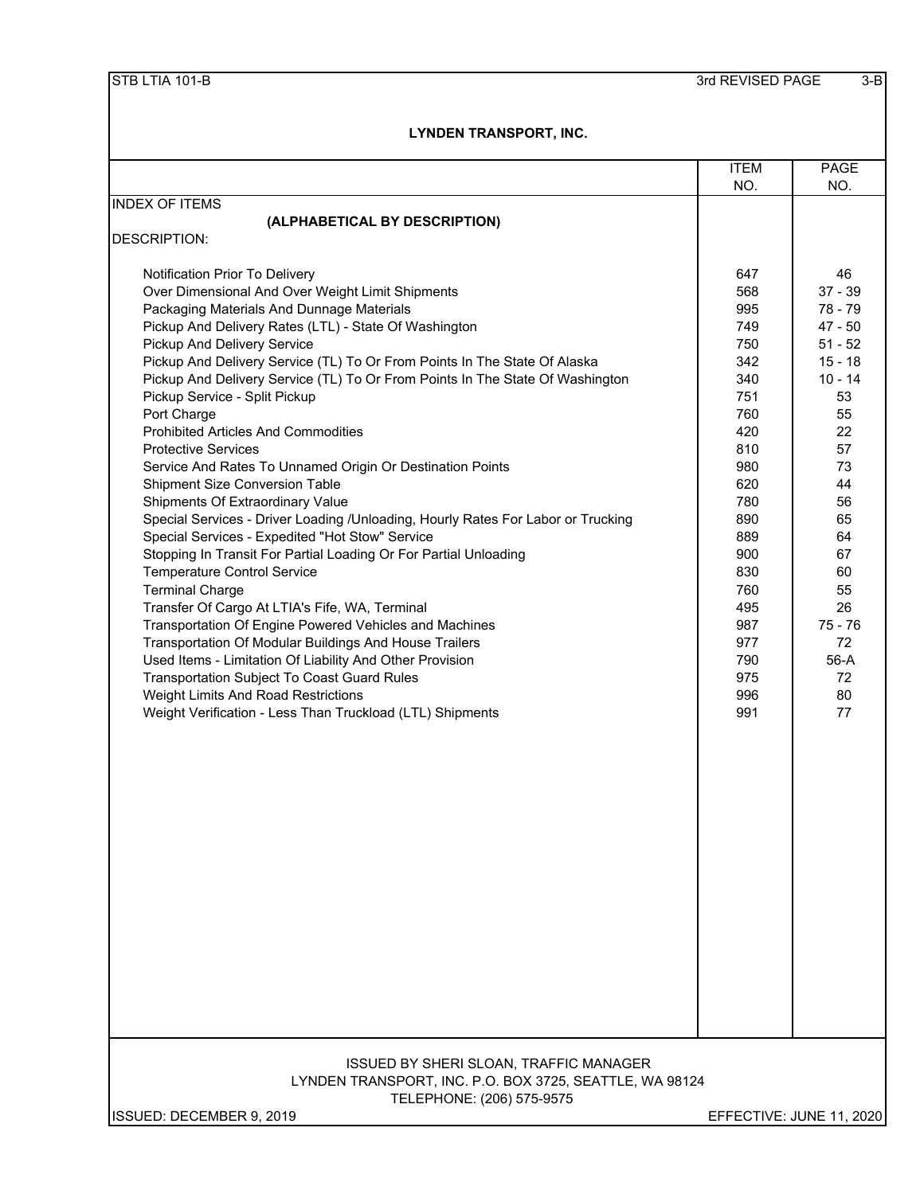**LYNDEN TRANSPORT, INC.**

| | ITEM NO. | PAGE NO. |
|---|---|---|
| INDEX OF ITEMS | | |
| **(ALPHABETICAL BY DESCRIPTION)** | | |
| DESCRIPTION: | | |
| Notification Prior To Delivery | 647 | 46 |
| Over Dimensional And Over Weight Limit Shipments | 568 | 37 - 39 |
| Packaging Materials And Dunnage Materials | 995 | 78 - 79 |
| Pickup And Delivery Rates (LTL) - State Of Washington | 749 | 47 - 50 |
| Pickup And Delivery Service | 750 | 51 - 52 |
| Pickup And Delivery Service (TL) To Or From Points In The State Of Alaska | 342 | 15 - 18 |
| Pickup And Delivery Service (TL) To Or From Points In The State Of Washington | 340 | 10 - 14 |
| Pickup Service - Split Pickup | 751 | 53 |
| Port Charge | 760 | 55 |
| Prohibited Articles And Commodities | 420 | 22 |
| Protective Services | 810 | 57 |
| Service And Rates To Unnamed Origin Or Destination Points | 980 | 73 |
| Shipment Size Conversion Table | 620 | 44 |
| Shipments Of Extraordinary Value | 780 | 56 |
| Special Services - Driver Loading /Unloading, Hourly Rates For Labor or Trucking | 890 | 65 |
| Special Services - Expedited "Hot Stow" Service | 889 | 64 |
| Stopping In Transit For Partial Loading Or For Partial Unloading | 900 | 67 |
| Temperature Control Service | 830 | 60 |
| Terminal Charge | 760 | 55 |
| Transfer Of Cargo At LTIA's Fife, WA, Terminal | 495 | 26 |
| Transportation Of Engine Powered Vehicles and Machines | 987 | 75 - 76 |
| Transportation Of Modular Buildings And House Trailers | 977 | 72 |
| Used Items - Limitation Of Liability And Other Provision | 790 | 56-A |
| Transportation Subject To Coast Guard Rules | 975 | 72 |
| Weight Limits And Road Restrictions | 996 | 80 |
| Weight Verification - Less Than Truckload (LTL) Shipments | 991 | 77 |

ISSUED BY SHERI SLOAN, TRAFFIC MANAGER
LYNDEN TRANSPORT, INC. P.O. BOX 3725, SEATTLE, WA 98124
TELEPHONE: (206) 575-9575

ISSUED: DECEMBER 9, 2019 — EFFECTIVE: JUNE 11, 2020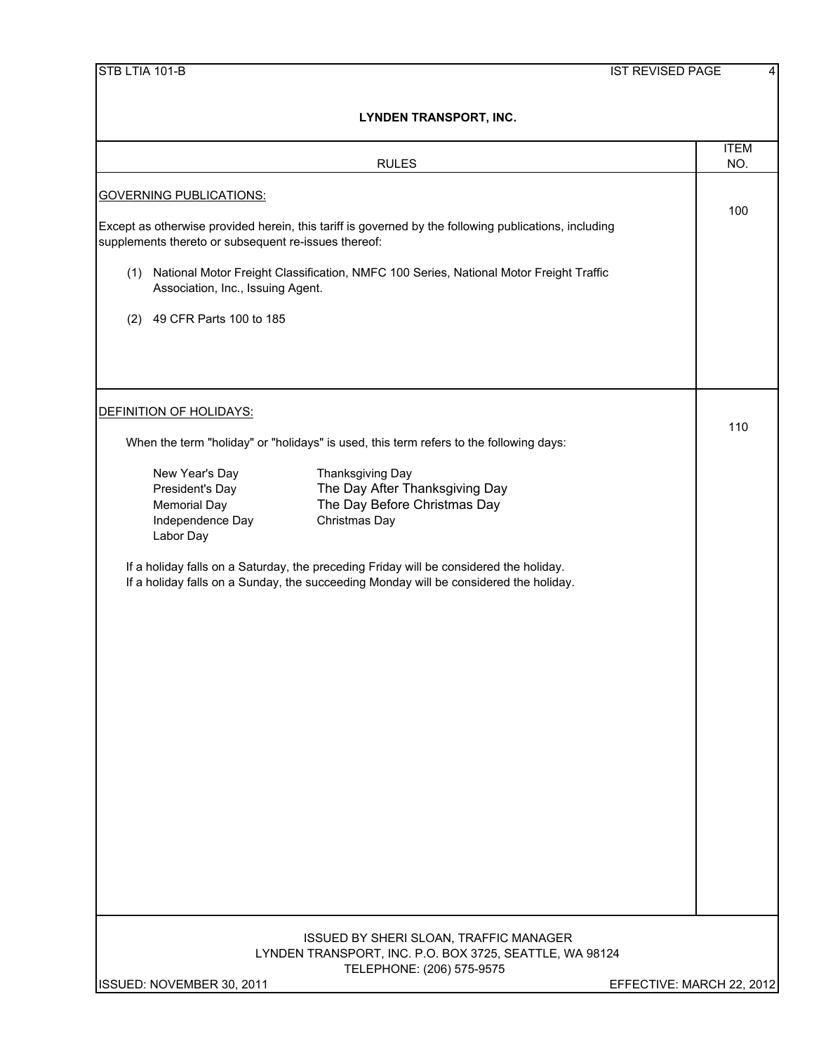# LYNDEN TRANSPORT, INC.

| RULES | ITEM NO. |
|---|---|
| **GOVERNING PUBLICATIONS:**<br><br>Except as otherwise provided herein, this tariff is governed by the following publications, including supplements thereto or subsequent re-issues thereof:<br><br>(1) National Motor Freight Classification, NMFC 100 Series, National Motor Freight Traffic Association, Inc., Issuing Agent.<br><br>(2) 49 CFR Parts 100 to 185 | 100 |
| **DEFINITION OF HOLIDAYS:**<br><br>When the term "holiday" or "holidays" is used, this term refers to the following days:<br><br>New Year's Day<br>President's Day<br>Memorial Day<br>Independence Day<br>Labor Day<br>Thanksgiving Day<br>The Day After Thanksgiving Day<br>The Day Before Christmas Day<br>Christmas Day<br><br>If a holiday falls on a Saturday, the preceding Friday will be considered the holiday.<br>If a holiday falls on a Sunday, the succeeding Monday will be considered the holiday. | 110 |

ISSUED BY SHERI SLOAN, TRAFFIC MANAGER
LYNDEN TRANSPORT, INC. P.O. BOX 3725, SEATTLE, WA 98124
TELEPHONE: (206) 575-9575

ISSUED: NOVEMBER 30, 2011 — EFFECTIVE: MARCH 22, 2012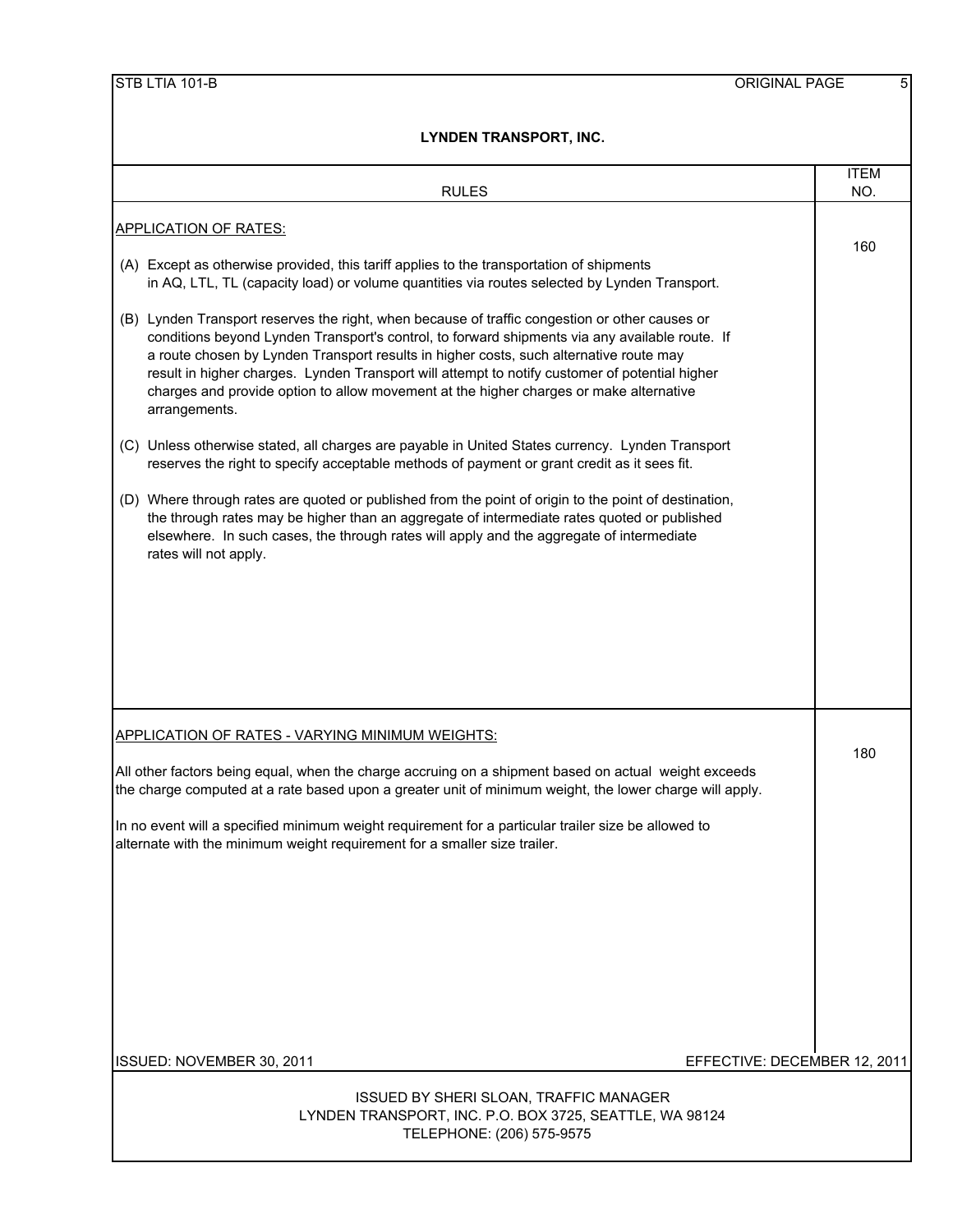## LYNDEN TRANSPORT, INC.

| RULES | ITEM NO. |
|---|---|

### APPLICATION OF RATES:

**ITEM 160**

(A) Except as otherwise provided, this tariff applies to the transportation of shipments in AQ, LTL, TL (capacity load) or volume quantities via routes selected by Lynden Transport.

(B) Lynden Transport reserves the right, when because of traffic congestion or other causes or conditions beyond Lynden Transport's control, to forward shipments via any available route. If a route chosen by Lynden Transport results in higher costs, such alternative route may result in higher charges. Lynden Transport will attempt to notify customer of potential higher charges and provide option to allow movement at the higher charges or make alternative arrangements.

(C) Unless otherwise stated, all charges are payable in United States currency. Lynden Transport reserves the right to specify acceptable methods of payment or grant credit as it sees fit.

(D) Where through rates are quoted or published from the point of origin to the point of destination, the through rates may be higher than an aggregate of intermediate rates quoted or published elsewhere. In such cases, the through rates will apply and the aggregate of intermediate rates will not apply.

### APPLICATION OF RATES - VARYING MINIMUM WEIGHTS:

**ITEM 180**

All other factors being equal, when the charge accruing on a shipment based on actual weight exceeds the charge computed at a rate based upon a greater unit of minimum weight, the lower charge will apply.

In no event will a specified minimum weight requirement for a particular trailer size be allowed to alternate with the minimum weight requirement for a smaller size trailer.

ISSUED: NOVEMBER 30, 2011 — EFFECTIVE: DECEMBER 12, 2011

ISSUED BY SHERI SLOAN, TRAFFIC MANAGER
LYNDEN TRANSPORT, INC. P.O. BOX 3725, SEATTLE, WA 98124
TELEPHONE: (206) 575-9575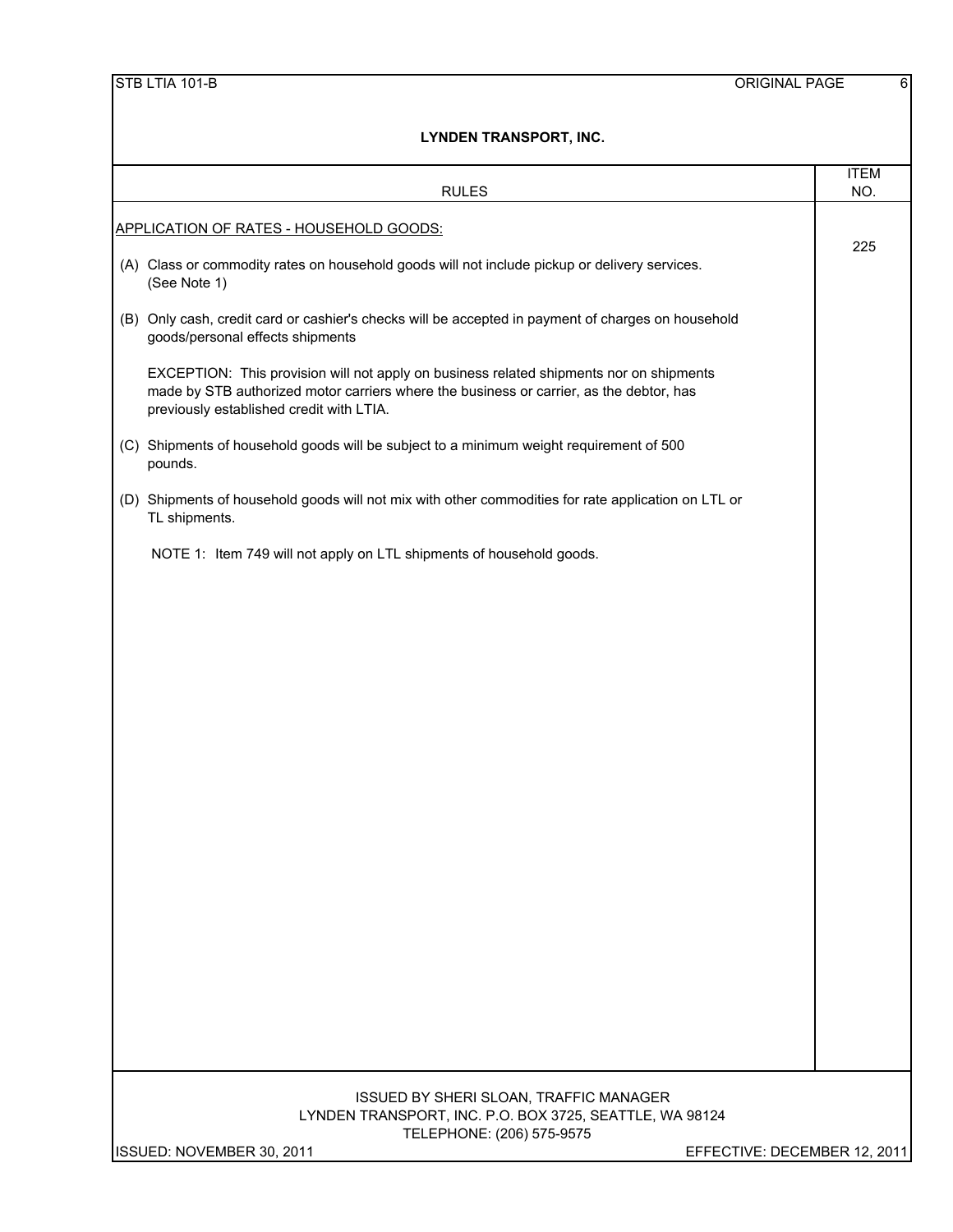**LYNDEN TRANSPORT, INC.**

| RULES | ITEM NO. |
|---|---|
| APPLICATION OF RATES - HOUSEHOLD GOODS: | 225 |

<u>APPLICATION OF RATES - HOUSEHOLD GOODS:</u>

(A) Class or commodity rates on household goods will not include pickup or delivery services. (See Note 1)

(B) Only cash, credit card or cashier's checks will be accepted in payment of charges on household goods/personal effects shipments

EXCEPTION: This provision will not apply on business related shipments nor on shipments made by STB authorized motor carriers where the business or carrier, as the debtor, has previously established credit with LTIA.

(C) Shipments of household goods will be subject to a minimum weight requirement of 500 pounds.

(D) Shipments of household goods will not mix with other commodities for rate application on LTL or TL shipments.

NOTE 1: Item 749 will not apply on LTL shipments of household goods.

ISSUED BY SHERI SLOAN, TRAFFIC MANAGER
LYNDEN TRANSPORT, INC. P.O. BOX 3725, SEATTLE, WA 98124
TELEPHONE: (206) 575-9575

ISSUED: NOVEMBER 30, 2011 EFFECTIVE: DECEMBER 12, 2011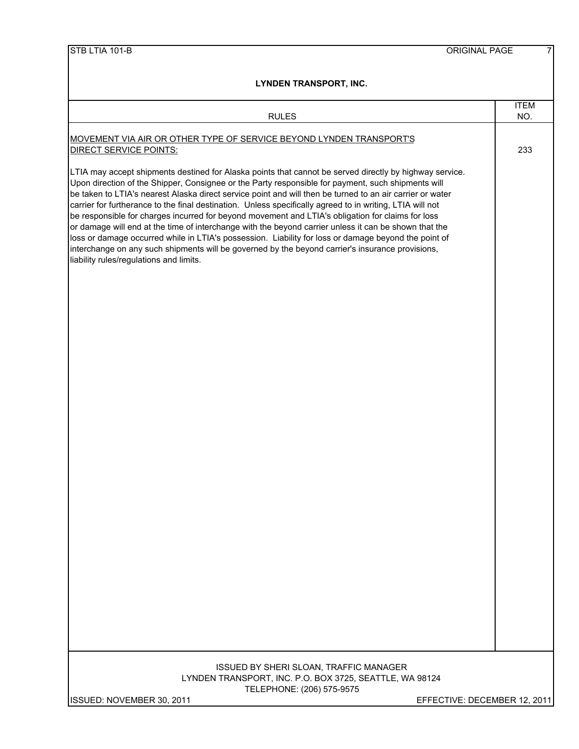**LYNDEN TRANSPORT, INC.**

| RULES | ITEM NO. |
|---|---|
| MOVEMENT VIA AIR OR OTHER TYPE OF SERVICE BEYOND LYNDEN TRANSPORT'S DIRECT SERVICE POINTS: | 233 |

LTIA may accept shipments destined for Alaska points that cannot be served directly by highway service. Upon direction of the Shipper, Consignee or the Party responsible for payment, such shipments will be taken to LTIA's nearest Alaska direct service point and will then be turned to an air carrier or water carrier for furtherance to the final destination. Unless specifically agreed to in writing, LTIA will not be responsible for charges incurred for beyond movement and LTIA's obligation for claims for loss or damage will end at the time of interchange with the beyond carrier unless it can be shown that the loss or damage occurred while in LTIA's possession. Liability for loss or damage beyond the point of interchange on any such shipments will be governed by the beyond carrier's insurance provisions, liability rules/regulations and limits.

ISSUED BY SHERI SLOAN, TRAFFIC MANAGER
LYNDEN TRANSPORT, INC. P.O. BOX 3725, SEATTLE, WA 98124
TELEPHONE: (206) 575-9575

ISSUED: NOVEMBER 30, 2011 EFFECTIVE: DECEMBER 12, 2011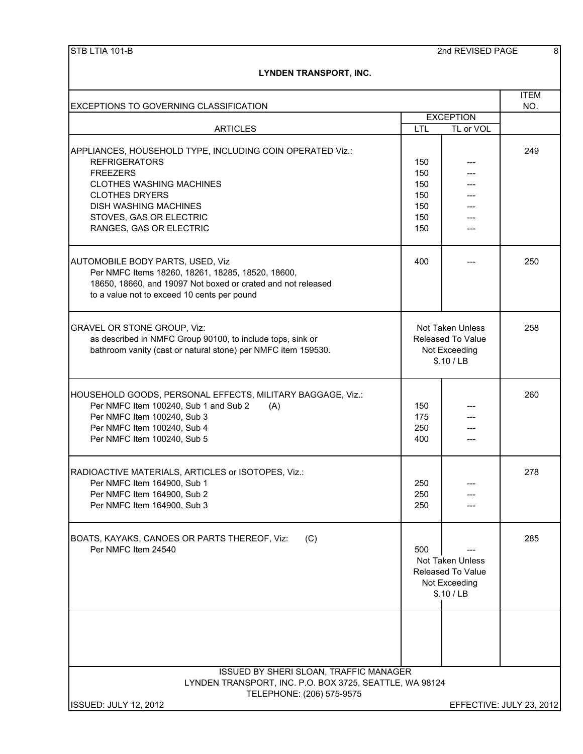STB LTIA 101-B — 2nd REVISED PAGE 8

# LYNDEN TRANSPORT, INC.

## EXCEPTIONS TO GOVERNING CLASSIFICATION

| ARTICLES | EXCEPTION LTL | EXCEPTION TL or VOL | ITEM NO. |
|---|---|---|---|
| APPLIANCES, HOUSEHOLD TYPE, INCLUDING COIN OPERATED Viz.: | | | 249 |
| REFRIGERATORS | 150 | --- | |
| FREEZERS | 150 | --- | |
| CLOTHES WASHING MACHINES | 150 | --- | |
| CLOTHES DRYERS | 150 | --- | |
| DISH WASHING MACHINES | 150 | --- | |
| STOVES, GAS OR ELECTRIC | 150 | --- | |
| RANGES, GAS OR ELECTRIC | 150 | --- | |
| AUTOMOBILE BODY PARTS, USED, Viz Per NMFC Items 18260, 18261, 18285, 18520, 18600, 18650, 18660, and 19097 Not boxed or crated and not released to a value not to exceed 10 cents per pound | 400 | --- | 250 |
| GRAVEL OR STONE GROUP, Viz: as described in NMFC Group 90100, to include tops, sink or bathroom vanity (cast or natural stone) per NMFC item 159530. | Not Taken Unless Released To Value Not Exceeding $.10 / LB | | 258 |
| HOUSEHOLD GOODS, PERSONAL EFFECTS, MILITARY BAGGAGE, Viz.: | | | 260 |
| Per NMFC Item 100240, Sub 1 and Sub 2 (A) | 150 | --- | |
| Per NMFC Item 100240, Sub 3 | 175 | --- | |
| Per NMFC Item 100240, Sub 4 | 250 | --- | |
| Per NMFC Item 100240, Sub 5 | 400 | --- | |
| RADIOACTIVE MATERIALS, ARTICLES or ISOTOPES, Viz.: | | | 278 |
| Per NMFC Item 164900, Sub 1 | 250 | --- | |
| Per NMFC Item 164900, Sub 2 | 250 | --- | |
| Per NMFC Item 164900, Sub 3 | 250 | --- | |
| BOATS, KAYAKS, CANOES OR PARTS THEREOF, Viz: (C) | | | 285 |
| Per NMFC Item 24540 | 500 | --- | |
| | Not Taken Unless Released To Value Not Exceeding $.10 / LB | | |

ISSUED BY SHERI SLOAN, TRAFFIC MANAGER
LYNDEN TRANSPORT, INC. P.O. BOX 3725, SEATTLE, WA 98124
TELEPHONE: (206) 575-9575

ISSUED: JULY 12, 2012 — EFFECTIVE: JULY 23, 2012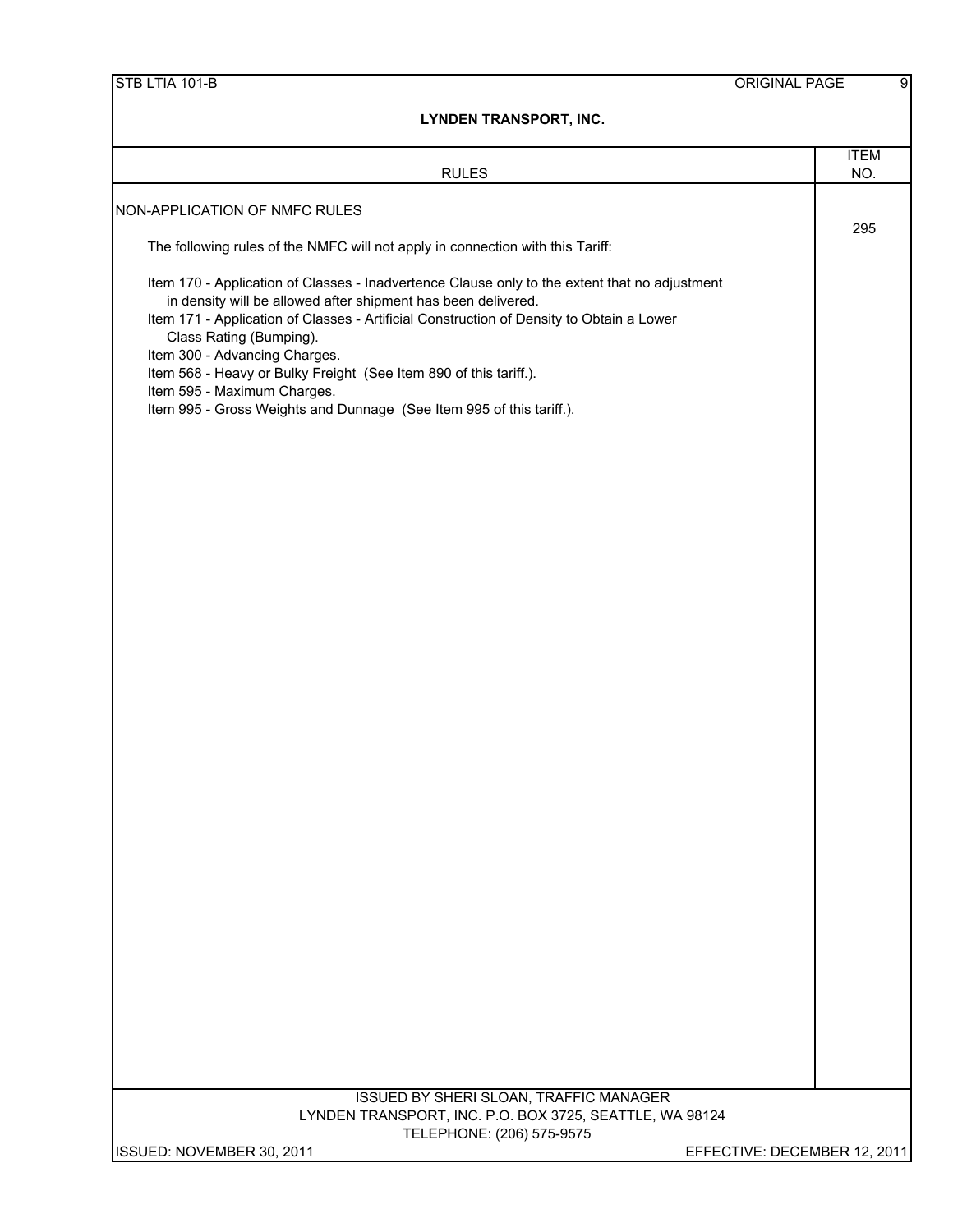**LYNDEN TRANSPORT, INC.**

| RULES | ITEM NO. |
|---|---|
| NON-APPLICATION OF NMFC RULES<br><br>The following rules of the NMFC will not apply in connection with this Tariff:<br><br>Item 170 - Application of Classes - Inadvertence Clause only to the extent that no adjustment in density will be allowed after shipment has been delivered.<br>Item 171 - Application of Classes - Artificial Construction of Density to Obtain a Lower Class Rating (Bumping).<br>Item 300 - Advancing Charges.<br>Item 568 - Heavy or Bulky Freight (See Item 890 of this tariff.).<br>Item 595 - Maximum Charges.<br>Item 995 - Gross Weights and Dunnage (See Item 995 of this tariff.). | 295 |

ISSUED BY SHERI SLOAN, TRAFFIC MANAGER
LYNDEN TRANSPORT, INC. P.O. BOX 3725, SEATTLE, WA 98124
TELEPHONE: (206) 575-9575

ISSUED: NOVEMBER 30, 2011 EFFECTIVE: DECEMBER 12, 2011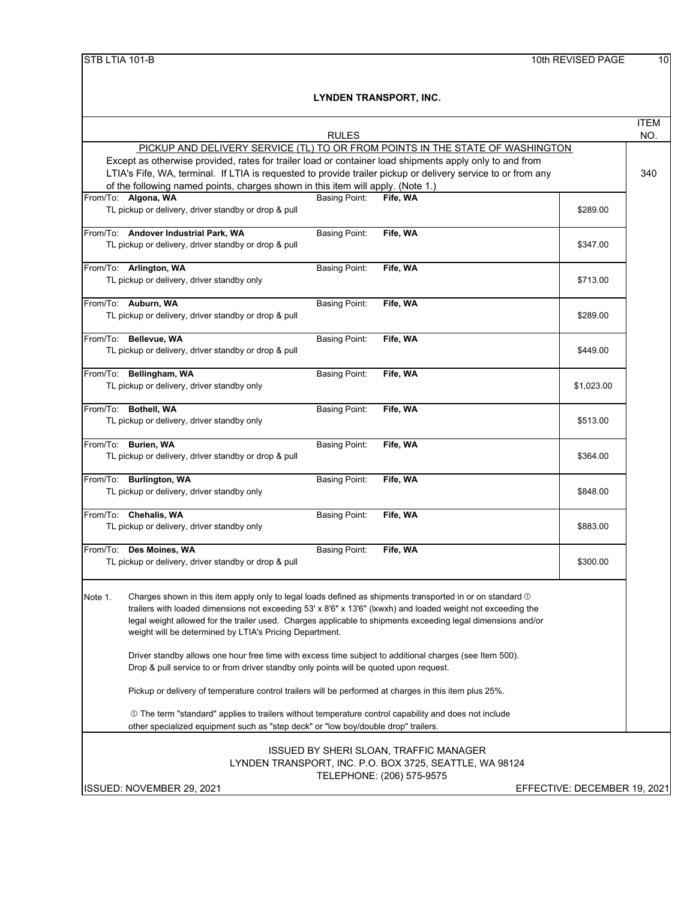**LYNDEN TRANSPORT, INC.**

RULES — ITEM NO. 340

PICKUP AND DELIVERY SERVICE (TL) TO OR FROM POINTS IN THE STATE OF WASHINGTON

Except as otherwise provided, rates for trailer load or container load shipments apply only to and from LTIA's Fife, WA, terminal. If LTIA is requested to provide trailer pickup or delivery service to or from any of the following named points, charges shown in this item will apply. (Note 1.)

| From/To | Service | Basing Point | Charge |
|---|---|---|---|
| **Algona, WA** | TL pickup or delivery, driver standby or drop & pull | Fife, WA | $289.00 |
| **Andover Industrial Park, WA** | TL pickup or delivery, driver standby or drop & pull | Fife, WA | $347.00 |
| **Arlington, WA** | TL pickup or delivery, driver standby only | Fife, WA | $713.00 |
| **Auburn, WA** | TL pickup or delivery, driver standby or drop & pull | Fife, WA | $289.00 |
| **Bellevue, WA** | TL pickup or delivery, driver standby or drop & pull | Fife, WA | $449.00 |
| **Bellingham, WA** | TL pickup or delivery, driver standby only | Fife, WA | $1,023.00 |
| **Bothell, WA** | TL pickup or delivery, driver standby only | Fife, WA | $513.00 |
| **Burien, WA** | TL pickup or delivery, driver standby or drop & pull | Fife, WA | $364.00 |
| **Burlington, WA** | TL pickup or delivery, driver standby only | Fife, WA | $848.00 |
| **Chehalis, WA** | TL pickup or delivery, driver standby only | Fife, WA | $883.00 |
| **Des Moines, WA** | TL pickup or delivery, driver standby or drop & pull | Fife, WA | $300.00 |

Note 1. Charges shown in this item apply only to legal loads defined as shipments transported in or on standard ① trailers with loaded dimensions not exceeding 53' x 8'6" x 13'6" (lxwxh) and loaded weight not exceeding the legal weight allowed for the trailer used. Charges applicable to shipments exceeding legal dimensions and/or weight will be determined by LTIA's Pricing Department.

Driver standby allows one hour free time with excess time subject to additional charges (see Item 500).
Drop & pull service to or from driver standby only points will be quoted upon request.

Pickup or delivery of temperature control trailers will be performed at charges in this item plus 25%.

① The term "standard" applies to trailers without temperature control capability and does not include other specialized equipment such as "step deck" or "low boy/double drop" trailers.

ISSUED BY SHERI SLOAN, TRAFFIC MANAGER
LYNDEN TRANSPORT, INC. P.O. BOX 3725, SEATTLE, WA 98124
TELEPHONE: (206) 575-9575

ISSUED: NOVEMBER 29, 2021 — EFFECTIVE: DECEMBER 19, 2021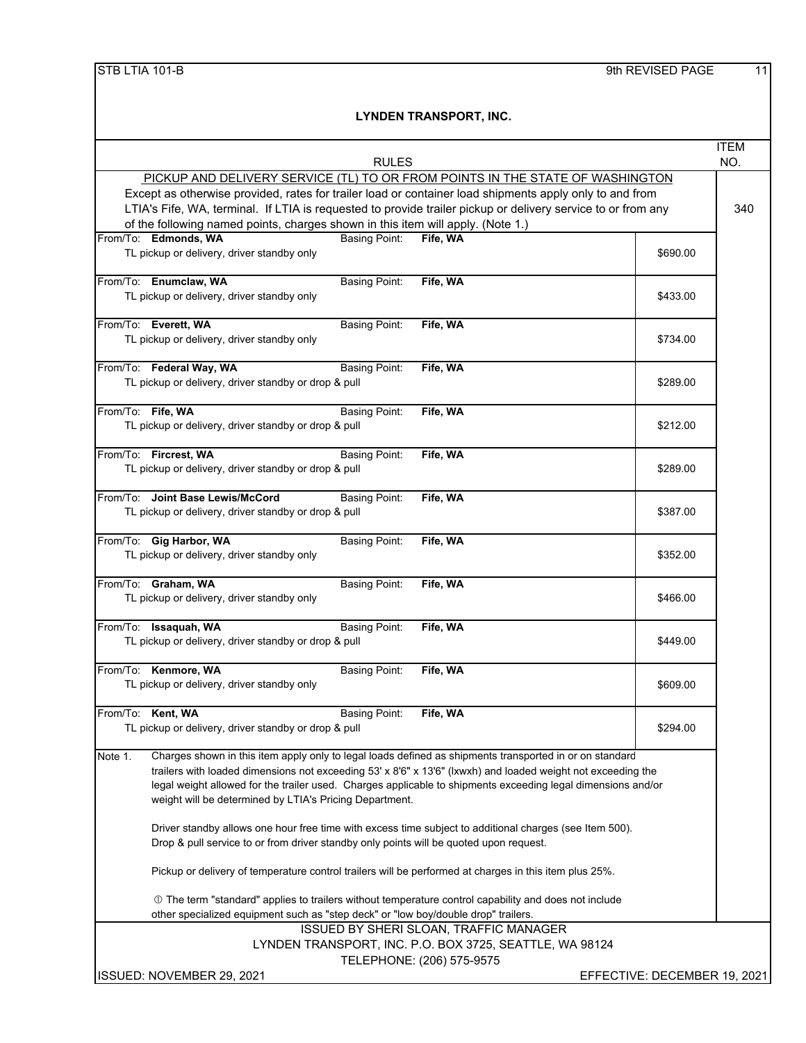## LYNDEN TRANSPORT, INC.

### RULES — ITEM NO. 340

**PICKUP AND DELIVERY SERVICE (TL) TO OR FROM POINTS IN THE STATE OF WASHINGTON**

Except as otherwise provided, rates for trailer load or container load shipments apply only to and from LTIA's Fife, WA, terminal. If LTIA is requested to provide trailer pickup or delivery service to or from any of the following named points, charges shown in this item will apply. (Note 1.)

| From/To | Basing Point | Service | Charge |
|---|---|---|---|
| **Edmonds, WA** | **Fife, WA** | TL pickup or delivery, driver standby only | $690.00 |
| **Enumclaw, WA** | **Fife, WA** | TL pickup or delivery, driver standby only | $433.00 |
| **Everett, WA** | **Fife, WA** | TL pickup or delivery, driver standby only | $734.00 |
| **Federal Way, WA** | **Fife, WA** | TL pickup or delivery, driver standby or drop & pull | $289.00 |
| **Fife, WA** | **Fife, WA** | TL pickup or delivery, driver standby or drop & pull | $212.00 |
| **Fircrest, WA** | **Fife, WA** | TL pickup or delivery, driver standby or drop & pull | $289.00 |
| **Joint Base Lewis/McCord** | **Fife, WA** | TL pickup or delivery, driver standby or drop & pull | $387.00 |
| **Gig Harbor, WA** | **Fife, WA** | TL pickup or delivery, driver standby only | $352.00 |
| **Graham, WA** | **Fife, WA** | TL pickup or delivery, driver standby only | $466.00 |
| **Issaquah, WA** | **Fife, WA** | TL pickup or delivery, driver standby or drop & pull | $449.00 |
| **Kenmore, WA** | **Fife, WA** | TL pickup or delivery, driver standby only | $609.00 |
| **Kent, WA** | **Fife, WA** | TL pickup or delivery, driver standby or drop & pull | $294.00 |

Note 1. Charges shown in this item apply only to legal loads defined as shipments transported in or on standard① trailers with loaded dimensions not exceeding 53' x 8'6" x 13'6" (lxwxh) and loaded weight not exceeding the legal weight allowed for the trailer used. Charges applicable to shipments exceeding legal dimensions and/or weight will be determined by LTIA's Pricing Department.

Driver standby allows one hour free time with excess time subject to additional charges (see Item 500). Drop & pull service to or from driver standby only points will be quoted upon request.

Pickup or delivery of temperature control trailers will be performed at charges in this item plus 25%.

① The term "standard" applies to trailers without temperature control capability and does not include other specialized equipment such as "step deck" or "low boy/double drop" trailers.

ISSUED BY SHERI SLOAN, TRAFFIC MANAGER
LYNDEN TRANSPORT, INC. P.O. BOX 3725, SEATTLE, WA 98124
TELEPHONE: (206) 575-9575

ISSUED: NOVEMBER 29, 2021 — EFFECTIVE: DECEMBER 19, 2021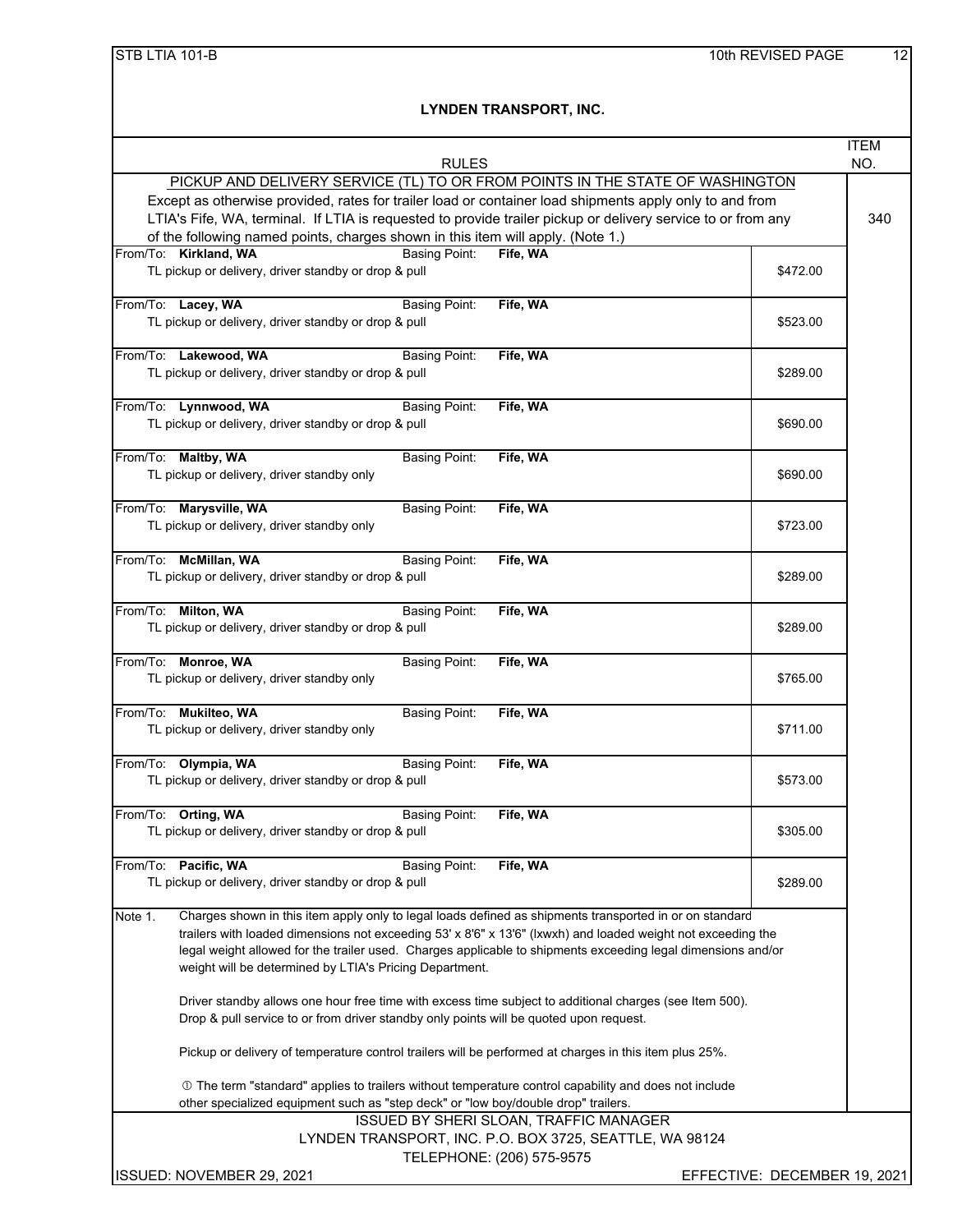# LYNDEN TRANSPORT, INC.

## RULES — ITEM NO. 340

**PICKUP AND DELIVERY SERVICE (TL) TO OR FROM POINTS IN THE STATE OF WASHINGTON**

Except as otherwise provided, rates for trailer load or container load shipments apply only to and from LTIA's Fife, WA, terminal. If LTIA is requested to provide trailer pickup or delivery service to or from any of the following named points, charges shown in this item will apply. (Note 1.)

| From/To | Basing Point | Service | Charge |
|---|---|---|---|
| **Kirkland, WA** | **Fife, WA** | TL pickup or delivery, driver standby or drop & pull | $472.00 |
| **Lacey, WA** | **Fife, WA** | TL pickup or delivery, driver standby or drop & pull | $523.00 |
| **Lakewood, WA** | **Fife, WA** | TL pickup or delivery, driver standby or drop & pull | $289.00 |
| **Lynnwood, WA** | **Fife, WA** | TL pickup or delivery, driver standby or drop & pull | $690.00 |
| **Maltby, WA** | **Fife, WA** | TL pickup or delivery, driver standby only | $690.00 |
| **Marysville, WA** | **Fife, WA** | TL pickup or delivery, driver standby only | $723.00 |
| **McMillan, WA** | **Fife, WA** | TL pickup or delivery, driver standby or drop & pull | $289.00 |
| **Milton, WA** | **Fife, WA** | TL pickup or delivery, driver standby or drop & pull | $289.00 |
| **Monroe, WA** | **Fife, WA** | TL pickup or delivery, driver standby only | $765.00 |
| **Mukilteo, WA** | **Fife, WA** | TL pickup or delivery, driver standby only | $711.00 |
| **Olympia, WA** | **Fife, WA** | TL pickup or delivery, driver standby or drop & pull | $573.00 |
| **Orting, WA** | **Fife, WA** | TL pickup or delivery, driver standby or drop & pull | $305.00 |
| **Pacific, WA** | **Fife, WA** | TL pickup or delivery, driver standby or drop & pull | $289.00 |

Note 1. Charges shown in this item apply only to legal loads defined as shipments transported in or on standard trailers with loaded dimensions not exceeding 53' x 8'6" x 13'6" (lxwxh) and loaded weight not exceeding the legal weight allowed for the trailer used. Charges applicable to shipments exceeding legal dimensions and/or weight will be determined by LTIA's Pricing Department.

Driver standby allows one hour free time with excess time subject to additional charges (see Item 500). Drop & pull service to or from driver standby only points will be quoted upon request.

Pickup or delivery of temperature control trailers will be performed at charges in this item plus 25%.

① The term "standard" applies to trailers without temperature control capability and does not include other specialized equipment such as "step deck" or "low boy/double drop" trailers.

ISSUED BY SHERI SLOAN, TRAFFIC MANAGER
LYNDEN TRANSPORT, INC. P.O. BOX 3725, SEATTLE, WA 98124
TELEPHONE: (206) 575-9575

ISSUED: NOVEMBER 29, 2021 — EFFECTIVE: DECEMBER 19, 2021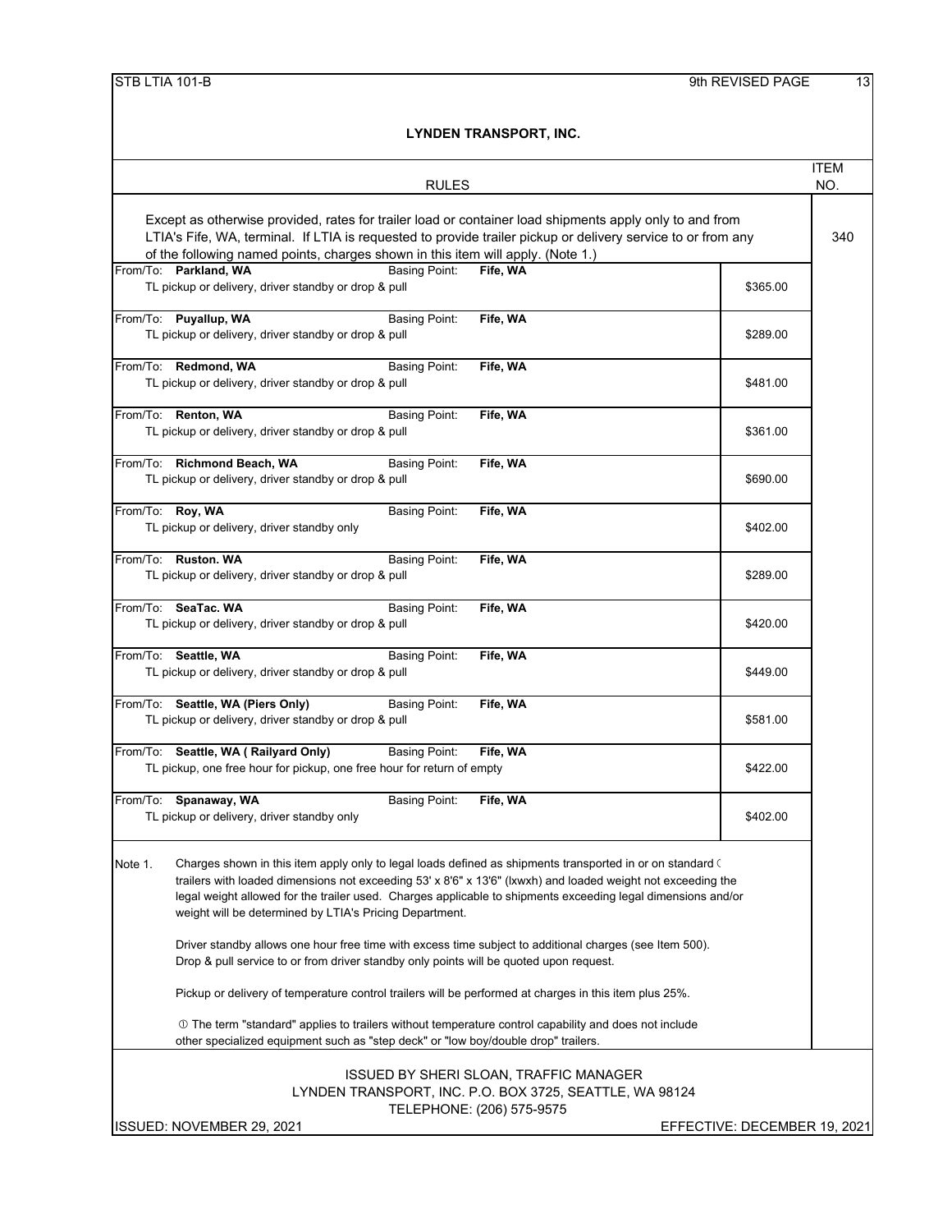# LYNDEN TRANSPORT, INC.

## RULES — ITEM NO. 340

Except as otherwise provided, rates for trailer load or container load shipments apply only to and from LTIA's Fife, WA, terminal. If LTIA is requested to provide trailer pickup or delivery service to or from any of the following named points, charges shown in this item will apply. (Note 1.)

| From/To | Basing Point | Service | Charge |
|---|---|---|---|
| **Parkland, WA** | **Fife, WA** | TL pickup or delivery, driver standby or drop & pull | $365.00 |
| **Puyallup, WA** | **Fife, WA** | TL pickup or delivery, driver standby or drop & pull | $289.00 |
| **Redmond, WA** | **Fife, WA** | TL pickup or delivery, driver standby or drop & pull | $481.00 |
| **Renton, WA** | **Fife, WA** | TL pickup or delivery, driver standby or drop & pull | $361.00 |
| **Richmond Beach, WA** | **Fife, WA** | TL pickup or delivery, driver standby or drop & pull | $690.00 |
| **Roy, WA** | **Fife, WA** | TL pickup or delivery, driver standby only | $402.00 |
| **Ruston. WA** | **Fife, WA** | TL pickup or delivery, driver standby or drop & pull | $289.00 |
| **SeaTac. WA** | **Fife, WA** | TL pickup or delivery, driver standby or drop & pull | $420.00 |
| **Seattle, WA** | **Fife, WA** | TL pickup or delivery, driver standby or drop & pull | $449.00 |
| **Seattle, WA (Piers Only)** | **Fife, WA** | TL pickup or delivery, driver standby or drop & pull | $581.00 |
| **Seattle, WA ( Railyard Only)** | **Fife, WA** | TL pickup, one free hour for pickup, one free hour for return of empty | $422.00 |
| **Spanaway, WA** | **Fife, WA** | TL pickup or delivery, driver standby only | $402.00 |

Note 1. Charges shown in this item apply only to legal loads defined as shipments transported in or on standard ① trailers with loaded dimensions not exceeding 53' x 8'6" x 13'6" (lxwxh) and loaded weight not exceeding the legal weight allowed for the trailer used. Charges applicable to shipments exceeding legal dimensions and/or weight will be determined by LTIA's Pricing Department.

Driver standby allows one hour free time with excess time subject to additional charges (see Item 500). Drop & pull service to or from driver standby only points will be quoted upon request.

Pickup or delivery of temperature control trailers will be performed at charges in this item plus 25%.

① The term "standard" applies to trailers without temperature control capability and does not include other specialized equipment such as "step deck" or "low boy/double drop" trailers.

ISSUED BY SHERI SLOAN, TRAFFIC MANAGER
LYNDEN TRANSPORT, INC. P.O. BOX 3725, SEATTLE, WA 98124
TELEPHONE: (206) 575-9575

ISSUED: NOVEMBER 29, 2021 — EFFECTIVE: DECEMBER 19, 2021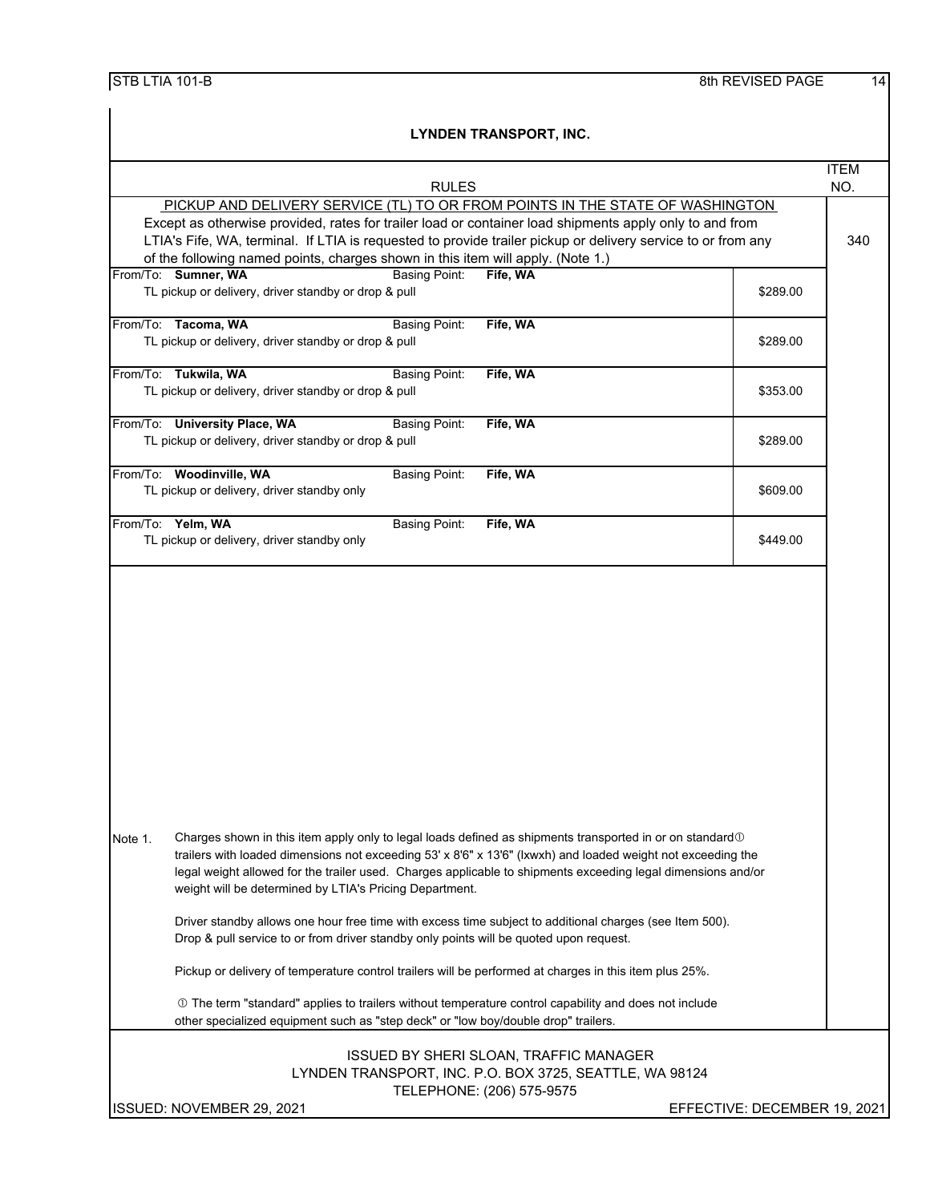**LYNDEN TRANSPORT, INC.**

**RULES** — ITEM NO. 340

PICKUP AND DELIVERY SERVICE (TL) TO OR FROM POINTS IN THE STATE OF WASHINGTON

Except as otherwise provided, rates for trailer load or container load shipments apply only to and from LTIA's Fife, WA, terminal. If LTIA is requested to provide trailer pickup or delivery service to or from any of the following named points, charges shown in this item will apply. (Note 1.)

| From/To | Basing Point | Service | Charge |
|---|---|---|---|
| **Sumner, WA** | **Fife, WA** | TL pickup or delivery, driver standby or drop & pull | $289.00 |
| **Tacoma, WA** | **Fife, WA** | TL pickup or delivery, driver standby or drop & pull | $289.00 |
| **Tukwila, WA** | **Fife, WA** | TL pickup or delivery, driver standby or drop & pull | $353.00 |
| **University Place, WA** | **Fife, WA** | TL pickup or delivery, driver standby or drop & pull | $289.00 |
| **Woodinville, WA** | **Fife, WA** | TL pickup or delivery, driver standby only | $609.00 |
| **Yelm, WA** | **Fife, WA** | TL pickup or delivery, driver standby only | $449.00 |

Note 1. Charges shown in this item apply only to legal loads defined as shipments transported in or on standard① trailers with loaded dimensions not exceeding 53' x 8'6" x 13'6" (lxwxh) and loaded weight not exceeding the legal weight allowed for the trailer used. Charges applicable to shipments exceeding legal dimensions and/or weight will be determined by LTIA's Pricing Department.

Driver standby allows one hour free time with excess time subject to additional charges (see Item 500). Drop & pull service to or from driver standby only points will be quoted upon request.

Pickup or delivery of temperature control trailers will be performed at charges in this item plus 25%.

① The term "standard" applies to trailers without temperature control capability and does not include other specialized equipment such as "step deck" or "low boy/double drop" trailers.

ISSUED BY SHERI SLOAN, TRAFFIC MANAGER
LYNDEN TRANSPORT, INC. P.O. BOX 3725, SEATTLE, WA 98124
TELEPHONE: (206) 575-9575

ISSUED: NOVEMBER 29, 2021 — EFFECTIVE: DECEMBER 19, 2021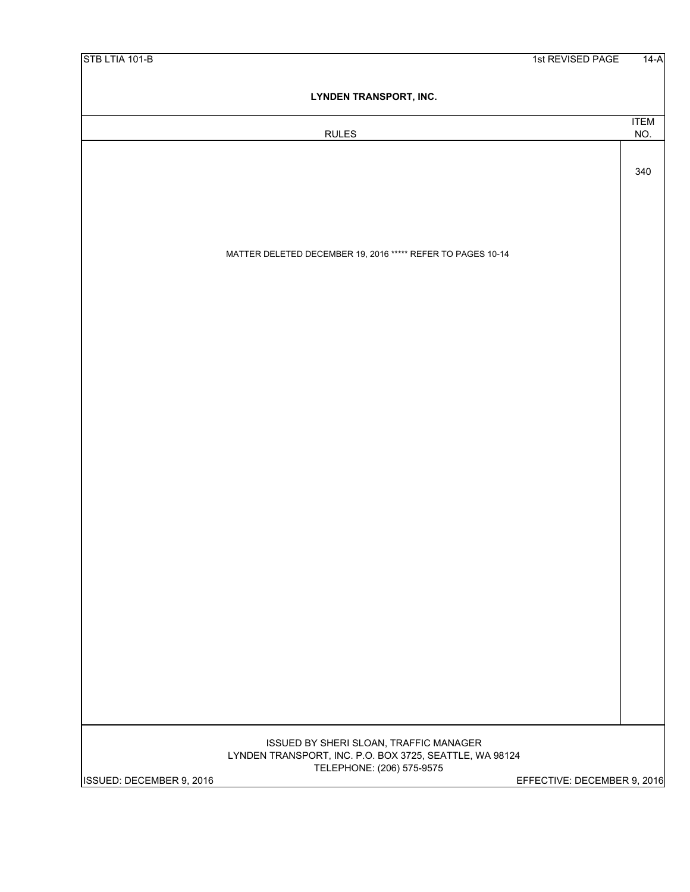**LYNDEN TRANSPORT, INC.**

| RULES | ITEM NO. |
|---|---|
| MATTER DELETED DECEMBER 19, 2016 ***** REFER TO PAGES 10-14 | 340 |

ISSUED BY SHERI SLOAN, TRAFFIC MANAGER
LYNDEN TRANSPORT, INC. P.O. BOX 3725, SEATTLE, WA 98124
TELEPHONE: (206) 575-9575

ISSUED: DECEMBER 9, 2016 — EFFECTIVE: DECEMBER 9, 2016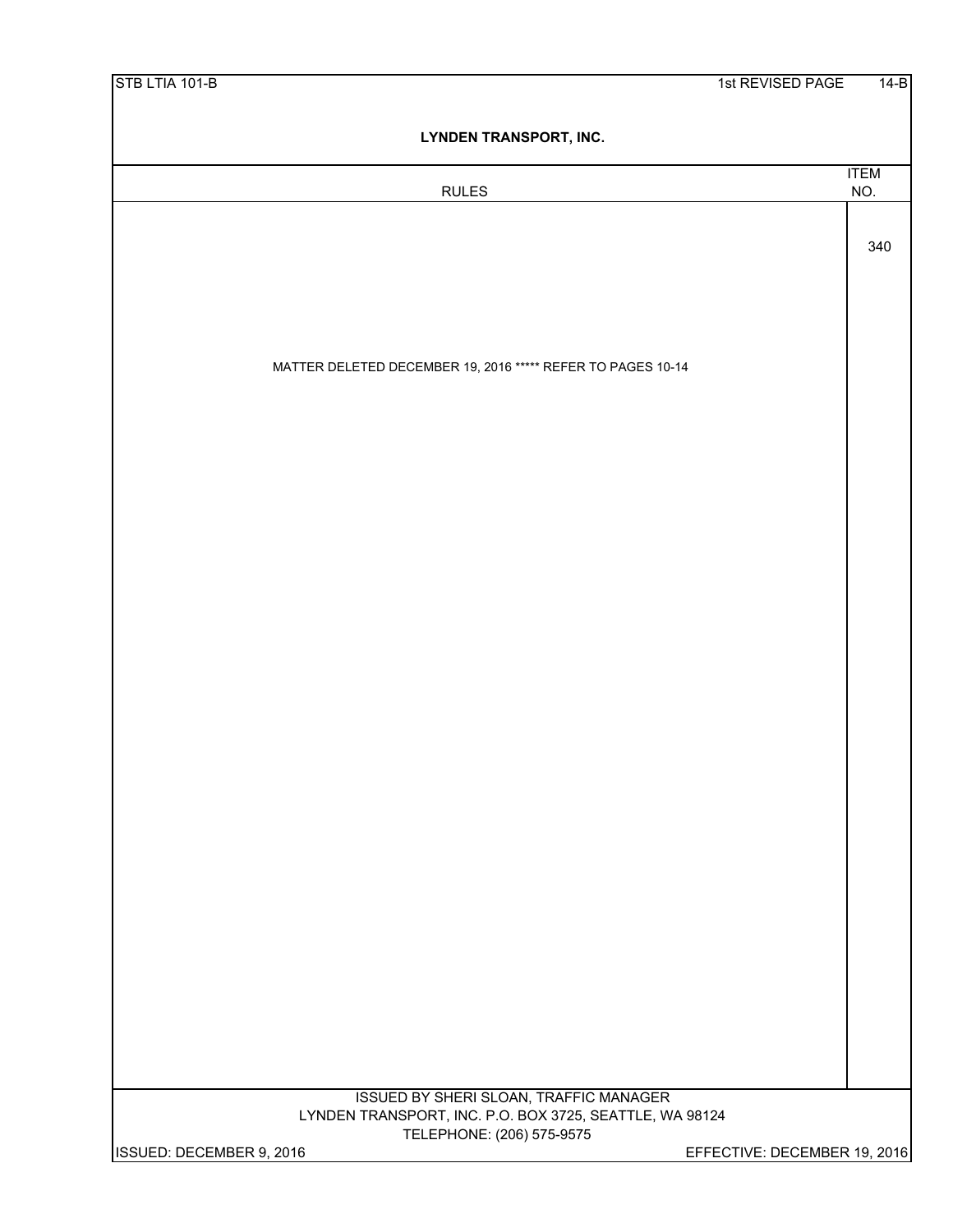**LYNDEN TRANSPORT, INC.**

| RULES | ITEM NO. |
| --- | --- |
| MATTER DELETED DECEMBER 19, 2016 ***** REFER TO PAGES 10-14 | 340 |

ISSUED BY SHERI SLOAN, TRAFFIC MANAGER
LYNDEN TRANSPORT, INC. P.O. BOX 3725, SEATTLE, WA 98124
TELEPHONE: (206) 575-9575

ISSUED: DECEMBER 9, 2016 EFFECTIVE: DECEMBER 19, 2016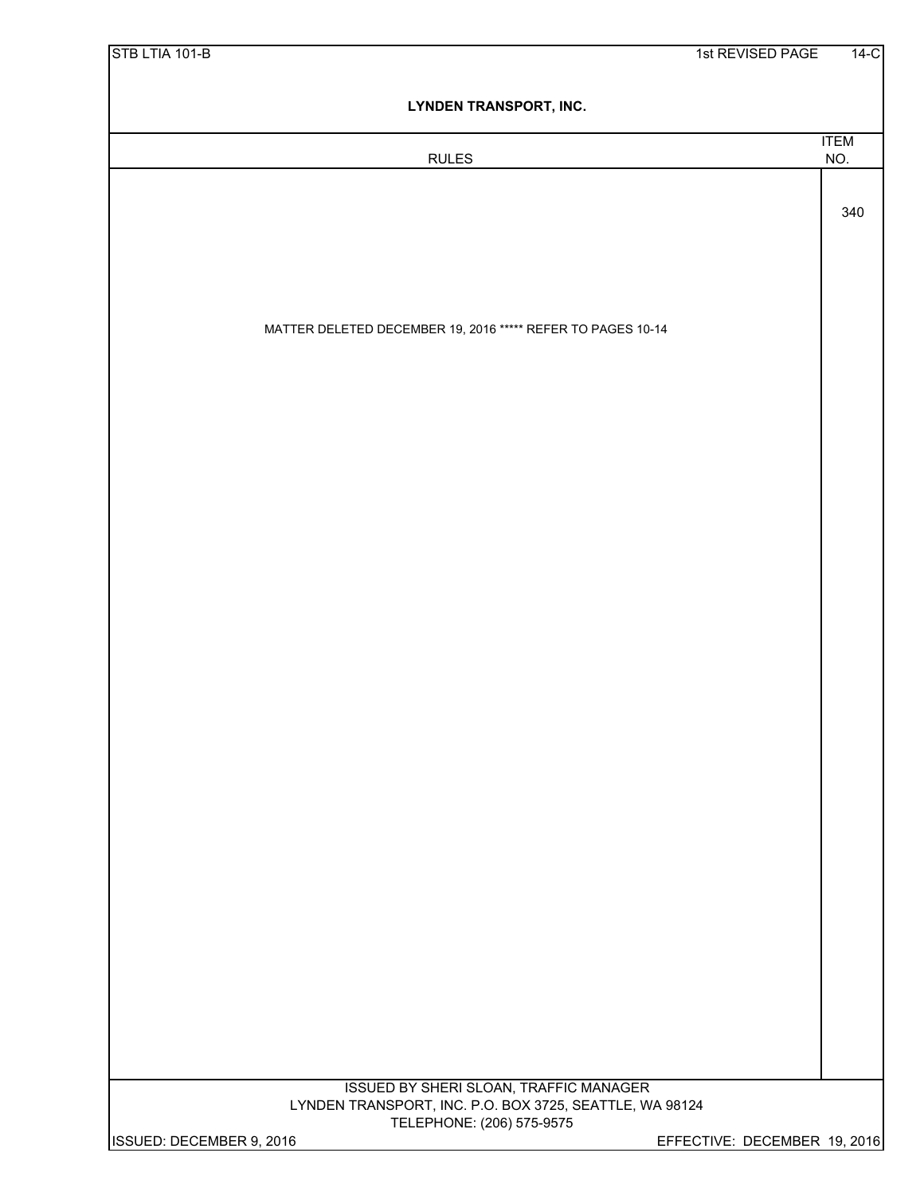**LYNDEN TRANSPORT, INC.**

| RULES | ITEM NO. |
|---|---|
| MATTER DELETED DECEMBER 19, 2016 ***** REFER TO PAGES 10-14 | 340 |

ISSUED BY SHERI SLOAN, TRAFFIC MANAGER
LYNDEN TRANSPORT, INC. P.O. BOX 3725, SEATTLE, WA 98124
TELEPHONE: (206) 575-9575

ISSUED: DECEMBER 9, 2016 EFFECTIVE: DECEMBER 19, 2016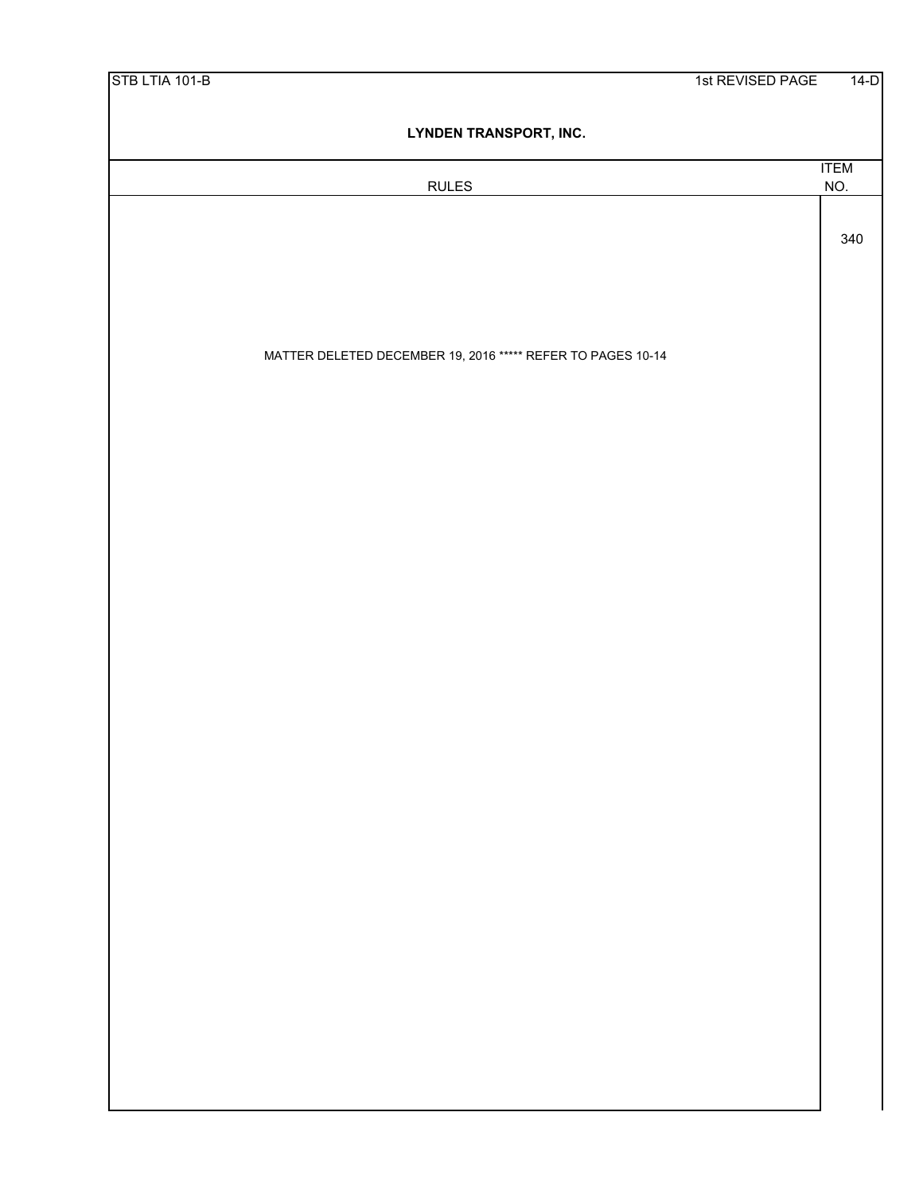## LYNDEN TRANSPORT, INC.

| RULES | ITEM NO. |
|---|---|
| | 340 |
| MATTER DELETED DECEMBER 19, 2016 ***** REFER TO PAGES 10-14 | |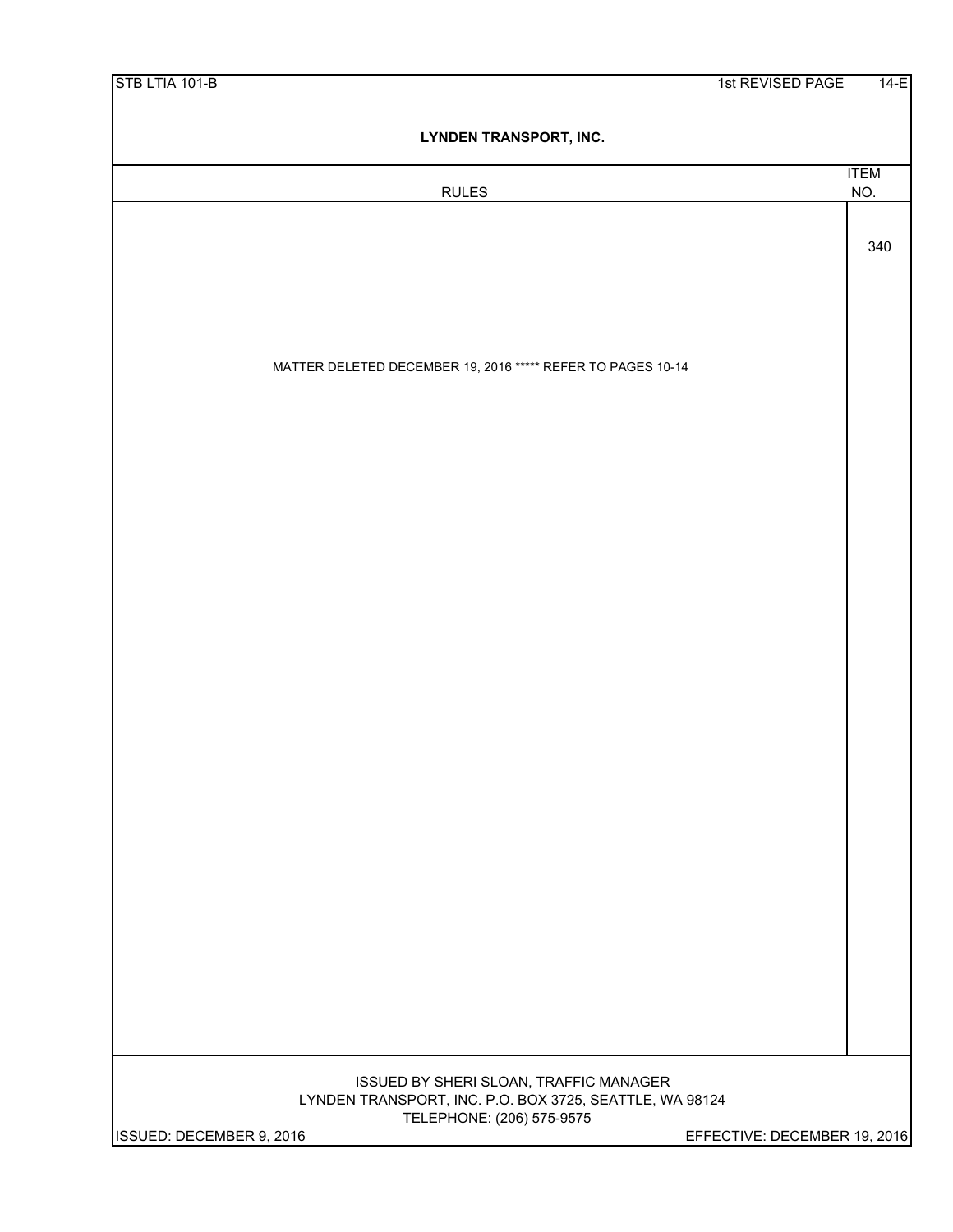**LYNDEN TRANSPORT, INC.**

| RULES | ITEM NO. |
|---|---|
| MATTER DELETED DECEMBER 19, 2016 ***** REFER TO PAGES 10-14 | 340 |

ISSUED BY SHERI SLOAN, TRAFFIC MANAGER
LYNDEN TRANSPORT, INC. P.O. BOX 3725, SEATTLE, WA 98124
TELEPHONE: (206) 575-9575

ISSUED: DECEMBER 9, 2016 EFFECTIVE: DECEMBER 19, 2016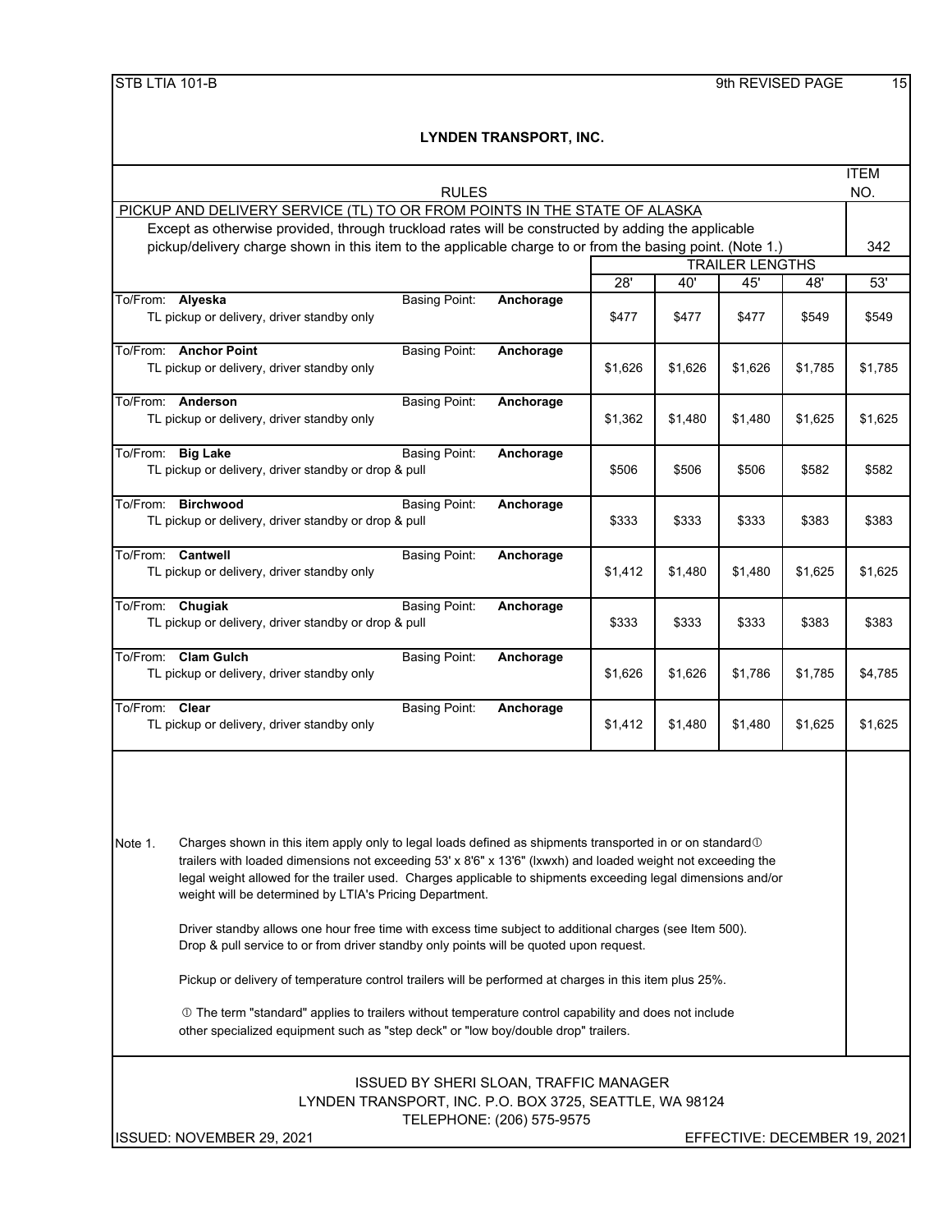**LYNDEN TRANSPORT, INC.**

RULES — ITEM NO. 342

**PICKUP AND DELIVERY SERVICE (TL) TO OR FROM POINTS IN THE STATE OF ALASKA**

Except as otherwise provided, through truckload rates will be constructed by adding the applicable pickup/delivery charge shown in this item to the applicable charge to or from the basing point. (Note 1.)

| To/From | Service | Basing Point | 28' | 40' | 45' | 48' | 53' |
|---|---|---|---|---|---|---|---|
| **Alyeska** | TL pickup or delivery, driver standby only | **Anchorage** | $477 | $477 | $477 | $549 | $549 |
| **Anchor Point** | TL pickup or delivery, driver standby only | **Anchorage** | $1,626 | $1,626 | $1,626 | $1,785 | $1,785 |
| **Anderson** | TL pickup or delivery, driver standby only | **Anchorage** | $1,362 | $1,480 | $1,480 | $1,625 | $1,625 |
| **Big Lake** | TL pickup or delivery, driver standby or drop & pull | **Anchorage** | $506 | $506 | $506 | $582 | $582 |
| **Birchwood** | TL pickup or delivery, driver standby or drop & pull | **Anchorage** | $333 | $333 | $333 | $383 | $383 |
| **Cantwell** | TL pickup or delivery, driver standby only | **Anchorage** | $1,412 | $1,480 | $1,480 | $1,625 | $1,625 |
| **Chugiak** | TL pickup or delivery, driver standby or drop & pull | **Anchorage** | $333 | $333 | $333 | $383 | $383 |
| **Clam Gulch** | TL pickup or delivery, driver standby only | **Anchorage** | $1,626 | $1,626 | $1,786 | $1,785 | $4,785 |
| **Clear** | TL pickup or delivery, driver standby only | **Anchorage** | $1,412 | $1,480 | $1,480 | $1,625 | $1,625 |

Note 1. Charges shown in this item apply only to legal loads defined as shipments transported in or on standard① trailers with loaded dimensions not exceeding 53' x 8'6" x 13'6" (lxwxh) and loaded weight not exceeding the legal weight allowed for the trailer used. Charges applicable to shipments exceeding legal dimensions and/or weight will be determined by LTIA's Pricing Department.

Driver standby allows one hour free time with excess time subject to additional charges (see Item 500). Drop & pull service to or from driver standby only points will be quoted upon request.

Pickup or delivery of temperature control trailers will be performed at charges in this item plus 25%.

① The term "standard" applies to trailers without temperature control capability and does not include other specialized equipment such as "step deck" or "low boy/double drop" trailers.

ISSUED BY SHERI SLOAN, TRAFFIC MANAGER
LYNDEN TRANSPORT, INC. P.O. BOX 3725, SEATTLE, WA 98124
TELEPHONE: (206) 575-9575

ISSUED: NOVEMBER 29, 2021 — EFFECTIVE: DECEMBER 19, 2021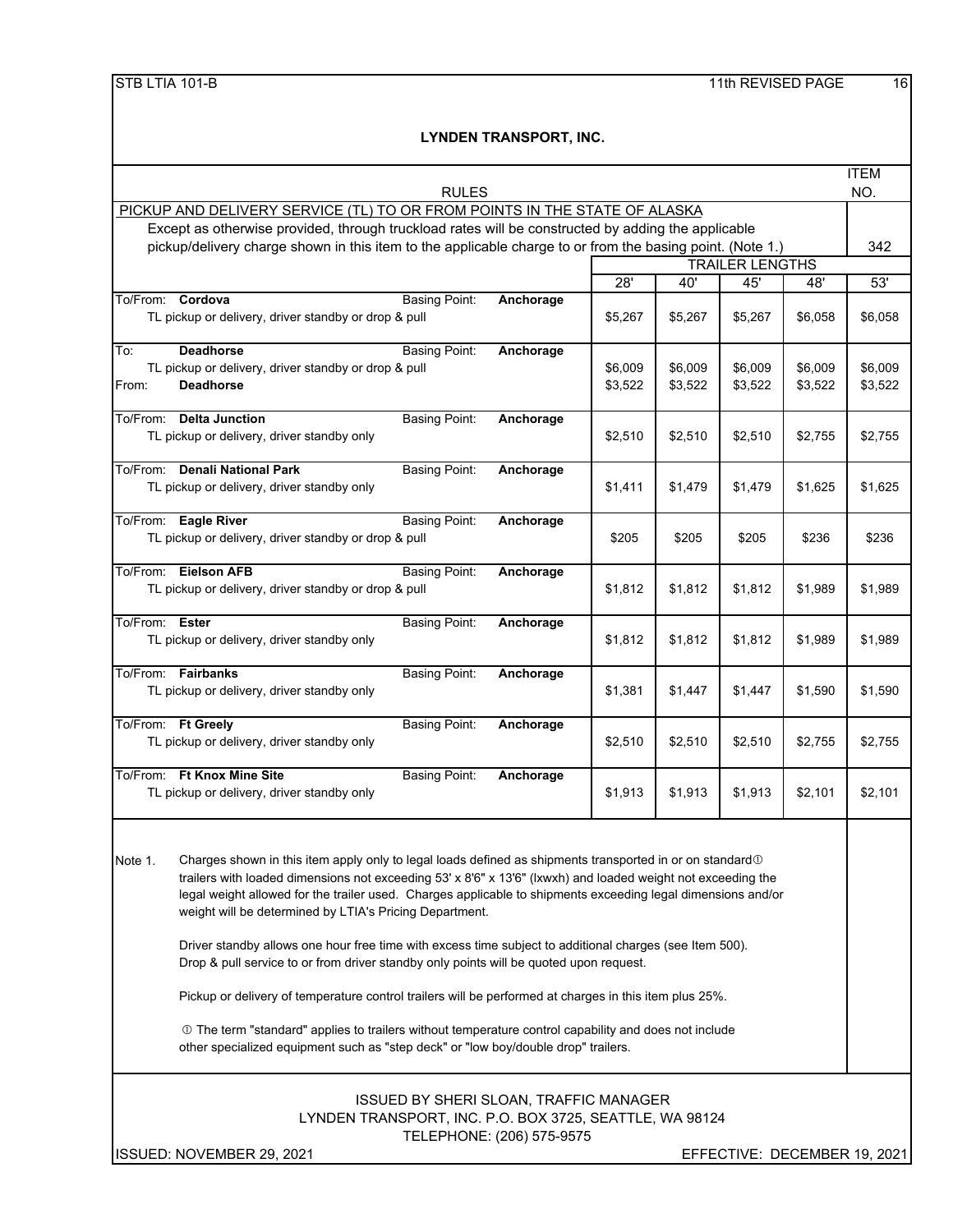# LYNDEN TRANSPORT, INC.

## RULES

ITEM NO. 342

**PICKUP AND DELIVERY SERVICE (TL) TO OR FROM POINTS IN THE STATE OF ALASKA**

Except as otherwise provided, through truckload rates will be constructed by adding the applicable pickup/delivery charge shown in this item to the applicable charge to or from the basing point. (Note 1.)

| Location | Service | Basing Point | 28' | 40' | 45' | 48' | 53' |
|---|---|---|---|---|---|---|---|
| To/From: **Cordova** | TL pickup or delivery, driver standby or drop & pull | **Anchorage** | $5,267 | $5,267 | $5,267 | $6,058 | $6,058 |
| To: **Deadhorse** | TL pickup or delivery, driver standby or drop & pull | **Anchorage** | $6,009 | $6,009 | $6,009 | $6,009 | $6,009 |
| From: **Deadhorse** | | | $3,522 | $3,522 | $3,522 | $3,522 | $3,522 |
| To/From: **Delta Junction** | TL pickup or delivery, driver standby only | **Anchorage** | $2,510 | $2,510 | $2,510 | $2,755 | $2,755 |
| To/From: **Denali National Park** | TL pickup or delivery, driver standby only | **Anchorage** | $1,411 | $1,479 | $1,479 | $1,625 | $1,625 |
| To/From: **Eagle River** | TL pickup or delivery, driver standby or drop & pull | **Anchorage** | $205 | $205 | $205 | $236 | $236 |
| To/From: **Eielson AFB** | TL pickup or delivery, driver standby or drop & pull | **Anchorage** | $1,812 | $1,812 | $1,812 | $1,989 | $1,989 |
| To/From: **Ester** | TL pickup or delivery, driver standby only | **Anchorage** | $1,812 | $1,812 | $1,812 | $1,989 | $1,989 |
| To/From: **Fairbanks** | TL pickup or delivery, driver standby only | **Anchorage** | $1,381 | $1,447 | $1,447 | $1,590 | $1,590 |
| To/From: **Ft Greely** | TL pickup or delivery, driver standby only | **Anchorage** | $2,510 | $2,510 | $2,510 | $2,755 | $2,755 |
| To/From: **Ft Knox Mine Site** | TL pickup or delivery, driver standby only | **Anchorage** | $1,913 | $1,913 | $1,913 | $2,101 | $2,101 |

(Trailer lengths: 28', 40', 45', 48', 53')

Note 1. Charges shown in this item apply only to legal loads defined as shipments transported in or on standard① trailers with loaded dimensions not exceeding 53' x 8'6" x 13'6" (lxwxh) and loaded weight not exceeding the legal weight allowed for the trailer used. Charges applicable to shipments exceeding legal dimensions and/or weight will be determined by LTIA's Pricing Department.

Driver standby allows one hour free time with excess time subject to additional charges (see Item 500). Drop & pull service to or from driver standby only points will be quoted upon request.

Pickup or delivery of temperature control trailers will be performed at charges in this item plus 25%.

① The term "standard" applies to trailers without temperature control capability and does not include other specialized equipment such as "step deck" or "low boy/double drop" trailers.

ISSUED BY SHERI SLOAN, TRAFFIC MANAGER
LYNDEN TRANSPORT, INC. P.O. BOX 3725, SEATTLE, WA 98124
TELEPHONE: (206) 575-9575

ISSUED: NOVEMBER 29, 2021 — EFFECTIVE: DECEMBER 19, 2021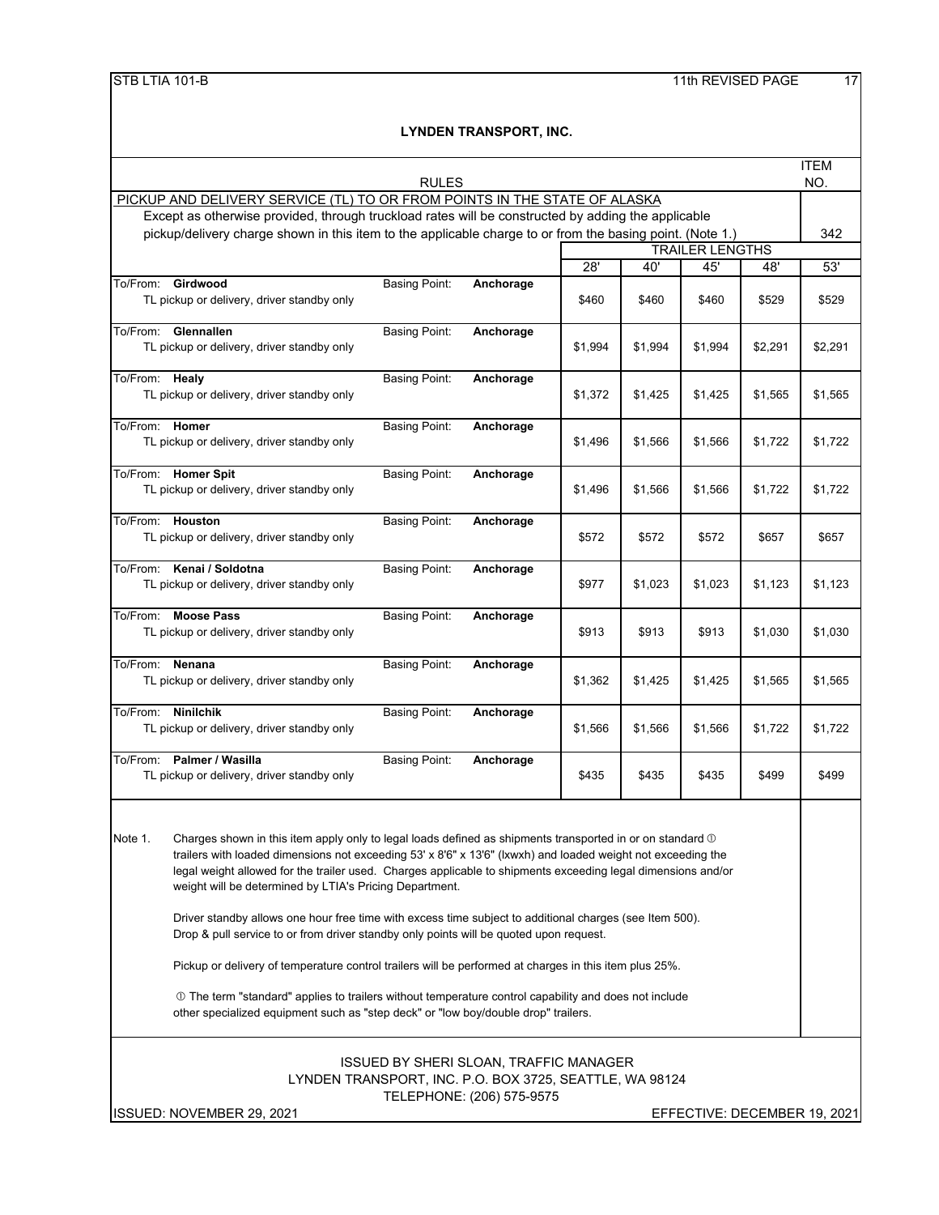# LYNDEN TRANSPORT, INC.

## RULES

ITEM NO. 342

**PICKUP AND DELIVERY SERVICE (TL) TO OR FROM POINTS IN THE STATE OF ALASKA**

Except as otherwise provided, through truckload rates will be constructed by adding the applicable pickup/delivery charge shown in this item to the applicable charge to or from the basing point. (Note 1.)

| | | | TRAILER LENGTHS | | | | |
|---|---|---|---|---|---|---|---|
| | | | 28' | 40' | 45' | 48' | 53' |
| To/From: **Girdwood**<br>TL pickup or delivery, driver standby only | Basing Point: | **Anchorage** | $460 | $460 | $460 | $529 | $529 |
| To/From: **Glennallen**<br>TL pickup or delivery, driver standby only | Basing Point: | **Anchorage** | $1,994 | $1,994 | $1,994 | $2,291 | $2,291 |
| To/From: **Healy**<br>TL pickup or delivery, driver standby only | Basing Point: | **Anchorage** | $1,372 | $1,425 | $1,425 | $1,565 | $1,565 |
| To/From: **Homer**<br>TL pickup or delivery, driver standby only | Basing Point: | **Anchorage** | $1,496 | $1,566 | $1,566 | $1,722 | $1,722 |
| To/From: **Homer Spit**<br>TL pickup or delivery, driver standby only | Basing Point: | **Anchorage** | $1,496 | $1,566 | $1,566 | $1,722 | $1,722 |
| To/From: **Houston**<br>TL pickup or delivery, driver standby only | Basing Point: | **Anchorage** | $572 | $572 | $572 | $657 | $657 |
| To/From: **Kenai / Soldotna**<br>TL pickup or delivery, driver standby only | Basing Point: | **Anchorage** | $977 | $1,023 | $1,023 | $1,123 | $1,123 |
| To/From: **Moose Pass**<br>TL pickup or delivery, driver standby only | Basing Point: | **Anchorage** | $913 | $913 | $913 | $1,030 | $1,030 |
| To/From: **Nenana**<br>TL pickup or delivery, driver standby only | Basing Point: | **Anchorage** | $1,362 | $1,425 | $1,425 | $1,565 | $1,565 |
| To/From: **Ninilchik**<br>TL pickup or delivery, driver standby only | Basing Point: | **Anchorage** | $1,566 | $1,566 | $1,566 | $1,722 | $1,722 |
| To/From: **Palmer / Wasilla**<br>TL pickup or delivery, driver standby only | Basing Point: | **Anchorage** | $435 | $435 | $435 | $499 | $499 |

Note 1. Charges shown in this item apply only to legal loads defined as shipments transported in or on standard ① trailers with loaded dimensions not exceeding 53' x 8'6" x 13'6" (lxwxh) and loaded weight not exceeding the legal weight allowed for the trailer used. Charges applicable to shipments exceeding legal dimensions and/or weight will be determined by LTIA's Pricing Department.

Driver standby allows one hour free time with excess time subject to additional charges (see Item 500). Drop & pull service to or from driver standby only points will be quoted upon request.

Pickup or delivery of temperature control trailers will be performed at charges in this item plus 25%.

① The term "standard" applies to trailers without temperature control capability and does not include other specialized equipment such as "step deck" or "low boy/double drop" trailers.

ISSUED BY SHERI SLOAN, TRAFFIC MANAGER
LYNDEN TRANSPORT, INC. P.O. BOX 3725, SEATTLE, WA 98124
TELEPHONE: (206) 575-9575

ISSUED: NOVEMBER 29, 2021 EFFECTIVE: DECEMBER 19, 2021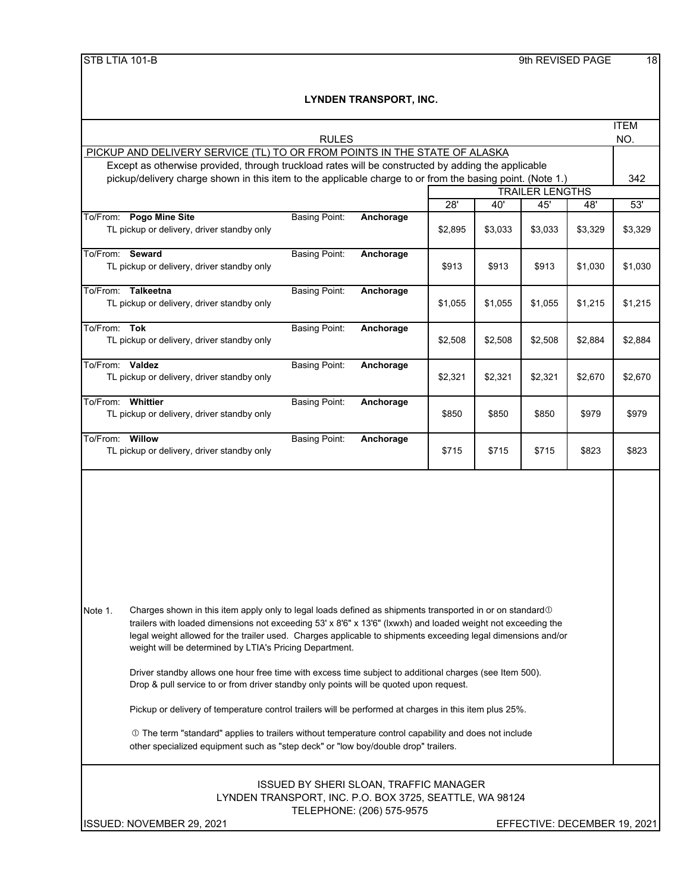**LYNDEN TRANSPORT, INC.**

RULES — ITEM NO. 342

PICKUP AND DELIVERY SERVICE (TL) TO OR FROM POINTS IN THE STATE OF ALASKA

Except as otherwise provided, through truckload rates will be constructed by adding the applicable pickup/delivery charge shown in this item to the applicable charge to or from the basing point. (Note 1.)

| To/From | Service | Basing Point | 28' | 40' | 45' | 48' | 53' |
|---|---|---|---|---|---|---|---|
| | | | TRAILER LENGTHS | | | | |
| **Pogo Mine Site** | TL pickup or delivery, driver standby only | **Anchorage** | $2,895 | $3,033 | $3,033 | $3,329 | $3,329 |
| **Seward** | TL pickup or delivery, driver standby only | **Anchorage** | $913 | $913 | $913 | $1,030 | $1,030 |
| **Talkeetna** | TL pickup or delivery, driver standby only | **Anchorage** | $1,055 | $1,055 | $1,055 | $1,215 | $1,215 |
| **Tok** | TL pickup or delivery, driver standby only | **Anchorage** | $2,508 | $2,508 | $2,508 | $2,884 | $2,884 |
| **Valdez** | TL pickup or delivery, driver standby only | **Anchorage** | $2,321 | $2,321 | $2,321 | $2,670 | $2,670 |
| **Whittier** | TL pickup or delivery, driver standby only | **Anchorage** | $850 | $850 | $850 | $979 | $979 |
| **Willow** | TL pickup or delivery, driver standby only | **Anchorage** | $715 | $715 | $715 | $823 | $823 |

Note 1. Charges shown in this item apply only to legal loads defined as shipments transported in or on standard① trailers with loaded dimensions not exceeding 53' x 8'6" x 13'6" (lxwxh) and loaded weight not exceeding the legal weight allowed for the trailer used. Charges applicable to shipments exceeding legal dimensions and/or weight will be determined by LTIA's Pricing Department.

Driver standby allows one hour free time with excess time subject to additional charges (see Item 500). Drop & pull service to or from driver standby only points will be quoted upon request.

Pickup or delivery of temperature control trailers will be performed at charges in this item plus 25%.

① The term "standard" applies to trailers without temperature control capability and does not include other specialized equipment such as "step deck" or "low boy/double drop" trailers.

ISSUED BY SHERI SLOAN, TRAFFIC MANAGER
LYNDEN TRANSPORT, INC. P.O. BOX 3725, SEATTLE, WA 98124
TELEPHONE: (206) 575-9575

ISSUED: NOVEMBER 29, 2021 — EFFECTIVE: DECEMBER 19, 2021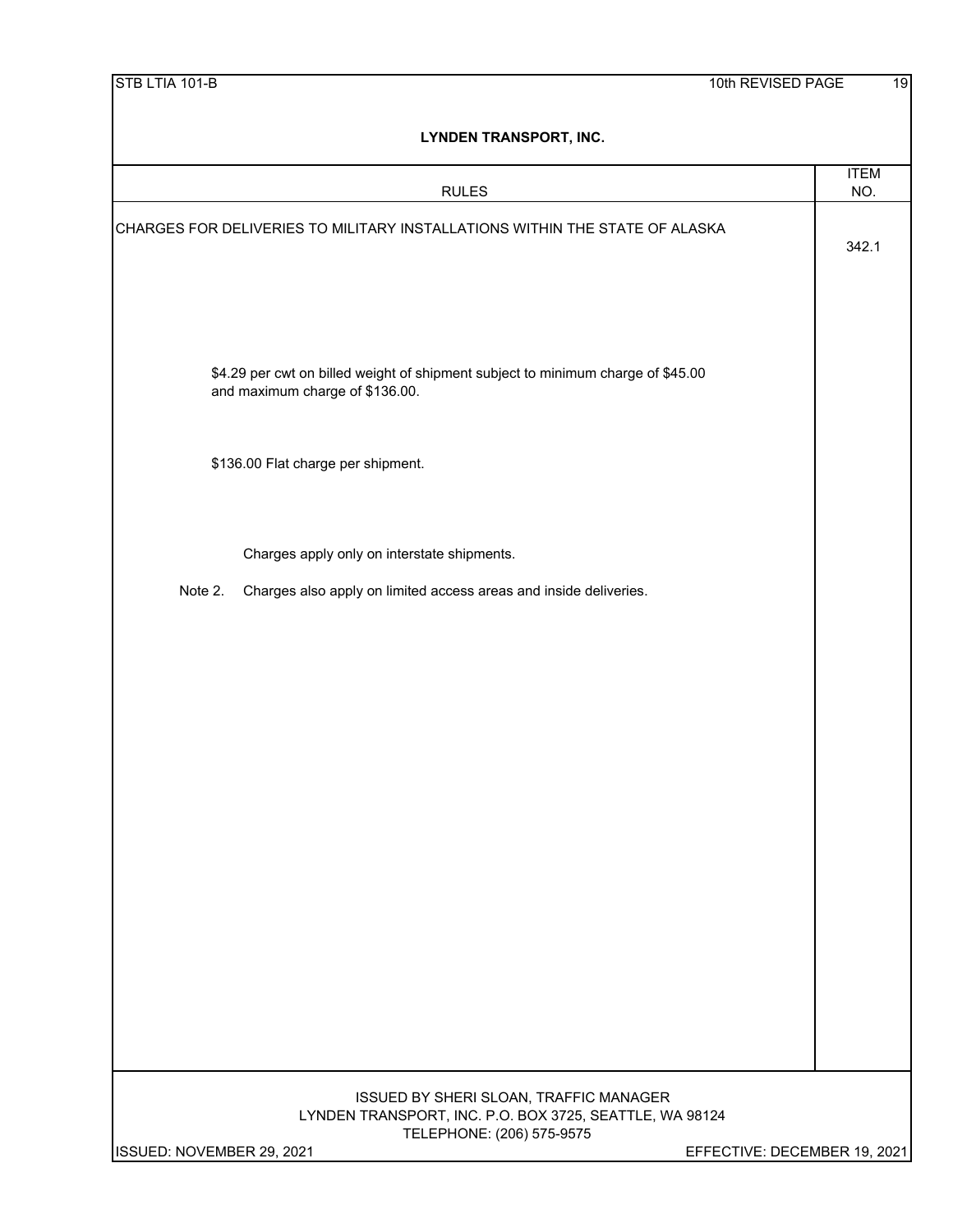# LYNDEN TRANSPORT, INC.

| RULES | ITEM NO. |
|---|---|
| CHARGES FOR DELIVERIES TO MILITARY INSTALLATIONS WITHIN THE STATE OF ALASKA | 342.1 |

$4.29 per cwt on billed weight of shipment subject to minimum charge of $45.00 and maximum charge of $136.00.

$136.00 Flat charge per shipment.

Charges apply only on interstate shipments.

Note 2. Charges also apply on limited access areas and inside deliveries.

ISSUED BY SHERI SLOAN, TRAFFIC MANAGER
LYNDEN TRANSPORT, INC. P.O. BOX 3725, SEATTLE, WA 98124
TELEPHONE: (206) 575-9575

ISSUED: NOVEMBER 29, 2021

EFFECTIVE: DECEMBER 19, 2021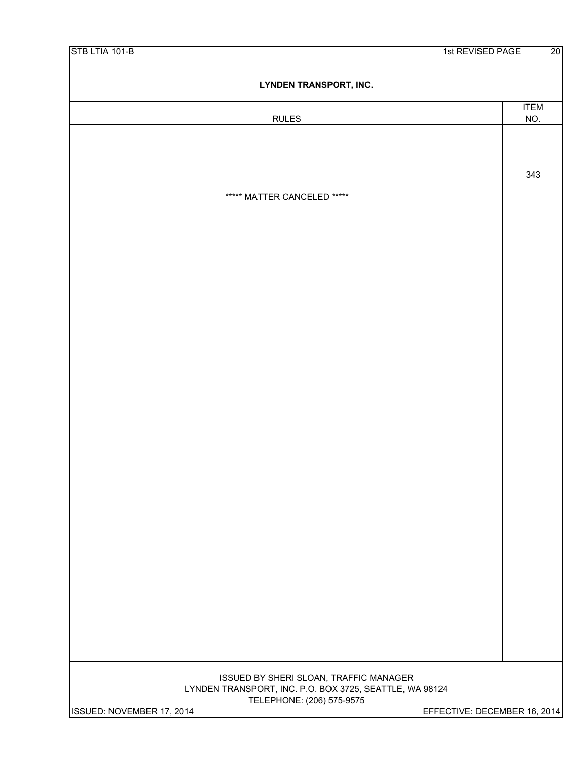## LYNDEN TRANSPORT, INC.

| RULES | ITEM NO. |
|---|---|
| ***** MATTER CANCELED ***** | 343 |

ISSUED BY SHERI SLOAN, TRAFFIC MANAGER
LYNDEN TRANSPORT, INC. P.O. BOX 3725, SEATTLE, WA 98124
TELEPHONE: (206) 575-9575

ISSUED: NOVEMBER 17, 2014 EFFECTIVE: DECEMBER 16, 2014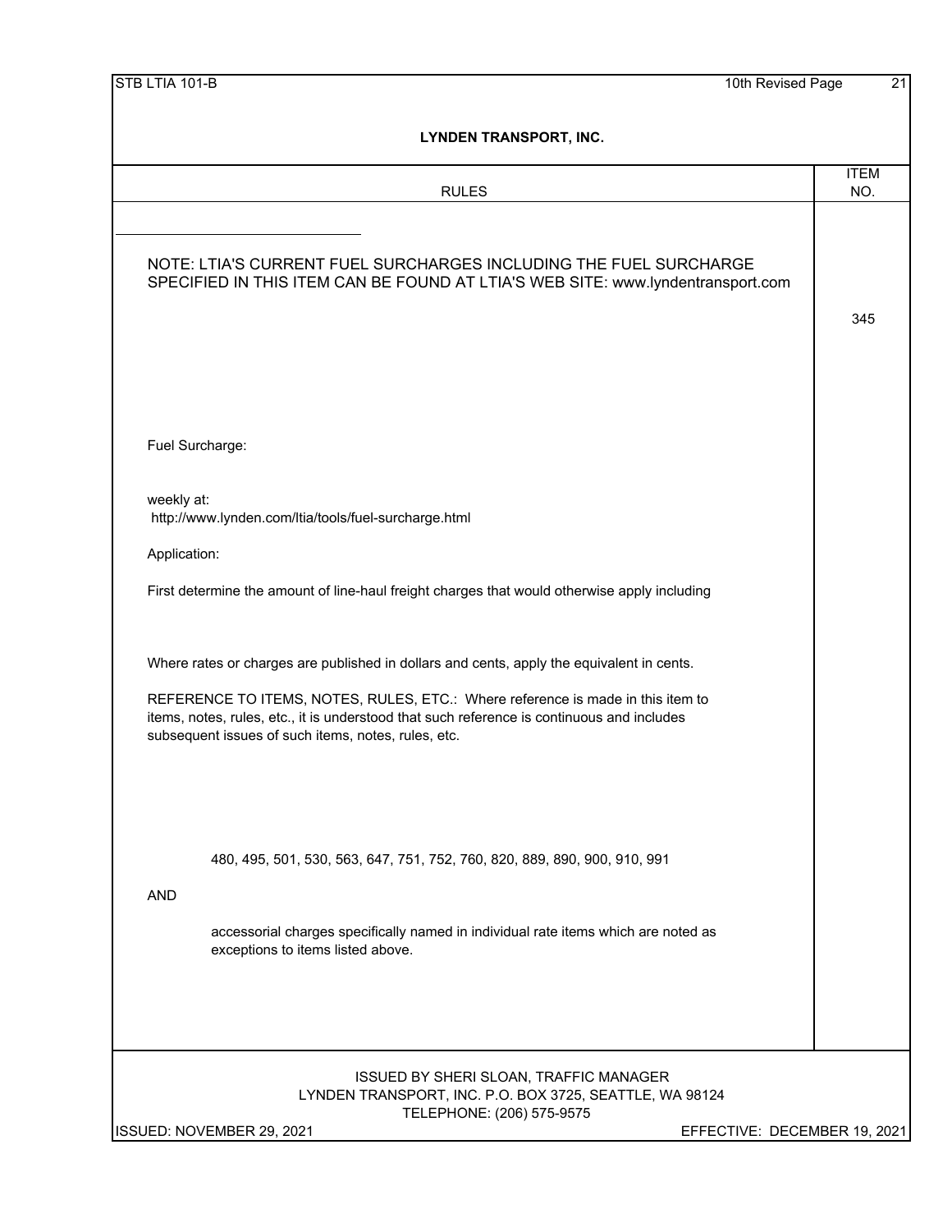**LYNDEN TRANSPORT, INC.**

| RULES | ITEM NO. |
|---|---|
| NOTE: LTIA'S CURRENT FUEL SURCHARGES INCLUDING THE FUEL SURCHARGE SPECIFIED IN THIS ITEM CAN BE FOUND AT LTIA'S WEB SITE: www.lyndentransport.com | 345 |
| Fuel Surcharge: | |
| weekly at:<br>http://www.lynden.com/ltia/tools/fuel-surcharge.html | |
| Application: | |
| First determine the amount of line-haul freight charges that would otherwise apply including | |
| Where rates or charges are published in dollars and cents, apply the equivalent in cents. | |
| REFERENCE TO ITEMS, NOTES, RULES, ETC.: Where reference is made in this item to items, notes, rules, etc., it is understood that such reference is continuous and includes subsequent issues of such items, notes, rules, etc. | |
| 480, 495, 501, 530, 563, 647, 751, 752, 760, 820, 889, 890, 900, 910, 991 | |
| AND | |
| accessorial charges specifically named in individual rate items which are noted as exceptions to items listed above. | |

ISSUED BY SHERI SLOAN, TRAFFIC MANAGER
LYNDEN TRANSPORT, INC. P.O. BOX 3725, SEATTLE, WA 98124
TELEPHONE: (206) 575-9575

ISSUED: NOVEMBER 29, 2021 EFFECTIVE: DECEMBER 19, 2021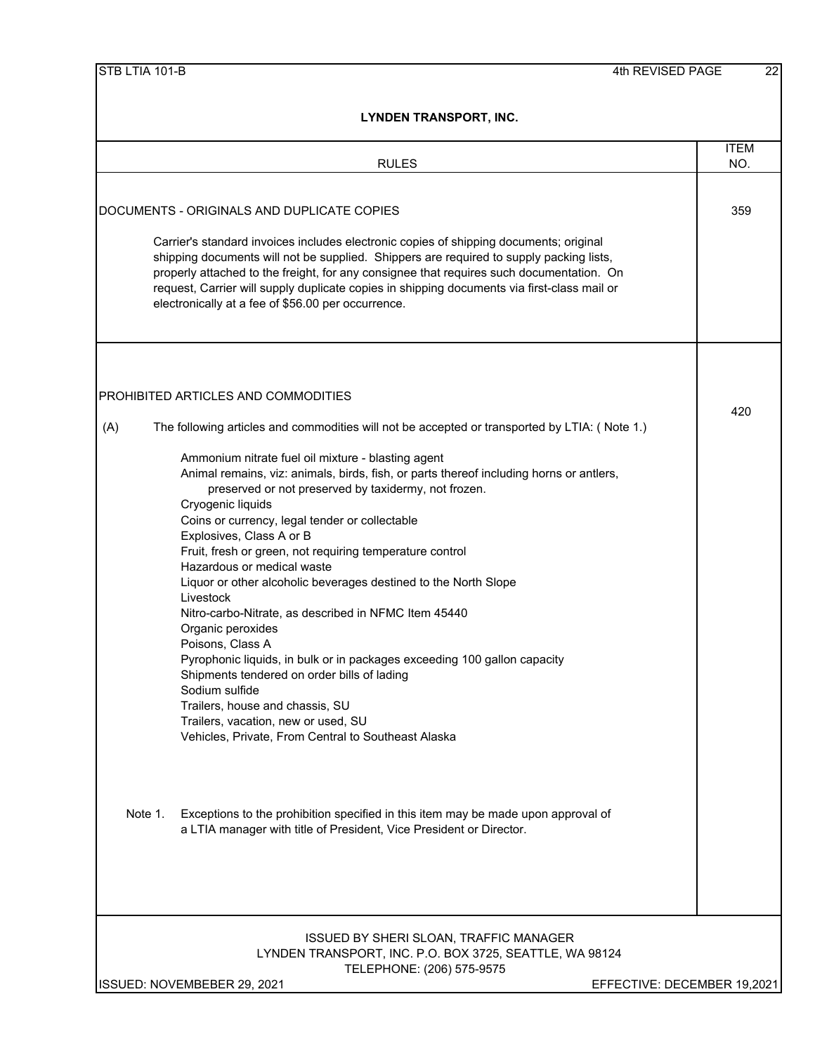# LYNDEN TRANSPORT, INC.

| RULES | ITEM NO. |
|---|---|
| **DOCUMENTS - ORIGINALS AND DUPLICATE COPIES** | 359 |

Carrier's standard invoices includes electronic copies of shipping documents; original shipping documents will not be supplied. Shippers are required to supply packing lists, properly attached to the freight, for any consignee that requires such documentation. On request, Carrier will supply duplicate copies in shipping documents via first-class mail or electronically at a fee of $56.00 per occurrence.

## PROHIBITED ARTICLES AND COMMODITIES — Item 420

(A) The following articles and commodities will not be accepted or transported by LTIA: ( Note 1.)

- Ammonium nitrate fuel oil mixture - blasting agent
- Animal remains, viz: animals, birds, fish, or parts thereof including horns or antlers, preserved or not preserved by taxidermy, not frozen.
- Cryogenic liquids
- Coins or currency, legal tender or collectable
- Explosives, Class A or B
- Fruit, fresh or green, not requiring temperature control
- Hazardous or medical waste
- Liquor or other alcoholic beverages destined to the North Slope
- Livestock
- Nitro-carbo-Nitrate, as described in NFMC Item 45440
- Organic peroxides
- Poisons, Class A
- Pyrophonic liquids, in bulk or in packages exceeding 100 gallon capacity
- Shipments tendered on order bills of lading
- Sodium sulfide
- Trailers, house and chassis, SU
- Trailers, vacation, new or used, SU
- Vehicles, Private, From Central to Southeast Alaska

Note 1. Exceptions to the prohibition specified in this item may be made upon approval of a LTIA manager with title of President, Vice President or Director.

ISSUED BY SHERI SLOAN, TRAFFIC MANAGER
LYNDEN TRANSPORT, INC. P.O. BOX 3725, SEATTLE, WA 98124
TELEPHONE: (206) 575-9575

ISSUED: NOVEMBEBER 29, 2021 — EFFECTIVE: DECEMBER 19,2021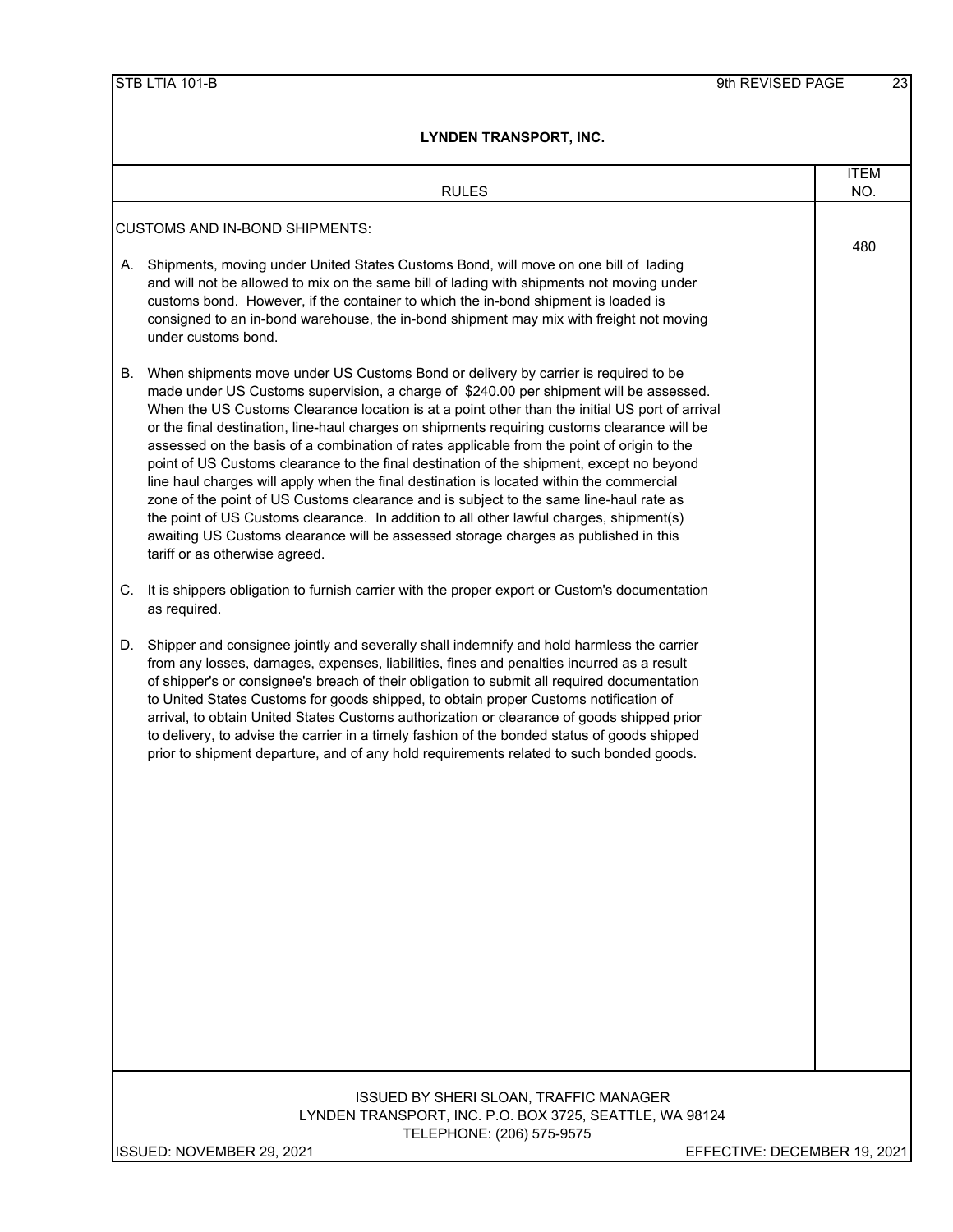# LYNDEN TRANSPORT, INC.

| RULES | ITEM NO. |
|---|---|
| CUSTOMS AND IN-BOND SHIPMENTS: | 480 |

A. Shipments, moving under United States Customs Bond, will move on one bill of lading and will not be allowed to mix on the same bill of lading with shipments not moving under customs bond. However, if the container to which the in-bond shipment is loaded is consigned to an in-bond warehouse, the in-bond shipment may mix with freight not moving under customs bond.

B. When shipments move under US Customs Bond or delivery by carrier is required to be made under US Customs supervision, a charge of $240.00 per shipment will be assessed. When the US Customs Clearance location is at a point other than the initial US port of arrival or the final destination, line-haul charges on shipments requiring customs clearance will be assessed on the basis of a combination of rates applicable from the point of origin to the point of US Customs clearance to the final destination of the shipment, except no beyond line haul charges will apply when the final destination is located within the commercial zone of the point of US Customs clearance and is subject to the same line-haul rate as the point of US Customs clearance. In addition to all other lawful charges, shipment(s) awaiting US Customs clearance will be assessed storage charges as published in this tariff or as otherwise agreed.

C. It is shippers obligation to furnish carrier with the proper export or Custom's documentation as required.

D. Shipper and consignee jointly and severally shall indemnify and hold harmless the carrier from any losses, damages, expenses, liabilities, fines and penalties incurred as a result of shipper's or consignee's breach of their obligation to submit all required documentation to United States Customs for goods shipped, to obtain proper Customs notification of arrival, to obtain United States Customs authorization or clearance of goods shipped prior to delivery, to advise the carrier in a timely fashion of the bonded status of goods shipped prior to shipment departure, and of any hold requirements related to such bonded goods.

ISSUED BY SHERI SLOAN, TRAFFIC MANAGER
LYNDEN TRANSPORT, INC. P.O. BOX 3725, SEATTLE, WA 98124
TELEPHONE: (206) 575-9575

ISSUED: NOVEMBER 29, 2021 — EFFECTIVE: DECEMBER 19, 2021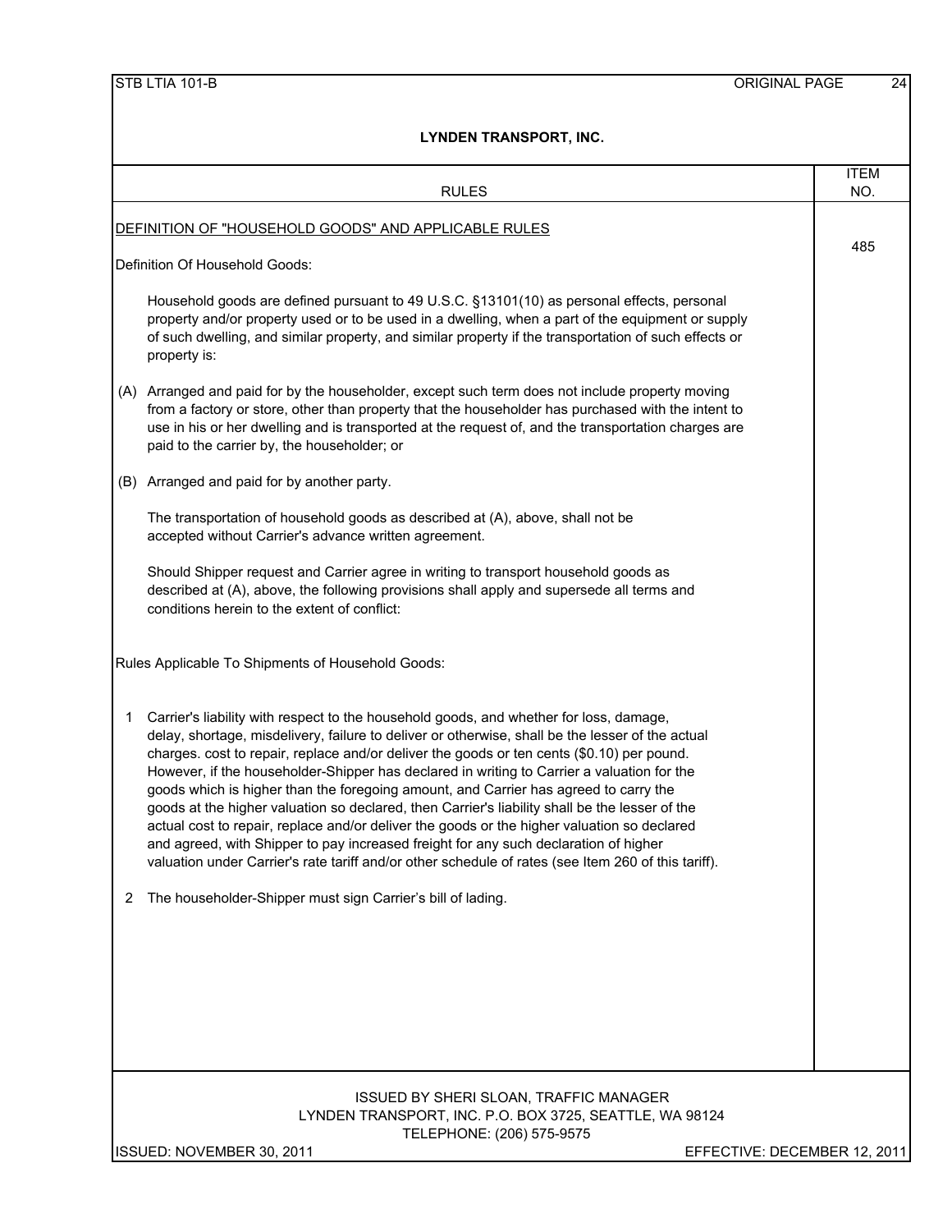**LYNDEN TRANSPORT, INC.**

| RULES | ITEM NO. |
|---|---|

## DEFINITION OF "HOUSEHOLD GOODS" AND APPLICABLE RULES

**Item 485**

Definition Of Household Goods:

Household goods are defined pursuant to 49 U.S.C. §13101(10) as personal effects, personal property and/or property used or to be used in a dwelling, when a part of the equipment or supply of such dwelling, and similar property, and similar property if the transportation of such effects or property is:

(A) Arranged and paid for by the householder, except such term does not include property moving from a factory or store, other than property that the householder has purchased with the intent to use in his or her dwelling and is transported at the request of, and the transportation charges are paid to the carrier by, the householder; or

(B) Arranged and paid for by another party.

The transportation of household goods as described at (A), above, shall not be accepted without Carrier's advance written agreement.

Should Shipper request and Carrier agree in writing to transport household goods as described at (A), above, the following provisions shall apply and supersede all terms and conditions herein to the extent of conflict:

Rules Applicable To Shipments of Household Goods:

1. Carrier's liability with respect to the household goods, and whether for loss, damage, delay, shortage, misdelivery, failure to deliver or otherwise, shall be the lesser of the actual charges. cost to repair, replace and/or deliver the goods or ten cents ($0.10) per pound. However, if the householder-Shipper has declared in writing to Carrier a valuation for the goods which is higher than the foregoing amount, and Carrier has agreed to carry the goods at the higher valuation so declared, then Carrier's liability shall be the lesser of the actual cost to repair, replace and/or deliver the goods or the higher valuation so declared and agreed, with Shipper to pay increased freight for any such declaration of higher valuation under Carrier's rate tariff and/or other schedule of rates (see Item 260 of this tariff).

2. The householder-Shipper must sign Carrier's bill of lading.

ISSUED BY SHERI SLOAN, TRAFFIC MANAGER
LYNDEN TRANSPORT, INC. P.O. BOX 3725, SEATTLE, WA 98124
TELEPHONE: (206) 575-9575

ISSUED: NOVEMBER 30, 2011 — EFFECTIVE: DECEMBER 12, 2011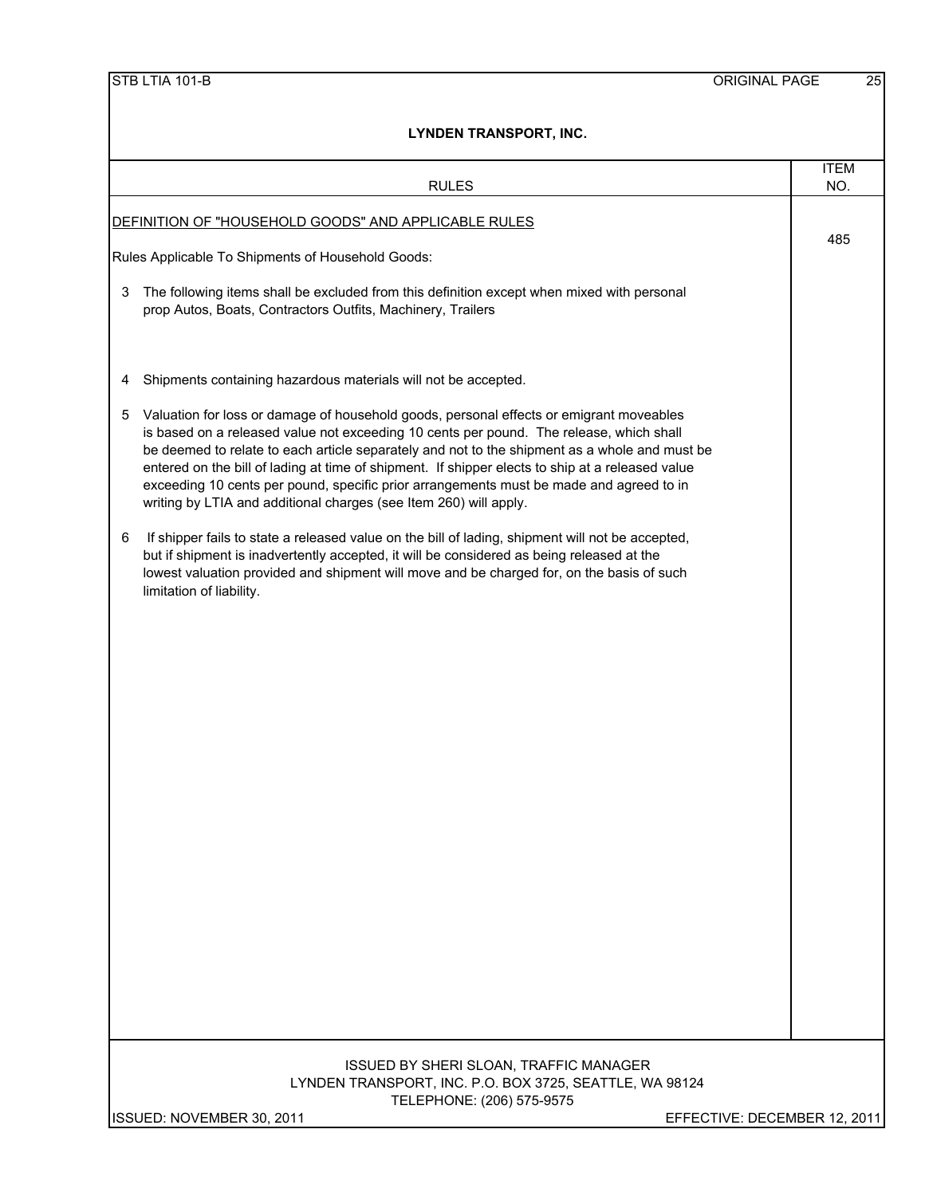## LYNDEN TRANSPORT, INC.

| RULES | ITEM NO. |
|---|---|
| DEFINITION OF "HOUSEHOLD GOODS" AND APPLICABLE RULES | 485 |

Rules Applicable To Shipments of Household Goods:

3 The following items shall be excluded from this definition except when mixed with personal prop Autos, Boats, Contractors Outfits, Machinery, Trailers

4 Shipments containing hazardous materials will not be accepted.

5 Valuation for loss or damage of household goods, personal effects or emigrant moveables is based on a released value not exceeding 10 cents per pound. The release, which shall be deemed to relate to each article separately and not to the shipment as a whole and must be entered on the bill of lading at time of shipment. If shipper elects to ship at a released value exceeding 10 cents per pound, specific prior arrangements must be made and agreed to in writing by LTIA and additional charges (see Item 260) will apply.

6 If shipper fails to state a released value on the bill of lading, shipment will not be accepted, but if shipment is inadvertently accepted, it will be considered as being released at the lowest valuation provided and shipment will move and be charged for, on the basis of such limitation of liability.

ISSUED BY SHERI SLOAN, TRAFFIC MANAGER
LYNDEN TRANSPORT, INC. P.O. BOX 3725, SEATTLE, WA 98124
TELEPHONE: (206) 575-9575

ISSUED: NOVEMBER 30, 2011 EFFECTIVE: DECEMBER 12, 2011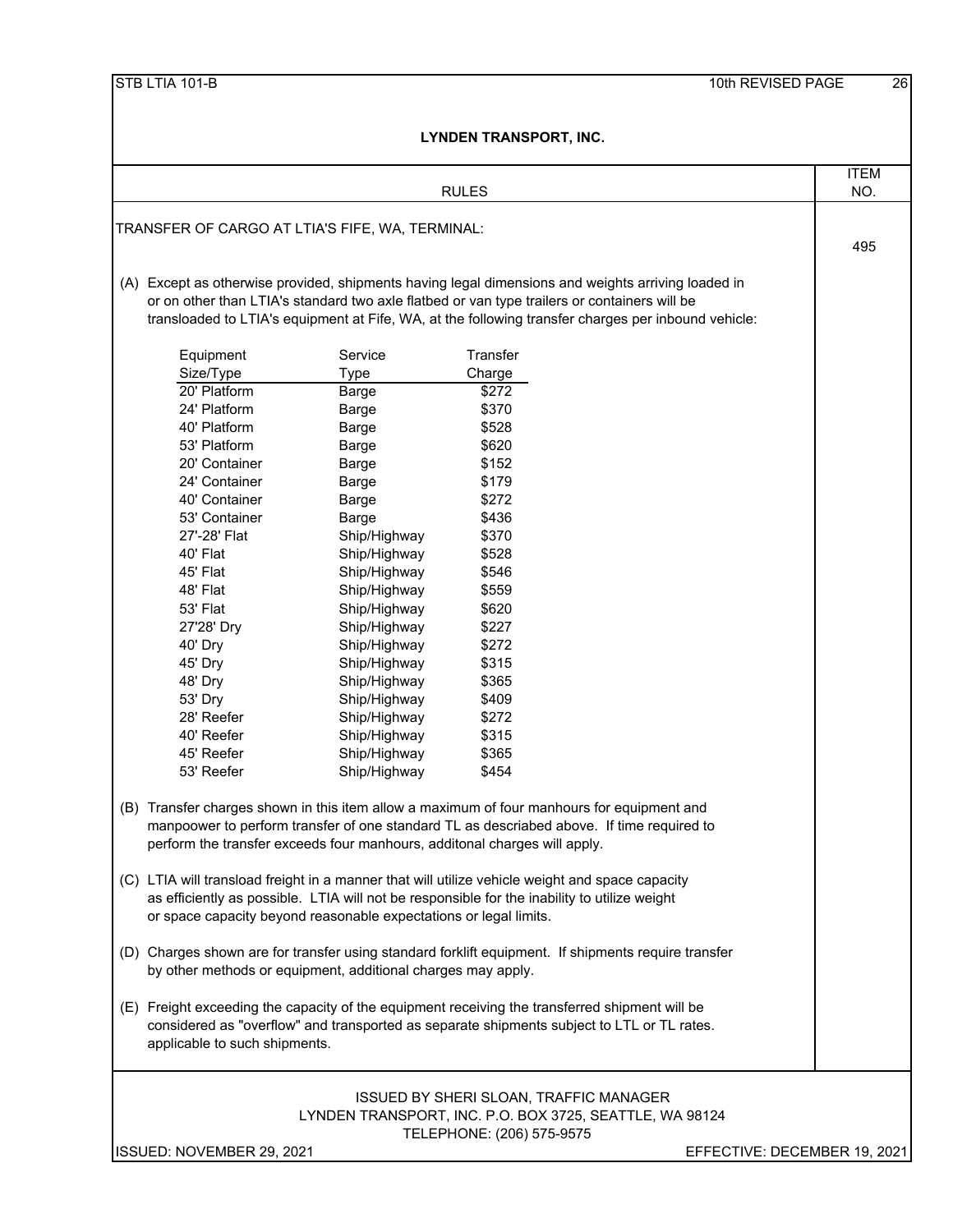# LYNDEN TRANSPORT, INC.

## RULES

**ITEM NO. 495**

TRANSFER OF CARGO AT LTIA'S FIFE, WA, TERMINAL:

(A) Except as otherwise provided, shipments having legal dimensions and weights arriving loaded in or on other than LTIA's standard two axle flatbed or van type trailers or containers will be transloaded to LTIA's equipment at Fife, WA, at the following transfer charges per inbound vehicle:

| Equipment Size/Type | Service Type | Transfer Charge |
|---|---|---|
| 20' Platform | Barge | $272 |
| 24' Platform | Barge | $370 |
| 40' Platform | Barge | $528 |
| 53' Platform | Barge | $620 |
| 20' Container | Barge | $152 |
| 24' Container | Barge | $179 |
| 40' Container | Barge | $272 |
| 53' Container | Barge | $436 |
| 27'-28' Flat | Ship/Highway | $370 |
| 40' Flat | Ship/Highway | $528 |
| 45' Flat | Ship/Highway | $546 |
| 48' Flat | Ship/Highway | $559 |
| 53' Flat | Ship/Highway | $620 |
| 27'28' Dry | Ship/Highway | $227 |
| 40' Dry | Ship/Highway | $272 |
| 45' Dry | Ship/Highway | $315 |
| 48' Dry | Ship/Highway | $365 |
| 53' Dry | Ship/Highway | $409 |
| 28' Reefer | Ship/Highway | $272 |
| 40' Reefer | Ship/Highway | $315 |
| 45' Reefer | Ship/Highway | $365 |
| 53' Reefer | Ship/Highway | $454 |

(B) Transfer charges shown in this item allow a maximum of four manhours for equipment and manpoower to perform transfer of one standard TL as descriabed above. If time required to perform the transfer exceeds four manhours, additonal charges will apply.

(C) LTIA will transload freight in a manner that will utilize vehicle weight and space capacity as efficiently as possible. LTIA will not be responsible for the inability to utilize weight or space capacity beyond reasonable expectations or legal limits.

(D) Charges shown are for transfer using standard forklift equipment. If shipments require transfer by other methods or equipment, additional charges may apply.

(E) Freight exceeding the capacity of the equipment receiving the transferred shipment will be considered as "overflow" and transported as separate shipments subject to LTL or TL rates. applicable to such shipments.

ISSUED BY SHERI SLOAN, TRAFFIC MANAGER
LYNDEN TRANSPORT, INC. P.O. BOX 3725, SEATTLE, WA 98124
TELEPHONE: (206) 575-9575

ISSUED: NOVEMBER 29, 2021 EFFECTIVE: DECEMBER 19, 2021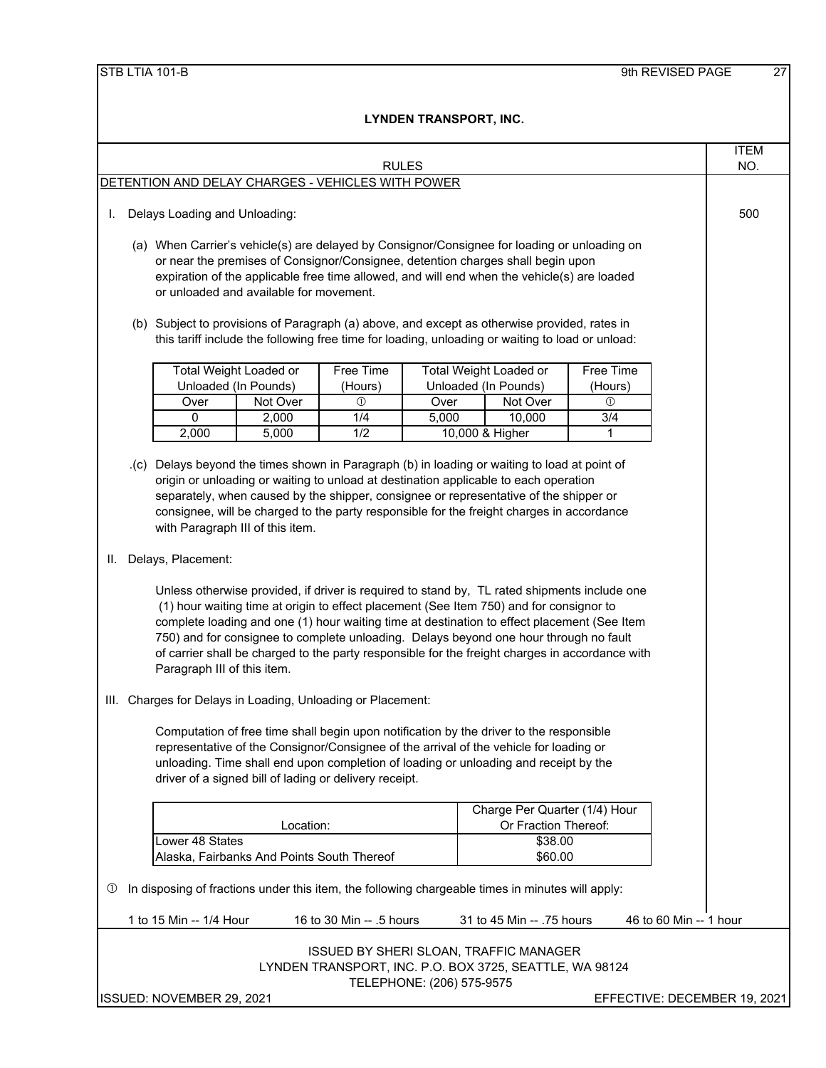**LYNDEN TRANSPORT, INC.**

RULES — ITEM NO. 500

## DETENTION AND DELAY CHARGES - VEHICLES WITH POWER

I. Delays Loading and Unloading:

(a) When Carrier's vehicle(s) are delayed by Consignor/Consignee for loading or unloading on or near the premises of Consignor/Consignee, detention charges shall begin upon expiration of the applicable free time allowed, and will end when the vehicle(s) are loaded or unloaded and available for movement.

(b) Subject to provisions of Paragraph (a) above, and except as otherwise provided, rates in this tariff include the following free time for loading, unloading or waiting to load or unload:

| Total Weight Loaded or Unloaded (In Pounds) | | Free Time (Hours) | Total Weight Loaded or Unloaded (In Pounds) | | Free Time (Hours) |
|---|---|---|---|---|---|
| Over | Not Over | ① | Over | Not Over | ① |
| 0 | 2,000 | 1/4 | 5,000 | 10,000 | 3/4 |
| 2,000 | 5,000 | 1/2 | 10,000 & Higher | | 1 |

.(c) Delays beyond the times shown in Paragraph (b) in loading or waiting to load at point of origin or unloading or waiting to unload at destination applicable to each operation separately, when caused by the shipper, consignee or representative of the shipper or consignee, will be charged to the party responsible for the freight charges in accordance with Paragraph III of this item.

II. Delays, Placement:

Unless otherwise provided, if driver is required to stand by, TL rated shipments include one (1) hour waiting time at origin to effect placement (See Item 750) and for consignor to complete loading and one (1) hour waiting time at destination to effect placement (See Item 750) and for consignee to complete unloading. Delays beyond one hour through no fault of carrier shall be charged to the party responsible for the freight charges in accordance with Paragraph III of this item.

III. Charges for Delays in Loading, Unloading or Placement:

Computation of free time shall begin upon notification by the driver to the responsible representative of the Consignor/Consignee of the arrival of the vehicle for loading or unloading. Time shall end upon completion of loading or unloading and receipt by the driver of a signed bill of lading or delivery receipt.

| Location: | Charge Per Quarter (1/4) Hour Or Fraction Thereof: |
|---|---|
| Lower 48 States | $38.00 |
| Alaska, Fairbanks And Points South Thereof | $60.00 |

① In disposing of fractions under this item, the following chargeable times in minutes will apply:

1 to 15 Min -- 1/4 Hour    16 to 30 Min -- .5 hours    31 to 45 Min -- .75 hours    46 to 60 Min -- 1 hour

ISSUED BY SHERI SLOAN, TRAFFIC MANAGER
LYNDEN TRANSPORT, INC. P.O. BOX 3725, SEATTLE, WA 98124
TELEPHONE: (206) 575-9575

ISSUED: NOVEMBER 29, 2021    EFFECTIVE: DECEMBER 19, 2021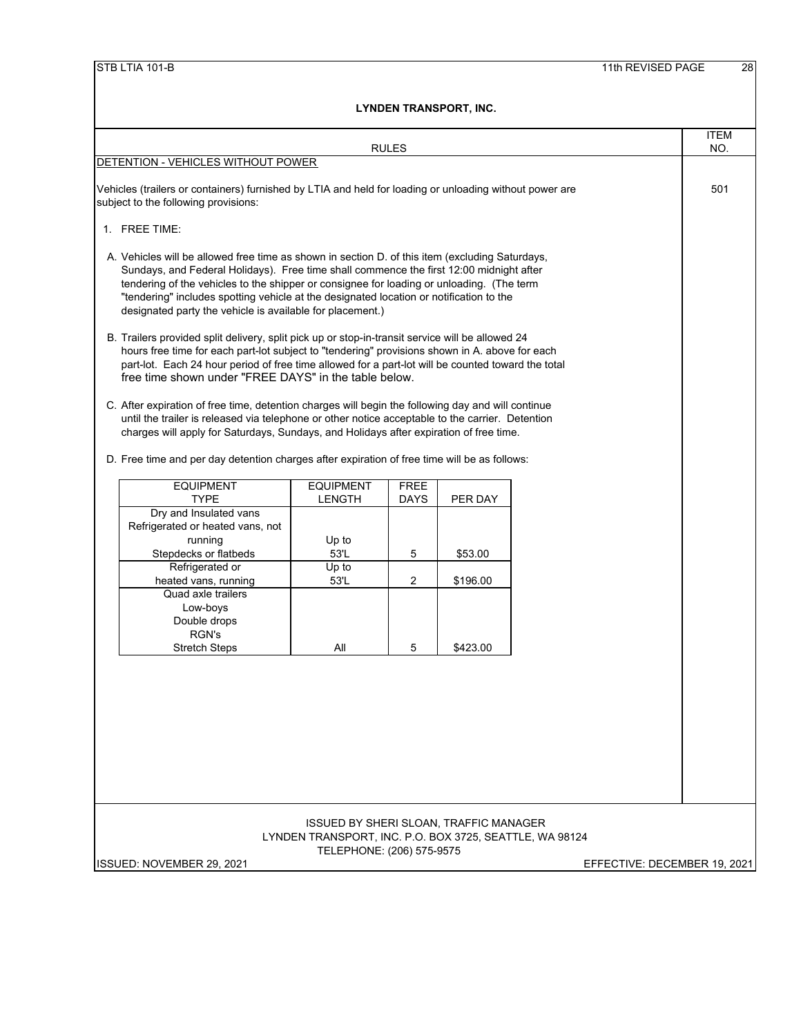## LYNDEN TRANSPORT, INC.

**RULES** — ITEM NO. 501

DETENTION - VEHICLES WITHOUT POWER

Vehicles (trailers or containers) furnished by LTIA and held for loading or unloading without power are subject to the following provisions:

1. FREE TIME:

A. Vehicles will be allowed free time as shown in section D. of this item (excluding Saturdays, Sundays, and Federal Holidays). Free time shall commence the first 12:00 midnight after tendering of the vehicles to the shipper or consignee for loading or unloading. (The term "tendering" includes spotting vehicle at the designated location or notification to the designated party the vehicle is available for placement.)

B. Trailers provided split delivery, split pick up or stop-in-transit service will be allowed 24 hours free time for each part-lot subject to "tendering" provisions shown in A. above for each part-lot. Each 24 hour period of free time allowed for a part-lot will be counted toward the total free time shown under "FREE DAYS" in the table below.

C. After expiration of free time, detention charges will begin the following day and will continue until the trailer is released via telephone or other notice acceptable to the carrier. Detention charges will apply for Saturdays, Sundays, and Holidays after expiration of free time.

D. Free time and per day detention charges after expiration of free time will be as follows:

| EQUIPMENT TYPE | EQUIPMENT LENGTH | FREE DAYS | PER DAY |
|---|---|---|---|
| Dry and Insulated vans<br>Refrigerated or heated vans, not running<br>Stepdecks or flatbeds | Up to 53'L | 5 | $53.00 |
| Refrigerated or heated vans, running | Up to 53'L | 2 | $196.00 |
| Quad axle trailers<br>Low-boys<br>Double drops<br>RGN's<br>Stretch Steps | All | 5 | $423.00 |

ISSUED BY SHERI SLOAN, TRAFFIC MANAGER
LYNDEN TRANSPORT, INC. P.O. BOX 3725, SEATTLE, WA 98124
TELEPHONE: (206) 575-9575

ISSUED: NOVEMBER 29, 2021 — EFFECTIVE: DECEMBER 19, 2021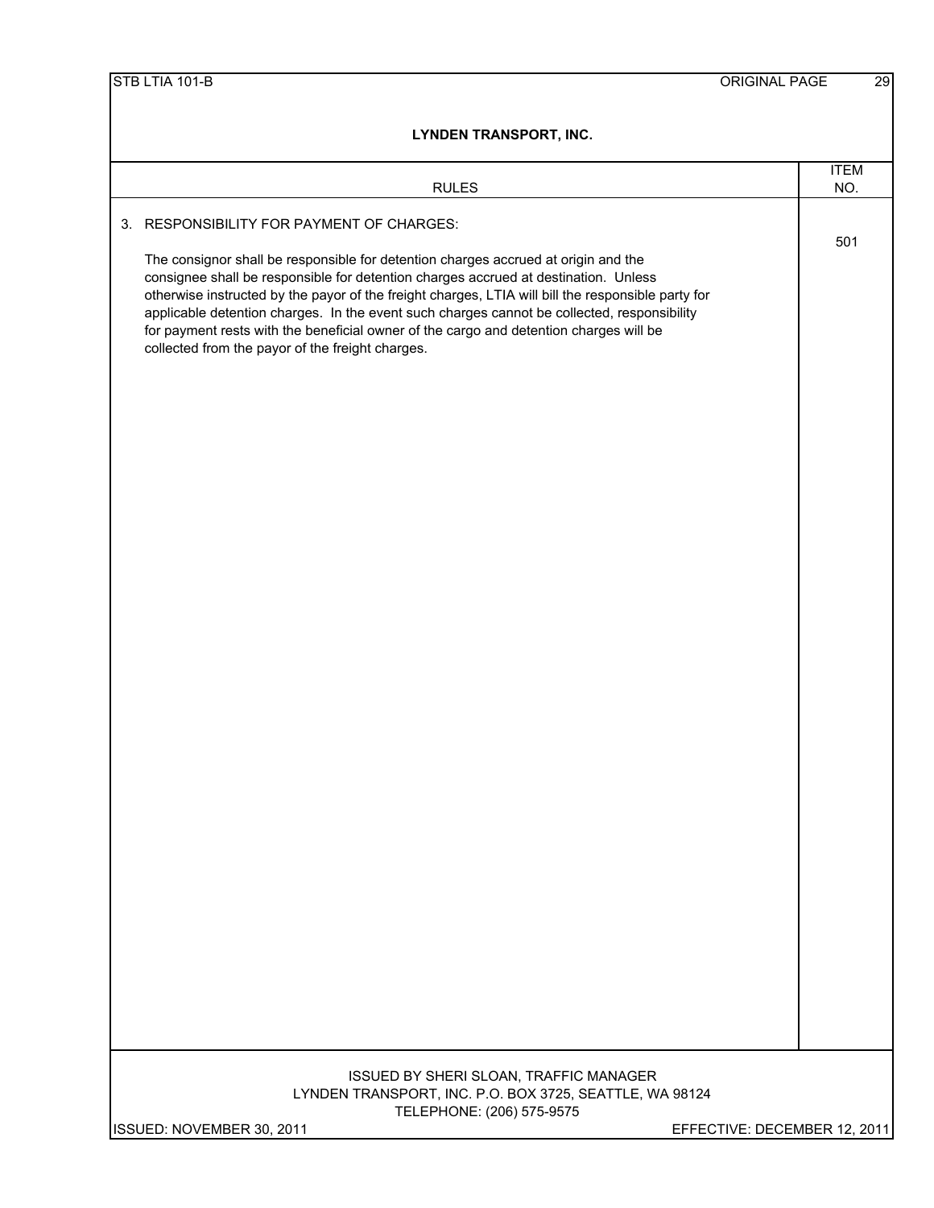**LYNDEN TRANSPORT, INC.**

| RULES | ITEM NO. |
|---|---|
| 3. RESPONSIBILITY FOR PAYMENT OF CHARGES:<br><br>The consignor shall be responsible for detention charges accrued at origin and the consignee shall be responsible for detention charges accrued at destination. Unless otherwise instructed by the payor of the freight charges, LTIA will bill the responsible party for applicable detention charges. In the event such charges cannot be collected, responsibility for payment rests with the beneficial owner of the cargo and detention charges will be collected from the payor of the freight charges. | 501 |

ISSUED BY SHERI SLOAN, TRAFFIC MANAGER
LYNDEN TRANSPORT, INC. P.O. BOX 3725, SEATTLE, WA 98124
TELEPHONE: (206) 575-9575

ISSUED: NOVEMBER 30, 2011 EFFECTIVE: DECEMBER 12, 2011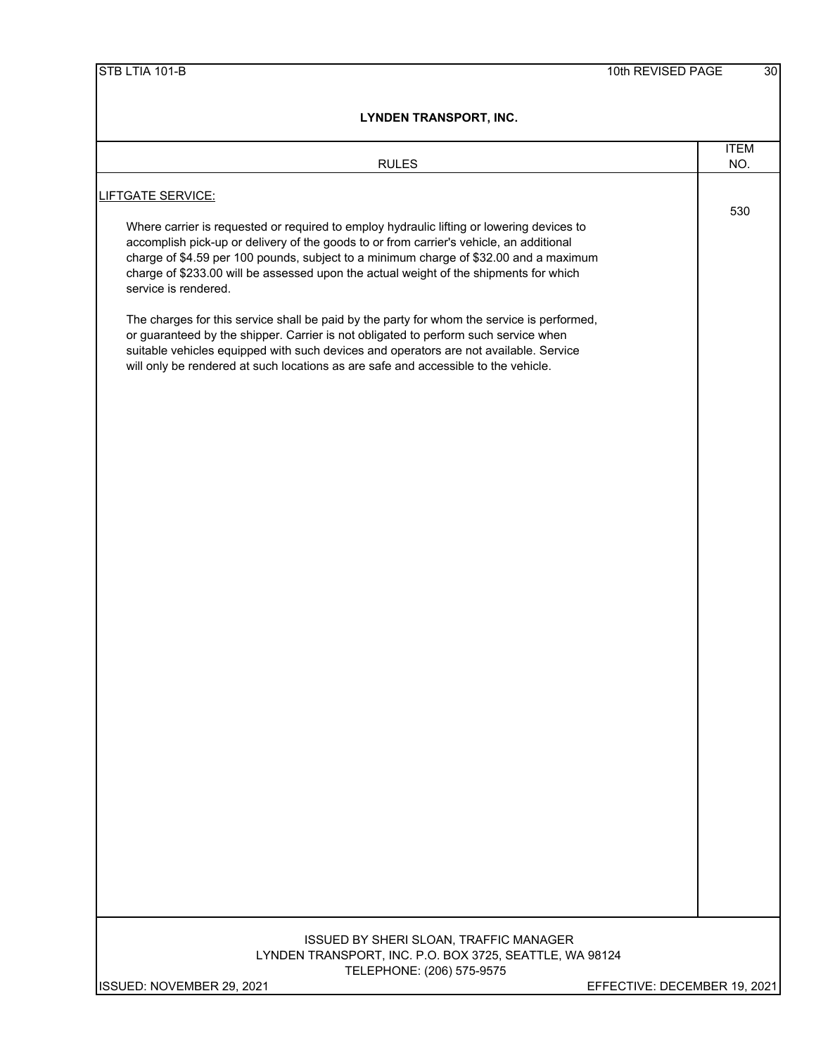**LYNDEN TRANSPORT, INC.**

| RULES | ITEM NO. |
|---|---|
| LIFTGATE SERVICE: | 530 |

LIFTGATE SERVICE:

Where carrier is requested or required to employ hydraulic lifting or lowering devices to accomplish pick-up or delivery of the goods to or from carrier's vehicle, an additional charge of $4.59 per 100 pounds, subject to a minimum charge of $32.00 and a maximum charge of $233.00 will be assessed upon the actual weight of the shipments for which service is rendered.

The charges for this service shall be paid by the party for whom the service is performed, or guaranteed by the shipper. Carrier is not obligated to perform such service when suitable vehicles equipped with such devices and operators are not available. Service will only be rendered at such locations as are safe and accessible to the vehicle.

ISSUED BY SHERI SLOAN, TRAFFIC MANAGER
LYNDEN TRANSPORT, INC. P.O. BOX 3725, SEATTLE, WA 98124
TELEPHONE: (206) 575-9575

ISSUED: NOVEMBER 29, 2021 EFFECTIVE: DECEMBER 19, 2021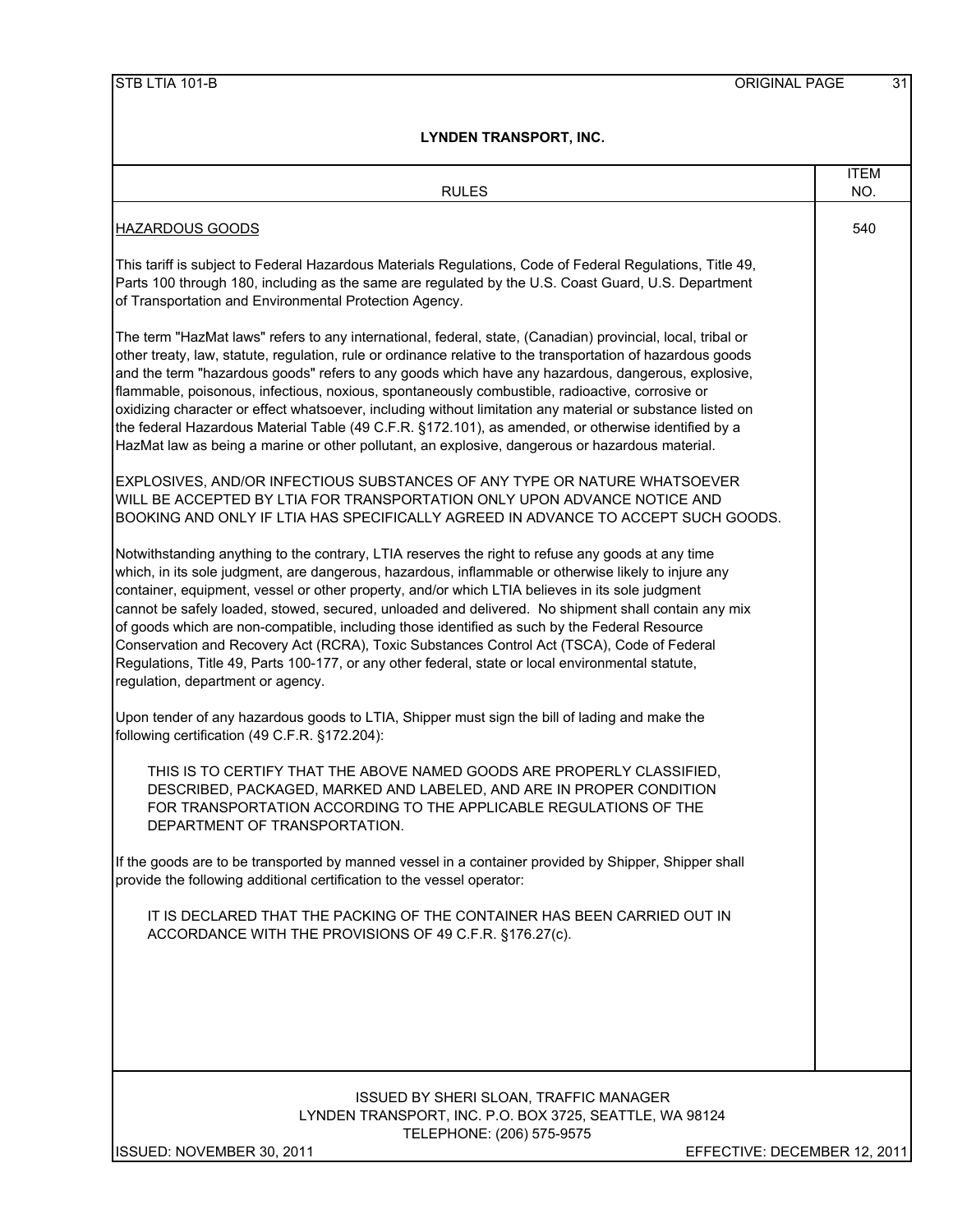# LYNDEN TRANSPORT, INC.

| RULES | ITEM NO. |
|---|---|
| HAZARDOUS GOODS | 540 |

## HAZARDOUS GOODS

This tariff is subject to Federal Hazardous Materials Regulations, Code of Federal Regulations, Title 49, Parts 100 through 180, including as the same are regulated by the U.S. Coast Guard, U.S. Department of Transportation and Environmental Protection Agency.

The term "HazMat laws" refers to any international, federal, state, (Canadian) provincial, local, tribal or other treaty, law, statute, regulation, rule or ordinance relative to the transportation of hazardous goods and the term "hazardous goods" refers to any goods which have any hazardous, dangerous, explosive, flammable, poisonous, infectious, noxious, spontaneously combustible, radioactive, corrosive or oxidizing character or effect whatsoever, including without limitation any material or substance listed on the federal Hazardous Material Table (49 C.F.R. §172.101), as amended, or otherwise identified by a HazMat law as being a marine or other pollutant, an explosive, dangerous or hazardous material.

EXPLOSIVES, AND/OR INFECTIOUS SUBSTANCES OF ANY TYPE OR NATURE WHATSOEVER WILL BE ACCEPTED BY LTIA FOR TRANSPORTATION ONLY UPON ADVANCE NOTICE AND BOOKING AND ONLY IF LTIA HAS SPECIFICALLY AGREED IN ADVANCE TO ACCEPT SUCH GOODS.

Notwithstanding anything to the contrary, LTIA reserves the right to refuse any goods at any time which, in its sole judgment, are dangerous, hazardous, inflammable or otherwise likely to injure any container, equipment, vessel or other property, and/or which LTIA believes in its sole judgment cannot be safely loaded, stowed, secured, unloaded and delivered. No shipment shall contain any mix of goods which are non-compatible, including those identified as such by the Federal Resource Conservation and Recovery Act (RCRA), Toxic Substances Control Act (TSCA), Code of Federal Regulations, Title 49, Parts 100-177, or any other federal, state or local environmental statute, regulation, department or agency.

Upon tender of any hazardous goods to LTIA, Shipper must sign the bill of lading and make the following certification (49 C.F.R. §172.204):

> THIS IS TO CERTIFY THAT THE ABOVE NAMED GOODS ARE PROPERLY CLASSIFIED, DESCRIBED, PACKAGED, MARKED AND LABELED, AND ARE IN PROPER CONDITION FOR TRANSPORTATION ACCORDING TO THE APPLICABLE REGULATIONS OF THE DEPARTMENT OF TRANSPORTATION.

If the goods are to be transported by manned vessel in a container provided by Shipper, Shipper shall provide the following additional certification to the vessel operator:

> IT IS DECLARED THAT THE PACKING OF THE CONTAINER HAS BEEN CARRIED OUT IN ACCORDANCE WITH THE PROVISIONS OF 49 C.F.R. §176.27(c).

ISSUED BY SHERI SLOAN, TRAFFIC MANAGER
LYNDEN TRANSPORT, INC. P.O. BOX 3725, SEATTLE, WA 98124
TELEPHONE: (206) 575-9575

ISSUED: NOVEMBER 30, 2011 EFFECTIVE: DECEMBER 12, 2011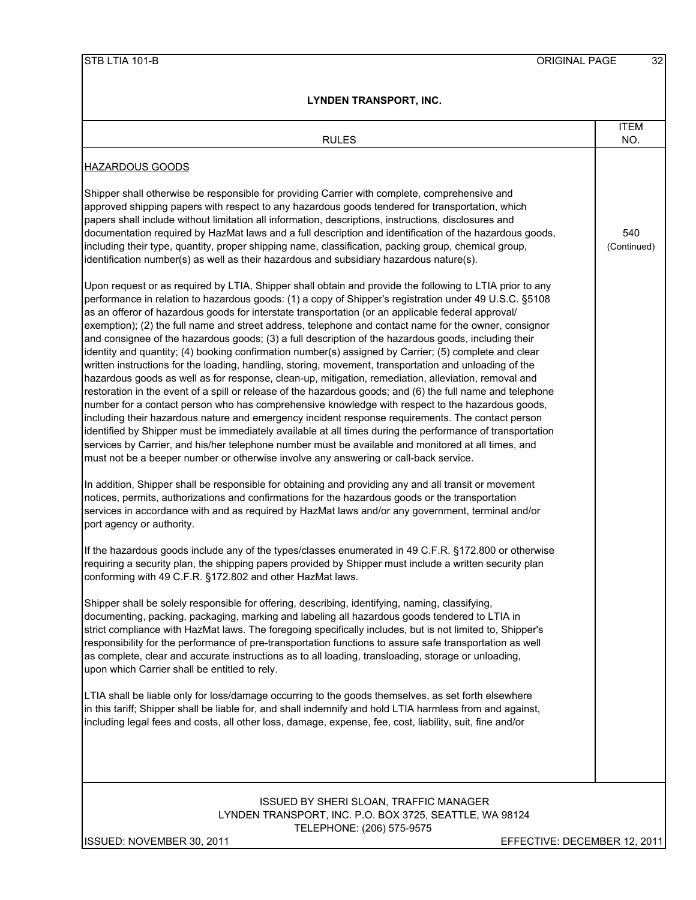## LYNDEN TRANSPORT, INC.

| RULES | ITEM NO. |
|---|---|
| **HAZARDOUS GOODS** | 540 (Continued) |

Shipper shall otherwise be responsible for providing Carrier with complete, comprehensive and approved shipping papers with respect to any hazardous goods tendered for transportation, which papers shall include without limitation all information, descriptions, instructions, disclosures and documentation required by HazMat laws and a full description and identification of the hazardous goods, including their type, quantity, proper shipping name, classification, packing group, chemical group, identification number(s) as well as their hazardous and subsidiary hazardous nature(s).

Upon request or as required by LTIA, Shipper shall obtain and provide the following to LTIA prior to any performance in relation to hazardous goods: (1) a copy of Shipper's registration under 49 U.S.C. §5108 as an offeror of hazardous goods for interstate transportation (or an applicable federal approval/ exemption); (2) the full name and street address, telephone and contact name for the owner, consignor and consignee of the hazardous goods; (3) a full description of the hazardous goods, including their identity and quantity; (4) booking confirmation number(s) assigned by Carrier; (5) complete and clear written instructions for the loading, handling, storing, movement, transportation and unloading of the hazardous goods as well as for response, clean-up, mitigation, remediation, alleviation, removal and restoration in the event of a spill or release of the hazardous goods; and (6) the full name and telephone number for a contact person who has comprehensive knowledge with respect to the hazardous goods, including their hazardous nature and emergency incident response requirements. The contact person identified by Shipper must be immediately available at all times during the performance of transportation services by Carrier, and his/her telephone number must be available and monitored at all times, and must not be a beeper number or otherwise involve any answering or call-back service.

In addition, Shipper shall be responsible for obtaining and providing any and all transit or movement notices, permits, authorizations and confirmations for the hazardous goods or the transportation services in accordance with and as required by HazMat laws and/or any government, terminal and/or port agency or authority.

If the hazardous goods include any of the types/classes enumerated in 49 C.F.R. §172.800 or otherwise requiring a security plan, the shipping papers provided by Shipper must include a written security plan conforming with 49 C.F.R. §172.802 and other HazMat laws.

Shipper shall be solely responsible for offering, describing, identifying, naming, classifying, documenting, packing, packaging, marking and labeling all hazardous goods tendered to LTIA in strict compliance with HazMat laws. The foregoing specifically includes, but is not limited to, Shipper's responsibility for the performance of pre-transportation functions to assure safe transportation as well as complete, clear and accurate instructions as to all loading, transloading, storage or unloading, upon which Carrier shall be entitled to rely.

LTIA shall be liable only for loss/damage occurring to the goods themselves, as set forth elsewhere in this tariff; Shipper shall be liable for, and shall indemnify and hold LTIA harmless from and against, including legal fees and costs, all other loss, damage, expense, fee, cost, liability, suit, fine and/or

ISSUED BY SHERI SLOAN, TRAFFIC MANAGER
LYNDEN TRANSPORT, INC. P.O. BOX 3725, SEATTLE, WA 98124
TELEPHONE: (206) 575-9575

ISSUED: NOVEMBER 30, 2011 EFFECTIVE: DECEMBER 12, 2011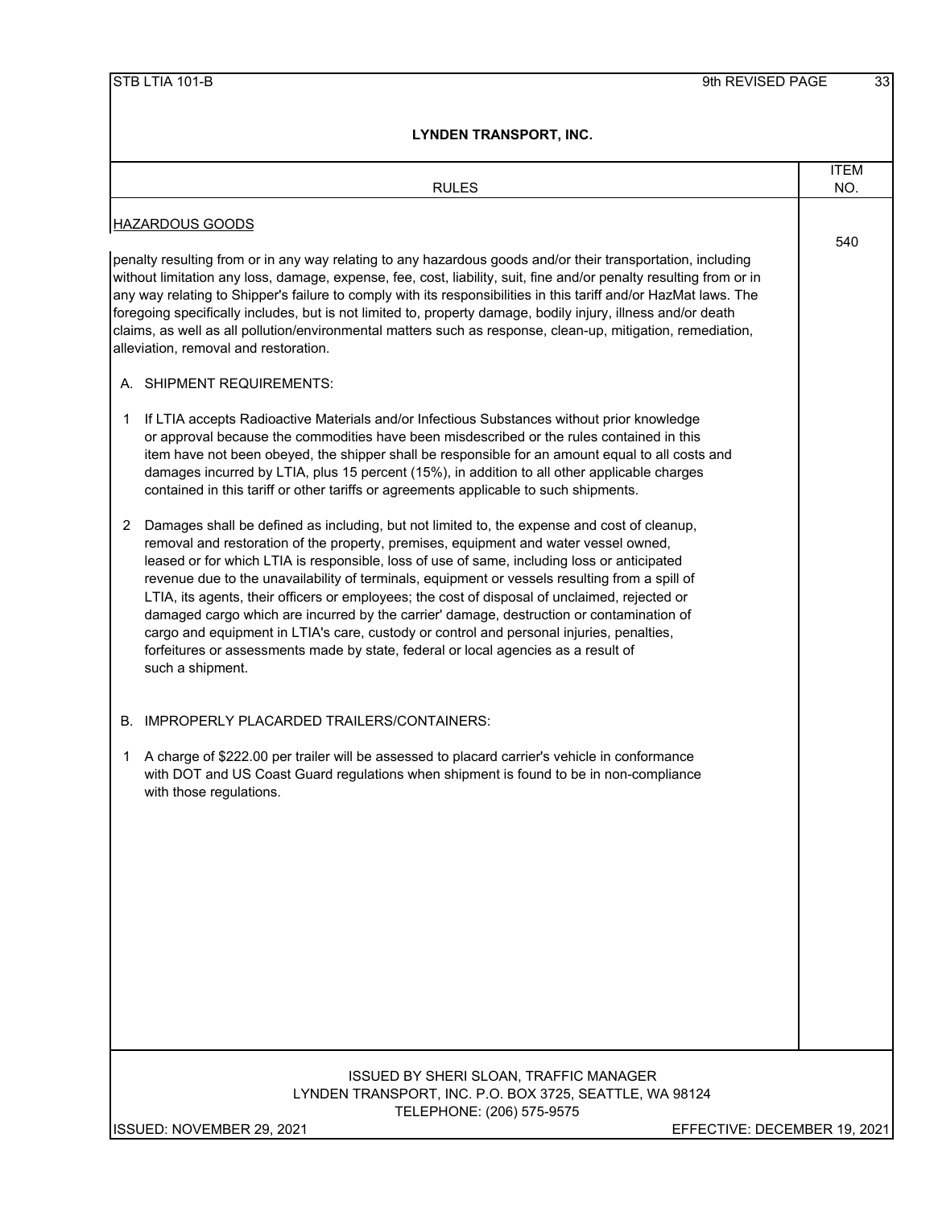## LYNDEN TRANSPORT, INC.

| RULES | ITEM NO. |
|---|---|
| HAZARDOUS GOODS | 540 |

penalty resulting from or in any way relating to any hazardous goods and/or their transportation, including without limitation any loss, damage, expense, fee, cost, liability, suit, fine and/or penalty resulting from or in any way relating to Shipper's failure to comply with its responsibilities in this tariff and/or HazMat laws. The foregoing specifically includes, but is not limited to, property damage, bodily injury, illness and/or death claims, as well as all pollution/environmental matters such as response, clean-up, mitigation, remediation, alleviation, removal and restoration.

A. SHIPMENT REQUIREMENTS:

1. If LTIA accepts Radioactive Materials and/or Infectious Substances without prior knowledge or approval because the commodities have been misdescribed or the rules contained in this item have not been obeyed, the shipper shall be responsible for an amount equal to all costs and damages incurred by LTIA, plus 15 percent (15%), in addition to all other applicable charges contained in this tariff or other tariffs or agreements applicable to such shipments.

2. Damages shall be defined as including, but not limited to, the expense and cost of cleanup, removal and restoration of the property, premises, equipment and water vessel owned, leased or for which LTIA is responsible, loss of use of same, including loss or anticipated revenue due to the unavailability of terminals, equipment or vessels resulting from a spill of LTIA, its agents, their officers or employees; the cost of disposal of unclaimed, rejected or damaged cargo which are incurred by the carrier' damage, destruction or contamination of cargo and equipment in LTIA's care, custody or control and personal injuries, penalties, forfeitures or assessments made by state, federal or local agencies as a result of such a shipment.

B. IMPROPERLY PLACARDED TRAILERS/CONTAINERS:

1. A charge of $222.00 per trailer will be assessed to placard carrier's vehicle in conformance with DOT and US Coast Guard regulations when shipment is found to be in non-compliance with those regulations.

ISSUED BY SHERI SLOAN, TRAFFIC MANAGER
LYNDEN TRANSPORT, INC. P.O. BOX 3725, SEATTLE, WA 98124
TELEPHONE: (206) 575-9575

ISSUED: NOVEMBER 29, 2021 — EFFECTIVE: DECEMBER 19, 2021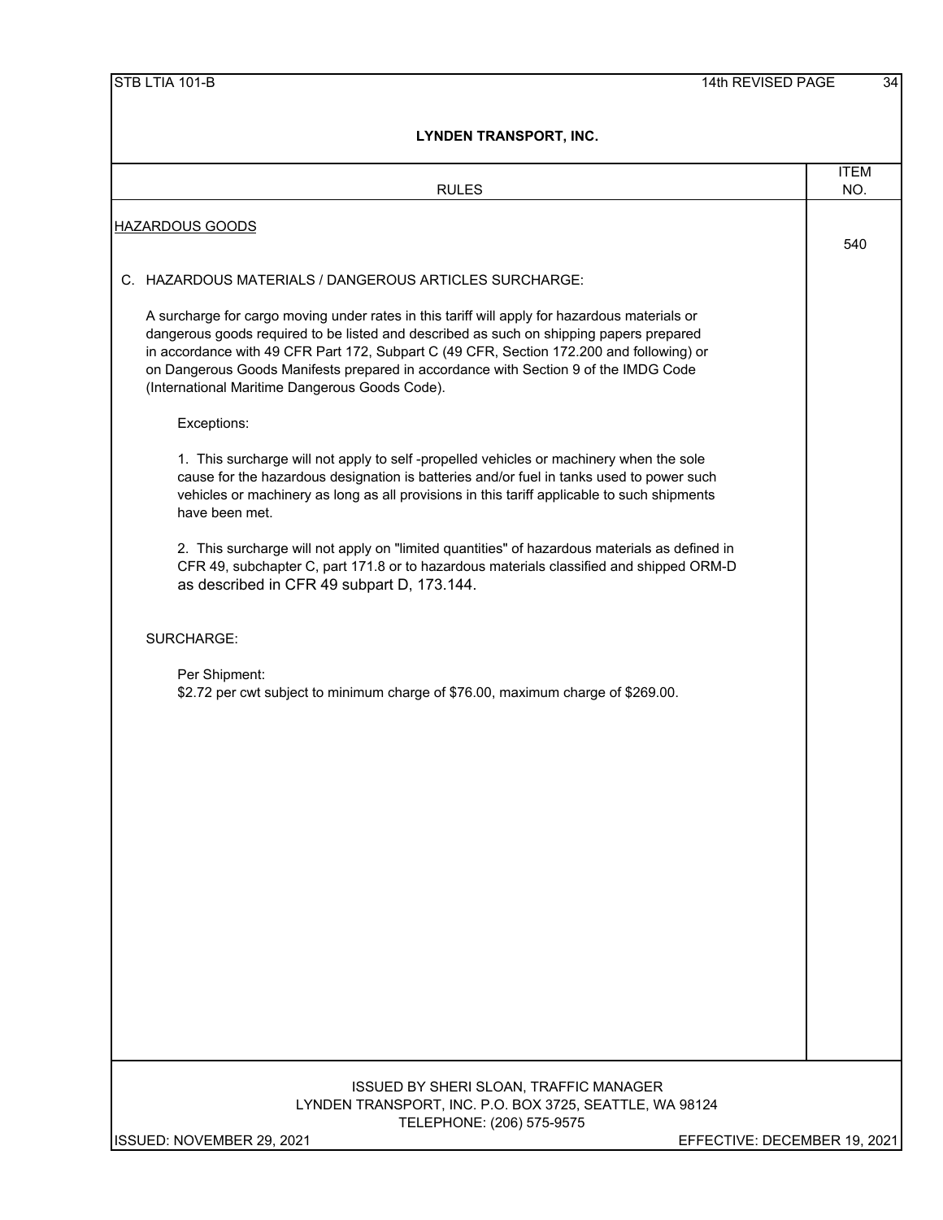# LYNDEN TRANSPORT, INC.

| RULES | ITEM NO. |
|---|---|
| HAZARDOUS GOODS | 540 |

C. HAZARDOUS MATERIALS / DANGEROUS ARTICLES SURCHARGE:

A surcharge for cargo moving under rates in this tariff will apply for hazardous materials or dangerous goods required to be listed and described as such on shipping papers prepared in accordance with 49 CFR Part 172, Subpart C (49 CFR, Section 172.200 and following) or on Dangerous Goods Manifests prepared in accordance with Section 9 of the IMDG Code (International Maritime Dangerous Goods Code).

Exceptions:

1. This surcharge will not apply to self -propelled vehicles or machinery when the sole cause for the hazardous designation is batteries and/or fuel in tanks used to power such vehicles or machinery as long as all provisions in this tariff applicable to such shipments have been met.

2. This surcharge will not apply on "limited quantities" of hazardous materials as defined in CFR 49, subchapter C, part 171.8 or to hazardous materials classified and shipped ORM-D as described in CFR 49 subpart D, 173.144.

SURCHARGE:

Per Shipment:
$2.72 per cwt subject to minimum charge of $76.00, maximum charge of $269.00.

ISSUED BY SHERI SLOAN, TRAFFIC MANAGER
LYNDEN TRANSPORT, INC. P.O. BOX 3725, SEATTLE, WA 98124
TELEPHONE: (206) 575-9575

ISSUED: NOVEMBER 29, 2021 EFFECTIVE: DECEMBER 19, 2021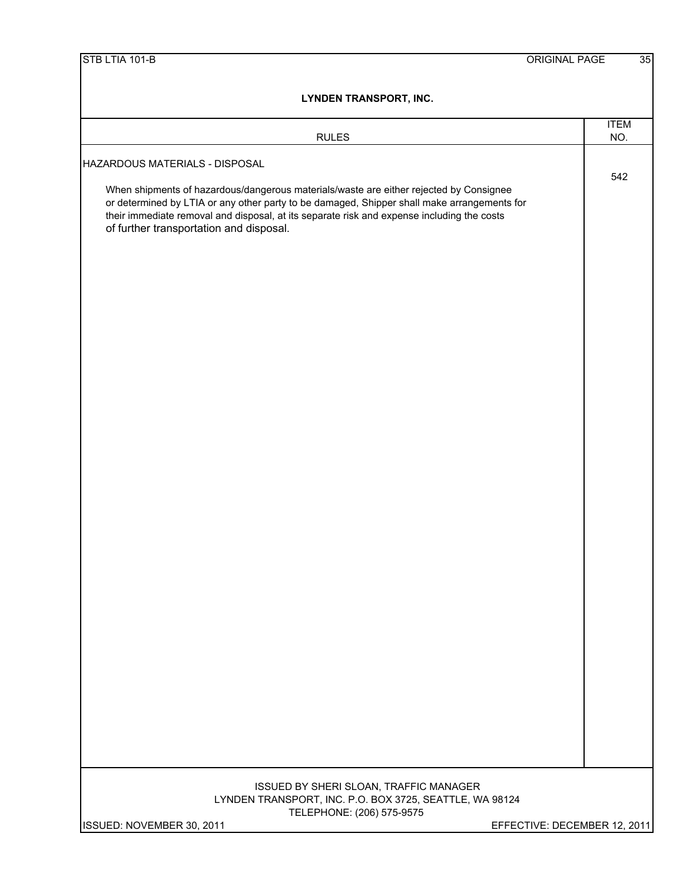# LYNDEN TRANSPORT, INC.

| RULES | ITEM NO. |
| --- | --- |
| HAZARDOUS MATERIALS - DISPOSAL<br><br>When shipments of hazardous/dangerous materials/waste are either rejected by Consignee or determined by LTIA or any other party to be damaged, Shipper shall make arrangements for their immediate removal and disposal, at its separate risk and expense including the costs of further transportation and disposal. | 542 |

ISSUED BY SHERI SLOAN, TRAFFIC MANAGER
LYNDEN TRANSPORT, INC. P.O. BOX 3725, SEATTLE, WA 98124
TELEPHONE: (206) 575-9575

ISSUED: NOVEMBER 30, 2011 EFFECTIVE: DECEMBER 12, 2011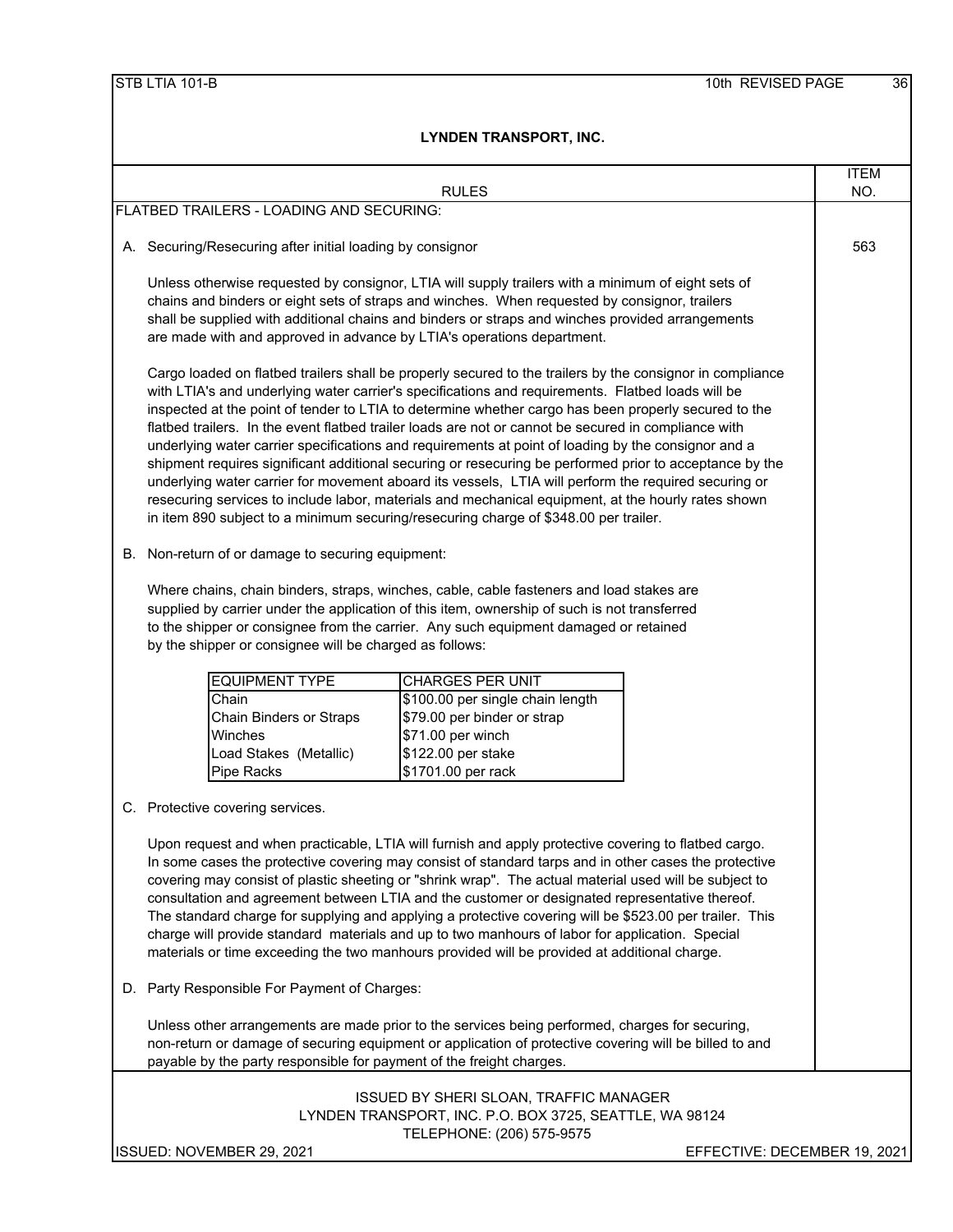# LYNDEN TRANSPORT, INC.

| RULES | ITEM NO. |
|---|---|
| FLATBED TRAILERS - LOADING AND SECURING: | |
| A. Securing/Resecuring after initial loading by consignor | 563 |

Unless otherwise requested by consignor, LTIA will supply trailers with a minimum of eight sets of chains and binders or eight sets of straps and winches. When requested by consignor, trailers shall be supplied with additional chains and binders or straps and winches provided arrangements are made with and approved in advance by LTIA's operations department.

Cargo loaded on flatbed trailers shall be properly secured to the trailers by the consignor in compliance with LTIA's and underlying water carrier's specifications and requirements. Flatbed loads will be inspected at the point of tender to LTIA to determine whether cargo has been properly secured to the flatbed trailers. In the event flatbed trailer loads are not or cannot be secured in compliance with underlying water carrier specifications and requirements at point of loading by the consignor and a shipment requires significant additional securing or resecuring be performed prior to acceptance by the underlying water carrier for movement aboard its vessels, LTIA will perform the required securing or resecuring services to include labor, materials and mechanical equipment, at the hourly rates shown in item 890 subject to a minimum securing/resecuring charge of $348.00 per trailer.

B. Non-return of or damage to securing equipment:

Where chains, chain binders, straps, winches, cable, cable fasteners and load stakes are supplied by carrier under the application of this item, ownership of such is not transferred to the shipper or consignee from the carrier. Any such equipment damaged or retained by the shipper or consignee will be charged as follows:

| EQUIPMENT TYPE | CHARGES PER UNIT |
|---|---|
| Chain | $100.00 per single chain length |
| Chain Binders or Straps | $79.00 per binder or strap |
| Winches | $71.00 per winch |
| Load Stakes (Metallic) | $122.00 per stake |
| Pipe Racks | $1701.00 per rack |

C. Protective covering services.

Upon request and when practicable, LTIA will furnish and apply protective covering to flatbed cargo. In some cases the protective covering may consist of standard tarps and in other cases the protective covering may consist of plastic sheeting or "shrink wrap". The actual material used will be subject to consultation and agreement between LTIA and the customer or designated representative thereof. The standard charge for supplying and applying a protective covering will be $523.00 per trailer. This charge will provide standard materials and up to two manhours of labor for application. Special materials or time exceeding the two manhours provided will be provided at additional charge.

D. Party Responsible For Payment of Charges:

Unless other arrangements are made prior to the services being performed, charges for securing, non-return or damage of securing equipment or application of protective covering will be billed to and payable by the party responsible for payment of the freight charges.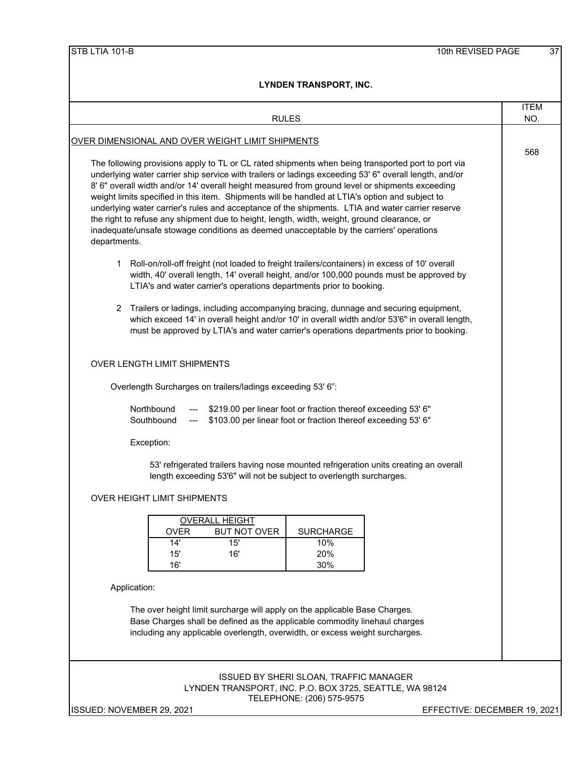## LYNDEN TRANSPORT, INC.

| RULES | ITEM NO. |
|---|---|

### OVER DIMENSIONAL AND OVER WEIGHT LIMIT SHIPMENTS

**Item 568**

The following provisions apply to TL or CL rated shipments when being transported port to port via underlying water carrier ship service with trailers or ladings exceeding 53' 6" overall length, and/or 8' 6" overall width and/or 14' overall height measured from ground level or shipments exceeding weight limits specified in this item. Shipments will be handled at LTIA's option and subject to underlying water carrier's rules and acceptance of the shipments. LTIA and water carrier reserve the right to refuse any shipment due to height, length, width, weight, ground clearance, or inadequate/unsafe stowage conditions as deemed unacceptable by the carriers' operations departments.

1. Roll-on/roll-off freight (not loaded to freight trailers/containers) in excess of 10' overall width, 40' overall length, 14' overall height, and/or 100,000 pounds must be approved by LTIA's and water carrier's operations departments prior to booking.

2. Trailers or ladings, including accompanying bracing, dunnage and securing equipment, which exceed 14' in overall height and/or 10' in overall width and/or 53'6" in overall length, must be approved by LTIA's and water carrier's operations departments prior to booking.

#### OVER LENGTH LIMIT SHIPMENTS

Overlength Surcharges on trailers/ladings exceeding 53' 6":

Northbound --- $219.00 per linear foot or fraction thereof exceeding 53' 6"
Southbound --- $103.00 per linear foot or fraction thereof exceeding 53' 6"

Exception:

53' refrigerated trailers having nose mounted refrigeration units creating an overall length exceeding 53'6" will not be subject to overlength surcharges.

#### OVER HEIGHT LIMIT SHIPMENTS

| OVERALL HEIGHT | | |
|---|---|---|
| OVER | BUT NOT OVER | SURCHARGE |
| 14' | 15' | 10% |
| 15' | 16' | 20% |
| 16' | | 30% |

Application:

The over height limit surcharge will apply on the applicable Base Charges. Base Charges shall be defined as the applicable commodity linehaul charges including any applicable overlength, overwidth, or excess weight surcharges.

ISSUED BY SHERI SLOAN, TRAFFIC MANAGER
LYNDEN TRANSPORT, INC. P.O. BOX 3725, SEATTLE, WA 98124
TELEPHONE: (206) 575-9575

ISSUED: NOVEMBER 29, 2021 EFFECTIVE: DECEMBER 19, 2021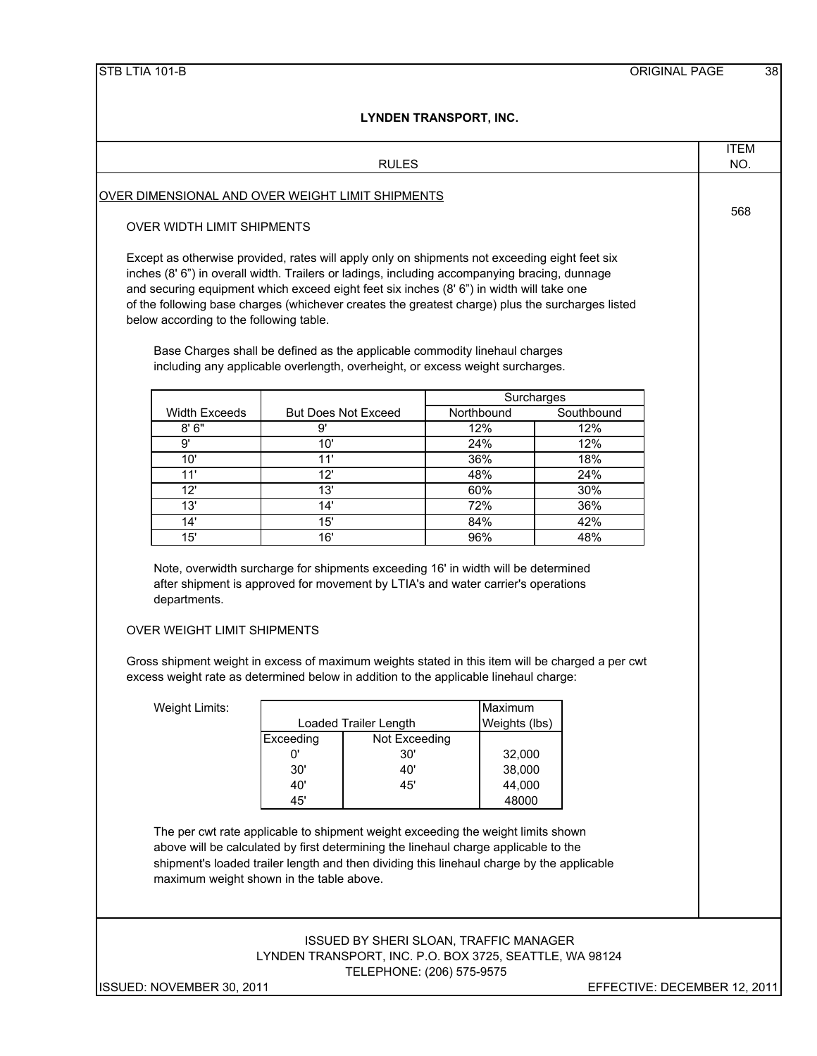**RULES** — ITEM NO. 568

## OVER DIMENSIONAL AND OVER WEIGHT LIMIT SHIPMENTS

### OVER WIDTH LIMIT SHIPMENTS

Except as otherwise provided, rates will apply only on shipments not exceeding eight feet six inches (8' 6") in overall width. Trailers or ladings, including accompanying bracing, dunnage and securing equipment which exceed eight feet six inches (8' 6") in width will take one of the following base charges (whichever creates the greatest charge) plus the surcharges listed below according to the following table.

Base Charges shall be defined as the applicable commodity linehaul charges including any applicable overlength, overheight, or excess weight surcharges.

| | | Surcharges | |
|---|---|---|---|
| Width Exceeds | But Does Not Exceed | Northbound | Southbound |
| 8' 6" | 9' | 12% | 12% |
| 9' | 10' | 24% | 12% |
| 10' | 11' | 36% | 18% |
| 11' | 12' | 48% | 24% |
| 12' | 13' | 60% | 30% |
| 13' | 14' | 72% | 36% |
| 14' | 15' | 84% | 42% |
| 15' | 16' | 96% | 48% |

Note, overwidth surcharge for shipments exceeding 16' in width will be determined after shipment is approved for movement by LTIA's and water carrier's operations departments.

### OVER WEIGHT LIMIT SHIPMENTS

Gross shipment weight in excess of maximum weights stated in this item will be charged a per cwt excess weight rate as determined below in addition to the applicable linehaul charge:

Weight Limits:

| Loaded Trailer Length | | Maximum Weights (lbs) |
|---|---|---|
| Exceeding | Not Exceeding | |
| 0' | 30' | 32,000 |
| 30' | 40' | 38,000 |
| 40' | 45' | 44,000 |
| 45' | | 48000 |

The per cwt rate applicable to shipment weight exceeding the weight limits shown above will be calculated by first determining the linehaul charge applicable to the shipment's loaded trailer length and then dividing this linehaul charge by the applicable maximum weight shown in the table above.

ISSUED BY SHERI SLOAN, TRAFFIC MANAGER
LYNDEN TRANSPORT, INC. P.O. BOX 3725, SEATTLE, WA 98124
TELEPHONE: (206) 575-9575

ISSUED: NOVEMBER 30, 2011 — EFFECTIVE: DECEMBER 12, 2011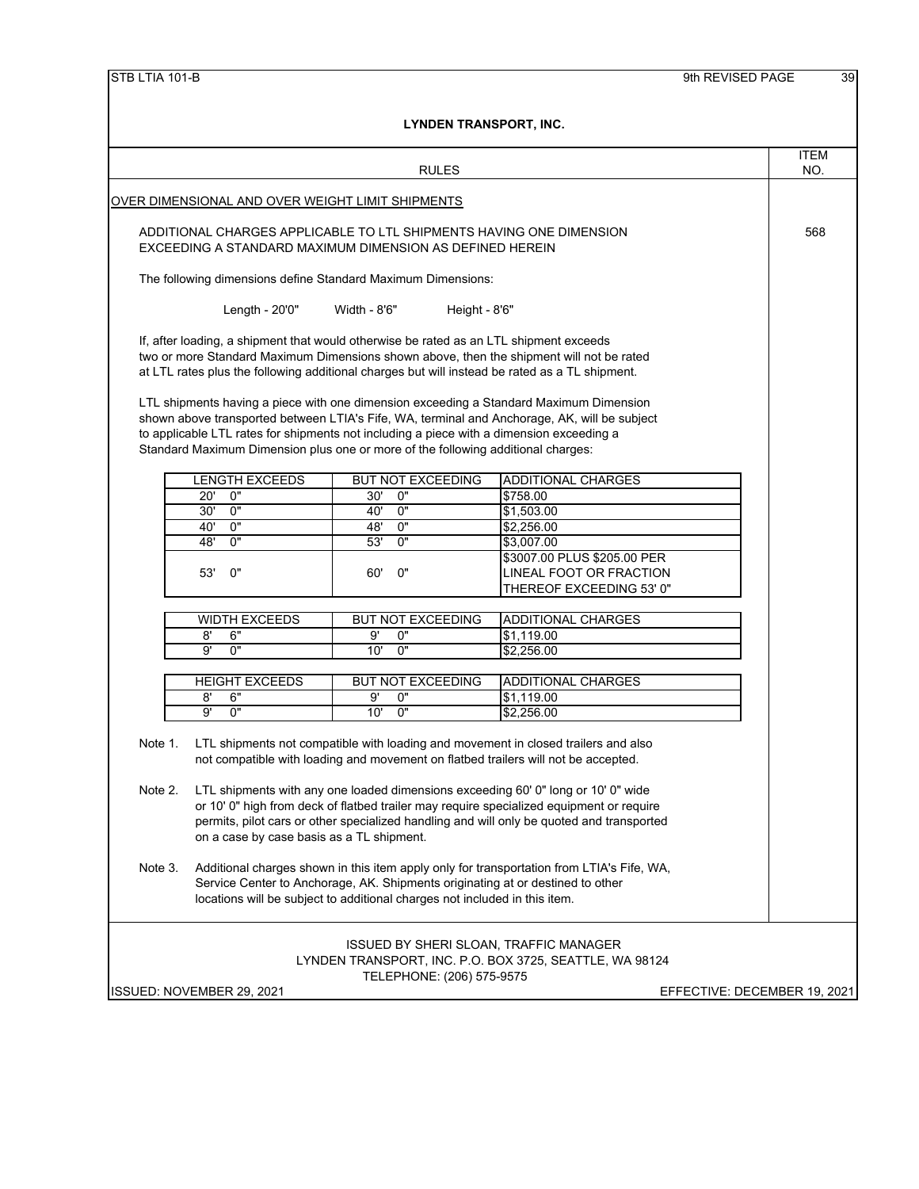# LYNDEN TRANSPORT, INC.

| RULES | ITEM NO. |
|---|---|

## OVER DIMENSIONAL AND OVER WEIGHT LIMIT SHIPMENTS

**Item 568**

ADDITIONAL CHARGES APPLICABLE TO LTL SHIPMENTS HAVING ONE DIMENSION EXCEEDING A STANDARD MAXIMUM DIMENSION AS DEFINED HEREIN

The following dimensions define Standard Maximum Dimensions:

Length - 20'0" Width - 8'6" Height - 8'6"

If, after loading, a shipment that would otherwise be rated as an LTL shipment exceeds two or more Standard Maximum Dimensions shown above, then the shipment will not be rated at LTL rates plus the following additional charges but will instead be rated as a TL shipment.

LTL shipments having a piece with one dimension exceeding a Standard Maximum Dimension shown above transported between LTIA's Fife, WA, terminal and Anchorage, AK, will be subject to applicable LTL rates for shipments not including a piece with a dimension exceeding a Standard Maximum Dimension plus one or more of the following additional charges:

| LENGTH EXCEEDS | BUT NOT EXCEEDING | ADDITIONAL CHARGES |
|---|---|---|
| 20' 0" | 30' 0" | $758.00 |
| 30' 0" | 40' 0" | $1,503.00 |
| 40' 0" | 48' 0" | $2,256.00 |
| 48' 0" | 53' 0" | $3,007.00 |
| 53' 0" | 60' 0" | $3007.00 PLUS $205.00 PER LINEAL FOOT OR FRACTION THEREOF EXCEEDING 53' 0" |

| WIDTH EXCEEDS | BUT NOT EXCEEDING | ADDITIONAL CHARGES |
|---|---|---|
| 8' 6" | 9' 0" | $1,119.00 |
| 9' 0" | 10' 0" | $2,256.00 |

| HEIGHT EXCEEDS | BUT NOT EXCEEDING | ADDITIONAL CHARGES |
|---|---|---|
| 8' 6" | 9' 0" | $1,119.00 |
| 9' 0" | 10' 0" | $2,256.00 |

Note 1. LTL shipments not compatible with loading and movement in closed trailers and also not compatible with loading and movement on flatbed trailers will not be accepted.

Note 2. LTL shipments with any one loaded dimensions exceeding 60' 0" long or 10' 0" wide or 10' 0" high from deck of flatbed trailer may require specialized equipment or require permits, pilot cars or other specialized handling and will only be quoted and transported on a case by case basis as a TL shipment.

Note 3. Additional charges shown in this item apply only for transportation from LTIA's Fife, WA, Service Center to Anchorage, AK. Shipments originating at or destined to other locations will be subject to additional charges not included in this item.

ISSUED BY SHERI SLOAN, TRAFFIC MANAGER
LYNDEN TRANSPORT, INC. P.O. BOX 3725, SEATTLE, WA 98124
TELEPHONE: (206) 575-9575

ISSUED: NOVEMBER 29, 2021 EFFECTIVE: DECEMBER 19, 2021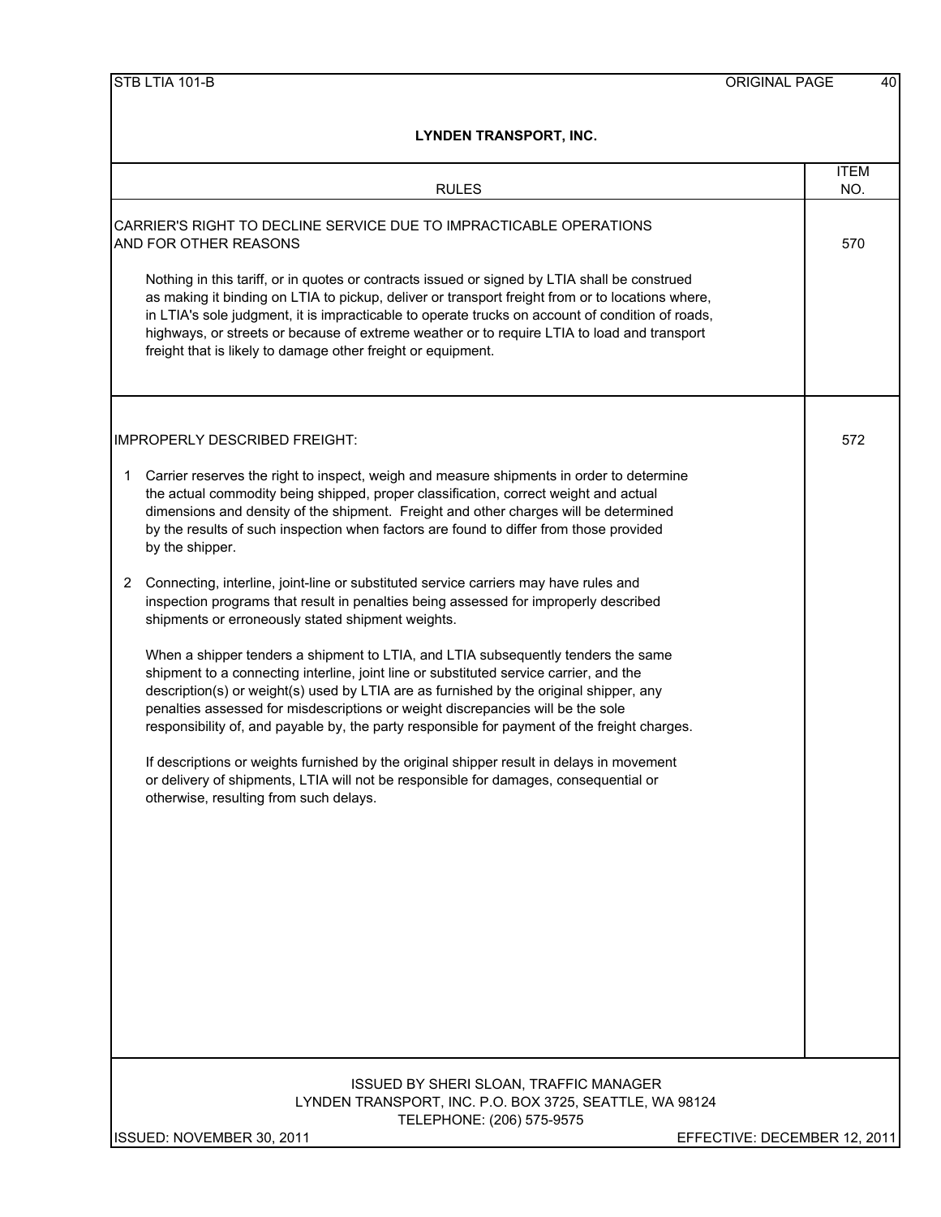# LYNDEN TRANSPORT, INC.

| RULES | ITEM NO. |
|---|---|
| CARRIER'S RIGHT TO DECLINE SERVICE DUE TO IMPRACTICABLE OPERATIONS AND FOR OTHER REASONS | 570 |

Nothing in this tariff, or in quotes or contracts issued or signed by LTIA shall be construed as making it binding on LTIA to pickup, deliver or transport freight from or to locations where, in LTIA's sole judgment, it is impracticable to operate trucks on account of condition of roads, highways, or streets or because of extreme weather or to require LTIA to load and transport freight that is likely to damage other freight or equipment.

| IMPROPERLY DESCRIBED FREIGHT: | 572 |
|---|---|

1. Carrier reserves the right to inspect, weigh and measure shipments in order to determine the actual commodity being shipped, proper classification, correct weight and actual dimensions and density of the shipment. Freight and other charges will be determined by the results of such inspection when factors are found to differ from those provided by the shipper.

2. Connecting, interline, joint-line or substituted service carriers may have rules and inspection programs that result in penalties being assessed for improperly described shipments or erroneously stated shipment weights.

   When a shipper tenders a shipment to LTIA, and LTIA subsequently tenders the same shipment to a connecting interline, joint line or substituted service carrier, and the description(s) or weight(s) used by LTIA are as furnished by the original shipper, any penalties assessed for misdescriptions or weight discrepancies will be the sole responsibility of, and payable by, the party responsible for payment of the freight charges.

   If descriptions or weights furnished by the original shipper result in delays in movement or delivery of shipments, LTIA will not be responsible for damages, consequential or otherwise, resulting from such delays.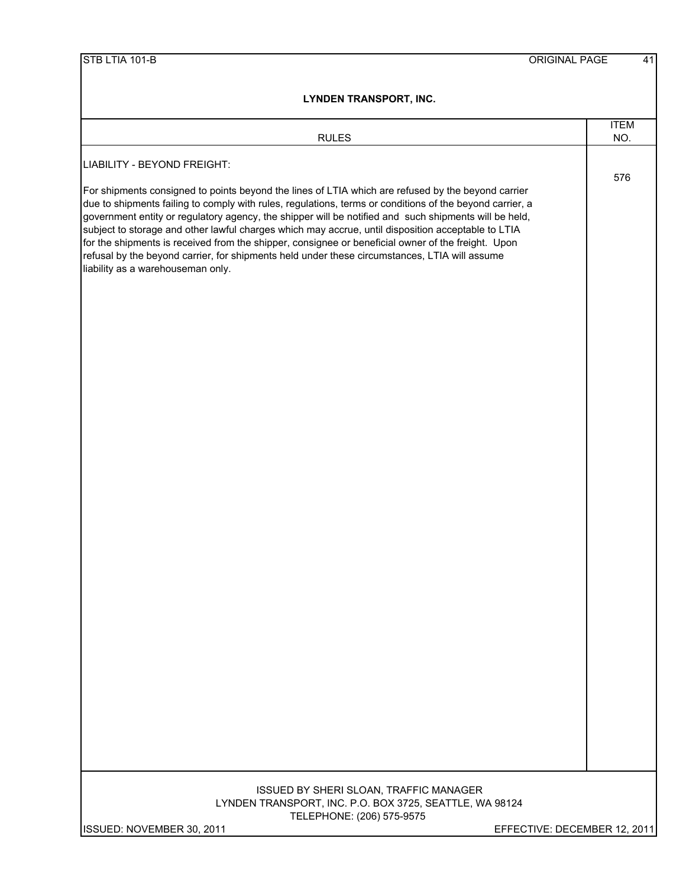# LYNDEN TRANSPORT, INC.

| RULES | ITEM NO. |
|---|---|
| **LIABILITY - BEYOND FREIGHT:**<br><br>For shipments consigned to points beyond the lines of LTIA which are refused by the beyond carrier due to shipments failing to comply with rules, regulations, terms or conditions of the beyond carrier, a government entity or regulatory agency, the shipper will be notified and such shipments will be held, subject to storage and other lawful charges which may accrue, until disposition acceptable to LTIA for the shipments is received from the shipper, consignee or beneficial owner of the freight. Upon refusal by the beyond carrier, for shipments held under these circumstances, LTIA will assume liability as a warehouseman only. | 576 |

ISSUED BY SHERI SLOAN, TRAFFIC MANAGER
LYNDEN TRANSPORT, INC. P.O. BOX 3725, SEATTLE, WA 98124
TELEPHONE: (206) 575-9575

ISSUED: NOVEMBER 30, 2011 EFFECTIVE: DECEMBER 12, 2011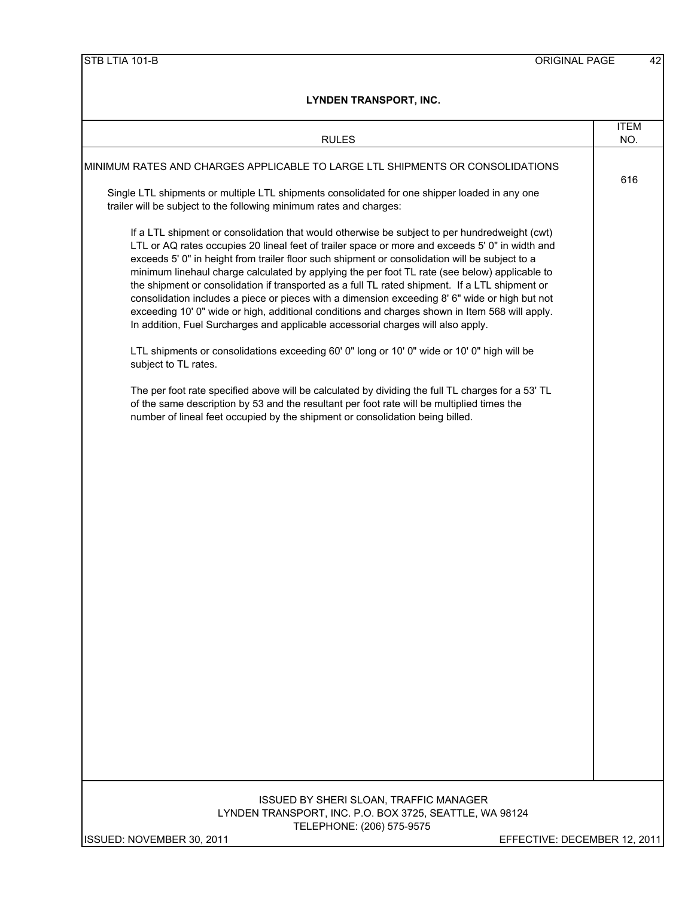## LYNDEN TRANSPORT, INC.

| RULES | ITEM NO. |
|---|---|
| MINIMUM RATES AND CHARGES APPLICABLE TO LARGE LTL SHIPMENTS OR CONSOLIDATIONS | 616 |

**MINIMUM RATES AND CHARGES APPLICABLE TO LARGE LTL SHIPMENTS OR CONSOLIDATIONS**

Single LTL shipments or multiple LTL shipments consolidated for one shipper loaded in any one trailer will be subject to the following minimum rates and charges:

If a LTL shipment or consolidation that would otherwise be subject to per hundredweight (cwt) LTL or AQ rates occupies 20 lineal feet of trailer space or more and exceeds 5' 0" in width and exceeds 5' 0" in height from trailer floor such shipment or consolidation will be subject to a minimum linehaul charge calculated by applying the per foot TL rate (see below) applicable to the shipment or consolidation if transported as a full TL rated shipment. If a LTL shipment or consolidation includes a piece or pieces with a dimension exceeding 8' 6" wide or high but not exceeding 10' 0" wide or high, additional conditions and charges shown in Item 568 will apply. In addition, Fuel Surcharges and applicable accessorial charges will also apply.

LTL shipments or consolidations exceeding 60' 0" long or 10' 0" wide or 10' 0" high will be subject to TL rates.

The per foot rate specified above will be calculated by dividing the full TL charges for a 53' TL of the same description by 53 and the resultant per foot rate will be multiplied times the number of lineal feet occupied by the shipment or consolidation being billed.

ISSUED BY SHERI SLOAN, TRAFFIC MANAGER
LYNDEN TRANSPORT, INC. P.O. BOX 3725, SEATTLE, WA 98124
TELEPHONE: (206) 575-9575

ISSUED: NOVEMBER 30, 2011 — EFFECTIVE: DECEMBER 12, 2011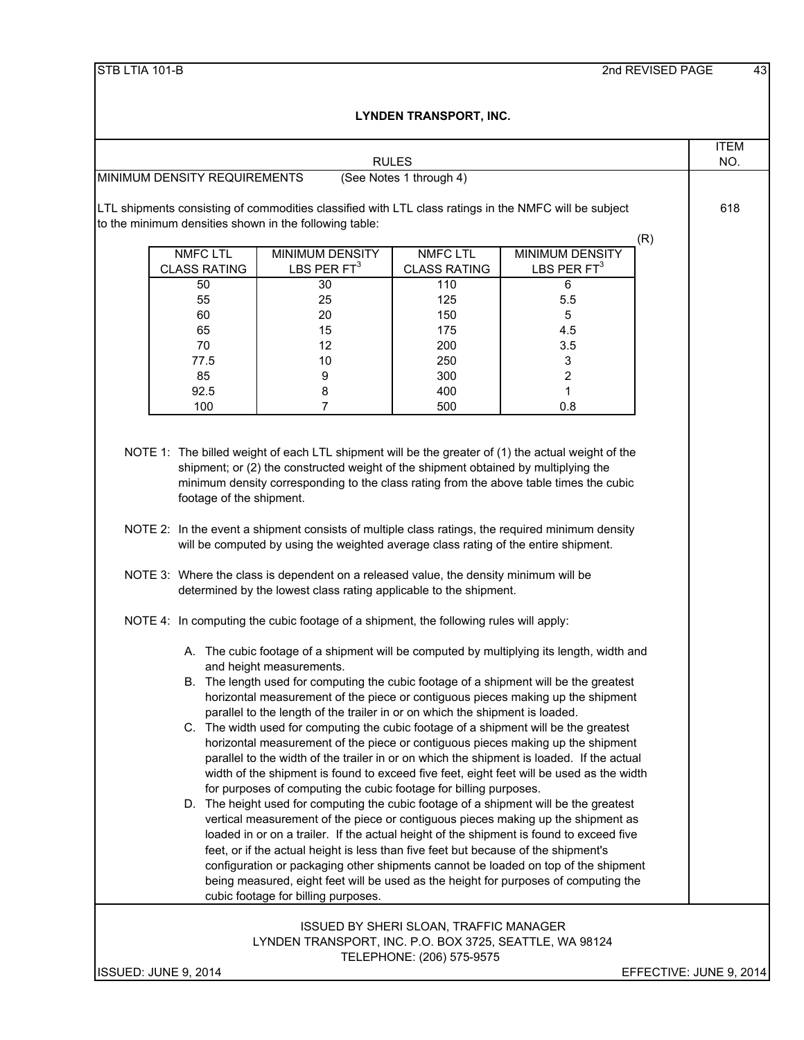## LYNDEN TRANSPORT, INC.

| RULES | ITEM NO. |
|---|---|
| MINIMUM DENSITY REQUIREMENTS (See Notes 1 through 4) | 618 |

LTL shipments consisting of commodities classified with LTL class ratings in the NMFC will be subject to the minimum densities shown in the following table:

(R)

| NMFC LTL CLASS RATING | MINIMUM DENSITY LBS PER $FT^3$ | NMFC LTL CLASS RATING | MINIMUM DENSITY LBS PER $FT^3$ |
|---|---|---|---|
| 50 | 30 | 110 | 6 |
| 55 | 25 | 125 | 5.5 |
| 60 | 20 | 150 | 5 |
| 65 | 15 | 175 | 4.5 |
| 70 | 12 | 200 | 3.5 |
| 77.5 | 10 | 250 | 3 |
| 85 | 9 | 300 | 2 |
| 92.5 | 8 | 400 | 1 |
| 100 | 7 | 500 | 0.8 |

NOTE 1: The billed weight of each LTL shipment will be the greater of (1) the actual weight of the shipment; or (2) the constructed weight of the shipment obtained by multiplying the minimum density corresponding to the class rating from the above table times the cubic footage of the shipment.

NOTE 2: In the event a shipment consists of multiple class ratings, the required minimum density will be computed by using the weighted average class rating of the entire shipment.

NOTE 3: Where the class is dependent on a released value, the density minimum will be determined by the lowest class rating applicable to the shipment.

NOTE 4: In computing the cubic footage of a shipment, the following rules will apply:

A. The cubic footage of a shipment will be computed by multiplying its length, width and and height measurements.

B. The length used for computing the cubic footage of a shipment will be the greatest horizontal measurement of the piece or contiguous pieces making up the shipment parallel to the length of the trailer in or on which the shipment is loaded.

C. The width used for computing the cubic footage of a shipment will be the greatest horizontal measurement of the piece or contiguous pieces making up the shipment parallel to the width of the trailer in or on which the shipment is loaded. If the actual width of the shipment is found to exceed five feet, eight feet will be used as the width for purposes of computing the cubic footage for billing purposes.

D. The height used for computing the cubic footage of a shipment will be the greatest vertical measurement of the piece or contiguous pieces making up the shipment as loaded in or on a trailer. If the actual height of the shipment is found to exceed five feet, or if the actual height is less than five feet but because of the shipment's configuration or packaging other shipments cannot be loaded on top of the shipment being measured, eight feet will be used as the height for purposes of computing the cubic footage for billing purposes.

ISSUED BY SHERI SLOAN, TRAFFIC MANAGER
LYNDEN TRANSPORT, INC. P.O. BOX 3725, SEATTLE, WA 98124
TELEPHONE: (206) 575-9575

ISSUED: JUNE 9, 2014 — EFFECTIVE: JUNE 9, 2014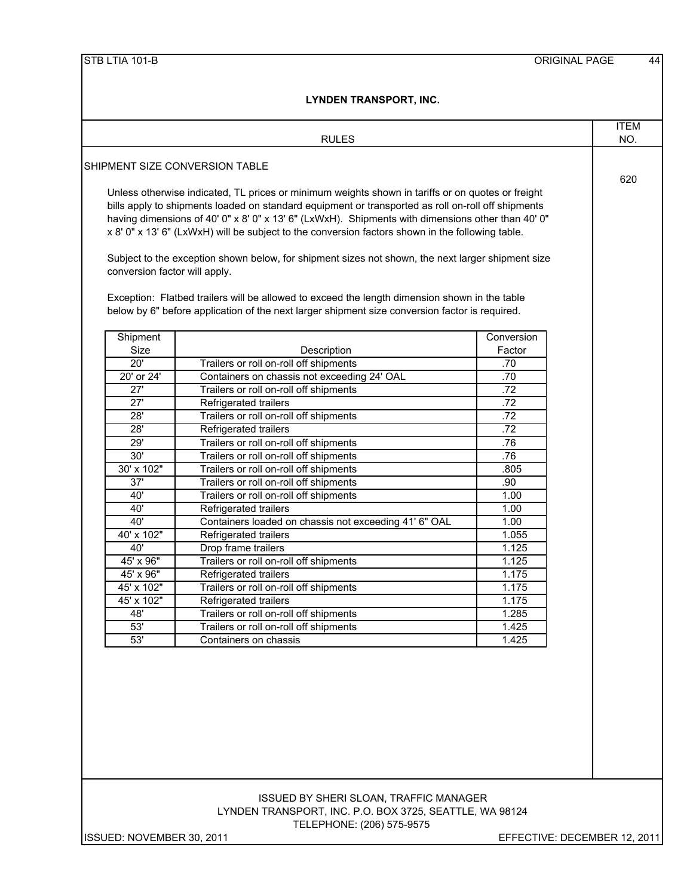## LYNDEN TRANSPORT, INC.

| RULES | ITEM NO. |
|---|---|

### SHIPMENT SIZE CONVERSION TABLE

ITEM NO. 620

Unless otherwise indicated, TL prices or minimum weights shown in tariffs or on quotes or freight bills apply to shipments loaded on standard equipment or transported as roll on-roll off shipments having dimensions of 40' 0" x 8' 0" x 13' 6" (LxWxH). Shipments with dimensions other than 40' 0" x 8' 0" x 13' 6" (LxWxH) will be subject to the conversion factors shown in the following table.

Subject to the exception shown below, for shipment sizes not shown, the next larger shipment size conversion factor will apply.

Exception: Flatbed trailers will be allowed to exceed the length dimension shown in the table below by 6" before application of the next larger shipment size conversion factor is required.

| Shipment Size | Description | Conversion Factor |
|---|---|---|
| 20' | Trailers or roll on-roll off shipments | .70 |
| 20' or 24' | Containers on chassis not exceeding 24' OAL | .70 |
| 27' | Trailers or roll on-roll off shipments | .72 |
| 27' | Refrigerated trailers | .72 |
| 28' | Trailers or roll on-roll off shipments | .72 |
| 28' | Refrigerated trailers | .72 |
| 29' | Trailers or roll on-roll off shipments | .76 |
| 30' | Trailers or roll on-roll off shipments | .76 |
| 30' x 102" | Trailers or roll on-roll off shipments | .805 |
| 37' | Trailers or roll on-roll off shipments | .90 |
| 40' | Trailers or roll on-roll off shipments | 1.00 |
| 40' | Refrigerated trailers | 1.00 |
| 40' | Containers loaded on chassis not exceeding 41' 6" OAL | 1.00 |
| 40' x 102" | Refrigerated trailers | 1.055 |
| 40' | Drop frame trailers | 1.125 |
| 45' x 96" | Trailers or roll on-roll off shipments | 1.125 |
| 45' x 96" | Refrigerated trailers | 1.175 |
| 45' x 102" | Trailers or roll on-roll off shipments | 1.175 |
| 45' x 102" | Refrigerated trailers | 1.175 |
| 48' | Trailers or roll on-roll off shipments | 1.285 |
| 53' | Trailers or roll on-roll off shipments | 1.425 |
| 53' | Containers on chassis | 1.425 |

ISSUED BY SHERI SLOAN, TRAFFIC MANAGER
LYNDEN TRANSPORT, INC. P.O. BOX 3725, SEATTLE, WA 98124
TELEPHONE: (206) 575-9575

ISSUED: NOVEMBER 30, 2011 EFFECTIVE: DECEMBER 12, 2011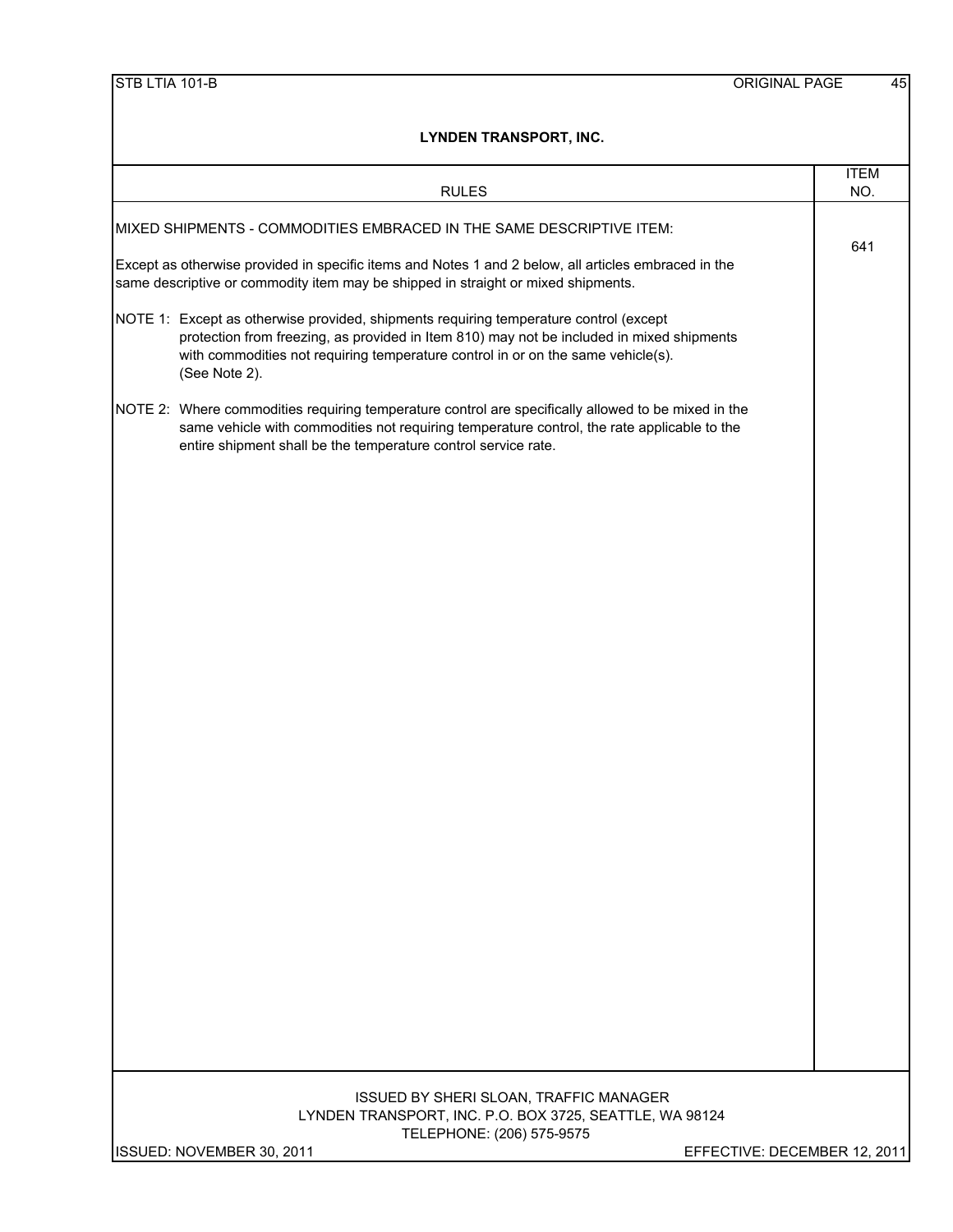# LYNDEN TRANSPORT, INC.

| RULES | ITEM NO. |
|---|---|
| MIXED SHIPMENTS - COMMODITIES EMBRACED IN THE SAME DESCRIPTIVE ITEM: | 641 |

Except as otherwise provided in specific items and Notes 1 and 2 below, all articles embraced in the same descriptive or commodity item may be shipped in straight or mixed shipments.

NOTE 1: Except as otherwise provided, shipments requiring temperature control (except protection from freezing, as provided in Item 810) may not be included in mixed shipments with commodities not requiring temperature control in or on the same vehicle(s). (See Note 2).

NOTE 2: Where commodities requiring temperature control are specifically allowed to be mixed in the same vehicle with commodities not requiring temperature control, the rate applicable to the entire shipment shall be the temperature control service rate.

ISSUED BY SHERI SLOAN, TRAFFIC MANAGER
LYNDEN TRANSPORT, INC. P.O. BOX 3725, SEATTLE, WA 98124
TELEPHONE: (206) 575-9575

ISSUED: NOVEMBER 30, 2011 EFFECTIVE: DECEMBER 12, 2011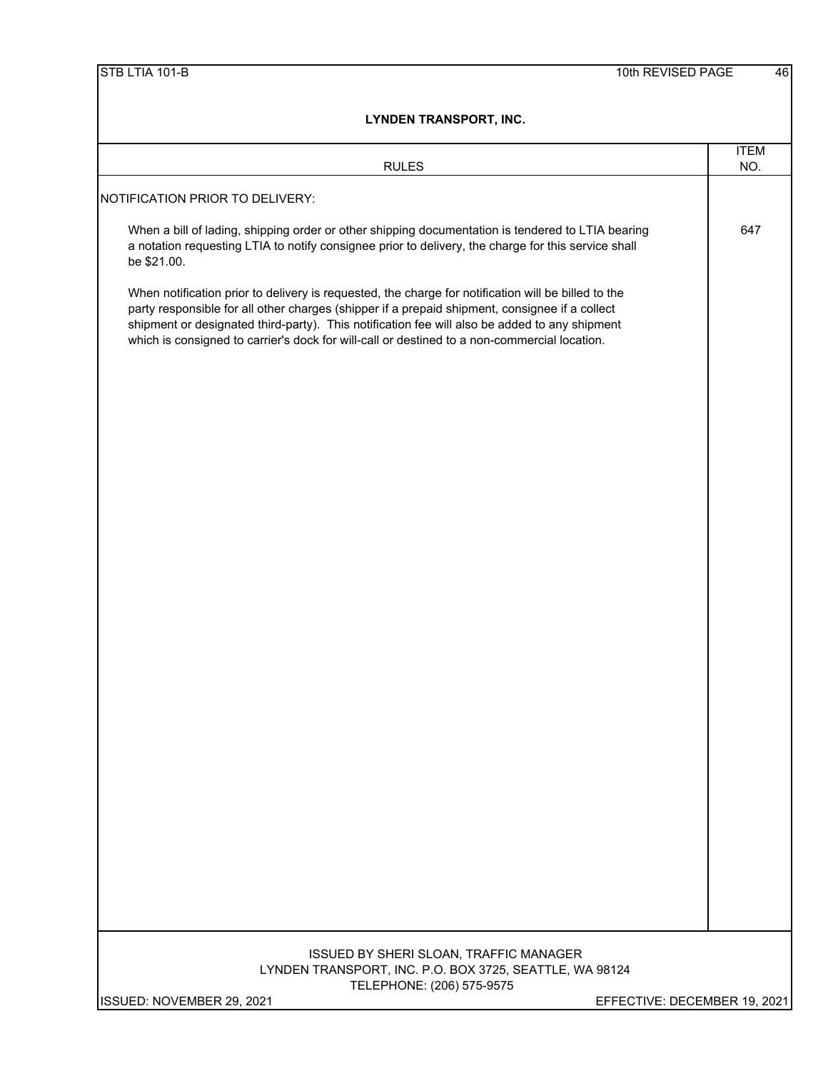**LYNDEN TRANSPORT, INC.**

| RULES | ITEM NO. |
|---|---|
| NOTIFICATION PRIOR TO DELIVERY: | |
| When a bill of lading, shipping order or other shipping documentation is tendered to LTIA bearing a notation requesting LTIA to notify consignee prior to delivery, the charge for this service shall be $21.00. | 647 |
| When notification prior to delivery is requested, the charge for notification will be billed to the party responsible for all other charges (shipper if a prepaid shipment, consignee if a collect shipment or designated third-party). This notification fee will also be added to any shipment which is consigned to carrier's dock for will-call or destined to a non-commercial location. | |

ISSUED BY SHERI SLOAN, TRAFFIC MANAGER
LYNDEN TRANSPORT, INC. P.O. BOX 3725, SEATTLE, WA 98124
TELEPHONE: (206) 575-9575

ISSUED: NOVEMBER 29, 2021 EFFECTIVE: DECEMBER 19, 2021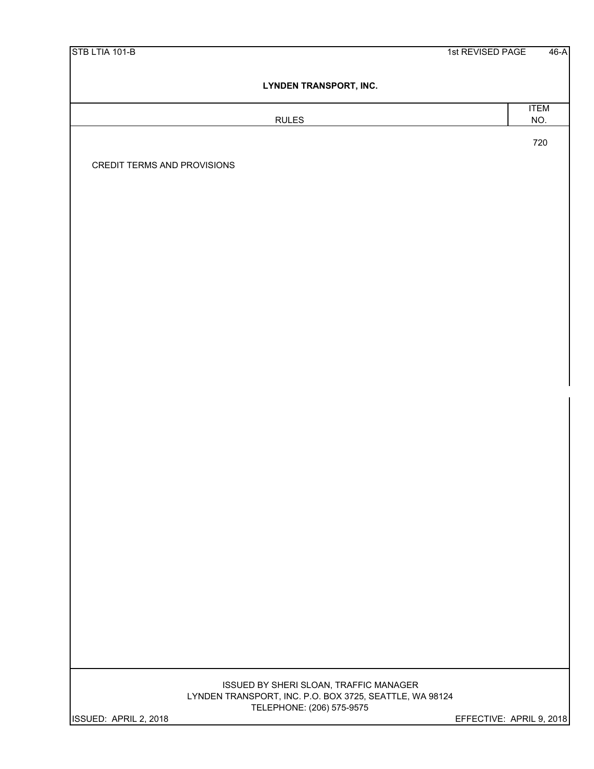# LYNDEN TRANSPORT, INC.

| RULES | ITEM NO. |
|---|---|
| CREDIT TERMS AND PROVISIONS | 720 |

ISSUED BY SHERI SLOAN, TRAFFIC MANAGER
LYNDEN TRANSPORT, INC. P.O. BOX 3725, SEATTLE, WA 98124
TELEPHONE: (206) 575-9575

ISSUED: APRIL 2, 2018

EFFECTIVE: APRIL 9, 2018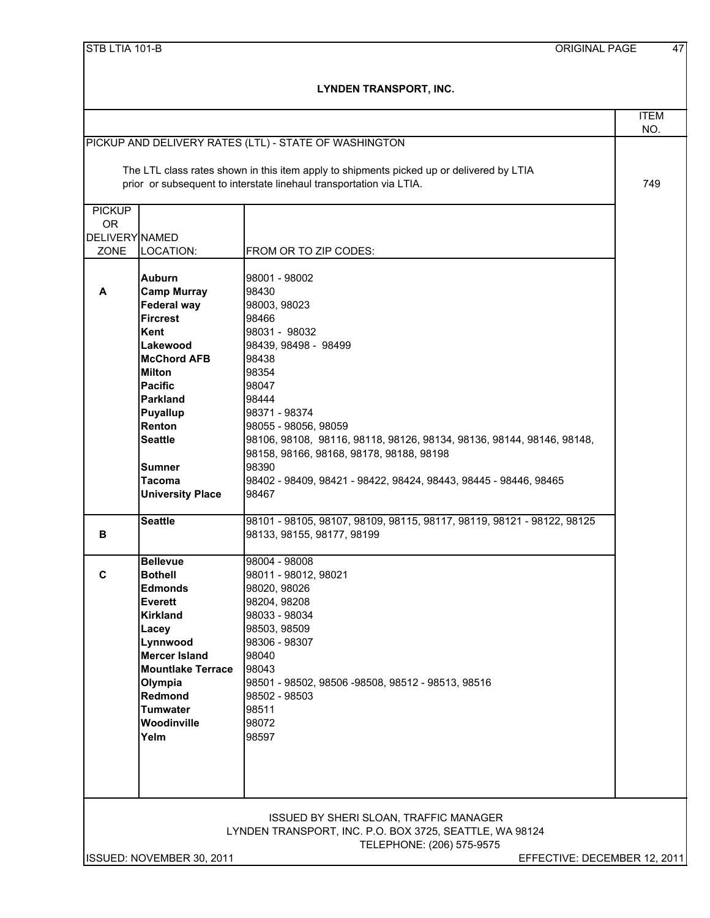## LYNDEN TRANSPORT, INC.

**ITEM NO. 749**

PICKUP AND DELIVERY RATES (LTL) - STATE OF WASHINGTON

The LTL class rates shown in this item apply to shipments picked up or delivered by LTIA prior or subsequent to interstate linehaul transportation via LTIA.

| PICKUP OR DELIVERY ZONE | NAMED LOCATION: | FROM OR TO ZIP CODES: |
|---|---|---|
| A | **Auburn** | 98001 - 98002 |
| | **Camp Murray** | 98430 |
| | **Federal way** | 98003, 98023 |
| | **Fircrest** | 98466 |
| | **Kent** | 98031 - 98032 |
| | **Lakewood** | 98439, 98498 - 98499 |
| | **McChord AFB** | 98438 |
| | **Milton** | 98354 |
| | **Pacific** | 98047 |
| | **Parkland** | 98444 |
| | **Puyallup** | 98371 - 98374 |
| | **Renton** | 98055 - 98056, 98059 |
| | **Seattle** | 98106, 98108, 98116, 98118, 98126, 98134, 98136, 98144, 98146, 98148, 98158, 98166, 98168, 98178, 98188, 98198 |
| | **Sumner** | 98390 |
| | **Tacoma** | 98402 - 98409, 98421 - 98422, 98424, 98443, 98445 - 98446, 98465 |
| | **University Place** | 98467 |
| B | **Seattle** | 98101 - 98105, 98107, 98109, 98115, 98117, 98119, 98121 - 98122, 98125 98133, 98155, 98177, 98199 |
| C | **Bellevue** | 98004 - 98008 |
| | **Bothell** | 98011 - 98012, 98021 |
| | **Edmonds** | 98020, 98026 |
| | **Everett** | 98204, 98208 |
| | **Kirkland** | 98033 - 98034 |
| | **Lacey** | 98503, 98509 |
| | **Lynnwood** | 98306 - 98307 |
| | **Mercer Island** | 98040 |
| | **Mountlake Terrace** | 98043 |
| | **Olympia** | 98501 - 98502, 98506 -98508, 98512 - 98513, 98516 |
| | **Redmond** | 98502 - 98503 |
| | **Tumwater** | 98511 |
| | **Woodinville** | 98072 |
| | **Yelm** | 98597 |

ISSUED BY SHERI SLOAN, TRAFFIC MANAGER
LYNDEN TRANSPORT, INC. P.O. BOX 3725, SEATTLE, WA 98124
TELEPHONE: (206) 575-9575

ISSUED: NOVEMBER 30, 2011 EFFECTIVE: DECEMBER 12, 2011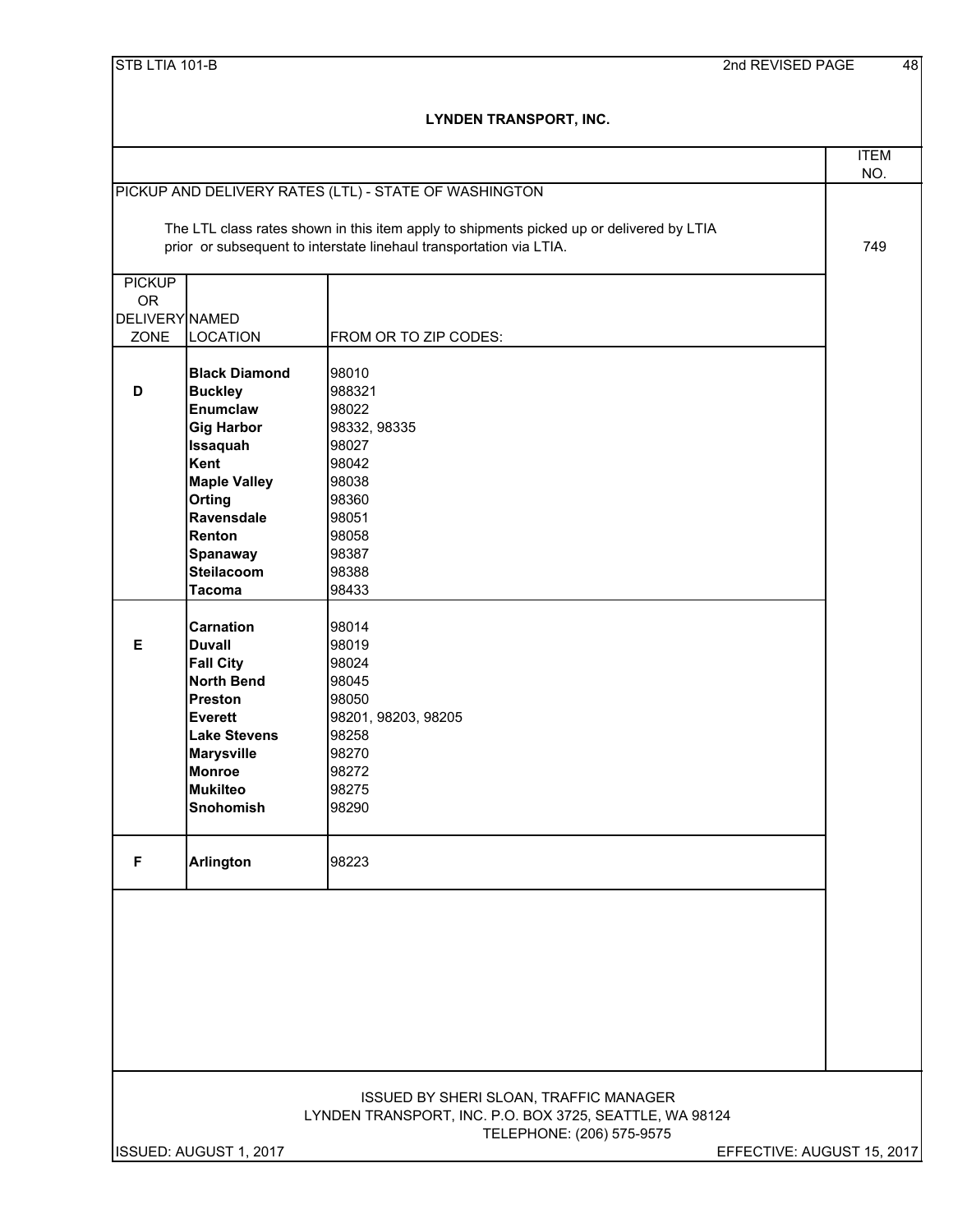# LYNDEN TRANSPORT, INC.

## PICKUP AND DELIVERY RATES (LTL) - STATE OF WASHINGTON

ITEM NO. 749

The LTL class rates shown in this item apply to shipments picked up or delivered by LTIA prior or subsequent to interstate linehaul transportation via LTIA.

| PICKUP OR DELIVERY ZONE | NAMED LOCATION | FROM OR TO ZIP CODES: |
|---|---|---|
| D | **Black Diamond** | 98010 |
| | **Buckley** | 988321 |
| | **Enumclaw** | 98022 |
| | **Gig Harbor** | 98332, 98335 |
| | **Issaquah** | 98027 |
| | **Kent** | 98042 |
| | **Maple Valley** | 98038 |
| | **Orting** | 98360 |
| | **Ravensdale** | 98051 |
| | **Renton** | 98058 |
| | **Spanaway** | 98387 |
| | **Steilacoom** | 98388 |
| | **Tacoma** | 98433 |
| E | **Carnation** | 98014 |
| | **Duvall** | 98019 |
| | **Fall City** | 98024 |
| | **North Bend** | 98045 |
| | **Preston** | 98050 |
| | **Everett** | 98201, 98203, 98205 |
| | **Lake Stevens** | 98258 |
| | **Marysville** | 98270 |
| | **Monroe** | 98272 |
| | **Mukilteo** | 98275 |
| | **Snohomish** | 98290 |
| F | **Arlington** | 98223 |

ISSUED BY SHERI SLOAN, TRAFFIC MANAGER
LYNDEN TRANSPORT, INC. P.O. BOX 3725, SEATTLE, WA 98124
TELEPHONE: (206) 575-9575

ISSUED: AUGUST 1, 2017 EFFECTIVE: AUGUST 15, 2017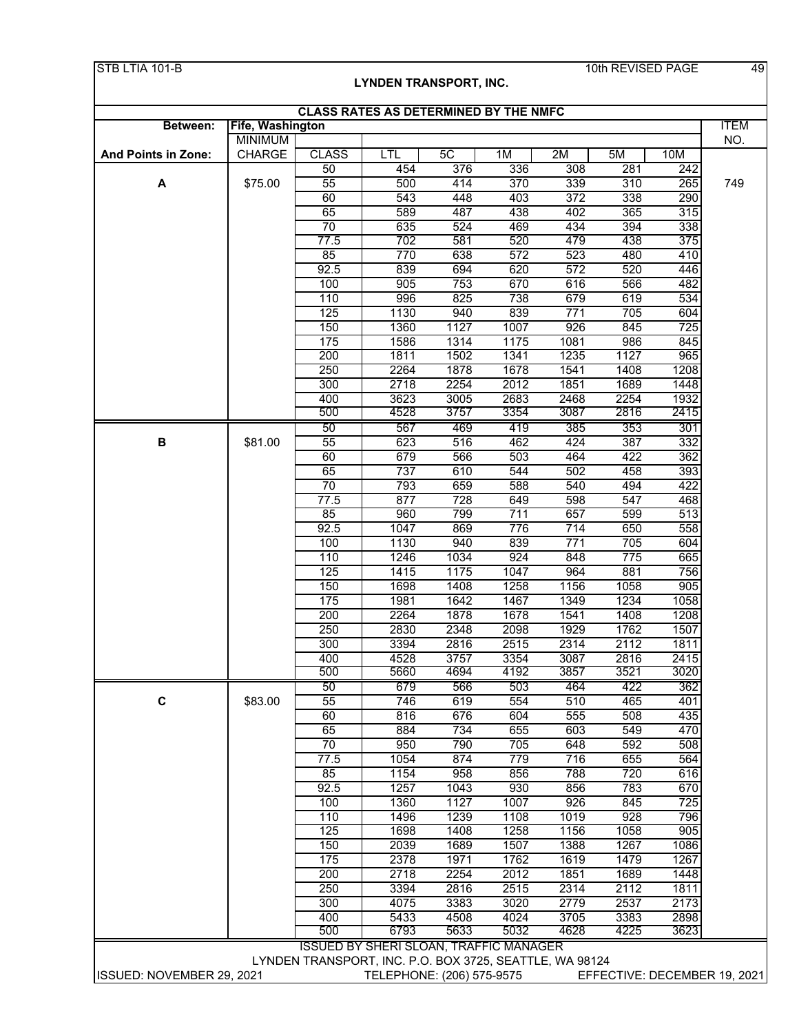STB LTIA 101-B — 10th REVISED PAGE 49

## LYNDEN TRANSPORT, INC.

### CLASS RATES AS DETERMINED BY THE NMFC

| Between: | Fife, Washington | | | | | | | | ITEM |
|---|---|---|---|---|---|---|---|---|---|
| | MINIMUM | | | | | | | | NO. |
| And Points in Zone: | CHARGE | CLASS | LTL | 5C | 1M | 2M | 5M | 10M | |
| | | 50 | 454 | 376 | 336 | 308 | 281 | 242 | |
| A | $75.00 | 55 | 500 | 414 | 370 | 339 | 310 | 265 | 749 |
| | | 60 | 543 | 448 | 403 | 372 | 338 | 290 | |
| | | 65 | 589 | 487 | 438 | 402 | 365 | 315 | |
| | | 70 | 635 | 524 | 469 | 434 | 394 | 338 | |
| | | 77.5 | 702 | 581 | 520 | 479 | 438 | 375 | |
| | | 85 | 770 | 638 | 572 | 523 | 480 | 410 | |
| | | 92.5 | 839 | 694 | 620 | 572 | 520 | 446 | |
| | | 100 | 905 | 753 | 670 | 616 | 566 | 482 | |
| | | 110 | 996 | 825 | 738 | 679 | 619 | 534 | |
| | | 125 | 1130 | 940 | 839 | 771 | 705 | 604 | |
| | | 150 | 1360 | 1127 | 1007 | 926 | 845 | 725 | |
| | | 175 | 1586 | 1314 | 1175 | 1081 | 986 | 845 | |
| | | 200 | 1811 | 1502 | 1341 | 1235 | 1127 | 965 | |
| | | 250 | 2264 | 1878 | 1678 | 1541 | 1408 | 1208 | |
| | | 300 | 2718 | 2254 | 2012 | 1851 | 1689 | 1448 | |
| | | 400 | 3623 | 3005 | 2683 | 2468 | 2254 | 1932 | |
| | | 500 | 4528 | 3757 | 3354 | 3087 | 2816 | 2415 | |
| | | 50 | 567 | 469 | 419 | 385 | 353 | 301 | |
| B | $81.00 | 55 | 623 | 516 | 462 | 424 | 387 | 332 | |
| | | 60 | 679 | 566 | 503 | 464 | 422 | 362 | |
| | | 65 | 737 | 610 | 544 | 502 | 458 | 393 | |
| | | 70 | 793 | 659 | 588 | 540 | 494 | 422 | |
| | | 77.5 | 877 | 728 | 649 | 598 | 547 | 468 | |
| | | 85 | 960 | 799 | 711 | 657 | 599 | 513 | |
| | | 92.5 | 1047 | 869 | 776 | 714 | 650 | 558 | |
| | | 100 | 1130 | 940 | 839 | 771 | 705 | 604 | |
| | | 110 | 1246 | 1034 | 924 | 848 | 775 | 665 | |
| | | 125 | 1415 | 1175 | 1047 | 964 | 881 | 756 | |
| | | 150 | 1698 | 1408 | 1258 | 1156 | 1058 | 905 | |
| | | 175 | 1981 | 1642 | 1467 | 1349 | 1234 | 1058 | |
| | | 200 | 2264 | 1878 | 1678 | 1541 | 1408 | 1208 | |
| | | 250 | 2830 | 2348 | 2098 | 1929 | 1762 | 1507 | |
| | | 300 | 3394 | 2816 | 2515 | 2314 | 2112 | 1811 | |
| | | 400 | 4528 | 3757 | 3354 | 3087 | 2816 | 2415 | |
| | | 500 | 5660 | 4694 | 4192 | 3857 | 3521 | 3020 | |
| | | 50 | 679 | 566 | 503 | 464 | 422 | 362 | |
| C | $83.00 | 55 | 746 | 619 | 554 | 510 | 465 | 401 | |
| | | 60 | 816 | 676 | 604 | 555 | 508 | 435 | |
| | | 65 | 884 | 734 | 655 | 603 | 549 | 470 | |
| | | 70 | 950 | 790 | 705 | 648 | 592 | 508 | |
| | | 77.5 | 1054 | 874 | 779 | 716 | 655 | 564 | |
| | | 85 | 1154 | 958 | 856 | 788 | 720 | 616 | |
| | | 92.5 | 1257 | 1043 | 930 | 856 | 783 | 670 | |
| | | 100 | 1360 | 1127 | 1007 | 926 | 845 | 725 | |
| | | 110 | 1496 | 1239 | 1108 | 1019 | 928 | 796 | |
| | | 125 | 1698 | 1408 | 1258 | 1156 | 1058 | 905 | |
| | | 150 | 2039 | 1689 | 1507 | 1388 | 1267 | 1086 | |
| | | 175 | 2378 | 1971 | 1762 | 1619 | 1479 | 1267 | |
| | | 200 | 2718 | 2254 | 2012 | 1851 | 1689 | 1448 | |
| | | 250 | 3394 | 2816 | 2515 | 2314 | 2112 | 1811 | |
| | | 300 | 4075 | 3383 | 3020 | 2779 | 2537 | 2173 | |
| | | 400 | 5433 | 4508 | 4024 | 3705 | 3383 | 2898 | |
| | | 500 | 6793 | 5633 | 5032 | 4628 | 4225 | 3623 | |

ISSUED BY SHERI SLOAN, TRAFFIC MANAGER

LYNDEN TRANSPORT, INC. P.O. BOX 3725, SEATTLE, WA 98124

ISSUED: NOVEMBER 29, 2021 — TELEPHONE: (206) 575-9575 — EFFECTIVE: DECEMBER 19, 2021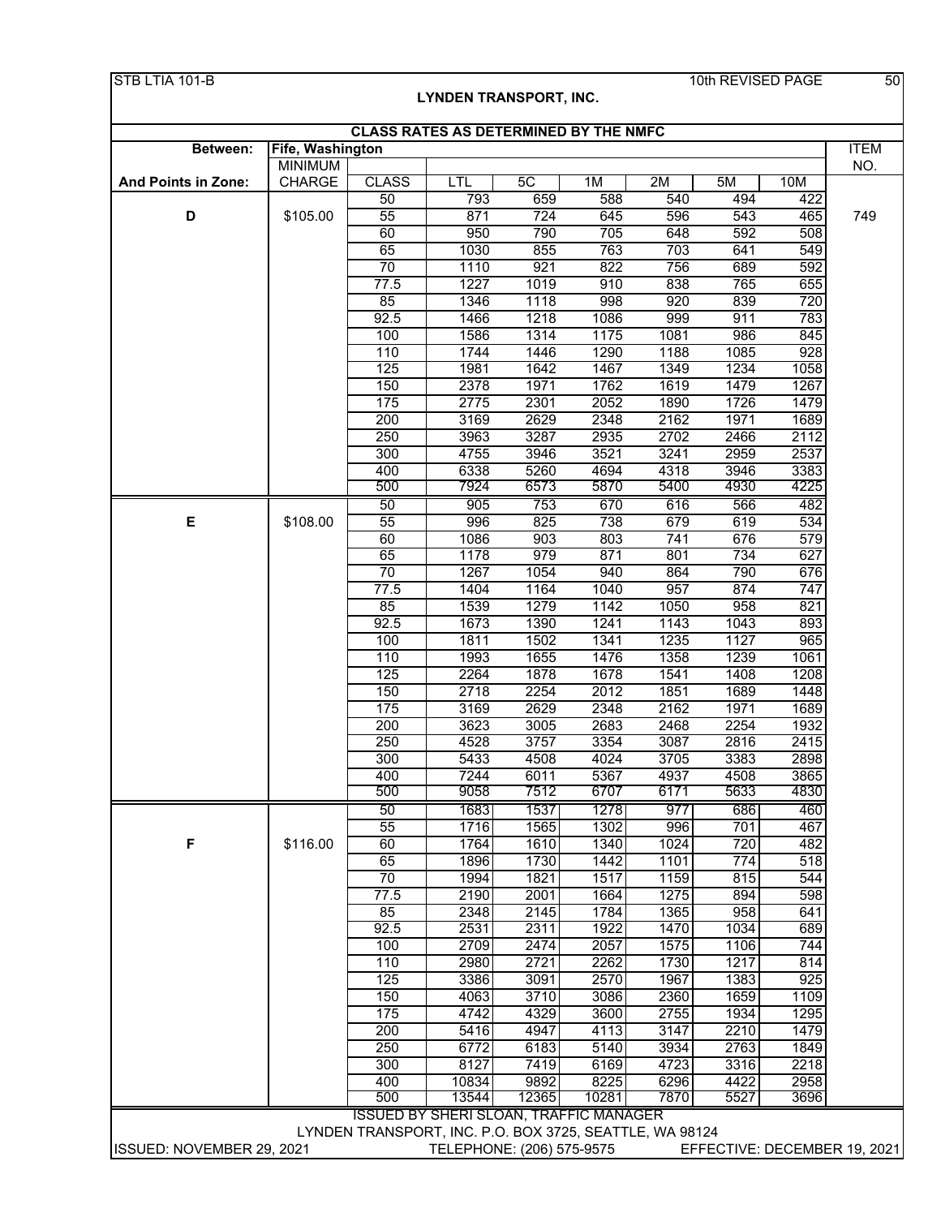STB LTIA 101-B 10th REVISED PAGE 50

## LYNDEN TRANSPORT, INC.

### CLASS RATES AS DETERMINED BY THE NMFC

| Between: | Fife, Washington | | | | | | | | ITEM |
|---|---|---|---|---|---|---|---|---|---|
| | MINIMUM | | | | | | | | NO. |
| And Points in Zone: | CHARGE | CLASS | LTL | 5C | 1M | 2M | 5M | 10M | |
| | | 50 | 793 | 659 | 588 | 540 | 494 | 422 | |
| D | $105.00 | 55 | 871 | 724 | 645 | 596 | 543 | 465 | 749 |
| | | 60 | 950 | 790 | 705 | 648 | 592 | 508 | |
| | | 65 | 1030 | 855 | 763 | 703 | 641 | 549 | |
| | | 70 | 1110 | 921 | 822 | 756 | 689 | 592 | |
| | | 77.5 | 1227 | 1019 | 910 | 838 | 765 | 655 | |
| | | 85 | 1346 | 1118 | 998 | 920 | 839 | 720 | |
| | | 92.5 | 1466 | 1218 | 1086 | 999 | 911 | 783 | |
| | | 100 | 1586 | 1314 | 1175 | 1081 | 986 | 845 | |
| | | 110 | 1744 | 1446 | 1290 | 1188 | 1085 | 928 | |
| | | 125 | 1981 | 1642 | 1467 | 1349 | 1234 | 1058 | |
| | | 150 | 2378 | 1971 | 1762 | 1619 | 1479 | 1267 | |
| | | 175 | 2775 | 2301 | 2052 | 1890 | 1726 | 1479 | |
| | | 200 | 3169 | 2629 | 2348 | 2162 | 1971 | 1689 | |
| | | 250 | 3963 | 3287 | 2935 | 2702 | 2466 | 2112 | |
| | | 300 | 4755 | 3946 | 3521 | 3241 | 2959 | 2537 | |
| | | 400 | 6338 | 5260 | 4694 | 4318 | 3946 | 3383 | |
| | | 500 | 7924 | 6573 | 5870 | 5400 | 4930 | 4225 | |
| | | 50 | 905 | 753 | 670 | 616 | 566 | 482 | |
| E | $108.00 | 55 | 996 | 825 | 738 | 679 | 619 | 534 | |
| | | 60 | 1086 | 903 | 803 | 741 | 676 | 579 | |
| | | 65 | 1178 | 979 | 871 | 801 | 734 | 627 | |
| | | 70 | 1267 | 1054 | 940 | 864 | 790 | 676 | |
| | | 77.5 | 1404 | 1164 | 1040 | 957 | 874 | 747 | |
| | | 85 | 1539 | 1279 | 1142 | 1050 | 958 | 821 | |
| | | 92.5 | 1673 | 1390 | 1241 | 1143 | 1043 | 893 | |
| | | 100 | 1811 | 1502 | 1341 | 1235 | 1127 | 965 | |
| | | 110 | 1993 | 1655 | 1476 | 1358 | 1239 | 1061 | |
| | | 125 | 2264 | 1878 | 1678 | 1541 | 1408 | 1208 | |
| | | 150 | 2718 | 2254 | 2012 | 1851 | 1689 | 1448 | |
| | | 175 | 3169 | 2629 | 2348 | 2162 | 1971 | 1689 | |
| | | 200 | 3623 | 3005 | 2683 | 2468 | 2254 | 1932 | |
| | | 250 | 4528 | 3757 | 3354 | 3087 | 2816 | 2415 | |
| | | 300 | 5433 | 4508 | 4024 | 3705 | 3383 | 2898 | |
| | | 400 | 7244 | 6011 | 5367 | 4937 | 4508 | 3865 | |
| | | 500 | 9058 | 7512 | 6707 | 6171 | 5633 | 4830 | |
| | | 50 | 1683 | 1537 | 1278 | 977 | 686 | 460 | |
| | | 55 | 1716 | 1565 | 1302 | 996 | 701 | 467 | |
| F | $116.00 | 60 | 1764 | 1610 | 1340 | 1024 | 720 | 482 | |
| | | 65 | 1896 | 1730 | 1442 | 1101 | 774 | 518 | |
| | | 70 | 1994 | 1821 | 1517 | 1159 | 815 | 544 | |
| | | 77.5 | 2190 | 2001 | 1664 | 1275 | 894 | 598 | |
| | | 85 | 2348 | 2145 | 1784 | 1365 | 958 | 641 | |
| | | 92.5 | 2531 | 2311 | 1922 | 1470 | 1034 | 689 | |
| | | 100 | 2709 | 2474 | 2057 | 1575 | 1106 | 744 | |
| | | 110 | 2980 | 2721 | 2262 | 1730 | 1217 | 814 | |
| | | 125 | 3386 | 3091 | 2570 | 1967 | 1383 | 925 | |
| | | 150 | 4063 | 3710 | 3086 | 2360 | 1659 | 1109 | |
| | | 175 | 4742 | 4329 | 3600 | 2755 | 1934 | 1295 | |
| | | 200 | 5416 | 4947 | 4113 | 3147 | 2210 | 1479 | |
| | | 250 | 6772 | 6183 | 5140 | 3934 | 2763 | 1849 | |
| | | 300 | 8127 | 7419 | 6169 | 4723 | 3316 | 2218 | |
| | | 400 | 10834 | 9892 | 8225 | 6296 | 4422 | 2958 | |
| | | 500 | 13544 | 12365 | 10281 | 7870 | 5527 | 3696 | |

ISSUED BY SHERI SLOAN, TRAFFIC MANAGER
LYNDEN TRANSPORT, INC. P.O. BOX 3725, SEATTLE, WA 98124

ISSUED: NOVEMBER 29, 2021 TELEPHONE: (206) 575-9575 EFFECTIVE: DECEMBER 19, 2021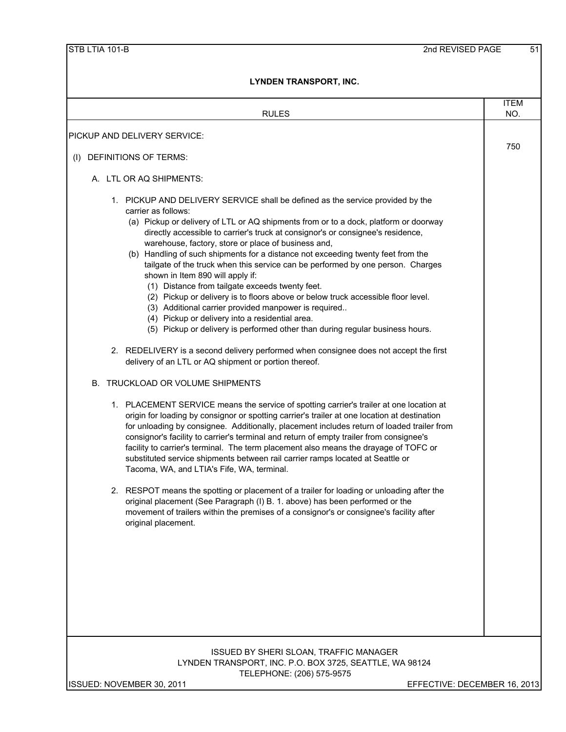**LYNDEN TRANSPORT, INC.**

| RULES | ITEM NO. |
|---|---|

PICKUP AND DELIVERY SERVICE: **750**

(I) DEFINITIONS OF TERMS:

A. LTL OR AQ SHIPMENTS:

1. PICKUP AND DELIVERY SERVICE shall be defined as the service provided by the carrier as follows:
   - (a) Pickup or delivery of LTL or AQ shipments from or to a dock, platform or doorway directly accessible to carrier's truck at consignor's or consignee's residence, warehouse, factory, store or place of business and,
   - (b) Handling of such shipments for a distance not exceeding twenty feet from the tailgate of the truck when this service can be performed by one person. Charges shown in Item 890 will apply if:
     - (1) Distance from tailgate exceeds twenty feet.
     - (2) Pickup or delivery is to floors above or below truck accessible floor level.
     - (3) Additional carrier provided manpower is required..
     - (4) Pickup or delivery into a residential area.
     - (5) Pickup or delivery is performed other than during regular business hours.

2. REDELIVERY is a second delivery performed when consignee does not accept the first delivery of an LTL or AQ shipment or portion thereof.

B. TRUCKLOAD OR VOLUME SHIPMENTS

1. PLACEMENT SERVICE means the service of spotting carrier's trailer at one location at origin for loading by consignor or spotting carrier's trailer at one location at destination for unloading by consignee. Additionally, placement includes return of loaded trailer from consignor's facility to carrier's terminal and return of empty trailer from consignee's facility to carrier's terminal. The term placement also means the drayage of TOFC or substituted service shipments between rail carrier ramps located at Seattle or Tacoma, WA, and LTIA's Fife, WA, terminal.

2. RESPOT means the spotting or placement of a trailer for loading or unloading after the original placement (See Paragraph (I) B. 1. above) has been performed or the movement of trailers within the premises of a consignor's or consignee's facility after original placement.

ISSUED BY SHERI SLOAN, TRAFFIC MANAGER
LYNDEN TRANSPORT, INC. P.O. BOX 3725, SEATTLE, WA 98124
TELEPHONE: (206) 575-9575

ISSUED: NOVEMBER 30, 2011 EFFECTIVE: DECEMBER 16, 2013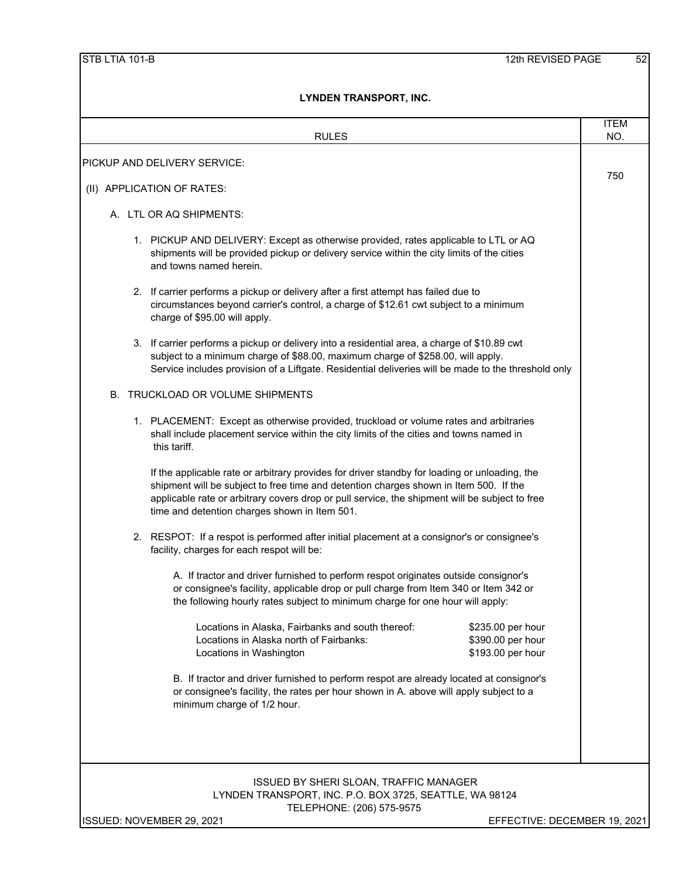## LYNDEN TRANSPORT, INC.

| RULES | ITEM NO. |
|---|---|
| PICKUP AND DELIVERY SERVICE: | 750 |

PICKUP AND DELIVERY SERVICE:

(II) APPLICATION OF RATES:

A. LTL OR AQ SHIPMENTS:

1. PICKUP AND DELIVERY: Except as otherwise provided, rates applicable to LTL or AQ shipments will be provided pickup or delivery service within the city limits of the cities and towns named herein.

2. If carrier performs a pickup or delivery after a first attempt has failed due to circumstances beyond carrier's control, a charge of $12.61 cwt subject to a minimum charge of $95.00 will apply.

3. If carrier performs a pickup or delivery into a residential area, a charge of $10.89 cwt subject to a minimum charge of $88.00, maximum charge of $258.00, will apply. Service includes provision of a Liftgate. Residential deliveries will be made to the threshold only

B. TRUCKLOAD OR VOLUME SHIPMENTS

1. PLACEMENT: Except as otherwise provided, truckload or volume rates and arbitraries shall include placement service within the city limits of the cities and towns named in this tariff.

   If the applicable rate or arbitrary provides for driver standby for loading or unloading, the shipment will be subject to free time and detention charges shown in Item 500. If the applicable rate or arbitrary covers drop or pull service, the shipment will be subject to free time and detention charges shown in Item 501.

2. RESPOT: If a respot is performed after initial placement at a consignor's or consignee's facility, charges for each respot will be:

   A. If tractor and driver furnished to perform respot originates outside consignor's or consignee's facility, applicable drop or pull charge from Item 340 or Item 342 or the following hourly rates subject to minimum charge for one hour will apply:

   | Location | Rate |
   |---|---|
   | Locations in Alaska, Fairbanks and south thereof: | $235.00 per hour |
   | Locations in Alaska north of Fairbanks: | $390.00 per hour |
   | Locations in Washington | $193.00 per hour |

   B. If tractor and driver furnished to perform respot are already located at consignor's or consignee's facility, the rates per hour shown in A. above will apply subject to a minimum charge of 1/2 hour.

ISSUED BY SHERI SLOAN, TRAFFIC MANAGER
LYNDEN TRANSPORT, INC. P.O. BOX 3725, SEATTLE, WA 98124
TELEPHONE: (206) 575-9575

ISSUED: NOVEMBER 29, 2021 EFFECTIVE: DECEMBER 19, 2021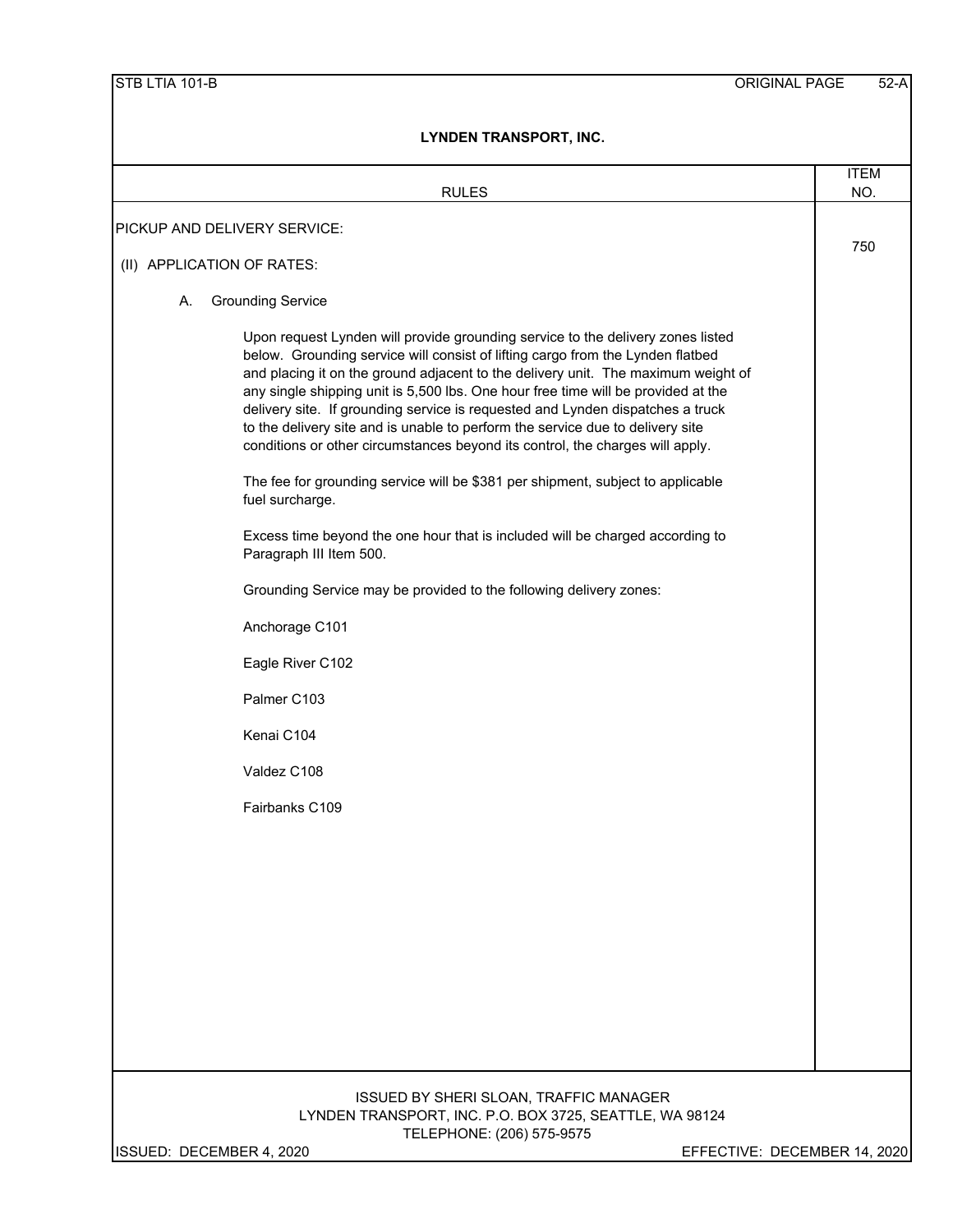## LYNDEN TRANSPORT, INC.

| RULES | ITEM NO. |
|---|---|
| PICKUP AND DELIVERY SERVICE: | 750 |

PICKUP AND DELIVERY SERVICE:

(II) APPLICATION OF RATES:

A. Grounding Service

Upon request Lynden will provide grounding service to the delivery zones listed below. Grounding service will consist of lifting cargo from the Lynden flatbed and placing it on the ground adjacent to the delivery unit. The maximum weight of any single shipping unit is 5,500 lbs. One hour free time will be provided at the delivery site. If grounding service is requested and Lynden dispatches a truck to the delivery site and is unable to perform the service due to delivery site conditions or other circumstances beyond its control, the charges will apply.

The fee for grounding service will be $381 per shipment, subject to applicable fuel surcharge.

Excess time beyond the one hour that is included will be charged according to Paragraph III Item 500.

Grounding Service may be provided to the following delivery zones:

Anchorage C101

Eagle River C102

Palmer C103

Kenai C104

Valdez C108

Fairbanks C109

ISSUED BY SHERI SLOAN, TRAFFIC MANAGER
LYNDEN TRANSPORT, INC. P.O. BOX 3725, SEATTLE, WA 98124
TELEPHONE: (206) 575-9575

ISSUED: DECEMBER 4, 2020 EFFECTIVE: DECEMBER 14, 2020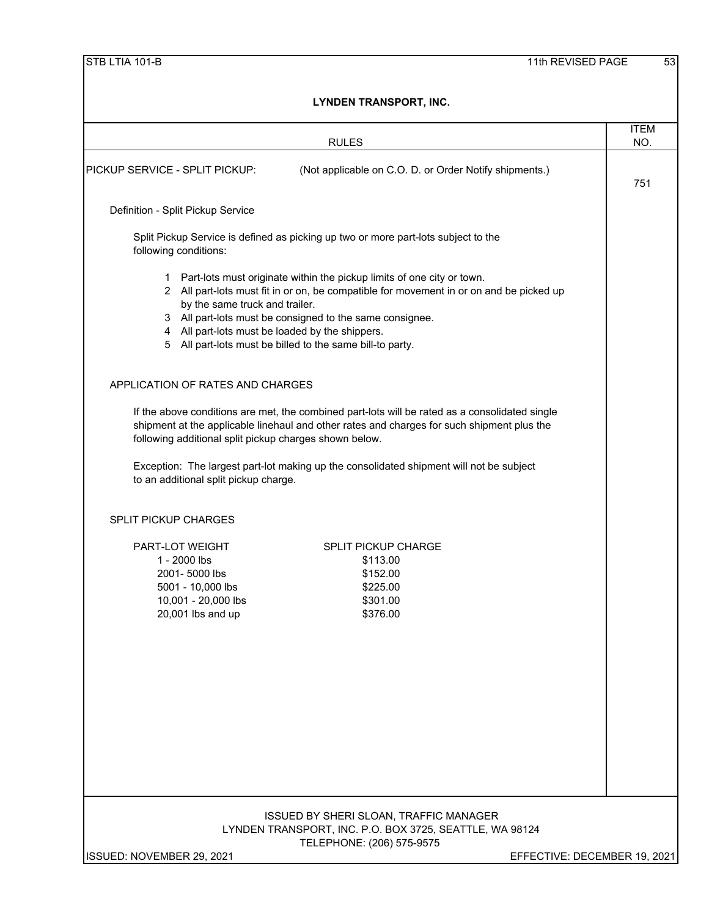## LYNDEN TRANSPORT, INC.

| RULES | ITEM NO. |
|---|---|
| PICKUP SERVICE - SPLIT PICKUP: (Not applicable on C.O. D. or Order Notify shipments.) | 751 |

Definition - Split Pickup Service

Split Pickup Service is defined as picking up two or more part-lots subject to the following conditions:

1. Part-lots must originate within the pickup limits of one city or town.
2. All part-lots must fit in or on, be compatible for movement in or on and be picked up by the same truck and trailer.
3. All part-lots must be consigned to the same consignee.
4. All part-lots must be loaded by the shippers.
5. All part-lots must be billed to the same bill-to party.

APPLICATION OF RATES AND CHARGES

If the above conditions are met, the combined part-lots will be rated as a consolidated single shipment at the applicable linehaul and other rates and charges for such shipment plus the following additional split pickup charges shown below.

Exception: The largest part-lot making up the consolidated shipment will not be subject to an additional split pickup charge.

SPLIT PICKUP CHARGES

| PART-LOT WEIGHT | SPLIT PICKUP CHARGE |
|---|---|
| 1 - 2000 lbs | $113.00 |
| 2001- 5000 lbs | $152.00 |
| 5001 - 10,000 lbs | $225.00 |
| 10,001 - 20,000 lbs | $301.00 |
| 20,001 lbs and up | $376.00 |

ISSUED BY SHERI SLOAN, TRAFFIC MANAGER
LYNDEN TRANSPORT, INC. P.O. BOX 3725, SEATTLE, WA 98124
TELEPHONE: (206) 575-9575

ISSUED: NOVEMBER 29, 2021 EFFECTIVE: DECEMBER 19, 2021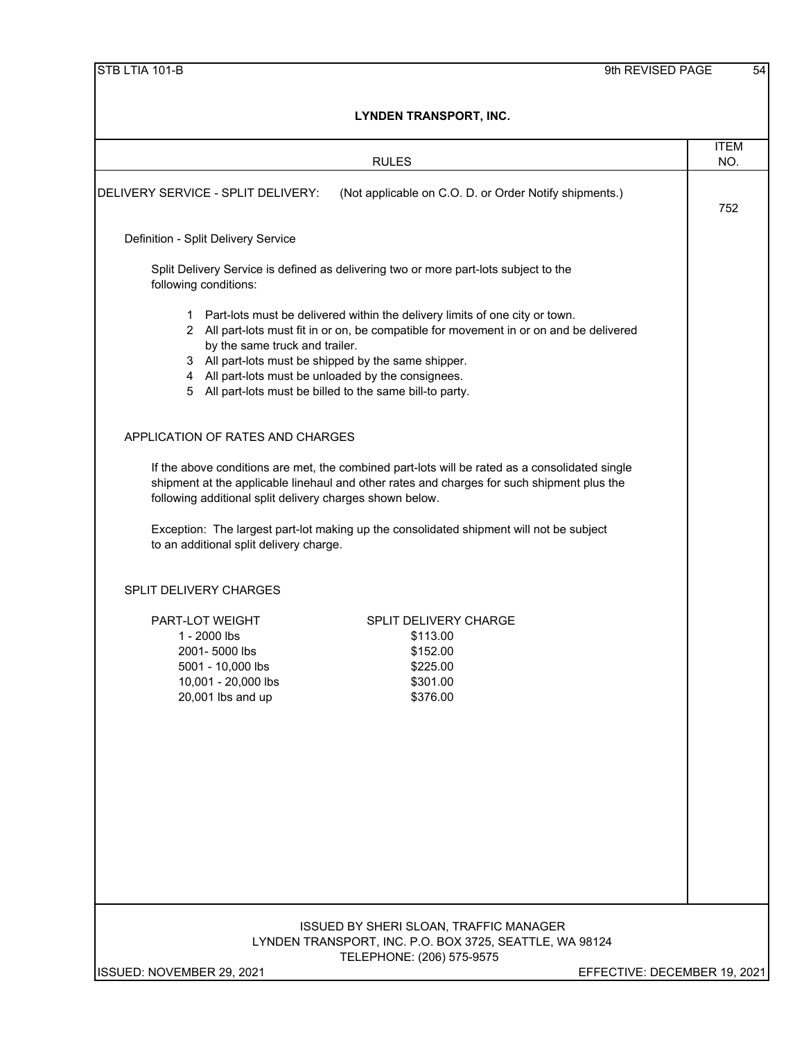# LYNDEN TRANSPORT, INC.

## RULES — ITEM NO. 752

**DELIVERY SERVICE - SPLIT DELIVERY:** (Not applicable on C.O. D. or Order Notify shipments.)

### Definition - Split Delivery Service

Split Delivery Service is defined as delivering two or more part-lots subject to the following conditions:

1. Part-lots must be delivered within the delivery limits of one city or town.
2. All part-lots must fit in or on, be compatible for movement in or on and be delivered by the same truck and trailer.
3. All part-lots must be shipped by the same shipper.
4. All part-lots must be unloaded by the consignees.
5. All part-lots must be billed to the same bill-to party.

### APPLICATION OF RATES AND CHARGES

If the above conditions are met, the combined part-lots will be rated as a consolidated single shipment at the applicable linehaul and other rates and charges for such shipment plus the following additional split delivery charges shown below.

Exception: The largest part-lot making up the consolidated shipment will not be subject to an additional split delivery charge.

### SPLIT DELIVERY CHARGES

| PART-LOT WEIGHT | SPLIT DELIVERY CHARGE |
|---|---|
| 1 - 2000 lbs | $113.00 |
| 2001- 5000 lbs | $152.00 |
| 5001 - 10,000 lbs | $225.00 |
| 10,001 - 20,000 lbs | $301.00 |
| 20,001 lbs and up | $376.00 |

ISSUED BY SHERI SLOAN, TRAFFIC MANAGER
LYNDEN TRANSPORT, INC. P.O. BOX 3725, SEATTLE, WA 98124
TELEPHONE: (206) 575-9575

ISSUED: NOVEMBER 29, 2021 — EFFECTIVE: DECEMBER 19, 2021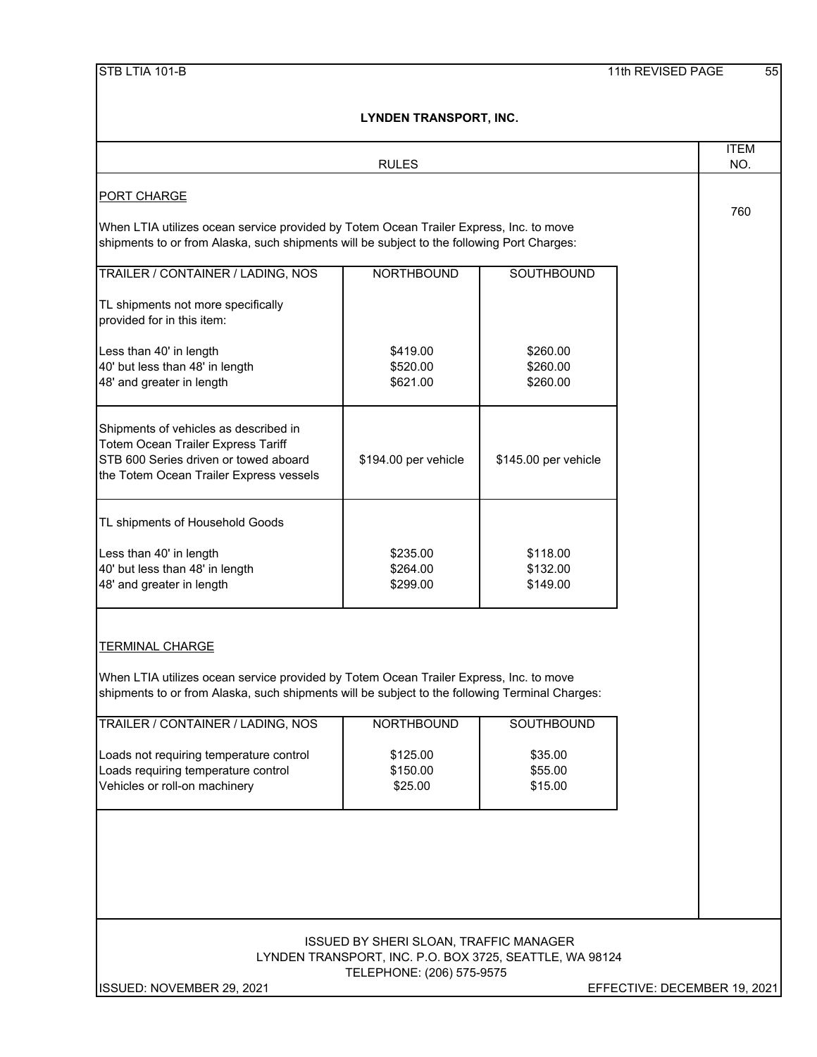**LYNDEN TRANSPORT, INC.**

| RULES | ITEM NO. |
|---|---|
| PORT CHARGE | 760 |

## PORT CHARGE

When LTIA utilizes ocean service provided by Totem Ocean Trailer Express, Inc. to move shipments to or from Alaska, such shipments will be subject to the following Port Charges:

| TRAILER / CONTAINER / LADING, NOS | NORTHBOUND | SOUTHBOUND |
|---|---|---|
| TL shipments not more specifically provided for in this item: | | |
| Less than 40' in length | $419.00 | $260.00 |
| 40' but less than 48' in length | $520.00 | $260.00 |
| 48' and greater in length | $621.00 | $260.00 |
| Shipments of vehicles as described in Totem Ocean Trailer Express Tariff STB 600 Series driven or towed aboard the Totem Ocean Trailer Express vessels | $194.00 per vehicle | $145.00 per vehicle |
| TL shipments of Household Goods | | |
| Less than 40' in length | $235.00 | $118.00 |
| 40' but less than 48' in length | $264.00 | $132.00 |
| 48' and greater in length | $299.00 | $149.00 |

## TERMINAL CHARGE

When LTIA utilizes ocean service provided by Totem Ocean Trailer Express, Inc. to move shipments to or from Alaska, such shipments will be subject to the following Terminal Charges:

| TRAILER / CONTAINER / LADING, NOS | NORTHBOUND | SOUTHBOUND |
|---|---|---|
| Loads not requiring temperature control | $125.00 | $35.00 |
| Loads requiring temperature control | $150.00 | $55.00 |
| Vehicles or roll-on machinery | $25.00 | $15.00 |

ISSUED BY SHERI SLOAN, TRAFFIC MANAGER
LYNDEN TRANSPORT, INC. P.O. BOX 3725, SEATTLE, WA 98124
TELEPHONE: (206) 575-9575

ISSUED: NOVEMBER 29, 2021 EFFECTIVE: DECEMBER 19, 2021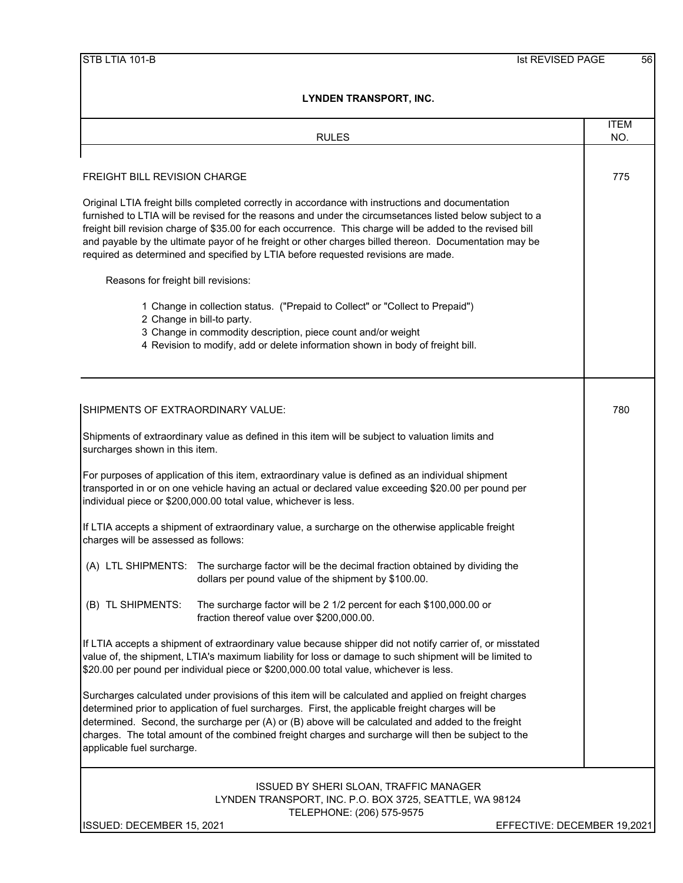## LYNDEN TRANSPORT, INC.

| RULES | ITEM NO. |
|---|---|
| **FREIGHT BILL REVISION CHARGE** | 775 |

Original LTIA freight bills completed correctly in accordance with instructions and documentation furnished to LTIA will be revised for the reasons and under the circumsetances listed below subject to a freight bill revision charge of $35.00 for each occurrence. This charge will be added to the revised bill and payable by the ultimate payor of he freight or other charges billed thereon. Documentation may be required as determined and specified by LTIA before requested revisions are made.

Reasons for freight bill revisions:

1. Change in collection status. ("Prepaid to Collect" or "Collect to Prepaid")
2. Change in bill-to party.
3. Change in commodity description, piece count and/or weight
4. Revision to modify, add or delete information shown in body of freight bill.

| RULES | ITEM NO. |
|---|---|
| **SHIPMENTS OF EXTRAORDINARY VALUE:** | 780 |

Shipments of extraordinary value as defined in this item will be subject to valuation limits and surcharges shown in this item.

For purposes of application of this item, extraordinary value is defined as an individual shipment transported in or on one vehicle having an actual or declared value exceeding $20.00 per pound per individual piece or $200,000.00 total value, whichever is less.

If LTIA accepts a shipment of extraordinary value, a surcharge on the otherwise applicable freight charges will be assessed as follows:

(A) LTL SHIPMENTS: The surcharge factor will be the decimal fraction obtained by dividing the dollars per pound value of the shipment by $100.00.

(B) TL SHIPMENTS: The surcharge factor will be 2 1/2 percent for each $100,000.00 or fraction thereof value over $200,000.00.

If LTIA accepts a shipment of extraordinary value because shipper did not notify carrier of, or misstated value of, the shipment, LTIA's maximum liability for loss or damage to such shipment will be limited to $20.00 per pound per individual piece or $200,000.00 total value, whichever is less.

Surcharges calculated under provisions of this item will be calculated and applied on freight charges determined prior to application of fuel surcharges. First, the applicable freight charges will be determined. Second, the surcharge per (A) or (B) above will be calculated and added to the freight charges. The total amount of the combined freight charges and surcharge will then be subject to the applicable fuel surcharge.

ISSUED BY SHERI SLOAN, TRAFFIC MANAGER
LYNDEN TRANSPORT, INC. P.O. BOX 3725, SEATTLE, WA 98124
TELEPHONE: (206) 575-9575

ISSUED: DECEMBER 15, 2021 — EFFECTIVE: DECEMBER 19,2021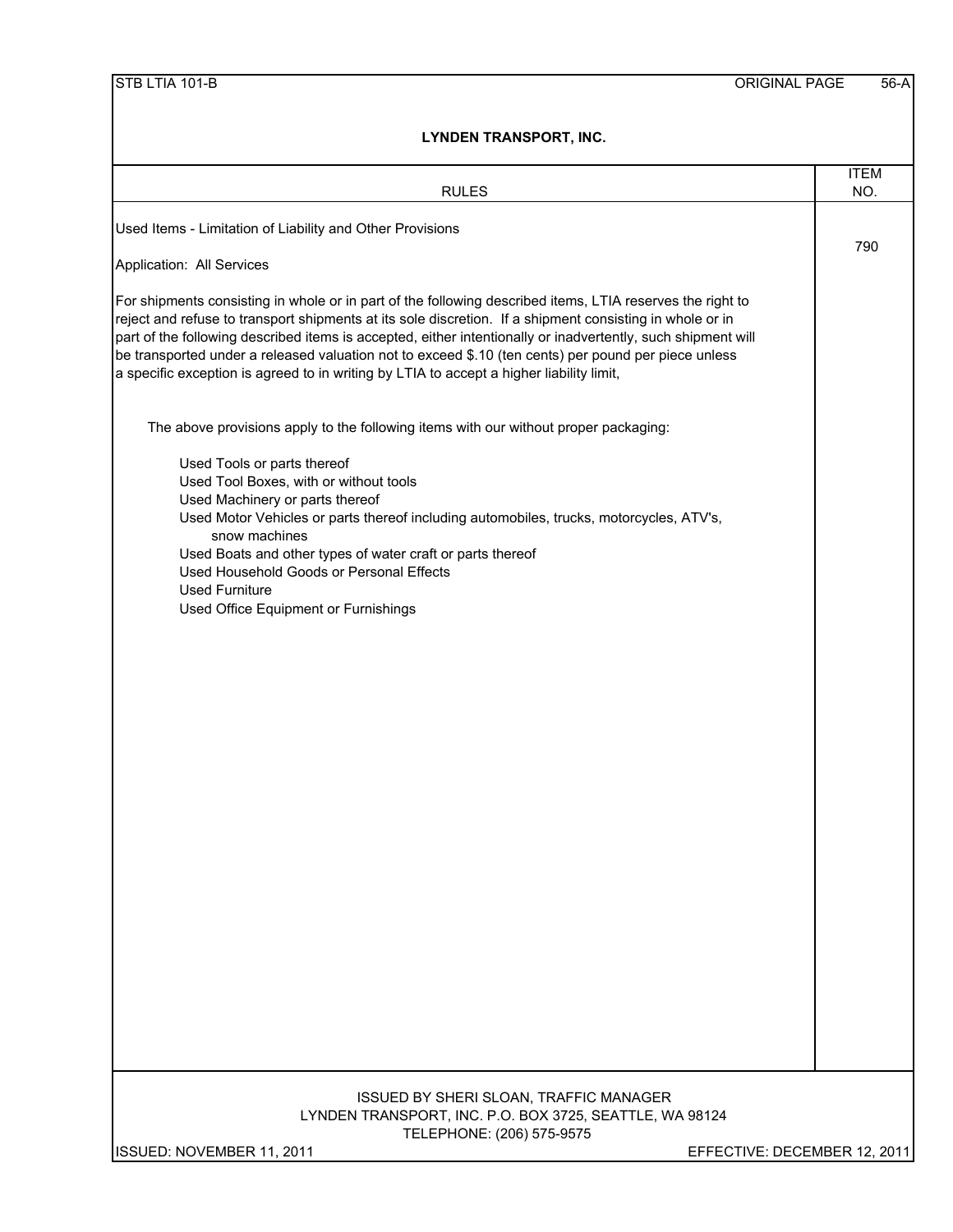# LYNDEN TRANSPORT, INC.

| RULES | ITEM NO. |
|---|---|
| Used Items - Limitation of Liability and Other Provisions | 790 |

Application: All Services

For shipments consisting in whole or in part of the following described items, LTIA reserves the right to reject and refuse to transport shipments at its sole discretion. If a shipment consisting in whole or in part of the following described items is accepted, either intentionally or inadvertently, such shipment will be transported under a released valuation not to exceed $.10 (ten cents) per pound per piece unless a specific exception is agreed to in writing by LTIA to accept a higher liability limit,

The above provisions apply to the following items with our without proper packaging:

- Used Tools or parts thereof
- Used Tool Boxes, with or without tools
- Used Machinery or parts thereof
- Used Motor Vehicles or parts thereof including automobiles, trucks, motorcycles, ATV's, snow machines
- Used Boats and other types of water craft or parts thereof
- Used Household Goods or Personal Effects
- Used Furniture
- Used Office Equipment or Furnishings

ISSUED BY SHERI SLOAN, TRAFFIC MANAGER
LYNDEN TRANSPORT, INC. P.O. BOX 3725, SEATTLE, WA 98124
TELEPHONE: (206) 575-9575

ISSUED: NOVEMBER 11, 2011 EFFECTIVE: DECEMBER 12, 2011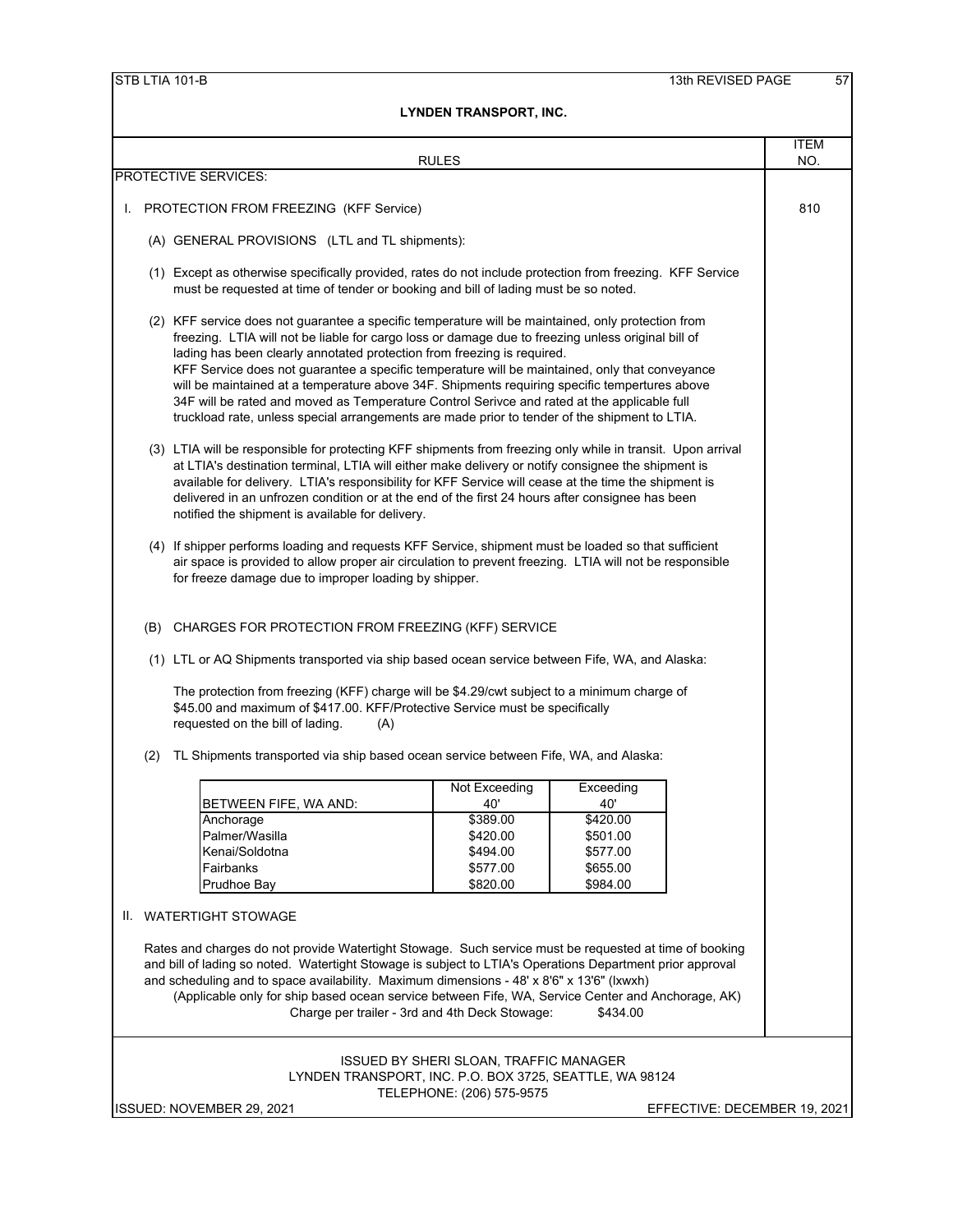**LYNDEN TRANSPORT, INC.**

| RULES | ITEM NO. |
|---|---|

PROTECTIVE SERVICES:

I. PROTECTION FROM FREEZING (KFF Service) — ITEM 810

(A) GENERAL PROVISIONS (LTL and TL shipments):

(1) Except as otherwise specifically provided, rates do not include protection from freezing. KFF Service must be requested at time of tender or booking and bill of lading must be so noted.

(2) KFF service does not guarantee a specific temperature will be maintained, only protection from freezing. LTIA will not be liable for cargo loss or damage due to freezing unless original bill of lading has been clearly annotated protection from freezing is required.
KFF Service does not guarantee a specific temperature will be maintained, only that conveyance will be maintained at a temperature above 34F. Shipments requiring specific tempertures above 34F will be rated and moved as Temperature Control Serivce and rated at the applicable full truckload rate, unless special arrangements are made prior to tender of the shipment to LTIA.

(3) LTIA will be responsible for protecting KFF shipments from freezing only while in transit. Upon arrival at LTIA's destination terminal, LTIA will either make delivery or notify consignee the shipment is available for delivery. LTIA's responsibility for KFF Service will cease at the time the shipment is delivered in an unfrozen condition or at the end of the first 24 hours after consignee has been notified the shipment is available for delivery.

(4) If shipper performs loading and requests KFF Service, shipment must be loaded so that sufficient air space is provided to allow proper air circulation to prevent freezing. LTIA will not be responsible for freeze damage due to improper loading by shipper.

(B) CHARGES FOR PROTECTION FROM FREEZING (KFF) SERVICE

(1) LTL or AQ Shipments transported via ship based ocean service between Fife, WA, and Alaska:

The protection from freezing (KFF) charge will be $4.29/cwt subject to a minimum charge of $45.00 and maximum of $417.00. KFF/Protective Service must be specifically requested on the bill of lading. (A)

(2) TL Shipments transported via ship based ocean service between Fife, WA, and Alaska:

| BETWEEN FIFE, WA AND: | Not Exceeding 40' | Exceeding 40' |
|---|---|---|
| Anchorage | $389.00 | $420.00 |
| Palmer/Wasilla | $420.00 | $501.00 |
| Kenai/Soldotna | $494.00 | $577.00 |
| Fairbanks | $577.00 | $655.00 |
| Prudhoe Bay | $820.00 | $984.00 |

II. WATERTIGHT STOWAGE

Rates and charges do not provide Watertight Stowage. Such service must be requested at time of booking and bill of lading so noted. Watertight Stowage is subject to LTIA's Operations Department prior approval and scheduling and to space availability. Maximum dimensions - 48' x 8'6" x 13'6" (lxwxh)
(Applicable only for ship based ocean service between Fife, WA, Service Center and Anchorage, AK)
Charge per trailer - 3rd and 4th Deck Stowage: $434.00

ISSUED BY SHERI SLOAN, TRAFFIC MANAGER
LYNDEN TRANSPORT, INC. P.O. BOX 3725, SEATTLE, WA 98124
TELEPHONE: (206) 575-9575

ISSUED: NOVEMBER 29, 2021 — EFFECTIVE: DECEMBER 19, 2021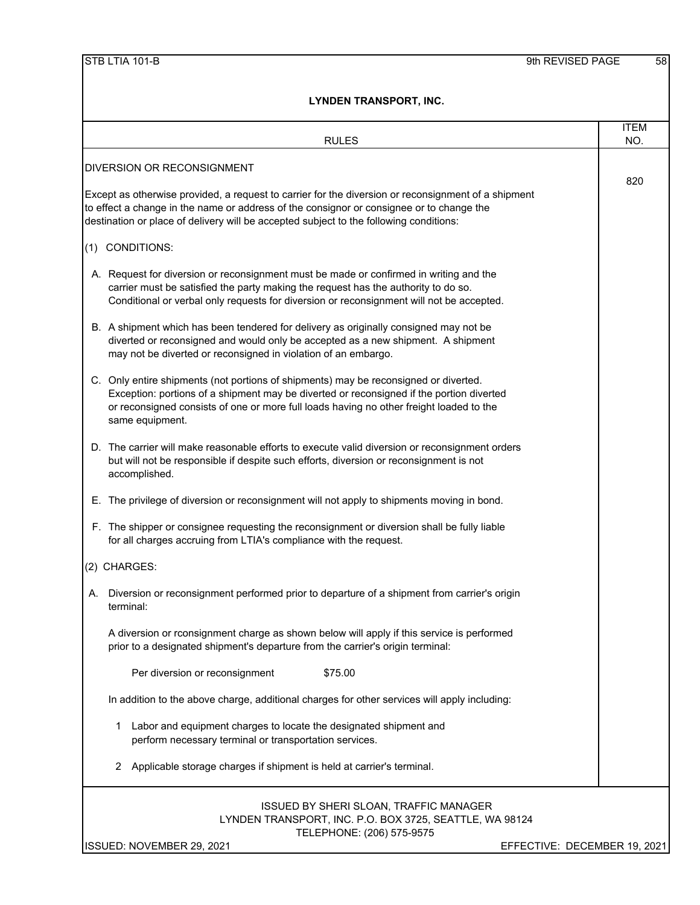## LYNDEN TRANSPORT, INC.

| RULES | ITEM NO. |
|---|---|
| DIVERSION OR RECONSIGNMENT | 820 |

### DIVERSION OR RECONSIGNMENT

Except as otherwise provided, a request to carrier for the diversion or reconsignment of a shipment to effect a change in the name or address of the consignor or consignee or to change the destination or place of delivery will be accepted subject to the following conditions:

(1) CONDITIONS:

A. Request for diversion or reconsignment must be made or confirmed in writing and the carrier must be satisfied the party making the request has the authority to do so. Conditional or verbal only requests for diversion or reconsignment will not be accepted.

B. A shipment which has been tendered for delivery as originally consigned may not be diverted or reconsigned and would only be accepted as a new shipment. A shipment may not be diverted or reconsigned in violation of an embargo.

C. Only entire shipments (not portions of shipments) may be reconsigned or diverted. Exception: portions of a shipment may be diverted or reconsigned if the portion diverted or reconsigned consists of one or more full loads having no other freight loaded to the same equipment.

D. The carrier will make reasonable efforts to execute valid diversion or reconsignment orders but will not be responsible if despite such efforts, diversion or reconsignment is not accomplished.

E. The privilege of diversion or reconsignment will not apply to shipments moving in bond.

F. The shipper or consignee requesting the reconsignment or diversion shall be fully liable for all charges accruing from LTIA's compliance with the request.

(2) CHARGES:

A. Diversion or reconsignment performed prior to departure of a shipment from carrier's origin terminal:

A diversion or rconsignment charge as shown below will apply if this service is performed prior to a designated shipment's departure from the carrier's origin terminal:

Per diversion or reconsignment $75.00

In addition to the above charge, additional charges for other services will apply including:

1. Labor and equipment charges to locate the designated shipment and perform necessary terminal or transportation services.
2. Applicable storage charges if shipment is held at carrier's terminal.

ISSUED BY SHERI SLOAN, TRAFFIC MANAGER
LYNDEN TRANSPORT, INC. P.O. BOX 3725, SEATTLE, WA 98124
TELEPHONE: (206) 575-9575

ISSUED: NOVEMBER 29, 2021 EFFECTIVE: DECEMBER 19, 2021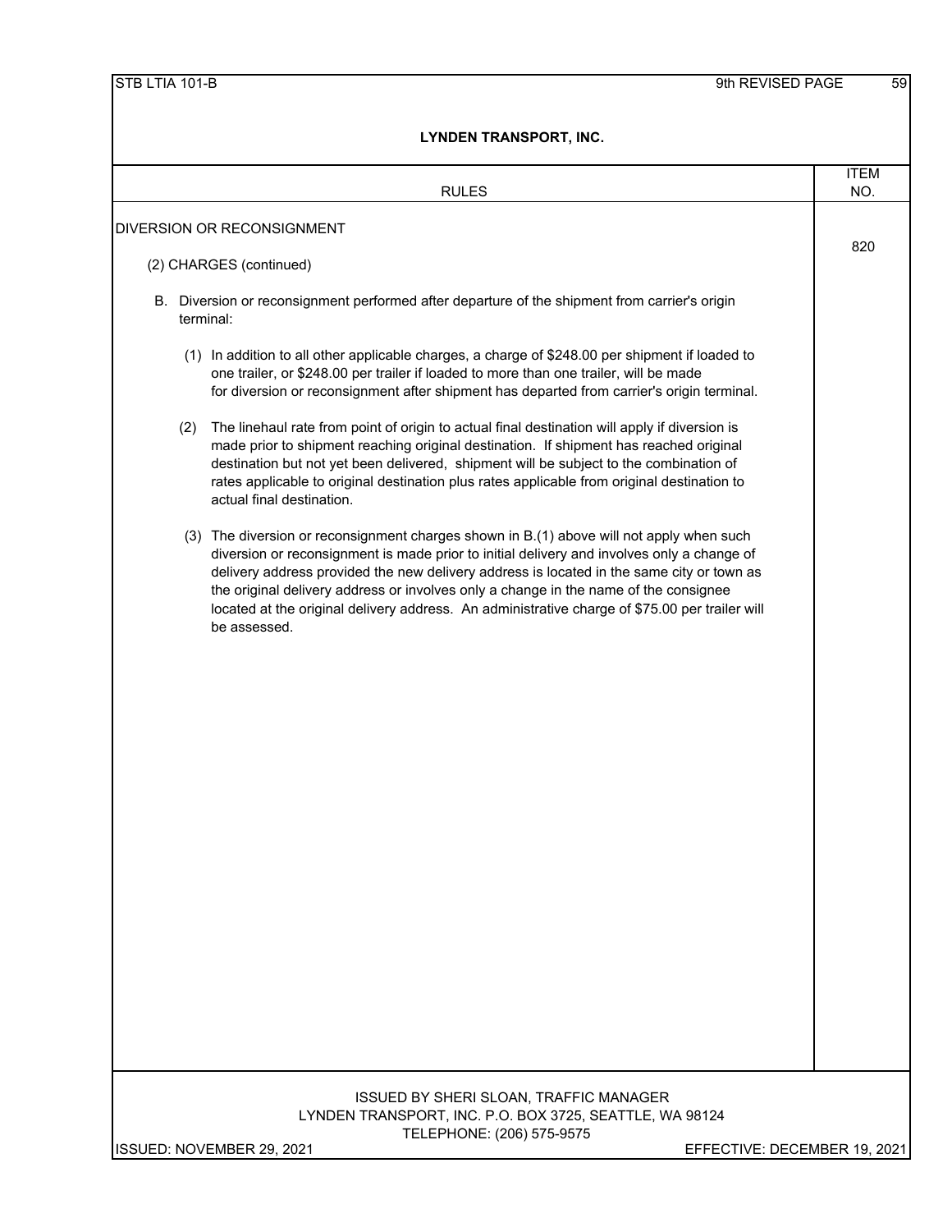# LYNDEN TRANSPORT, INC.

| RULES | ITEM NO. |
|---|---|
| DIVERSION OR RECONSIGNMENT | 820 |

DIVERSION OR RECONSIGNMENT

(2) CHARGES (continued)

B. Diversion or reconsignment performed after departure of the shipment from carrier's origin terminal:

(1) In addition to all other applicable charges, a charge of $248.00 per shipment if loaded to one trailer, or $248.00 per trailer if loaded to more than one trailer, will be made for diversion or reconsignment after shipment has departed from carrier's origin terminal.

(2) The linehaul rate from point of origin to actual final destination will apply if diversion is made prior to shipment reaching original destination. If shipment has reached original destination but not yet been delivered, shipment will be subject to the combination of rates applicable to original destination plus rates applicable from original destination to actual final destination.

(3) The diversion or reconsignment charges shown in B.(1) above will not apply when such diversion or reconsignment is made prior to initial delivery and involves only a change of delivery address provided the new delivery address is located in the same city or town as the original delivery address or involves only a change in the name of the consignee located at the original delivery address. An administrative charge of $75.00 per trailer will be assessed.

ISSUED BY SHERI SLOAN, TRAFFIC MANAGER
LYNDEN TRANSPORT, INC. P.O. BOX 3725, SEATTLE, WA 98124
TELEPHONE: (206) 575-9575

ISSUED: NOVEMBER 29, 2021 — EFFECTIVE: DECEMBER 19, 2021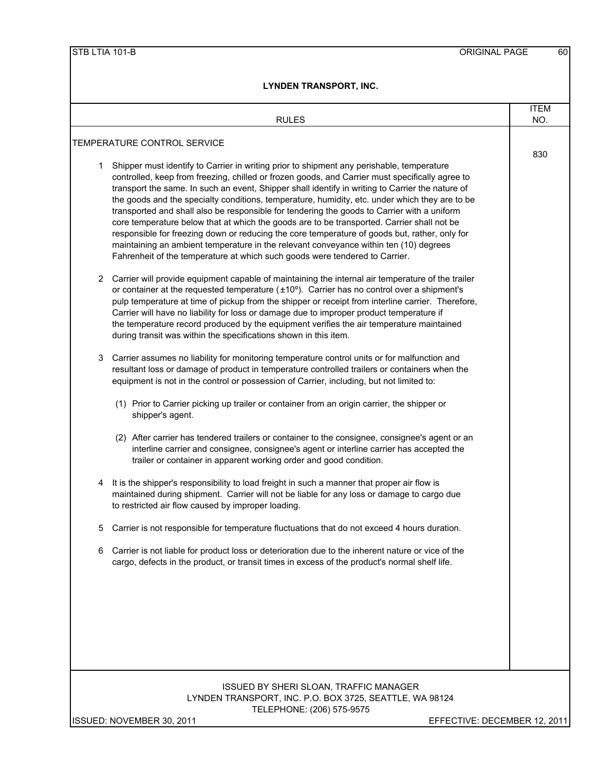# LYNDEN TRANSPORT, INC.

| RULES | ITEM NO. |
|---|---|
| TEMPERATURE CONTROL SERVICE | 830 |

1 Shipper must identify to Carrier in writing prior to shipment any perishable, temperature controlled, keep from freezing, chilled or frozen goods, and Carrier must specifically agree to transport the same. In such an event, Shipper shall identify in writing to Carrier the nature of the goods and the specialty conditions, temperature, humidity, etc. under which they are to be transported and shall also be responsible for tendering the goods to Carrier with a uniform core temperature below that at which the goods are to be transported. Carrier shall not be responsible for freezing down or reducing the core temperature of goods but, rather, only for maintaining an ambient temperature in the relevant conveyance within ten (10) degrees Fahrenheit of the temperature at which such goods were tendered to Carrier.

2 Carrier will provide equipment capable of maintaining the internal air temperature of the trailer or container at the requested temperature (±10º). Carrier has no control over a shipment's pulp temperature at time of pickup from the shipper or receipt from interline carrier. Therefore, Carrier will have no liability for loss or damage due to improper product temperature if the temperature record produced by the equipment verifies the air temperature maintained during transit was within the specifications shown in this item.

3 Carrier assumes no liability for monitoring temperature control units or for malfunction and resultant loss or damage of product in temperature controlled trailers or containers when the equipment is not in the control or possession of Carrier, including, but not limited to:

(1) Prior to Carrier picking up trailer or container from an origin carrier, the shipper or shipper's agent.

(2) After carrier has tendered trailers or container to the consignee, consignee's agent or an interline carrier and consignee, consignee's agent or interline carrier has accepted the trailer or container in apparent working order and good condition.

4 It is the shipper's responsibility to load freight in such a manner that proper air flow is maintained during shipment. Carrier will not be liable for any loss or damage to cargo due to restricted air flow caused by improper loading.

5 Carrier is not responsible for temperature fluctuations that do not exceed 4 hours duration.

6 Carrier is not liable for product loss or deterioration due to the inherent nature or vice of the cargo, defects in the product, or transit times in excess of the product's normal shelf life.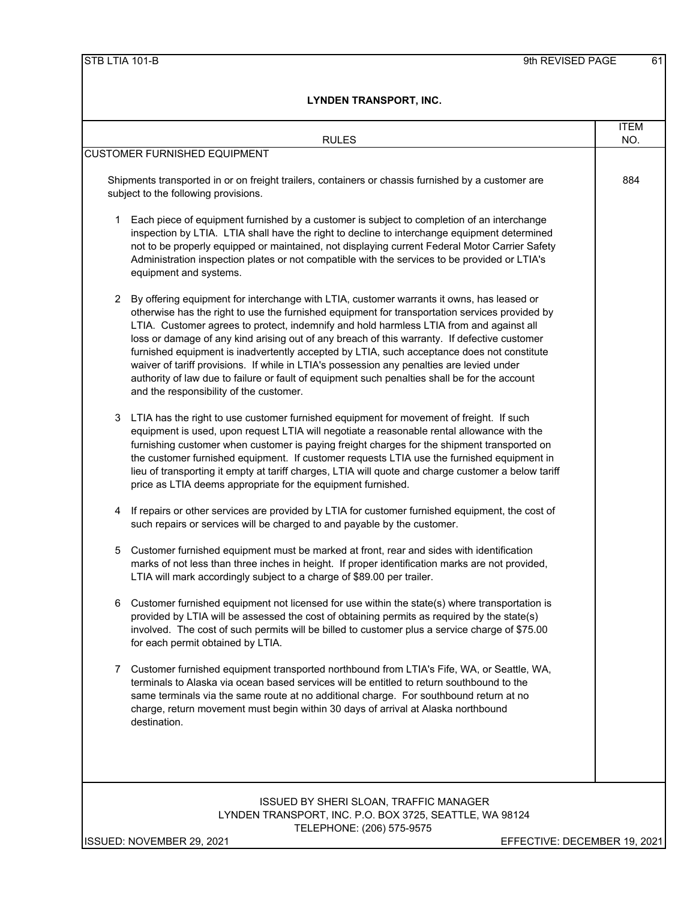# LYNDEN TRANSPORT, INC.

| RULES | ITEM NO. |
|---|---|
| CUSTOMER FURNISHED EQUIPMENT | |
| Shipments transported in or on freight trailers, containers or chassis furnished by a customer are subject to the following provisions. | 884 |

1. Each piece of equipment furnished by a customer is subject to completion of an interchange inspection by LTIA. LTIA shall have the right to decline to interchange equipment determined not to be properly equipped or maintained, not displaying current Federal Motor Carrier Safety Administration inspection plates or not compatible with the services to be provided or LTIA's equipment and systems.

2. By offering equipment for interchange with LTIA, customer warrants it owns, has leased or otherwise has the right to use the furnished equipment for transportation services provided by LTIA. Customer agrees to protect, indemnify and hold harmless LTIA from and against all loss or damage of any kind arising out of any breach of this warranty. If defective customer furnished equipment is inadvertently accepted by LTIA, such acceptance does not constitute waiver of tariff provisions. If while in LTIA's possession any penalties are levied under authority of law due to failure or fault of equipment such penalties shall be for the account and the responsibility of the customer.

3. LTIA has the right to use customer furnished equipment for movement of freight. If such equipment is used, upon request LTIA will negotiate a reasonable rental allowance with the furnishing customer when customer is paying freight charges for the shipment transported on the customer furnished equipment. If customer requests LTIA use the furnished equipment in lieu of transporting it empty at tariff charges, LTIA will quote and charge customer a below tariff price as LTIA deems appropriate for the equipment furnished.

4. If repairs or other services are provided by LTIA for customer furnished equipment, the cost of such repairs or services will be charged to and payable by the customer.

5. Customer furnished equipment must be marked at front, rear and sides with identification marks of not less than three inches in height. If proper identification marks are not provided, LTIA will mark accordingly subject to a charge of $89.00 per trailer.

6. Customer furnished equipment not licensed for use within the state(s) where transportation is provided by LTIA will be assessed the cost of obtaining permits as required by the state(s) involved. The cost of such permits will be billed to customer plus a service charge of $75.00 for each permit obtained by LTIA.

7. Customer furnished equipment transported northbound from LTIA's Fife, WA, or Seattle, WA, terminals to Alaska via ocean based services will be entitled to return southbound to the same terminals via the same route at no additional charge. For southbound return at no charge, return movement must begin within 30 days of arrival at Alaska northbound destination.

ISSUED BY SHERI SLOAN, TRAFFIC MANAGER
LYNDEN TRANSPORT, INC. P.O. BOX 3725, SEATTLE, WA 98124
TELEPHONE: (206) 575-9575

ISSUED: NOVEMBER 29, 2021 — EFFECTIVE: DECEMBER 19, 2021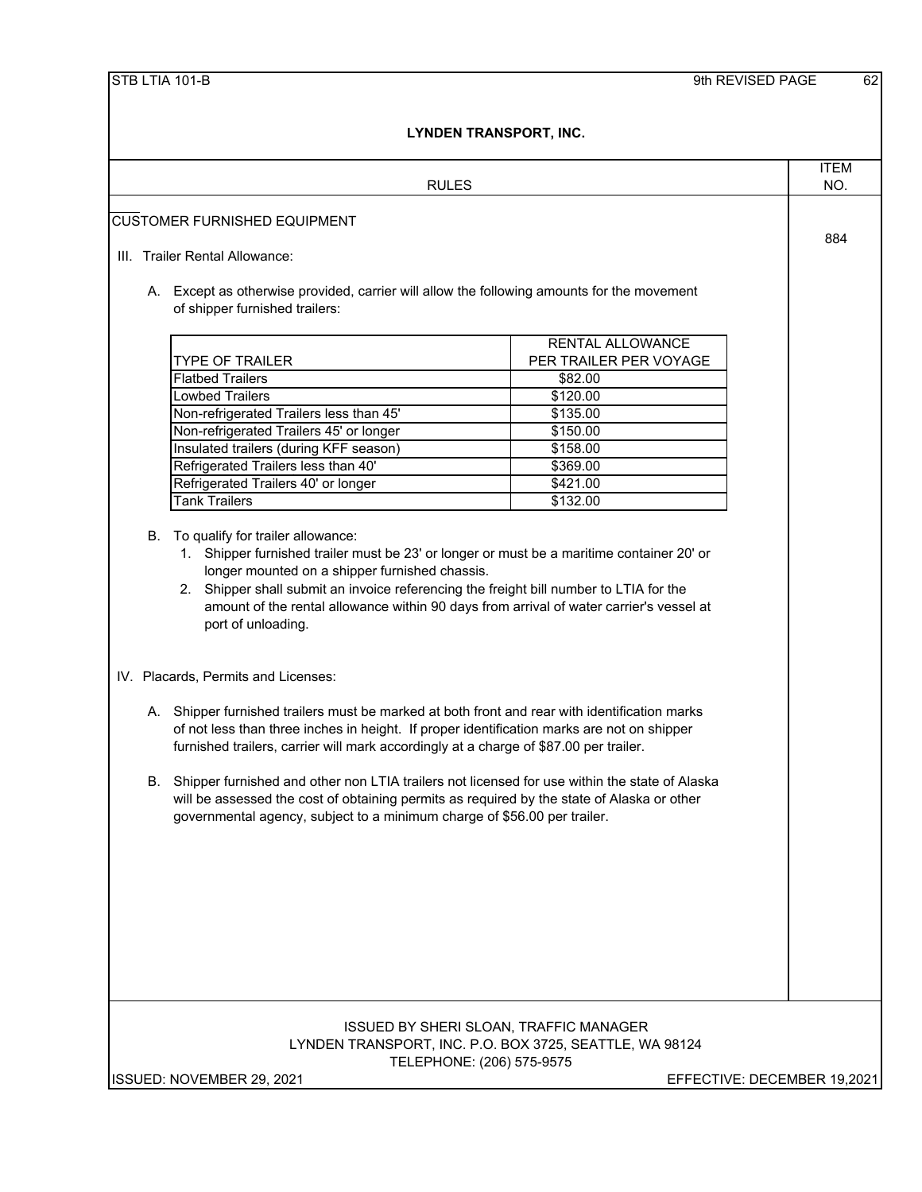# LYNDEN TRANSPORT, INC.

| RULES | ITEM NO. |
|---|---|
| | |

## CUSTOMER FURNISHED EQUIPMENT

**Item 884**

III. Trailer Rental Allowance:

A. Except as otherwise provided, carrier will allow the following amounts for the movement of shipper furnished trailers:

| TYPE OF TRAILER | RENTAL ALLOWANCE PER TRAILER PER VOYAGE |
|---|---|
| Flatbed Trailers | $82.00 |
| Lowbed Trailers | $120.00 |
| Non-refrigerated Trailers less than 45' | $135.00 |
| Non-refrigerated Trailers 45' or longer | $150.00 |
| Insulated trailers (during KFF season) | $158.00 |
| Refrigerated Trailers less than 40' | $369.00 |
| Refrigerated Trailers 40' or longer | $421.00 |
| Tank Trailers | $132.00 |

B. To qualify for trailer allowance:
1. Shipper furnished trailer must be 23' or longer or must be a maritime container 20' or longer mounted on a shipper furnished chassis.
2. Shipper shall submit an invoice referencing the freight bill number to LTIA for the amount of the rental allowance within 90 days from arrival of water carrier's vessel at port of unloading.

IV. Placards, Permits and Licenses:

A. Shipper furnished trailers must be marked at both front and rear with identification marks of not less than three inches in height. If proper identification marks are not on shipper furnished trailers, carrier will mark accordingly at a charge of $87.00 per trailer.

B. Shipper furnished and other non LTIA trailers not licensed for use within the state of Alaska will be assessed the cost of obtaining permits as required by the state of Alaska or other governmental agency, subject to a minimum charge of $56.00 per trailer.

ISSUED BY SHERI SLOAN, TRAFFIC MANAGER
LYNDEN TRANSPORT, INC. P.O. BOX 3725, SEATTLE, WA 98124
TELEPHONE: (206) 575-9575

ISSUED: NOVEMBER 29, 2021 — EFFECTIVE: DECEMBER 19,2021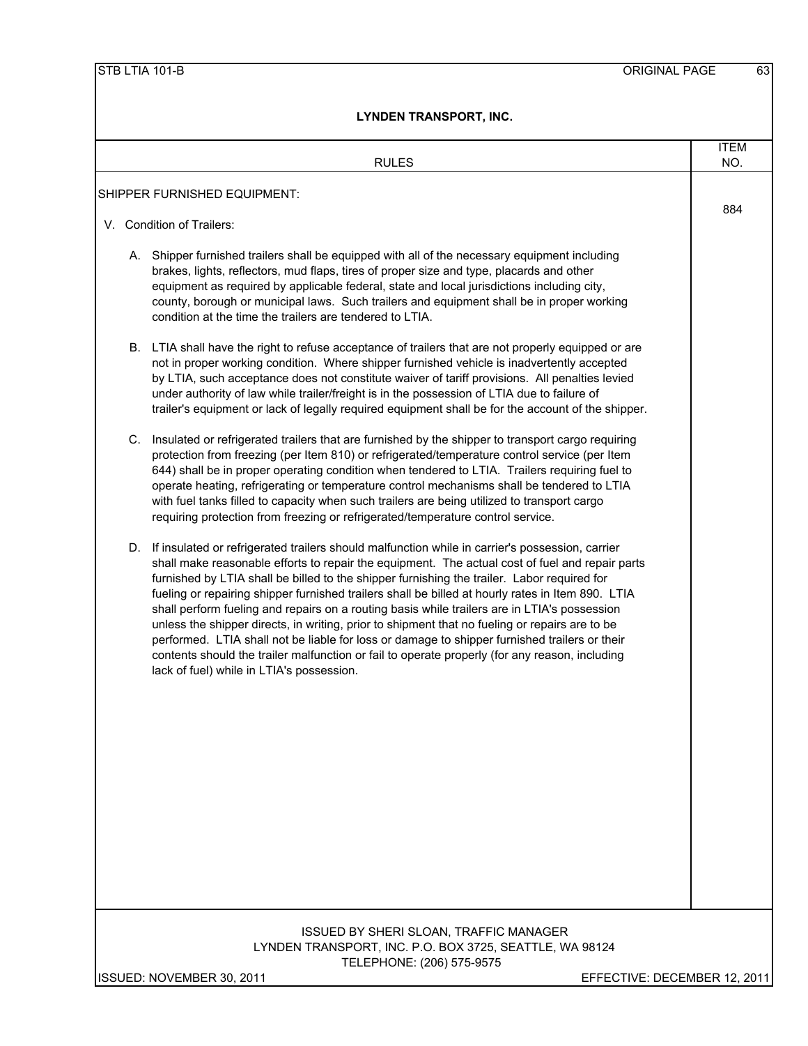## LYNDEN TRANSPORT, INC.

| RULES | ITEM NO. |
|---|---|
| **SHIPPER FURNISHED EQUIPMENT:** | 884 |

V. Condition of Trailers:

A. Shipper furnished trailers shall be equipped with all of the necessary equipment including brakes, lights, reflectors, mud flaps, tires of proper size and type, placards and other equipment as required by applicable federal, state and local jurisdictions including city, county, borough or municipal laws. Such trailers and equipment shall be in proper working condition at the time the trailers are tendered to LTIA.

B. LTIA shall have the right to refuse acceptance of trailers that are not properly equipped or are not in proper working condition. Where shipper furnished vehicle is inadvertently accepted by LTIA, such acceptance does not constitute waiver of tariff provisions. All penalties levied under authority of law while trailer/freight is in the possession of LTIA due to failure of trailer's equipment or lack of legally required equipment shall be for the account of the shipper.

C. Insulated or refrigerated trailers that are furnished by the shipper to transport cargo requiring protection from freezing (per Item 810) or refrigerated/temperature control service (per Item 644) shall be in proper operating condition when tendered to LTIA. Trailers requiring fuel to operate heating, refrigerating or temperature control mechanisms shall be tendered to LTIA with fuel tanks filled to capacity when such trailers are being utilized to transport cargo requiring protection from freezing or refrigerated/temperature control service.

D. If insulated or refrigerated trailers should malfunction while in carrier's possession, carrier shall make reasonable efforts to repair the equipment. The actual cost of fuel and repair parts furnished by LTIA shall be billed to the shipper furnishing the trailer. Labor required for fueling or repairing shipper furnished trailers shall be billed at hourly rates in Item 890. LTIA shall perform fueling and repairs on a routing basis while trailers are in LTIA's possession unless the shipper directs, in writing, prior to shipment that no fueling or repairs are to be performed. LTIA shall not be liable for loss or damage to shipper furnished trailers or their contents should the trailer malfunction or fail to operate properly (for any reason, including lack of fuel) while in LTIA's possession.

ISSUED BY SHERI SLOAN, TRAFFIC MANAGER
LYNDEN TRANSPORT, INC. P.O. BOX 3725, SEATTLE, WA 98124
TELEPHONE: (206) 575-9575

ISSUED: NOVEMBER 30, 2011 EFFECTIVE: DECEMBER 12, 2011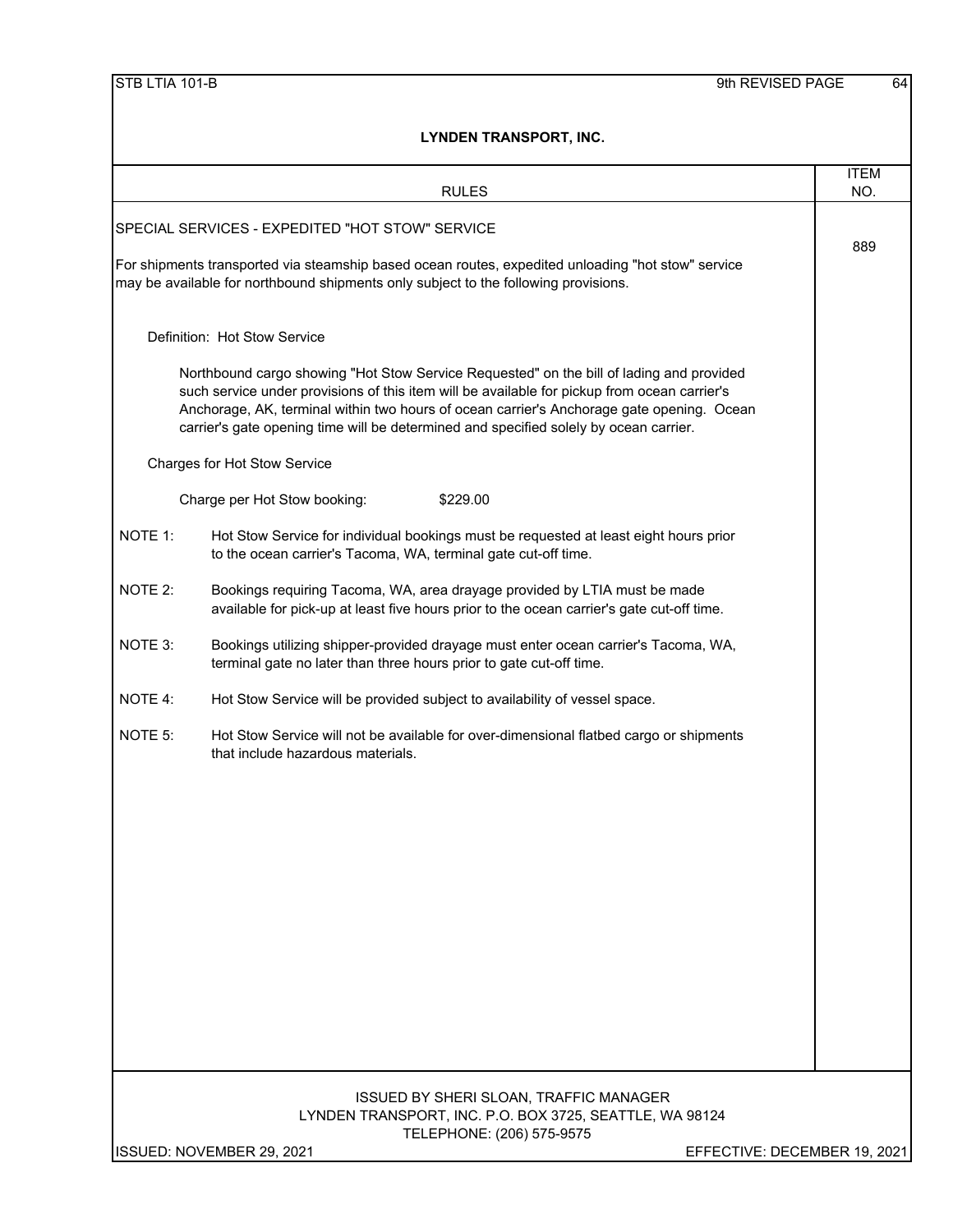**LYNDEN TRANSPORT, INC.**

| RULES | ITEM NO. |
|---|---|
| SPECIAL SERVICES - EXPEDITED "HOT STOW" SERVICE | 889 |

For shipments transported via steamship based ocean routes, expedited unloading "hot stow" service may be available for northbound shipments only subject to the following provisions.

Definition: Hot Stow Service

Northbound cargo showing "Hot Stow Service Requested" on the bill of lading and provided such service under provisions of this item will be available for pickup from ocean carrier's Anchorage, AK, terminal within two hours of ocean carrier's Anchorage gate opening. Ocean carrier's gate opening time will be determined and specified solely by ocean carrier.

Charges for Hot Stow Service

Charge per Hot Stow booking: $229.00

NOTE 1: Hot Stow Service for individual bookings must be requested at least eight hours prior to the ocean carrier's Tacoma, WA, terminal gate cut-off time.

NOTE 2: Bookings requiring Tacoma, WA, area drayage provided by LTIA must be made available for pick-up at least five hours prior to the ocean carrier's gate cut-off time.

NOTE 3: Bookings utilizing shipper-provided drayage must enter ocean carrier's Tacoma, WA, terminal gate no later than three hours prior to gate cut-off time.

NOTE 4: Hot Stow Service will be provided subject to availability of vessel space.

NOTE 5: Hot Stow Service will not be available for over-dimensional flatbed cargo or shipments that include hazardous materials.

ISSUED BY SHERI SLOAN, TRAFFIC MANAGER
LYNDEN TRANSPORT, INC. P.O. BOX 3725, SEATTLE, WA 98124
TELEPHONE: (206) 575-9575

ISSUED: NOVEMBER 29, 2021 EFFECTIVE: DECEMBER 19, 2021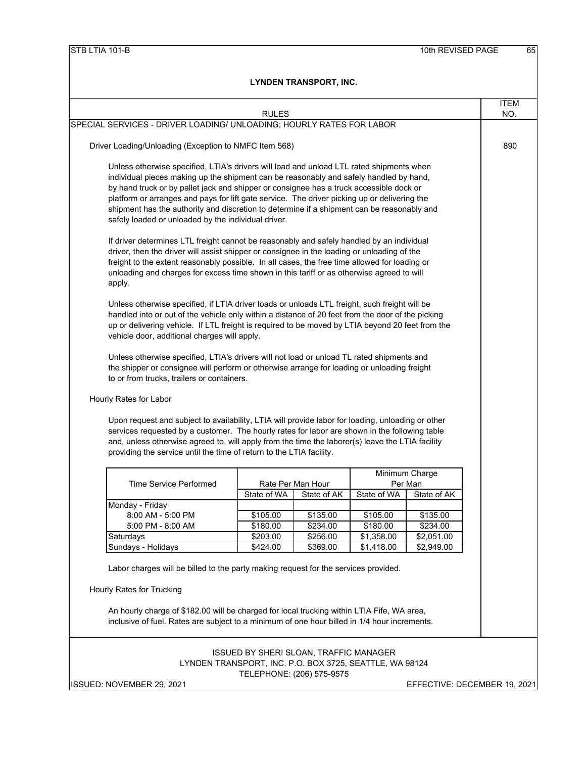## LYNDEN TRANSPORT, INC.

RULES — ITEM NO.

### SPECIAL SERVICES - DRIVER LOADING/ UNLOADING; HOURLY RATES FOR LABOR

**Driver Loading/Unloading (Exception to NMFC Item 568)** — Item 890

Unless otherwise specified, LTIA's drivers will load and unload LTL rated shipments when individual pieces making up the shipment can be reasonably and safely handled by hand, by hand truck or by pallet jack and shipper or consignee has a truck accessible dock or platform or arranges and pays for lift gate service. The driver picking up or delivering the shipment has the authority and discretion to determine if a shipment can be reasonably and safely loaded or unloaded by the individual driver.

If driver determines LTL freight cannot be reasonably and safely handled by an individual driver, then the driver will assist shipper or consignee in the loading or unloading of the freight to the extent reasonably possible. In all cases, the free time allowed for loading or unloading and charges for excess time shown in this tariff or as otherwise agreed to will apply.

Unless otherwise specified, if LTIA driver loads or unloads LTL freight, such freight will be handled into or out of the vehicle only within a distance of 20 feet from the door of the picking up or delivering vehicle. If LTL freight is required to be moved by LTIA beyond 20 feet from the vehicle door, additional charges will apply.

Unless otherwise specified, LTIA's drivers will not load or unload TL rated shipments and the shipper or consignee will perform or otherwise arrange for loading or unloading freight to or from trucks, trailers or containers.

**Hourly Rates for Labor**

Upon request and subject to availability, LTIA will provide labor for loading, unloading or other services requested by a customer. The hourly rates for labor are shown in the following table and, unless otherwise agreed to, will apply from the time the laborer(s) leave the LTIA facility providing the service until the time of return to the LTIA facility.

| Time Service Performed | Rate Per Man Hour | | Minimum Charge Per Man | |
|---|---|---|---|---|
| | State of WA | State of AK | State of WA | State of AK |
| Monday - Friday | | | | |
| 8:00 AM - 5:00 PM | $105.00 | $135.00 | $105.00 | $135.00 |
| 5:00 PM - 8:00 AM | $180.00 | $234.00 | $180.00 | $234.00 |
| Saturdays | $203.00 | $256.00 | $1,358.00 | $2,051.00 |
| Sundays - Holidays | $424.00 | $369.00 | $1,418.00 | $2,949.00 |

Labor charges will be billed to the party making request for the services provided.

**Hourly Rates for Trucking**

An hourly charge of $182.00 will be charged for local trucking within LTIA Fife, WA area, inclusive of fuel. Rates are subject to a minimum of one hour billed in 1/4 hour increments.

ISSUED BY SHERI SLOAN, TRAFFIC MANAGER
LYNDEN TRANSPORT, INC. P.O. BOX 3725, SEATTLE, WA 98124
TELEPHONE: (206) 575-9575

ISSUED: NOVEMBER 29, 2021 — EFFECTIVE: DECEMBER 19, 2021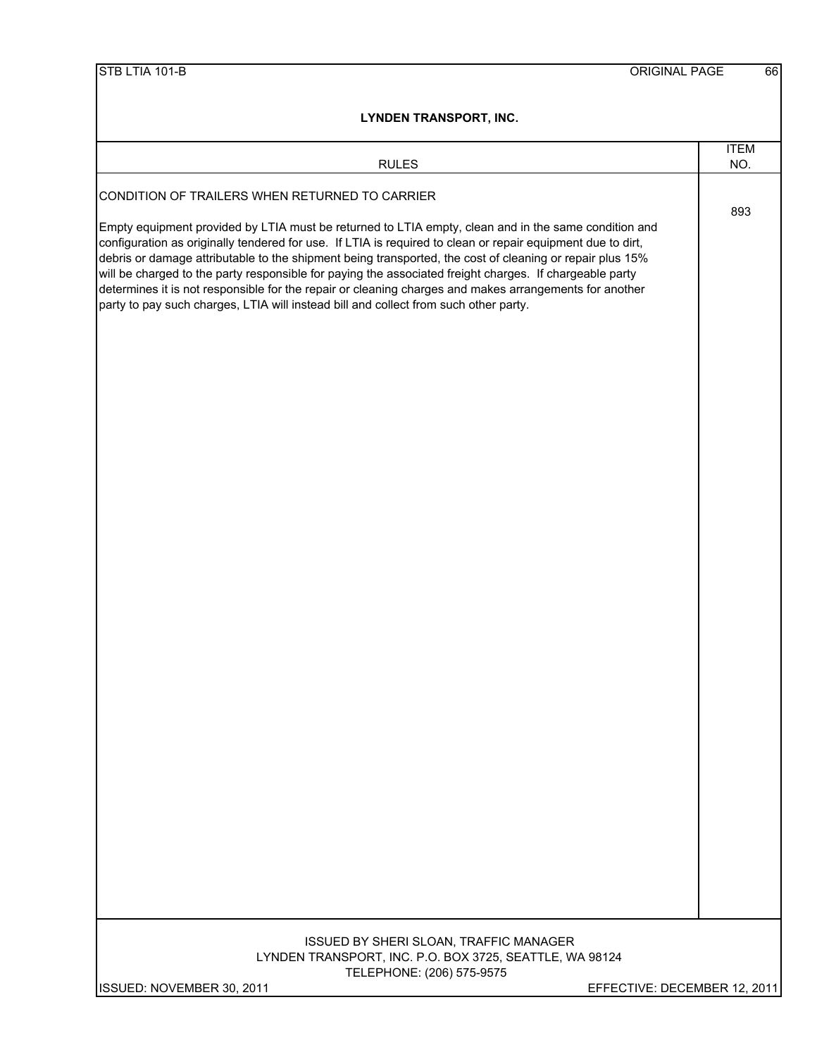# LYNDEN TRANSPORT, INC.

| RULES | ITEM NO. |
|---|---|
| CONDITION OF TRAILERS WHEN RETURNED TO CARRIER | 893 |
| Empty equipment provided by LTIA must be returned to LTIA empty, clean and in the same condition and configuration as originally tendered for use. If LTIA is required to clean or repair equipment due to dirt, debris or damage attributable to the shipment being transported, the cost of cleaning or repair plus 15% will be charged to the party responsible for paying the associated freight charges. If chargeable party determines it is not responsible for the repair or cleaning charges and makes arrangements for another party to pay such charges, LTIA will instead bill and collect from such other party. | |

ISSUED BY SHERI SLOAN, TRAFFIC MANAGER
LYNDEN TRANSPORT, INC. P.O. BOX 3725, SEATTLE, WA 98124
TELEPHONE: (206) 575-9575

ISSUED: NOVEMBER 30, 2011 EFFECTIVE: DECEMBER 12, 2011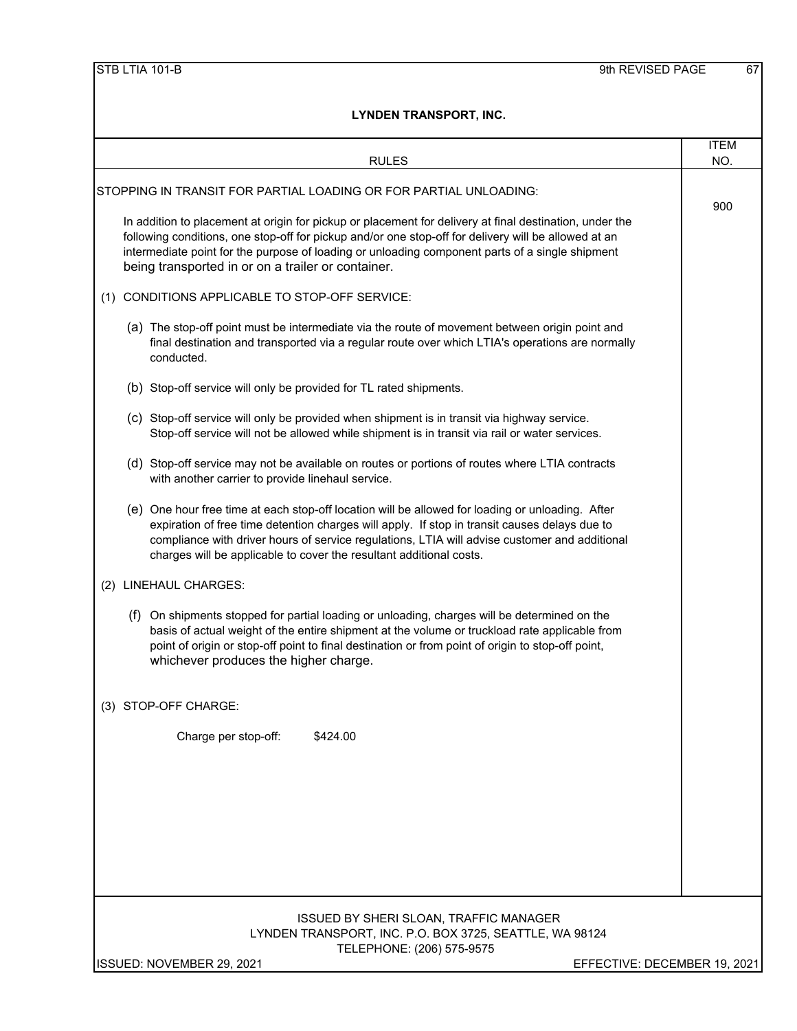## LYNDEN TRANSPORT, INC.

| RULES | ITEM NO. |
|---|---|
| STOPPING IN TRANSIT FOR PARTIAL LOADING OR FOR PARTIAL UNLOADING: | 900 |

In addition to placement at origin for pickup or placement for delivery at final destination, under the following conditions, one stop-off for pickup and/or one stop-off for delivery will be allowed at an intermediate point for the purpose of loading or unloading component parts of a single shipment being transported in or on a trailer or container.

(1) CONDITIONS APPLICABLE TO STOP-OFF SERVICE:

(a) The stop-off point must be intermediate via the route of movement between origin point and final destination and transported via a regular route over which LTIA's operations are normally conducted.

(b) Stop-off service will only be provided for TL rated shipments.

(c) Stop-off service will only be provided when shipment is in transit via highway service. Stop-off service will not be allowed while shipment is in transit via rail or water services.

(d) Stop-off service may not be available on routes or portions of routes where LTIA contracts with another carrier to provide linehaul service.

(e) One hour free time at each stop-off location will be allowed for loading or unloading. After expiration of free time detention charges will apply. If stop in transit causes delays due to compliance with driver hours of service regulations, LTIA will advise customer and additional charges will be applicable to cover the resultant additional costs.

(2) LINEHAUL CHARGES:

(f) On shipments stopped for partial loading or unloading, charges will be determined on the basis of actual weight of the entire shipment at the volume or truckload rate applicable from point of origin or stop-off point to final destination or from point of origin to stop-off point, whichever produces the higher charge.

(3) STOP-OFF CHARGE:

Charge per stop-off: $424.00

ISSUED BY SHERI SLOAN, TRAFFIC MANAGER
LYNDEN TRANSPORT, INC. P.O. BOX 3725, SEATTLE, WA 98124
TELEPHONE: (206) 575-9575

ISSUED: NOVEMBER 29, 2021 EFFECTIVE: DECEMBER 19, 2021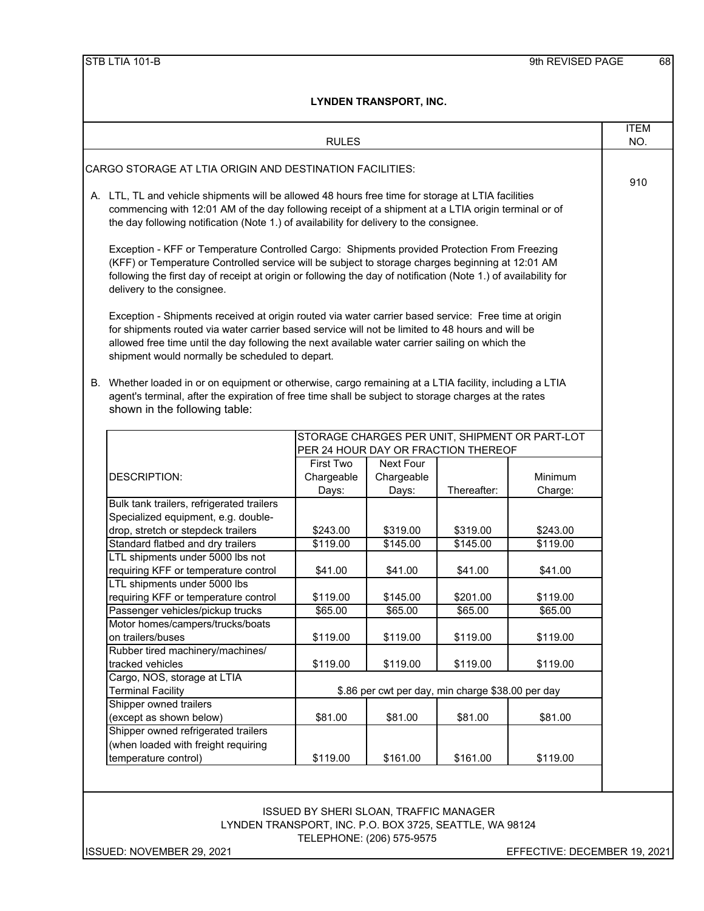**LYNDEN TRANSPORT, INC.**

| RULES | ITEM NO. |
|---|---|
| CARGO STORAGE AT LTIA ORIGIN AND DESTINATION FACILITIES: | 910 |

A. LTL, TL and vehicle shipments will be allowed 48 hours free time for storage at LTIA facilities commencing with 12:01 AM of the day following receipt of a shipment at a LTIA origin terminal or of the day following notification (Note 1.) of availability for delivery to the consignee.

Exception - KFF or Temperature Controlled Cargo: Shipments provided Protection From Freezing (KFF) or Temperature Controlled service will be subject to storage charges beginning at 12:01 AM following the first day of receipt at origin or following the day of notification (Note 1.) of availability for delivery to the consignee.

Exception - Shipments received at origin routed via water carrier based service: Free time at origin for shipments routed via water carrier based service will not be limited to 48 hours and will be allowed free time until the day following the next available water carrier sailing on which the shipment would normally be scheduled to depart.

B. Whether loaded in or on equipment or otherwise, cargo remaining at a LTIA facility, including a LTIA agent's terminal, after the expiration of free time shall be subject to storage charges at the rates shown in the following table:

| DESCRIPTION: | STORAGE CHARGES PER UNIT, SHIPMENT OR PART-LOT PER 24 HOUR DAY OR FRACTION THEREOF | | | |
|---|---|---|---|---|
| | First Two Chargeable Days: | Next Four Chargeable Days: | Thereafter: | Minimum Charge: |
| Bulk tank trailers, refrigerated trailers Specialized equipment, e.g. double-drop, stretch or stepdeck trailers | $243.00 | $319.00 | $319.00 | $243.00 |
| Standard flatbed and dry trailers | $119.00 | $145.00 | $145.00 | $119.00 |
| LTL shipments under 5000 lbs not requiring KFF or temperature control | $41.00 | $41.00 | $41.00 | $41.00 |
| LTL shipments under 5000 lbs requiring KFF or temperature control | $119.00 | $145.00 | $201.00 | $119.00 |
| Passenger vehicles/pickup trucks | $65.00 | $65.00 | $65.00 | $65.00 |
| Motor homes/campers/trucks/boats on trailers/buses | $119.00 | $119.00 | $119.00 | $119.00 |
| Rubber tired machinery/machines/ tracked vehicles | $119.00 | $119.00 | $119.00 | $119.00 |
| Cargo, NOS, storage at LTIA Terminal Facility | $.86 per cwt per day, min charge $38.00 per day | | | |
| Shipper owned trailers (except as shown below) | $81.00 | $81.00 | $81.00 | $81.00 |
| Shipper owned refrigerated trailers (when loaded with freight requiring temperature control) | $119.00 | $161.00 | $161.00 | $119.00 |

ISSUED BY SHERI SLOAN, TRAFFIC MANAGER
LYNDEN TRANSPORT, INC. P.O. BOX 3725, SEATTLE, WA 98124
TELEPHONE: (206) 575-9575

ISSUED: NOVEMBER 29, 2021 EFFECTIVE: DECEMBER 19, 2021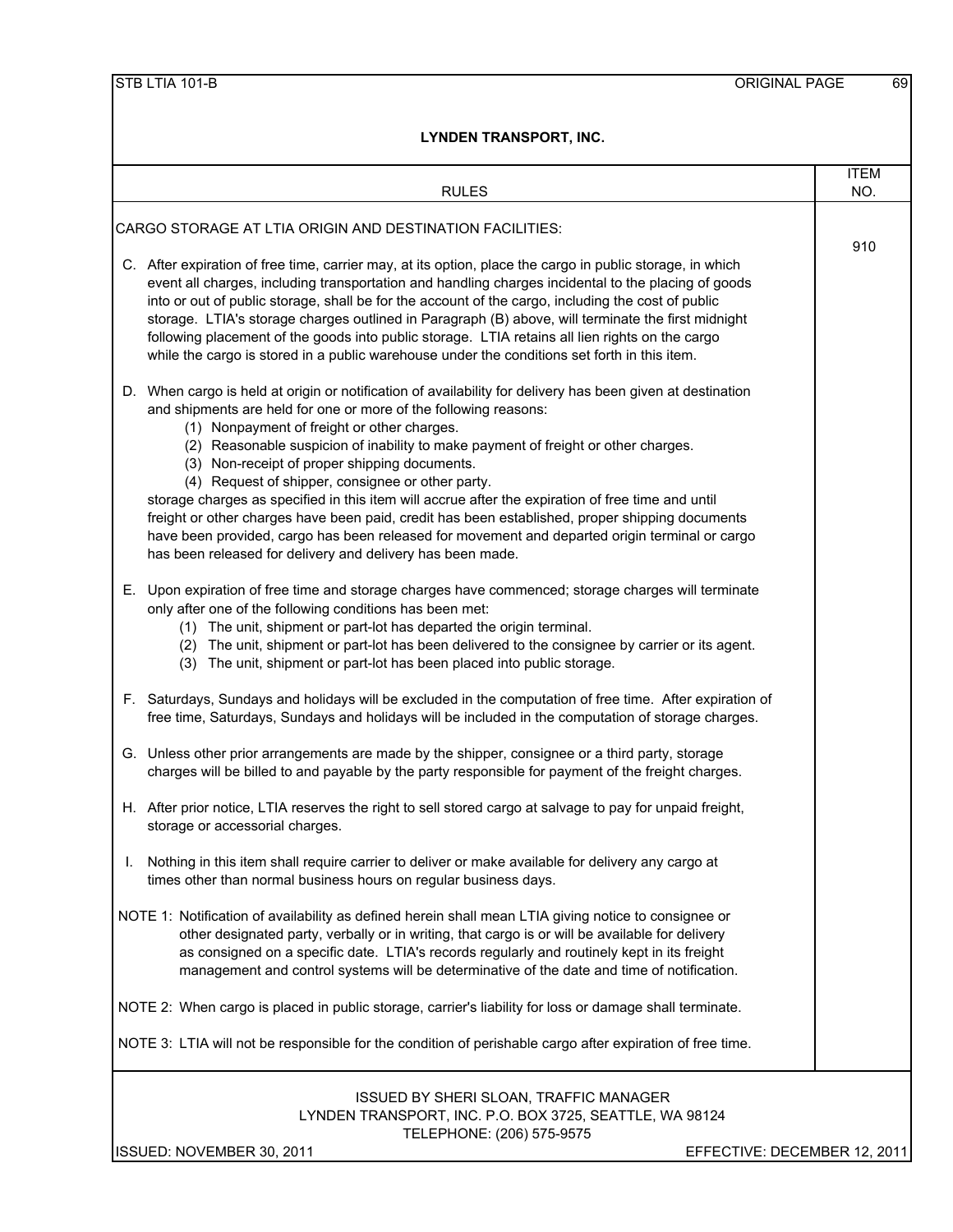**LYNDEN TRANSPORT, INC.**

| RULES | ITEM NO. |
|---|---|
| CARGO STORAGE AT LTIA ORIGIN AND DESTINATION FACILITIES: | 910 |

C. After expiration of free time, carrier may, at its option, place the cargo in public storage, in which event all charges, including transportation and handling charges incidental to the placing of goods into or out of public storage, shall be for the account of the cargo, including the cost of public storage. LTIA's storage charges outlined in Paragraph (B) above, will terminate the first midnight following placement of the goods into public storage. LTIA retains all lien rights on the cargo while the cargo is stored in a public warehouse under the conditions set forth in this item.

D. When cargo is held at origin or notification of availability for delivery has been given at destination and shipments are held for one or more of the following reasons:
   (1) Nonpayment of freight or other charges.
   (2) Reasonable suspicion of inability to make payment of freight or other charges.
   (3) Non-receipt of proper shipping documents.
   (4) Request of shipper, consignee or other party.

   storage charges as specified in this item will accrue after the expiration of free time and until freight or other charges have been paid, credit has been established, proper shipping documents have been provided, cargo has been released for movement and departed origin terminal or cargo has been released for delivery and delivery has been made.

E. Upon expiration of free time and storage charges have commenced; storage charges will terminate only after one of the following conditions has been met:
   (1) The unit, shipment or part-lot has departed the origin terminal.
   (2) The unit, shipment or part-lot has been delivered to the consignee by carrier or its agent.
   (3) The unit, shipment or part-lot has been placed into public storage.

F. Saturdays, Sundays and holidays will be excluded in the computation of free time. After expiration of free time, Saturdays, Sundays and holidays will be included in the computation of storage charges.

G. Unless other prior arrangements are made by the shipper, consignee or a third party, storage charges will be billed to and payable by the party responsible for payment of the freight charges.

H. After prior notice, LTIA reserves the right to sell stored cargo at salvage to pay for unpaid freight, storage or accessorial charges.

I. Nothing in this item shall require carrier to deliver or make available for delivery any cargo at times other than normal business hours on regular business days.

NOTE 1: Notification of availability as defined herein shall mean LTIA giving notice to consignee or other designated party, verbally or in writing, that cargo is or will be available for delivery as consigned on a specific date. LTIA's records regularly and routinely kept in its freight management and control systems will be determinative of the date and time of notification.

NOTE 2: When cargo is placed in public storage, carrier's liability for loss or damage shall terminate.

NOTE 3: LTIA will not be responsible for the condition of perishable cargo after expiration of free time.

ISSUED BY SHERI SLOAN, TRAFFIC MANAGER
LYNDEN TRANSPORT, INC. P.O. BOX 3725, SEATTLE, WA 98124
TELEPHONE: (206) 575-9575

ISSUED: NOVEMBER 30, 2011 EFFECTIVE: DECEMBER 12, 2011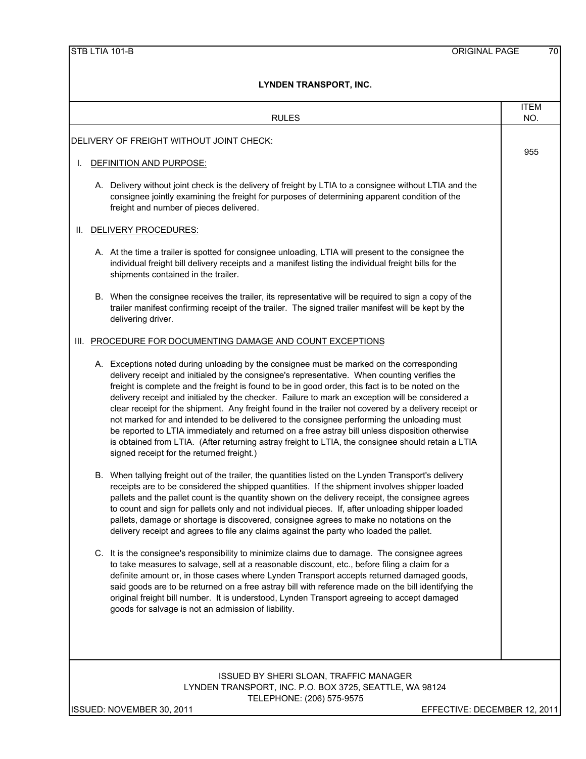# LYNDEN TRANSPORT, INC.

**RULES** — **ITEM NO. 955**

## DELIVERY OF FREIGHT WITHOUT JOINT CHECK:

### I. DEFINITION AND PURPOSE:

A. Delivery without joint check is the delivery of freight by LTIA to a consignee without LTIA and the consignee jointly examining the freight for purposes of determining apparent condition of the freight and number of pieces delivered.

### II. DELIVERY PROCEDURES:

A. At the time a trailer is spotted for consignee unloading, LTIA will present to the consignee the individual freight bill delivery receipts and a manifest listing the individual freight bills for the shipments contained in the trailer.

B. When the consignee receives the trailer, its representative will be required to sign a copy of the trailer manifest confirming receipt of the trailer. The signed trailer manifest will be kept by the delivering driver.

### III. PROCEDURE FOR DOCUMENTING DAMAGE AND COUNT EXCEPTIONS

A. Exceptions noted during unloading by the consignee must be marked on the corresponding delivery receipt and initialed by the consignee's representative. When counting verifies the freight is complete and the freight is found to be in good order, this fact is to be noted on the delivery receipt and initialed by the checker. Failure to mark an exception will be considered a clear receipt for the shipment. Any freight found in the trailer not covered by a delivery receipt or not marked for and intended to be delivered to the consignee performing the unloading must be reported to LTIA immediately and returned on a free astray bill unless disposition otherwise is obtained from LTIA. (After returning astray freight to LTIA, the consignee should retain a LTIA signed receipt for the returned freight.)

B. When tallying freight out of the trailer, the quantities listed on the Lynden Transport's delivery receipts are to be considered the shipped quantities. If the shipment involves shipper loaded pallets and the pallet count is the quantity shown on the delivery receipt, the consignee agrees to count and sign for pallets only and not individual pieces. If, after unloading shipper loaded pallets, damage or shortage is discovered, consignee agrees to make no notations on the delivery receipt and agrees to file any claims against the party who loaded the pallet.

C. It is the consignee's responsibility to minimize claims due to damage. The consignee agrees to take measures to salvage, sell at a reasonable discount, etc., before filing a claim for a definite amount or, in those cases where Lynden Transport accepts returned damaged goods, said goods are to be returned on a free astray bill with reference made on the bill identifying the original freight bill number. It is understood, Lynden Transport agreeing to accept damaged goods for salvage is not an admission of liability.

ISSUED BY SHERI SLOAN, TRAFFIC MANAGER
LYNDEN TRANSPORT, INC. P.O. BOX 3725, SEATTLE, WA 98124
TELEPHONE: (206) 575-9575

ISSUED: NOVEMBER 30, 2011 — EFFECTIVE: DECEMBER 12, 2011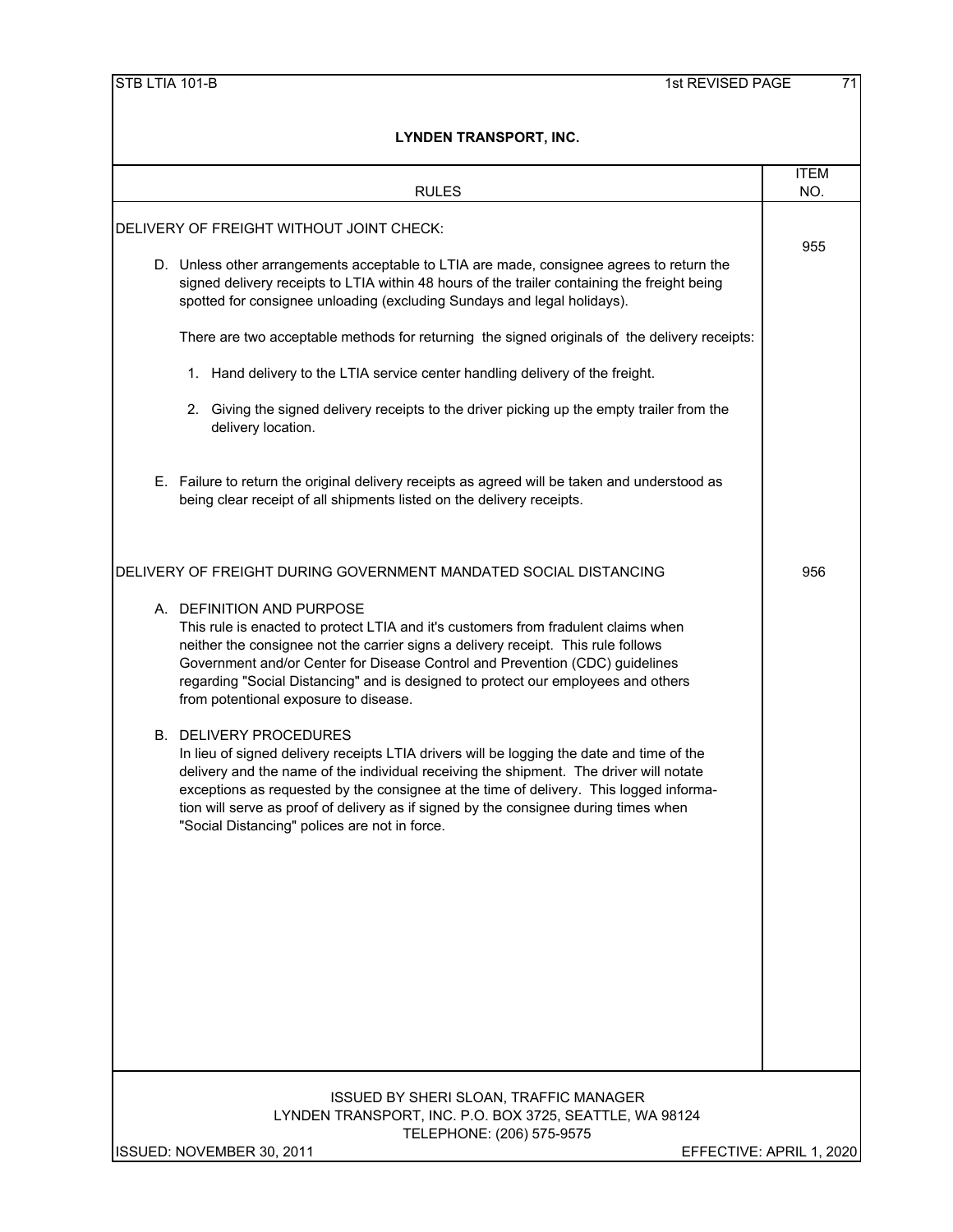**LYNDEN TRANSPORT, INC.**

| RULES | ITEM NO. |
|---|---|
| DELIVERY OF FREIGHT WITHOUT JOINT CHECK: | 955 |

D. Unless other arrangements acceptable to LTIA are made, consignee agrees to return the signed delivery receipts to LTIA within 48 hours of the trailer containing the freight being spotted for consignee unloading (excluding Sundays and legal holidays).

There are two acceptable methods for returning the signed originals of the delivery receipts:

1. Hand delivery to the LTIA service center handling delivery of the freight.

2. Giving the signed delivery receipts to the driver picking up the empty trailer from the delivery location.

E. Failure to return the original delivery receipts as agreed will be taken and understood as being clear receipt of all shipments listed on the delivery receipts.

| RULES | ITEM NO. |
|---|---|
| DELIVERY OF FREIGHT DURING GOVERNMENT MANDATED SOCIAL DISTANCING | 956 |

A. DEFINITION AND PURPOSE
This rule is enacted to protect LTIA and it's customers from fradulent claims when neither the consignee not the carrier signs a delivery receipt. This rule follows Government and/or Center for Disease Control and Prevention (CDC) guidelines regarding "Social Distancing" and is designed to protect our employees and others from potentional exposure to disease.

B. DELIVERY PROCEDURES
In lieu of signed delivery receipts LTIA drivers will be logging the date and time of the delivery and the name of the individual receiving the shipment. The driver will notate exceptions as requested by the consignee at the time of delivery. This logged information will serve as proof of delivery as if signed by the consignee during times when "Social Distancing" polices are not in force.

ISSUED BY SHERI SLOAN, TRAFFIC MANAGER
LYNDEN TRANSPORT, INC. P.O. BOX 3725, SEATTLE, WA 98124
TELEPHONE: (206) 575-9575

ISSUED: NOVEMBER 30, 2011 EFFECTIVE: APRIL 1, 2020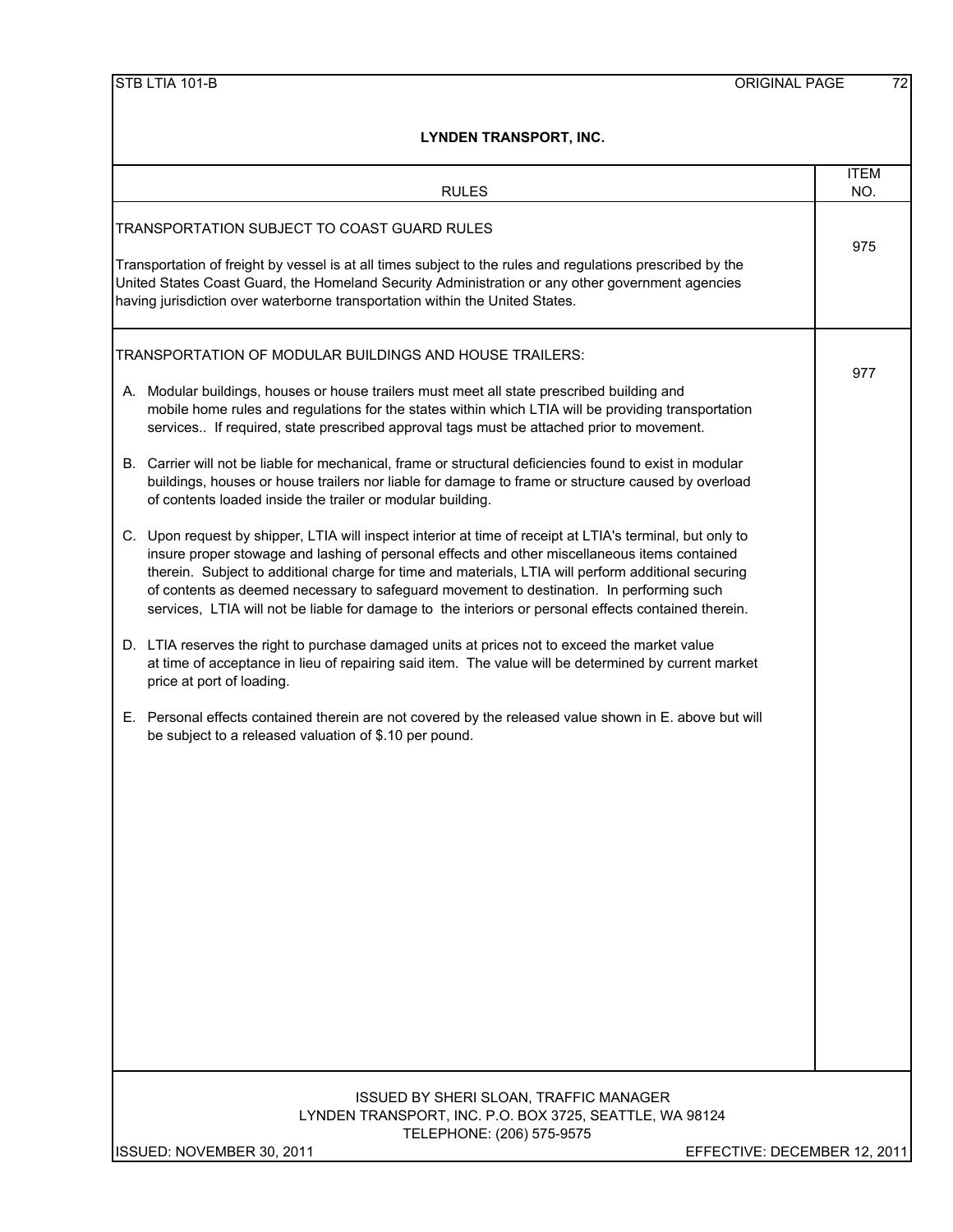**LYNDEN TRANSPORT, INC.**

| RULES | ITEM NO. |
|---|---|
| TRANSPORTATION SUBJECT TO COAST GUARD RULES<br><br>Transportation of freight by vessel is at all times subject to the rules and regulations prescribed by the United States Coast Guard, the Homeland Security Administration or any other government agencies having jurisdiction over waterborne transportation within the United States. | 975 |
| TRANSPORTATION OF MODULAR BUILDINGS AND HOUSE TRAILERS:<br><br>A. Modular buildings, houses or house trailers must meet all state prescribed building and mobile home rules and regulations for the states within which LTIA will be providing transportation services.. If required, state prescribed approval tags must be attached prior to movement.<br><br>B. Carrier will not be liable for mechanical, frame or structural deficiencies found to exist in modular buildings, houses or house trailers nor liable for damage to frame or structure caused by overload of contents loaded inside the trailer or modular building.<br><br>C. Upon request by shipper, LTIA will inspect interior at time of receipt at LTIA's terminal, but only to insure proper stowage and lashing of personal effects and other miscellaneous items contained therein. Subject to additional charge for time and materials, LTIA will perform additional securing of contents as deemed necessary to safeguard movement to destination. In performing such services, LTIA will not be liable for damage to the interiors or personal effects contained therein.<br><br>D. LTIA reserves the right to purchase damaged units at prices not to exceed the market value at time of acceptance in lieu of repairing said item. The value will be determined by current market price at port of loading.<br><br>E. Personal effects contained therein are not covered by the released value shown in E. above but will be subject to a released valuation of $.10 per pound. | 977 |

ISSUED BY SHERI SLOAN, TRAFFIC MANAGER
LYNDEN TRANSPORT, INC. P.O. BOX 3725, SEATTLE, WA 98124
TELEPHONE: (206) 575-9575

ISSUED: NOVEMBER 30, 2011 — EFFECTIVE: DECEMBER 12, 2011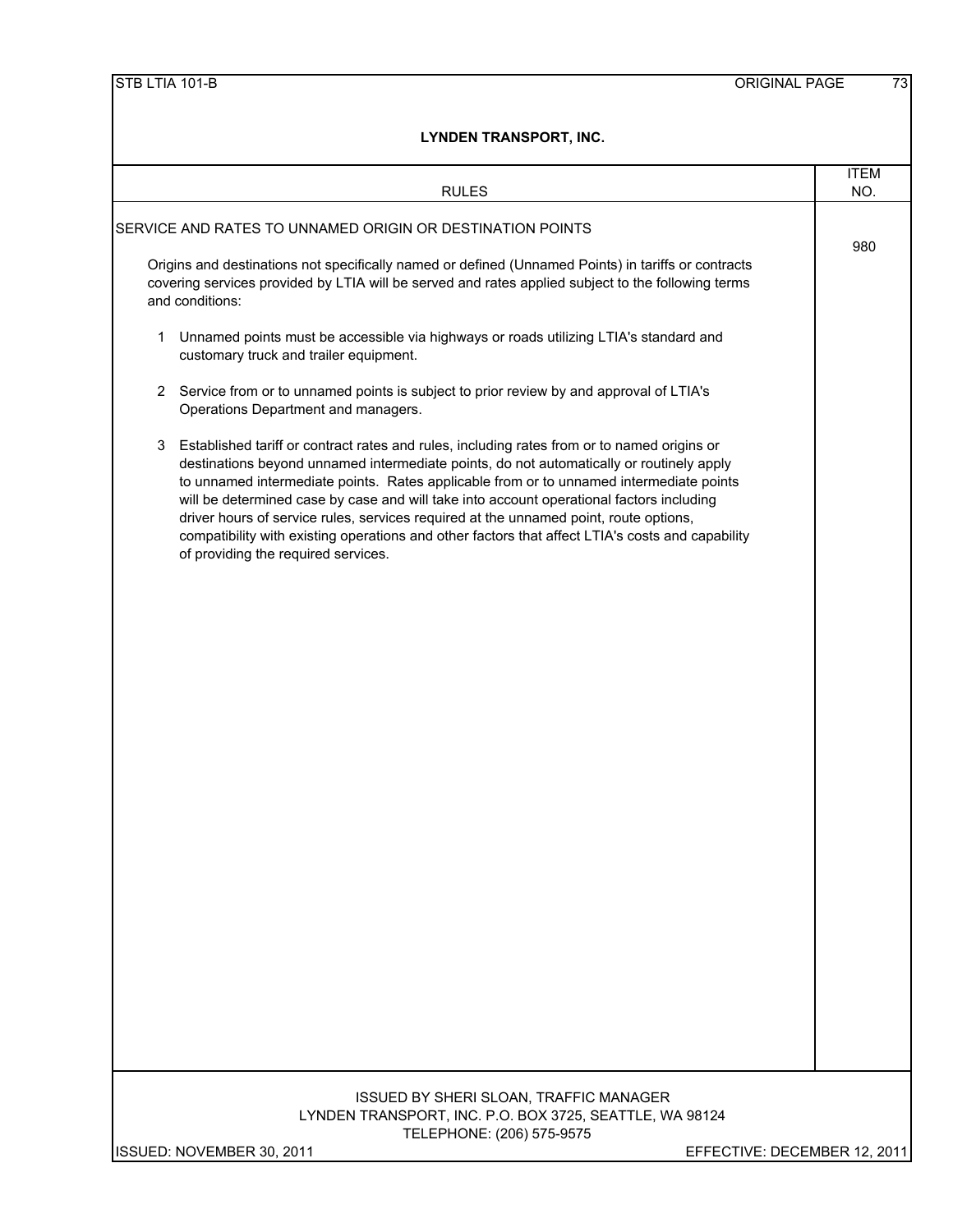## LYNDEN TRANSPORT, INC.

| RULES | ITEM NO. |
|---|---|
| SERVICE AND RATES TO UNNAMED ORIGIN OR DESTINATION POINTS | 980 |

Origins and destinations not specifically named or defined (Unnamed Points) in tariffs or contracts covering services provided by LTIA will be served and rates applied subject to the following terms and conditions:

1. Unnamed points must be accessible via highways or roads utilizing LTIA's standard and customary truck and trailer equipment.

2. Service from or to unnamed points is subject to prior review by and approval of LTIA's Operations Department and managers.

3. Established tariff or contract rates and rules, including rates from or to named origins or destinations beyond unnamed intermediate points, do not automatically or routinely apply to unnamed intermediate points. Rates applicable from or to unnamed intermediate points will be determined case by case and will take into account operational factors including driver hours of service rules, services required at the unnamed point, route options, compatibility with existing operations and other factors that affect LTIA's costs and capability of providing the required services.

ISSUED BY SHERI SLOAN, TRAFFIC MANAGER
LYNDEN TRANSPORT, INC. P.O. BOX 3725, SEATTLE, WA 98124
TELEPHONE: (206) 575-9575

ISSUED: NOVEMBER 30, 2011 — EFFECTIVE: DECEMBER 12, 2011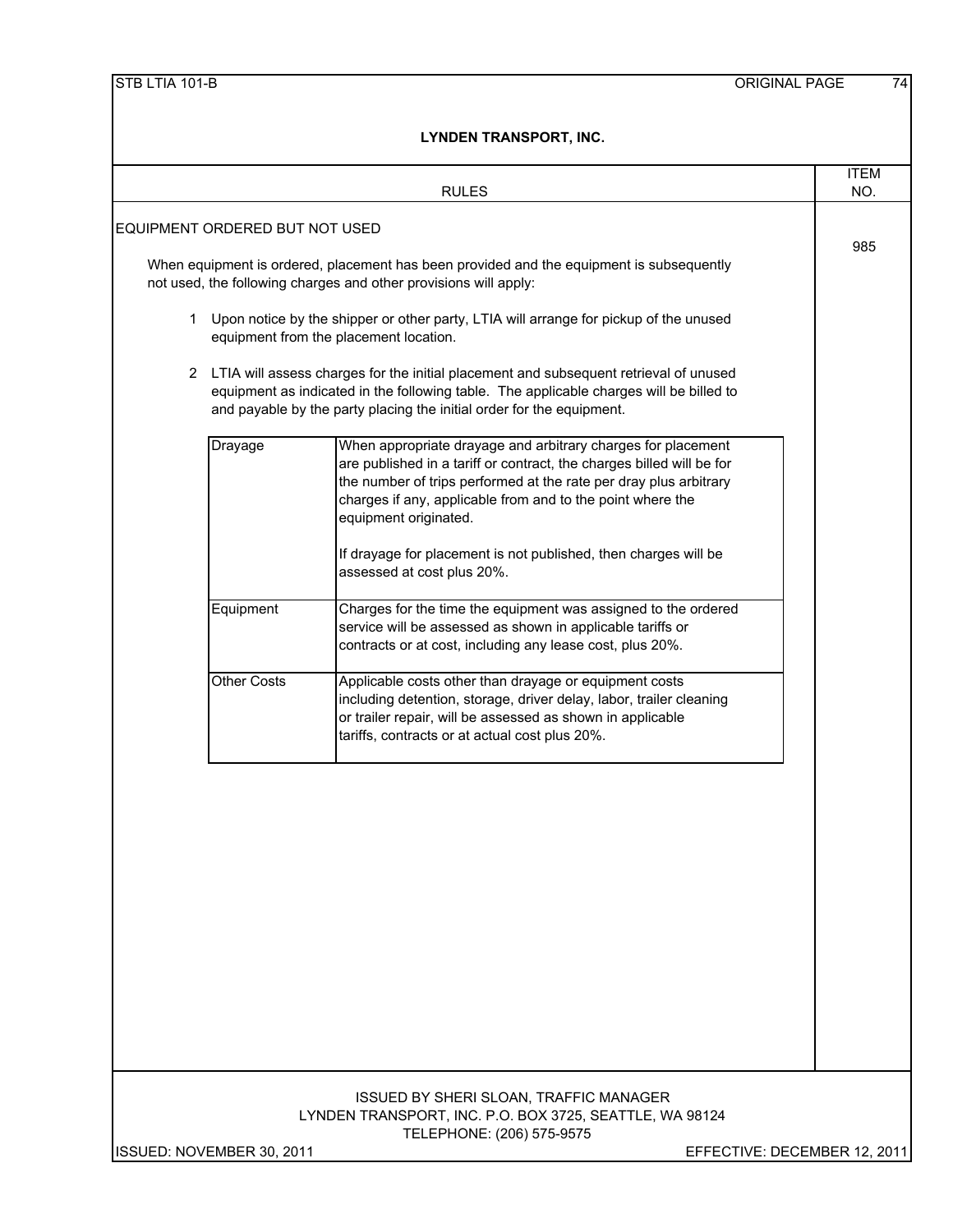## LYNDEN TRANSPORT, INC.

| RULES | ITEM NO. |
|---|---|
| EQUIPMENT ORDERED BUT NOT USED | 985 |

### EQUIPMENT ORDERED BUT NOT USED

**Item 985**

When equipment is ordered, placement has been provided and the equipment is subsequently not used, the following charges and other provisions will apply:

1. Upon notice by the shipper or other party, LTIA will arrange for pickup of the unused equipment from the placement location.

2. LTIA will assess charges for the initial placement and subsequent retrieval of unused equipment as indicated in the following table. The applicable charges will be billed to and payable by the party placing the initial order for the equipment.

| | |
|---|---|
| Drayage | When appropriate drayage and arbitrary charges for placement are published in a tariff or contract, the charges billed will be for the number of trips performed at the rate per dray plus arbitrary charges if any, applicable from and to the point where the equipment originated.<br><br>If drayage for placement is not published, then charges will be assessed at cost plus 20%. |
| Equipment | Charges for the time the equipment was assigned to the ordered service will be assessed as shown in applicable tariffs or contracts or at cost, including any lease cost, plus 20%. |
| Other Costs | Applicable costs other than drayage or equipment costs including detention, storage, driver delay, labor, trailer cleaning or trailer repair, will be assessed as shown in applicable tariffs, contracts or at actual cost plus 20%. |

ISSUED BY SHERI SLOAN, TRAFFIC MANAGER
LYNDEN TRANSPORT, INC. P.O. BOX 3725, SEATTLE, WA 98124
TELEPHONE: (206) 575-9575

ISSUED: NOVEMBER 30, 2011 EFFECTIVE: DECEMBER 12, 2011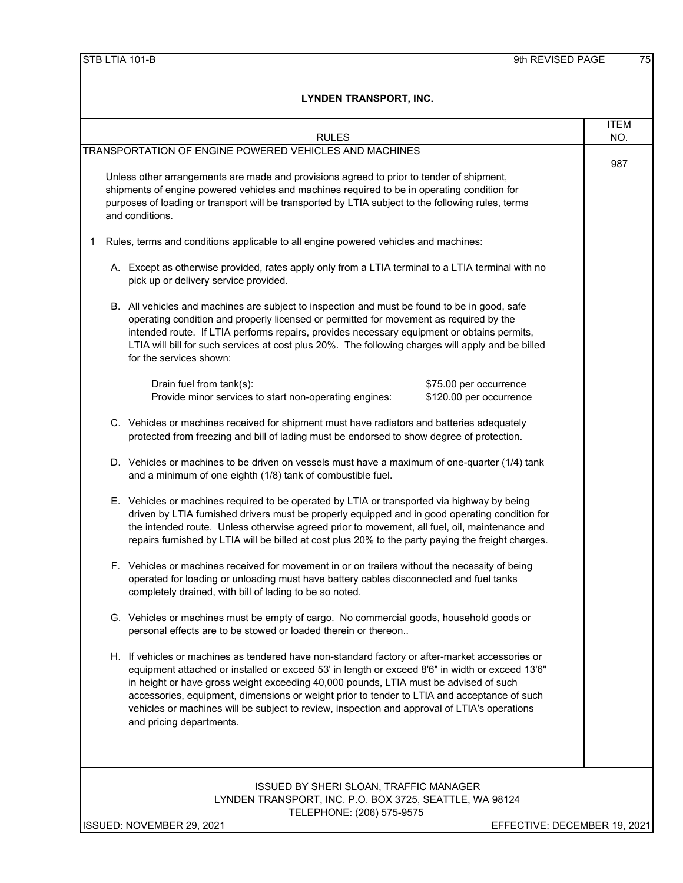## LYNDEN TRANSPORT, INC.

| RULES | ITEM NO. |
|---|---|
| TRANSPORTATION OF ENGINE POWERED VEHICLES AND MACHINES | 987 |

Unless other arrangements are made and provisions agreed to prior to tender of shipment, shipments of engine powered vehicles and machines required to be in operating condition for purposes of loading or transport will be transported by LTIA subject to the following rules, terms and conditions.

1 Rules, terms and conditions applicable to all engine powered vehicles and machines:

A. Except as otherwise provided, rates apply only from a LTIA terminal to a LTIA terminal with no pick up or delivery service provided.

B. All vehicles and machines are subject to inspection and must be found to be in good, safe operating condition and properly licensed or permitted for movement as required by the intended route. If LTIA performs repairs, provides necessary equipment or obtains permits, LTIA will bill for such services at cost plus 20%. The following charges will apply and be billed for the services shown:

| | |
|---|---|
| Drain fuel from tank(s): | $75.00 per occurrence |
| Provide minor services to start non-operating engines: | $120.00 per occurrence |

C. Vehicles or machines received for shipment must have radiators and batteries adequately protected from freezing and bill of lading must be endorsed to show degree of protection.

D. Vehicles or machines to be driven on vessels must have a maximum of one-quarter (1/4) tank and a minimum of one eighth (1/8) tank of combustible fuel.

E. Vehicles or machines required to be operated by LTIA or transported via highway by being driven by LTIA furnished drivers must be properly equipped and in good operating condition for the intended route. Unless otherwise agreed prior to movement, all fuel, oil, maintenance and repairs furnished by LTIA will be billed at cost plus 20% to the party paying the freight charges.

F. Vehicles or machines received for movement in or on trailers without the necessity of being operated for loading or unloading must have battery cables disconnected and fuel tanks completely drained, with bill of lading to be so noted.

G. Vehicles or machines must be empty of cargo. No commercial goods, household goods or personal effects are to be stowed or loaded therein or thereon..

H. If vehicles or machines as tendered have non-standard factory or after-market accessories or equipment attached or installed or exceed 53' in length or exceed 8'6" in width or exceed 13'6" in height or have gross weight exceeding 40,000 pounds, LTIA must be advised of such accessories, equipment, dimensions or weight prior to tender to LTIA and acceptance of such vehicles or machines will be subject to review, inspection and approval of LTIA's operations and pricing departments.

ISSUED BY SHERI SLOAN, TRAFFIC MANAGER
LYNDEN TRANSPORT, INC. P.O. BOX 3725, SEATTLE, WA 98124
TELEPHONE: (206) 575-9575

ISSUED: NOVEMBER 29, 2021 — EFFECTIVE: DECEMBER 19, 2021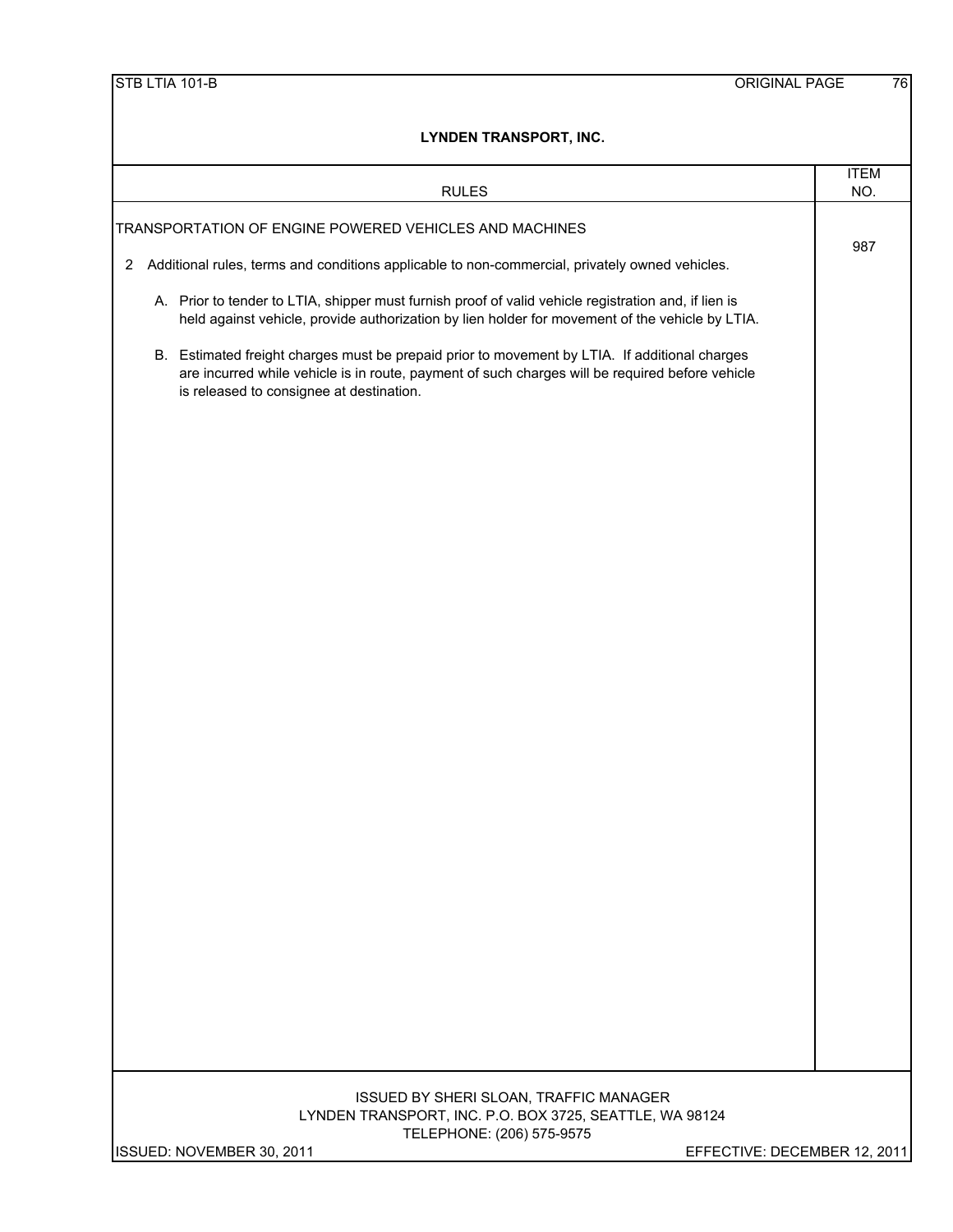# LYNDEN TRANSPORT, INC.

| RULES | ITEM NO. |
|---|---|
| TRANSPORTATION OF ENGINE POWERED VEHICLES AND MACHINES | 987 |

2 Additional rules, terms and conditions applicable to non-commercial, privately owned vehicles.

A. Prior to tender to LTIA, shipper must furnish proof of valid vehicle registration and, if lien is held against vehicle, provide authorization by lien holder for movement of the vehicle by LTIA.

B. Estimated freight charges must be prepaid prior to movement by LTIA. If additional charges are incurred while vehicle is in route, payment of such charges will be required before vehicle is released to consignee at destination.

ISSUED BY SHERI SLOAN, TRAFFIC MANAGER
LYNDEN TRANSPORT, INC. P.O. BOX 3725, SEATTLE, WA 98124
TELEPHONE: (206) 575-9575

ISSUED: NOVEMBER 30, 2011 EFFECTIVE: DECEMBER 12, 2011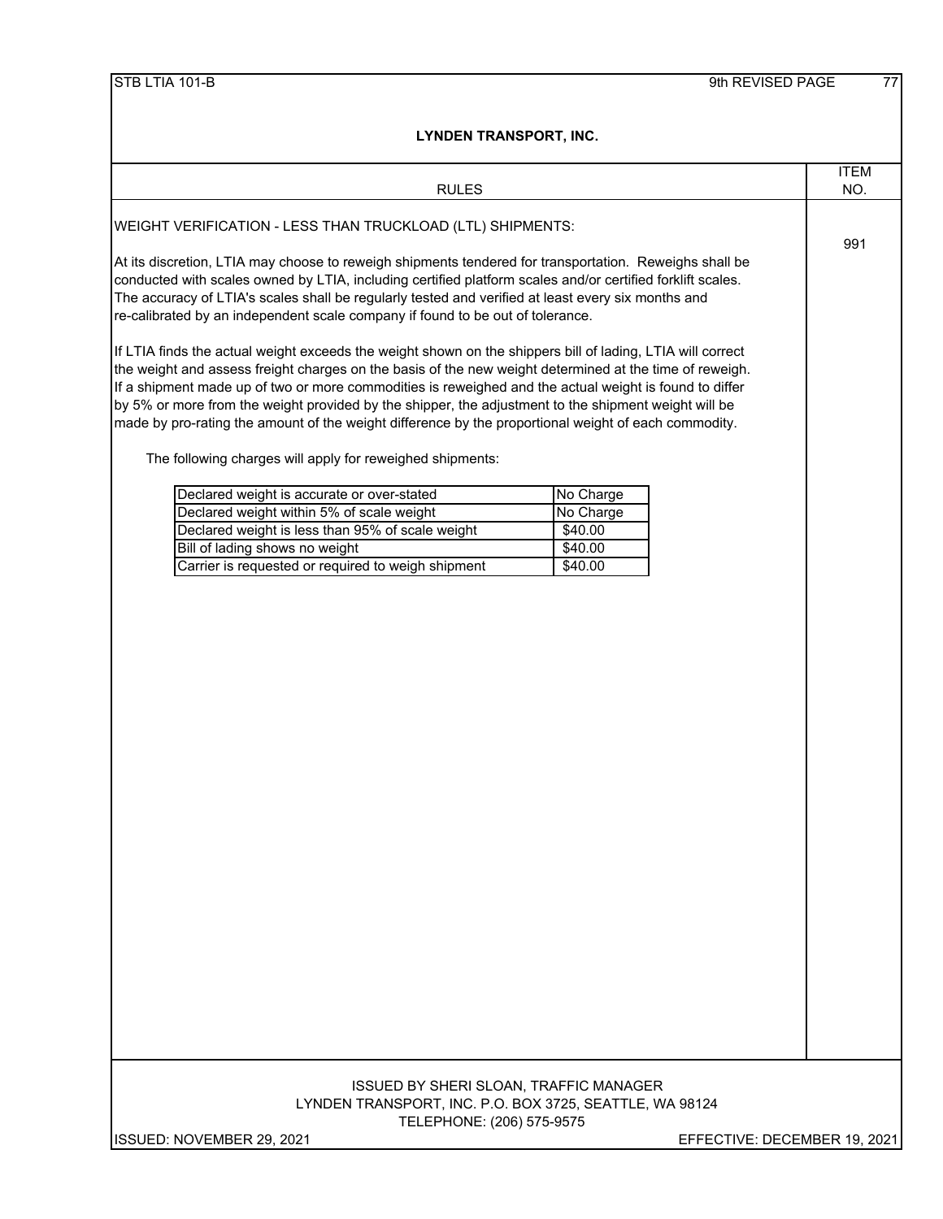# LYNDEN TRANSPORT, INC.

## RULES

**ITEM NO. 991**

WEIGHT VERIFICATION - LESS THAN TRUCKLOAD (LTL) SHIPMENTS:

At its discretion, LTIA may choose to reweigh shipments tendered for transportation. Reweighs shall be conducted with scales owned by LTIA, including certified platform scales and/or certified forklift scales. The accuracy of LTIA's scales shall be regularly tested and verified at least every six months and re-calibrated by an independent scale company if found to be out of tolerance.

If LTIA finds the actual weight exceeds the weight shown on the shippers bill of lading, LTIA will correct the weight and assess freight charges on the basis of the new weight determined at the time of reweigh. If a shipment made up of two or more commodities is reweighed and the actual weight is found to differ by 5% or more from the weight provided by the shipper, the adjustment to the shipment weight will be made by pro-rating the amount of the weight difference by the proportional weight of each commodity.

The following charges will apply for reweighed shipments:

| | |
|---|---|
| Declared weight is accurate or over-stated | No Charge |
| Declared weight within 5% of scale weight | No Charge |
| Declared weight is less than 95% of scale weight | $40.00 |
| Bill of lading shows no weight | $40.00 |
| Carrier is requested or required to weigh shipment | $40.00 |

ISSUED BY SHERI SLOAN, TRAFFIC MANAGER
LYNDEN TRANSPORT, INC. P.O. BOX 3725, SEATTLE, WA 98124
TELEPHONE: (206) 575-9575

ISSUED: NOVEMBER 29, 2021

EFFECTIVE: DECEMBER 19, 2021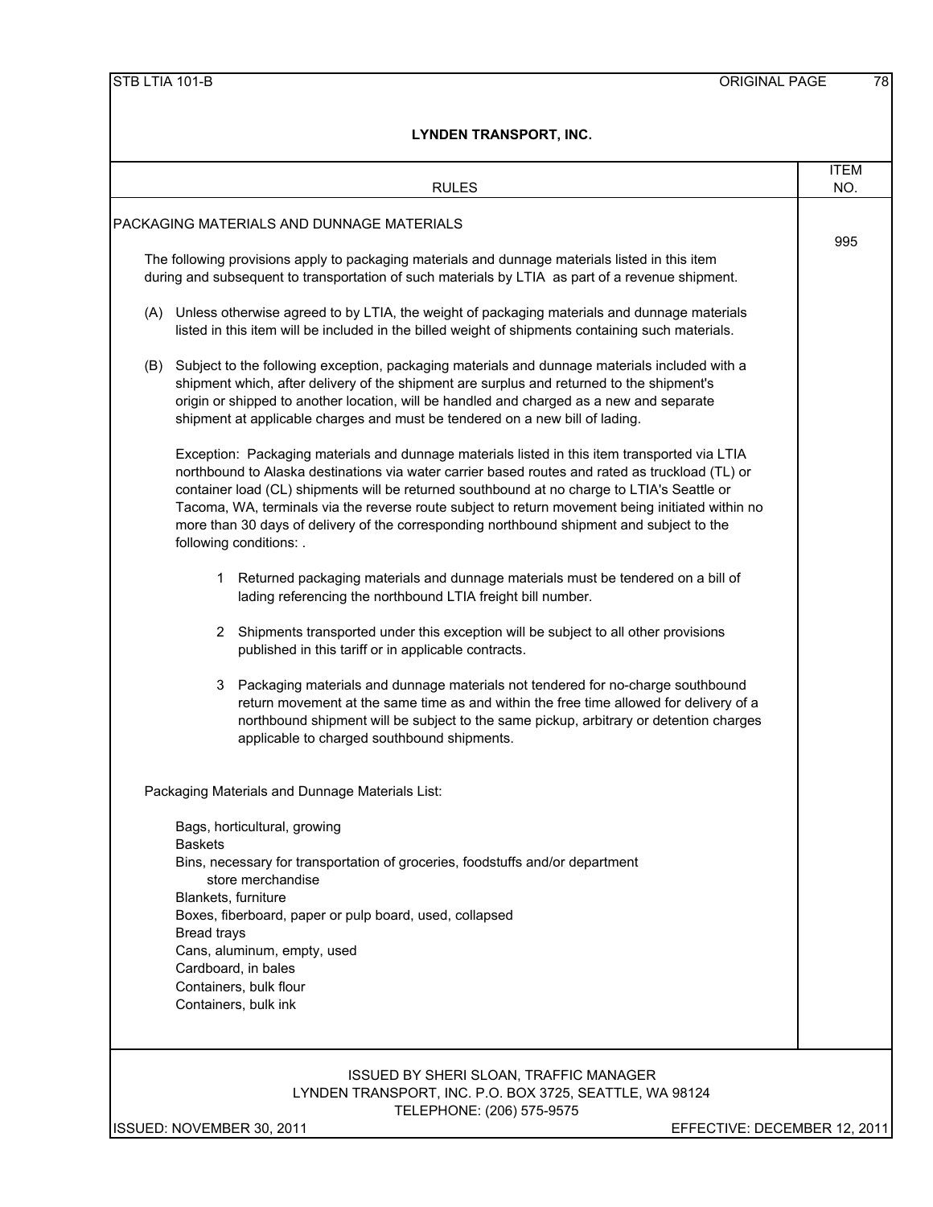# LYNDEN TRANSPORT, INC.

| RULES | ITEM NO. |
|---|---|
| PACKAGING MATERIALS AND DUNNAGE MATERIALS | 995 |

## PACKAGING MATERIALS AND DUNNAGE MATERIALS

**Item 995**

The following provisions apply to packaging materials and dunnage materials listed in this item during and subsequent to transportation of such materials by LTIA as part of a revenue shipment.

(A) Unless otherwise agreed to by LTIA, the weight of packaging materials and dunnage materials listed in this item will be included in the billed weight of shipments containing such materials.

(B) Subject to the following exception, packaging materials and dunnage materials included with a shipment which, after delivery of the shipment are surplus and returned to the shipment's origin or shipped to another location, will be handled and charged as a new and separate shipment at applicable charges and must be tendered on a new bill of lading.

Exception: Packaging materials and dunnage materials listed in this item transported via LTIA northbound to Alaska destinations via water carrier based routes and rated as truckload (TL) or container load (CL) shipments will be returned southbound at no charge to LTIA's Seattle or Tacoma, WA, terminals via the reverse route subject to return movement being initiated within no more than 30 days of delivery of the corresponding northbound shipment and subject to the following conditions: .

1. Returned packaging materials and dunnage materials must be tendered on a bill of lading referencing the northbound LTIA freight bill number.
2. Shipments transported under this exception will be subject to all other provisions published in this tariff or in applicable contracts.
3. Packaging materials and dunnage materials not tendered for no-charge southbound return movement at the same time as and within the free time allowed for delivery of a northbound shipment will be subject to the same pickup, arbitrary or detention charges applicable to charged southbound shipments.

Packaging Materials and Dunnage Materials List:

- Bags, horticultural, growing
- Baskets
- Bins, necessary for transportation of groceries, foodstuffs and/or department store merchandise
- Blankets, furniture
- Boxes, fiberboard, paper or pulp board, used, collapsed
- Bread trays
- Cans, aluminum, empty, used
- Cardboard, in bales
- Containers, bulk flour
- Containers, bulk ink

ISSUED BY SHERI SLOAN, TRAFFIC MANAGER
LYNDEN TRANSPORT, INC. P.O. BOX 3725, SEATTLE, WA 98124
TELEPHONE: (206) 575-9575

ISSUED: NOVEMBER 30, 2011 — EFFECTIVE: DECEMBER 12, 2011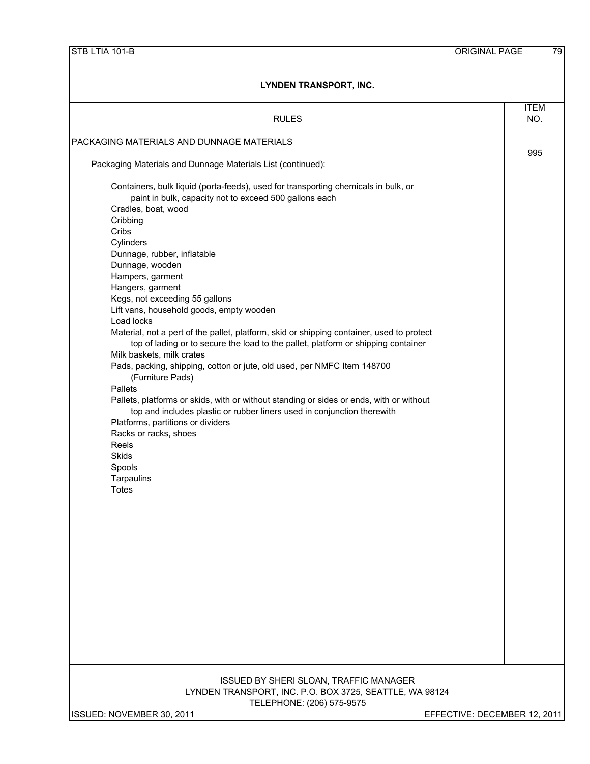## LYNDEN TRANSPORT, INC.

| RULES | ITEM NO. |
|---|---|
| PACKAGING MATERIALS AND DUNNAGE MATERIALS | 995 |

Packaging Materials and Dunnage Materials List (continued):

- Containers, bulk liquid (porta-feeds), used for transporting chemicals in bulk, or paint in bulk, capacity not to exceed 500 gallons each
- Cradles, boat, wood
- Cribbing
- Cribs
- Cylinders
- Dunnage, rubber, inflatable
- Dunnage, wooden
- Hampers, garment
- Hangers, garment
- Kegs, not exceeding 55 gallons
- Lift vans, household goods, empty wooden
- Load locks
- Material, not a pert of the pallet, platform, skid or shipping container, used to protect top of lading or to secure the load to the pallet, platform or shipping container
- Milk baskets, milk crates
- Pads, packing, shipping, cotton or jute, old used, per NMFC Item 148700 (Furniture Pads)
- Pallets
- Pallets, platforms or skids, with or without standing or sides or ends, with or without top and includes plastic or rubber liners used in conjunction therewith
- Platforms, partitions or dividers
- Racks or racks, shoes
- Reels
- Skids
- Spools
- Tarpaulins
- Totes

ISSUED BY SHERI SLOAN, TRAFFIC MANAGER
LYNDEN TRANSPORT, INC. P.O. BOX 3725, SEATTLE, WA 98124
TELEPHONE: (206) 575-9575

ISSUED: NOVEMBER 30, 2011 — EFFECTIVE: DECEMBER 12, 2011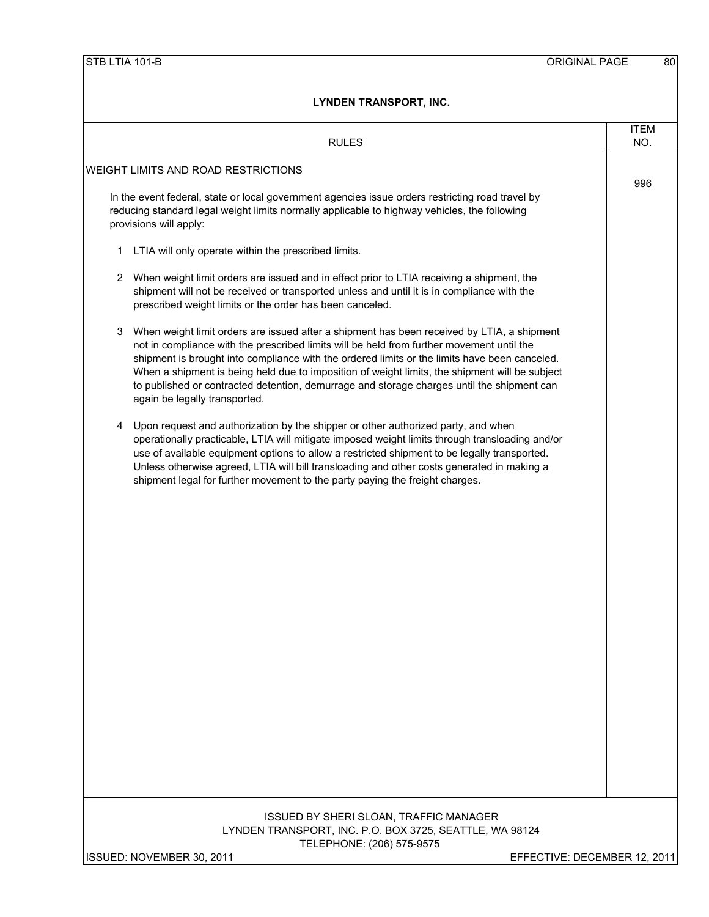# LYNDEN TRANSPORT, INC.

| RULES | ITEM NO. |
|---|---|
| **WEIGHT LIMITS AND ROAD RESTRICTIONS** | 996 |

In the event federal, state or local government agencies issue orders restricting road travel by reducing standard legal weight limits normally applicable to highway vehicles, the following provisions will apply:

1. LTIA will only operate within the prescribed limits.

2. When weight limit orders are issued and in effect prior to LTIA receiving a shipment, the shipment will not be received or transported unless and until it is in compliance with the prescribed weight limits or the order has been canceled.

3. When weight limit orders are issued after a shipment has been received by LTIA, a shipment not in compliance with the prescribed limits will be held from further movement until the shipment is brought into compliance with the ordered limits or the limits have been canceled. When a shipment is being held due to imposition of weight limits, the shipment will be subject to published or contracted detention, demurrage and storage charges until the shipment can again be legally transported.

4. Upon request and authorization by the shipper or other authorized party, and when operationally practicable, LTIA will mitigate imposed weight limits through transloading and/or use of available equipment options to allow a restricted shipment to be legally transported. Unless otherwise agreed, LTIA will bill transloading and other costs generated in making a shipment legal for further movement to the party paying the freight charges.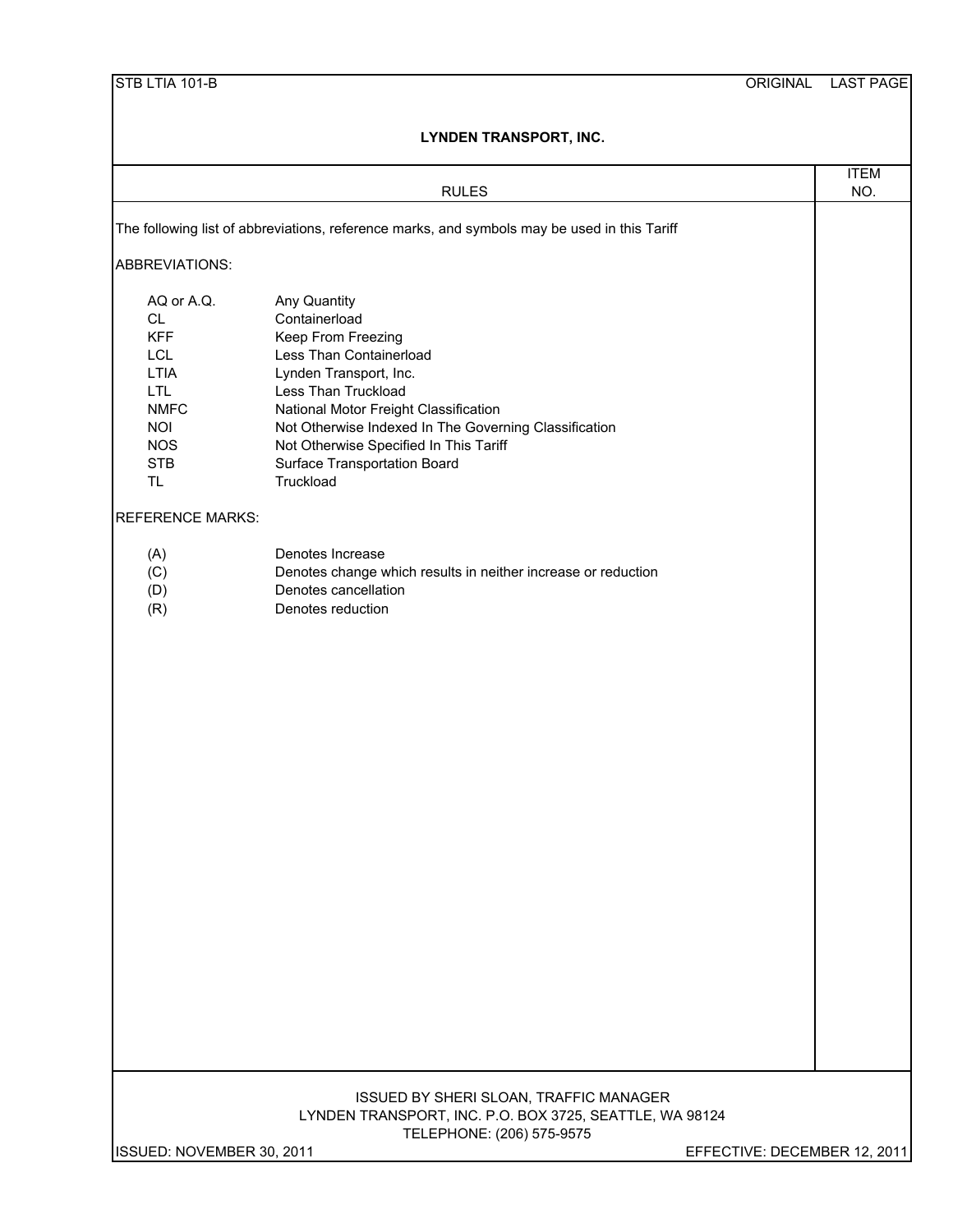## LYNDEN TRANSPORT, INC.

| RULES | ITEM NO. |
|---|---|

The following list of abbreviations, reference marks, and symbols may be used in this Tariff

ABBREVIATIONS:

| | |
|---|---|
| AQ or A.Q. | Any Quantity |
| CL | Containerload |
| KFF | Keep From Freezing |
| LCL | Less Than Containerload |
| LTIA | Lynden Transport, Inc. |
| LTL | Less Than Truckload |
| NMFC | National Motor Freight Classification |
| NOI | Not Otherwise Indexed In The Governing Classification |
| NOS | Not Otherwise Specified In This Tariff |
| STB | Surface Transportation Board |
| TL | Truckload |

REFERENCE MARKS:

| | |
|---|---|
| (A) | Denotes Increase |
| (C) | Denotes change which results in neither increase or reduction |
| (D) | Denotes cancellation |
| (R) | Denotes reduction |

ISSUED BY SHERI SLOAN, TRAFFIC MANAGER
LYNDEN TRANSPORT, INC. P.O. BOX 3725, SEATTLE, WA 98124
TELEPHONE: (206) 575-9575

ISSUED: NOVEMBER 30, 2011 EFFECTIVE: DECEMBER 12, 2011